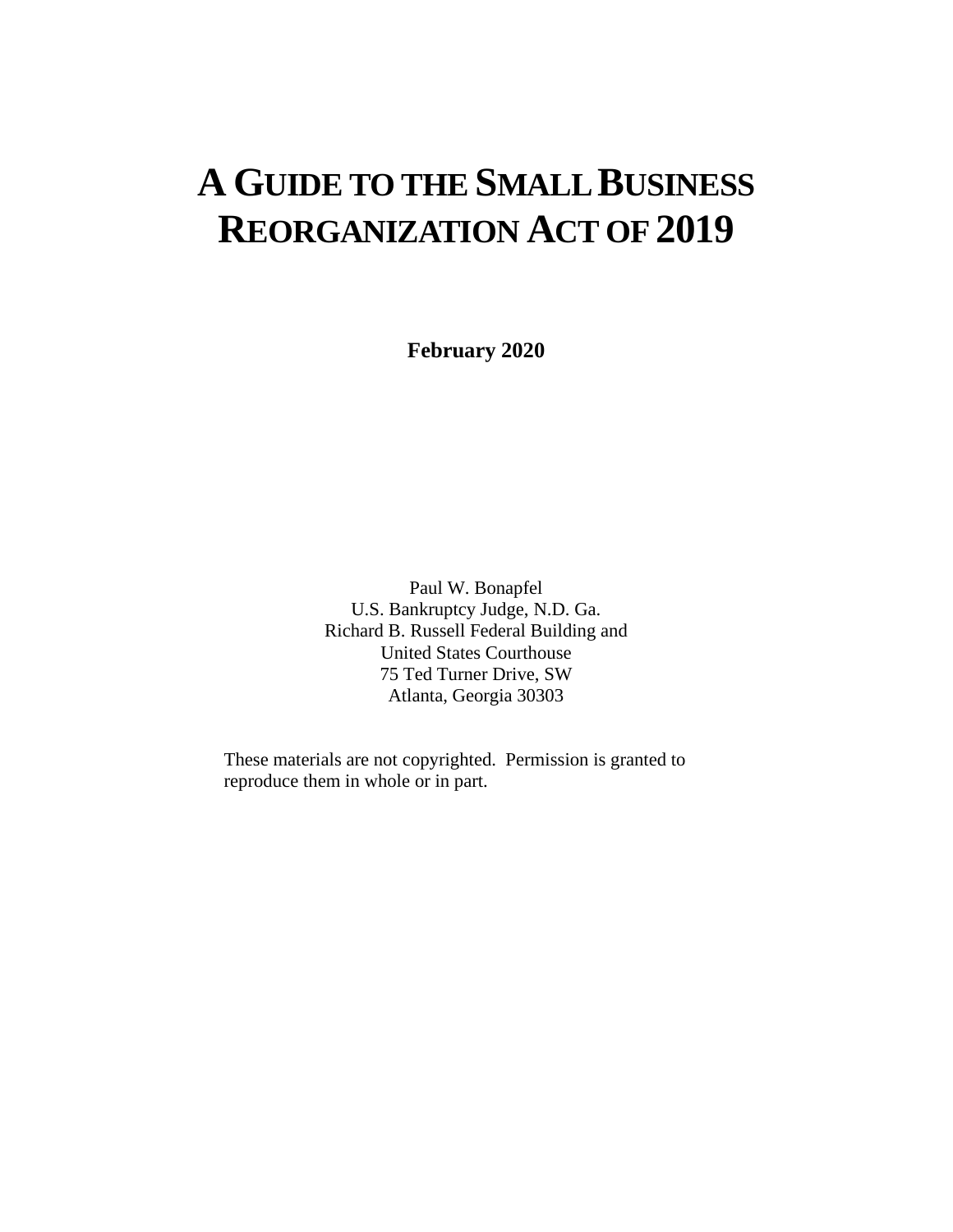# A GUIDE TO THE SMALL BUSINESS REORGANIZATION ACT OF 2019

**February 2020**

Paul W. Bonapfel
U.S. Bankruptcy Judge, N.D. Ga.
Richard B. Russell Federal Building and
United States Courthouse
75 Ted Turner Drive, SW
Atlanta, Georgia 30303

These materials are not copyrighted. Permission is granted to reproduce them in whole or in part.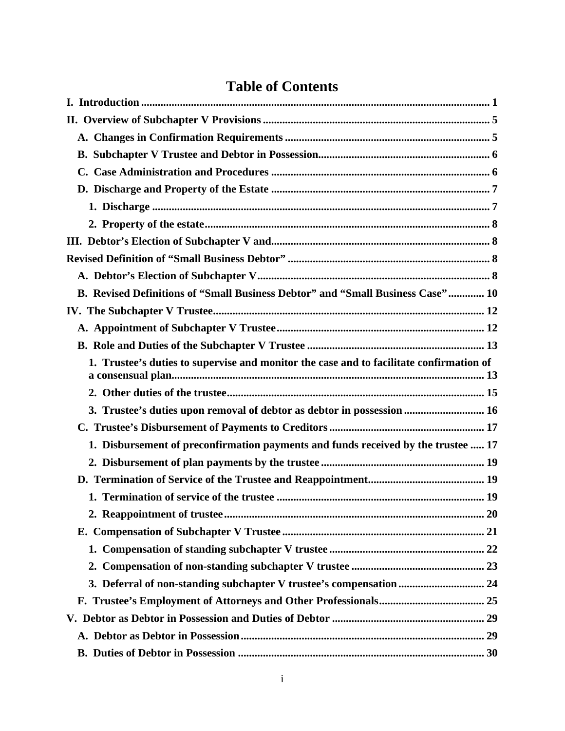# Table of Contents

**I. Introduction** ............ 1

**II. Overview of Subchapter V Provisions** ............ 5

- **A. Changes in Confirmation Requirements** ............ 5
- **B. Subchapter V Trustee and Debtor in Possession** ............ 6
- **C. Case Administration and Procedures** ............ 6
- **D. Discharge and Property of the Estate** ............ 7
  - **1. Discharge** ............ 7
  - **2. Property of the estate** ............ 8

**III. Debtor's Election of Subchapter V and** ............ 8

**Revised Definition of "Small Business Debtor"** ............ 8

- **A. Debtor's Election of Subchapter V** ............ 8
- **B. Revised Definitions of "Small Business Debtor" and "Small Business Case"** ............ 10

**IV. The Subchapter V Trustee** ............ 12

- **A. Appointment of Subchapter V Trustee** ............ 12
- **B. Role and Duties of the Subchapter V Trustee** ............ 13
  - **1. Trustee's duties to supervise and monitor the case and to facilitate confirmation of a consensual plan** ............ 13
  - **2. Other duties of the trustee** ............ 15
  - **3. Trustee's duties upon removal of debtor as debtor in possession** ............ 16
- **C. Trustee's Disbursement of Payments to Creditors** ............ 17
  - **1. Disbursement of preconfirmation payments and funds received by the trustee** ............ 17
  - **2. Disbursement of plan payments by the trustee** ............ 19
- **D. Termination of Service of the Trustee and Reappointment** ............ 19
  - **1. Termination of service of the trustee** ............ 19
  - **2. Reappointment of trustee** ............ 20
- **E. Compensation of Subchapter V Trustee** ............ 21
  - **1. Compensation of standing subchapter V trustee** ............ 22
  - **2. Compensation of non-standing subchapter V trustee** ............ 23
  - **3. Deferral of non-standing subchapter V trustee's compensation** ............ 24
- **F. Trustee's Employment of Attorneys and Other Professionals** ............ 25

**V. Debtor as Debtor in Possession and Duties of Debtor** ............ 29

- **A. Debtor as Debtor in Possession** ............ 29
- **B. Duties of Debtor in Possession** ............ 30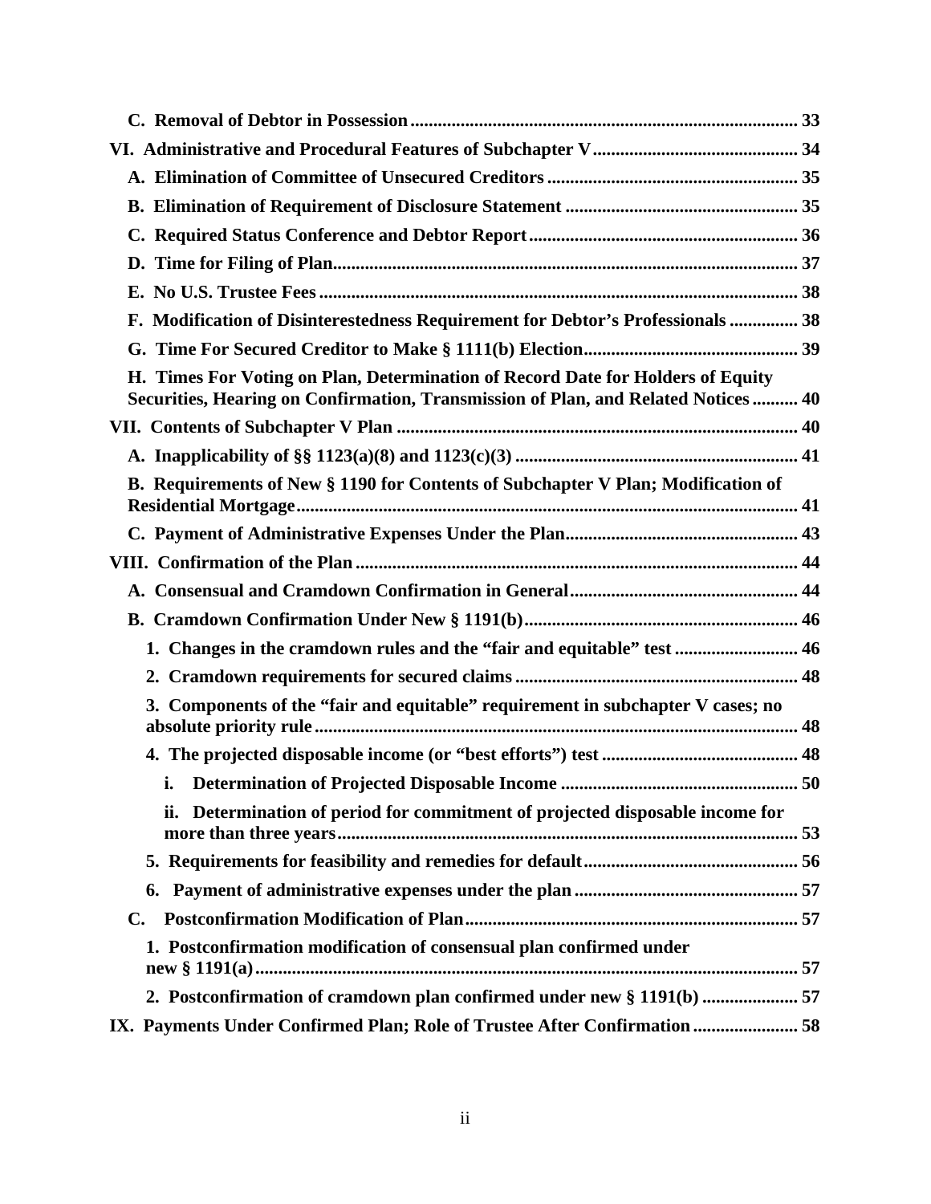**C. Removal of Debtor in Possession** ..... 33

**VI. Administrative and Procedural Features of Subchapter V** ..... 34

**A. Elimination of Committee of Unsecured Creditors** ..... 35

**B. Elimination of Requirement of Disclosure Statement** ..... 35

**C. Required Status Conference and Debtor Report** ..... 36

**D. Time for Filing of Plan** ..... 37

**E. No U.S. Trustee Fees** ..... 38

**F. Modification of Disinterestedness Requirement for Debtor's Professionals** ..... 38

**G. Time For Secured Creditor to Make § 1111(b) Election** ..... 39

**H. Times For Voting on Plan, Determination of Record Date for Holders of Equity Securities, Hearing on Confirmation, Transmission of Plan, and Related Notices** ..... 40

**VII. Contents of Subchapter V Plan** ..... 40

**A. Inapplicability of §§ 1123(a)(8) and 1123(c)(3)** ..... 41

**B. Requirements of New § 1190 for Contents of Subchapter V Plan; Modification of Residential Mortgage** ..... 41

**C. Payment of Administrative Expenses Under the Plan** ..... 43

**VIII. Confirmation of the Plan** ..... 44

**A. Consensual and Cramdown Confirmation in General** ..... 44

**B. Cramdown Confirmation Under New § 1191(b)** ..... 46

**1. Changes in the cramdown rules and the "fair and equitable" test** ..... 46

**2. Cramdown requirements for secured claims** ..... 48

**3. Components of the "fair and equitable" requirement in subchapter V cases; no absolute priority rule** ..... 48

**4. The projected disposable income (or "best efforts") test** ..... 48

**i. Determination of Projected Disposable Income** ..... 50

**ii. Determination of period for commitment of projected disposable income for more than three years** ..... 53

**5. Requirements for feasibility and remedies for default** ..... 56

**6. Payment of administrative expenses under the plan** ..... 57

**C. Postconfirmation Modification of Plan** ..... 57

**1. Postconfirmation modification of consensual plan confirmed under new § 1191(a)** ..... 57

**2. Postconfirmation of cramdown plan confirmed under new § 1191(b)** ..... 57

**IX. Payments Under Confirmed Plan; Role of Trustee After Confirmation** ..... 58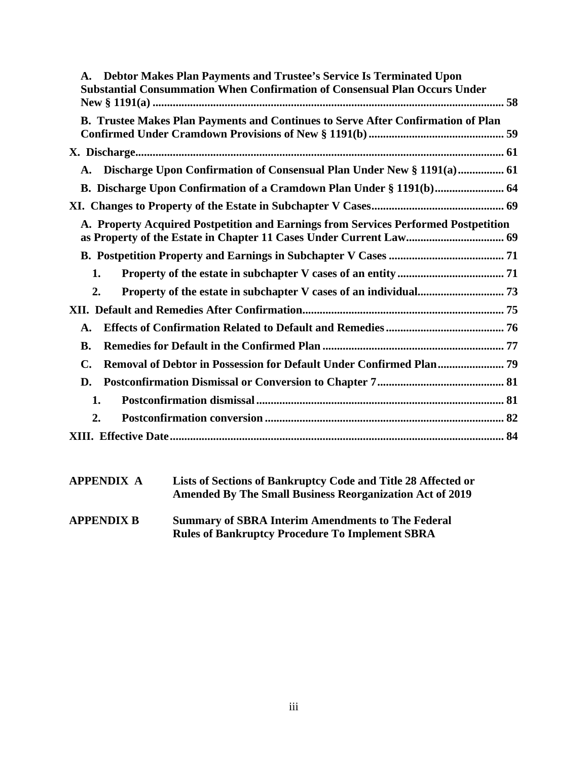**A. Debtor Makes Plan Payments and Trustee's Service Is Terminated Upon Substantial Consummation When Confirmation of Consensual Plan Occurs Under New § 1191(a) .......... 58**

**B. Trustee Makes Plan Payments and Continues to Serve After Confirmation of Plan Confirmed Under Cramdown Provisions of New § 1191(b) .......... 59**

**X. Discharge .......... 61**

**A. Discharge Upon Confirmation of Consensual Plan Under New § 1191(a) .......... 61**

**B. Discharge Upon Confirmation of a Cramdown Plan Under § 1191(b) .......... 64**

**XI. Changes to Property of the Estate in Subchapter V Cases .......... 69**

**A. Property Acquired Postpetition and Earnings from Services Performed Postpetition as Property of the Estate in Chapter 11 Cases Under Current Law .......... 69**

**B. Postpetition Property and Earnings in Subchapter V Cases .......... 71**

**1. Property of the estate in subchapter V cases of an entity .......... 71**

**2. Property of the estate in subchapter V cases of an individual .......... 73**

**XII. Default and Remedies After Confirmation .......... 75**

**A. Effects of Confirmation Related to Default and Remedies .......... 76**

**B. Remedies for Default in the Confirmed Plan .......... 77**

**C. Removal of Debtor in Possession for Default Under Confirmed Plan .......... 79**

**D. Postconfirmation Dismissal or Conversion to Chapter 7 .......... 81**

**1. Postconfirmation dismissal .......... 81**

**2. Postconfirmation conversion .......... 82**

**XIII. Effective Date .......... 84**

| | |
|---|---|
| **APPENDIX A** | **Lists of Sections of Bankruptcy Code and Title 28 Affected or Amended By The Small Business Reorganization Act of 2019** |
| **APPENDIX B** | **Summary of SBRA Interim Amendments to The Federal Rules of Bankruptcy Procedure To Implement SBRA** |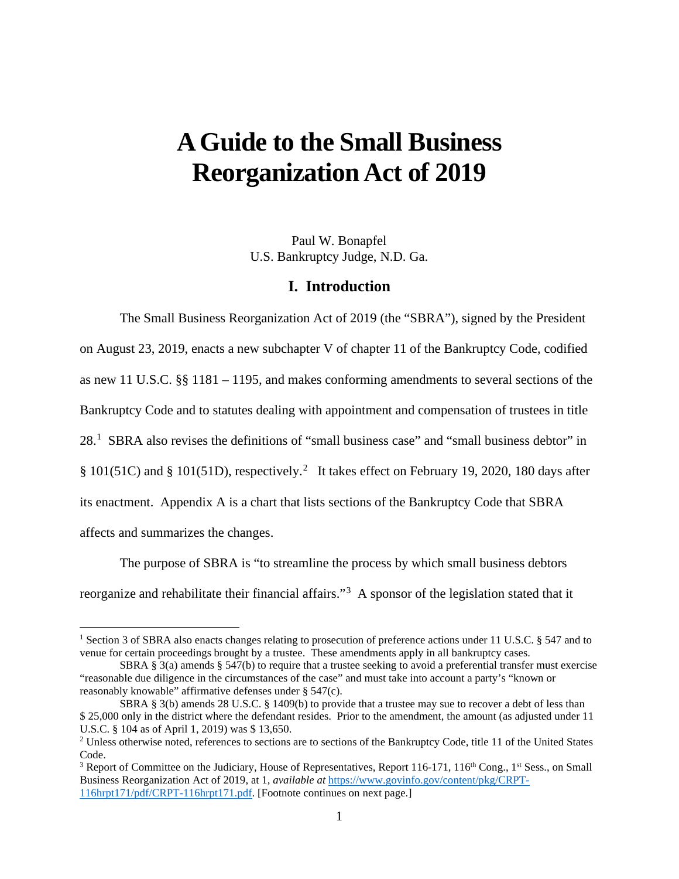# A Guide to the Small Business Reorganization Act of 2019

Paul W. Bonapfel
U.S. Bankruptcy Judge, N.D. Ga.

## I. Introduction

The Small Business Reorganization Act of 2019 (the "SBRA"), signed by the President on August 23, 2019, enacts a new subchapter V of chapter 11 of the Bankruptcy Code, codified as new 11 U.S.C. §§ 1181 – 1195, and makes conforming amendments to several sections of the Bankruptcy Code and to statutes dealing with appointment and compensation of trustees in title 28.[1] SBRA also revises the definitions of "small business case" and "small business debtor" in § 101(51C) and § 101(51D), respectively.[2] It takes effect on February 19, 2020, 180 days after its enactment. Appendix A is a chart that lists sections of the Bankruptcy Code that SBRA affects and summarizes the changes.

The purpose of SBRA is "to streamline the process by which small business debtors reorganize and rehabilitate their financial affairs."[3] A sponsor of the legislation stated that it

---

[1] Section 3 of SBRA also enacts changes relating to prosecution of preference actions under 11 U.S.C. § 547 and to venue for certain proceedings brought by a trustee. These amendments apply in all bankruptcy cases.

SBRA § 3(a) amends § 547(b) to require that a trustee seeking to avoid a preferential transfer must exercise "reasonable due diligence in the circumstances of the case" and must take into account a party's "known or reasonably knowable" affirmative defenses under § 547(c).

SBRA § 3(b) amends 28 U.S.C. § 1409(b) to provide that a trustee may sue to recover a debt of less than $ 25,000 only in the district where the defendant resides. Prior to the amendment, the amount (as adjusted under 11 U.S.C. § 104 as of April 1, 2019) was $ 13,650.

[2] Unless otherwise noted, references to sections are to sections of the Bankruptcy Code, title 11 of the United States Code.

[3] Report of Committee on the Judiciary, House of Representatives, Report 116-171, 116th Cong., 1st Sess., on Small Business Reorganization Act of 2019, at 1, *available at* [https://www.govinfo.gov/content/pkg/CRPT-116hrpt171/pdf/CRPT-116hrpt171.pdf](https://www.govinfo.gov/content/pkg/CRPT-116hrpt171/pdf/CRPT-116hrpt171.pdf). [Footnote continues on next page.]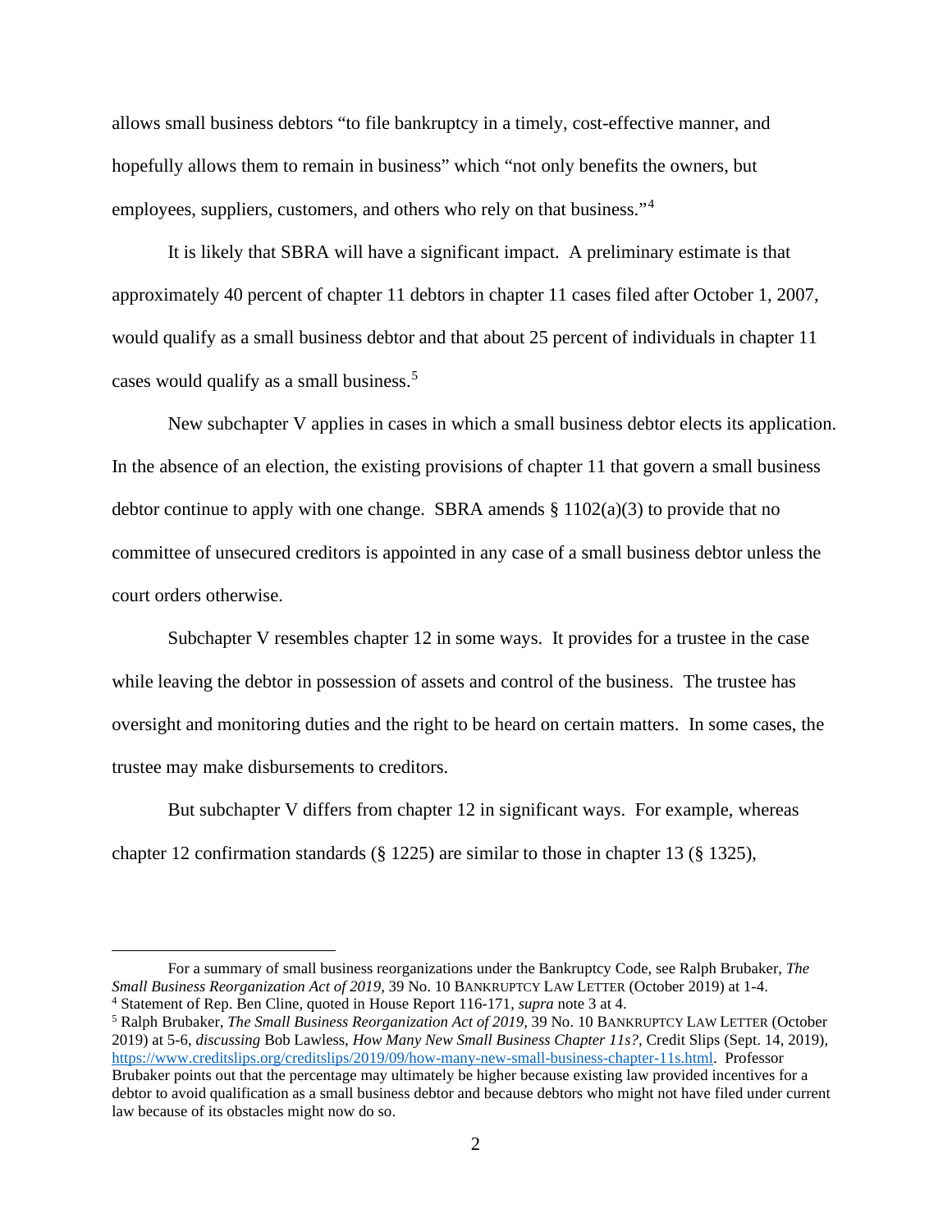allows small business debtors "to file bankruptcy in a timely, cost-effective manner, and hopefully allows them to remain in business" which "not only benefits the owners, but employees, suppliers, customers, and others who rely on that business."[4]

It is likely that SBRA will have a significant impact. A preliminary estimate is that approximately 40 percent of chapter 11 debtors in chapter 11 cases filed after October 1, 2007, would qualify as a small business debtor and that about 25 percent of individuals in chapter 11 cases would qualify as a small business.[5]

New subchapter V applies in cases in which a small business debtor elects its application. In the absence of an election, the existing provisions of chapter 11 that govern a small business debtor continue to apply with one change. SBRA amends § 1102(a)(3) to provide that no committee of unsecured creditors is appointed in any case of a small business debtor unless the court orders otherwise.

Subchapter V resembles chapter 12 in some ways. It provides for a trustee in the case while leaving the debtor in possession of assets and control of the business. The trustee has oversight and monitoring duties and the right to be heard on certain matters. In some cases, the trustee may make disbursements to creditors.

But subchapter V differs from chapter 12 in significant ways. For example, whereas chapter 12 confirmation standards (§ 1225) are similar to those in chapter 13 (§ 1325),

---

For a summary of small business reorganizations under the Bankruptcy Code, see Ralph Brubaker, *The Small Business Reorganization Act of 2019*, 39 No. 10 BANKRUPTCY LAW LETTER (October 2019) at 1-4.

[4] Statement of Rep. Ben Cline, quoted in House Report 116-171, *supra* note 3 at 4.

[5] Ralph Brubaker, *The Small Business Reorganization Act of 2019*, 39 No. 10 BANKRUPTCY LAW LETTER (October 2019) at 5-6, *discussing* Bob Lawless, *How Many New Small Business Chapter 11s?*, Credit Slips (Sept. 14, 2019), https://www.creditslips.org/creditslips/2019/09/how-many-new-small-business-chapter-11s.html. Professor Brubaker points out that the percentage may ultimately be higher because existing law provided incentives for a debtor to avoid qualification as a small business debtor and because debtors who might not have filed under current law because of its obstacles might now do so.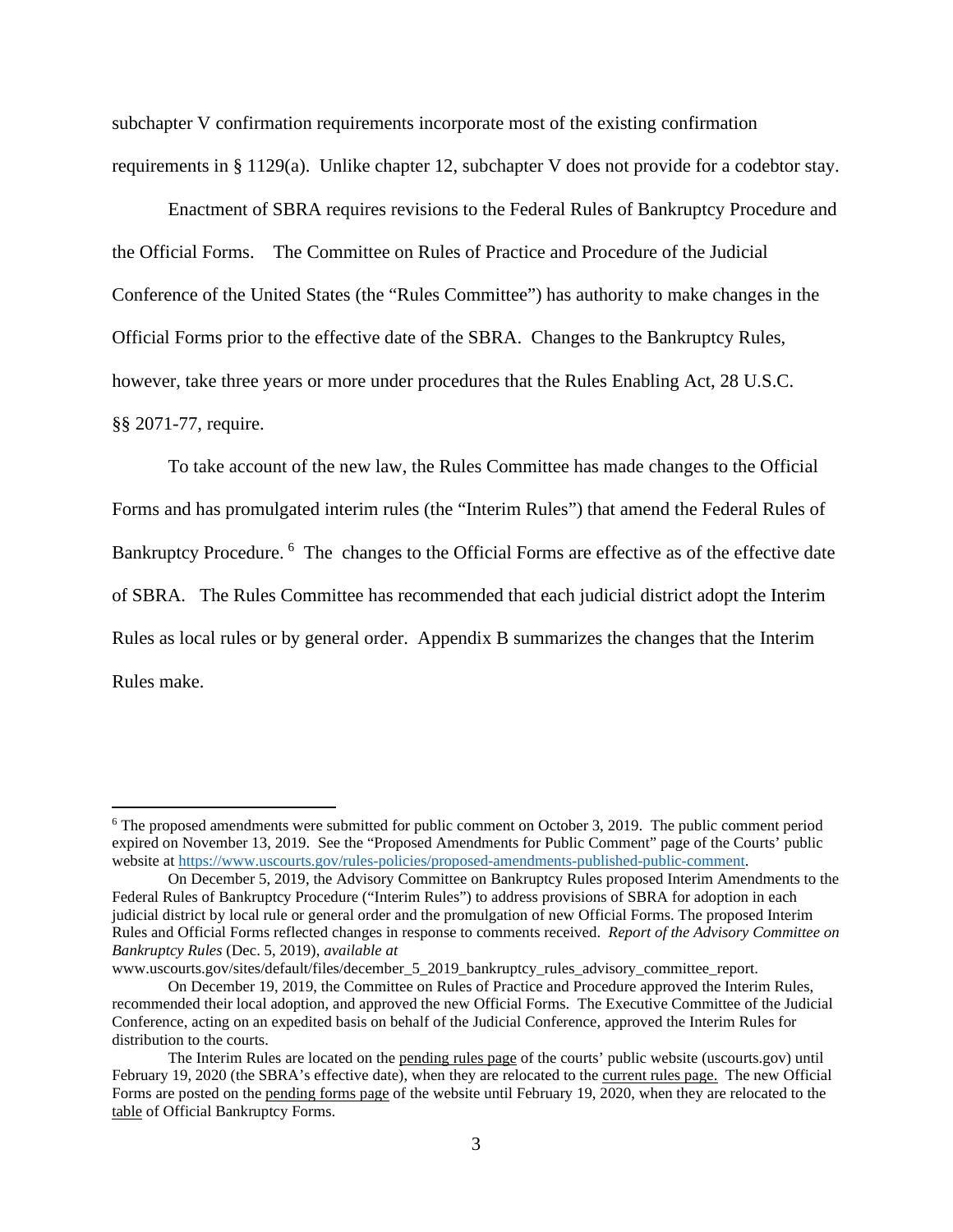subchapter V confirmation requirements incorporate most of the existing confirmation requirements in § 1129(a). Unlike chapter 12, subchapter V does not provide for a codebtor stay.

Enactment of SBRA requires revisions to the Federal Rules of Bankruptcy Procedure and the Official Forms. The Committee on Rules of Practice and Procedure of the Judicial Conference of the United States (the "Rules Committee") has authority to make changes in the Official Forms prior to the effective date of the SBRA. Changes to the Bankruptcy Rules, however, take three years or more under procedures that the Rules Enabling Act, 28 U.S.C. §§ 2071-77, require.

To take account of the new law, the Rules Committee has made changes to the Official Forms and has promulgated interim rules (the "Interim Rules") that amend the Federal Rules of Bankruptcy Procedure. [6] The changes to the Official Forms are effective as of the effective date of SBRA. The Rules Committee has recommended that each judicial district adopt the Interim Rules as local rules or by general order. Appendix B summarizes the changes that the Interim Rules make.

---

[6] The proposed amendments were submitted for public comment on October 3, 2019. The public comment period expired on November 13, 2019. See the "Proposed Amendments for Public Comment" page of the Courts' public website at https://www.uscourts.gov/rules-policies/proposed-amendments-published-public-comment.

On December 5, 2019, the Advisory Committee on Bankruptcy Rules proposed Interim Amendments to the Federal Rules of Bankruptcy Procedure ("Interim Rules") to address provisions of SBRA for adoption in each judicial district by local rule or general order and the promulgation of new Official Forms. The proposed Interim Rules and Official Forms reflected changes in response to comments received. *Report of the Advisory Committee on Bankruptcy Rules* (Dec. 5, 2019), *available at* www.uscourts.gov/sites/default/files/december_5_2019_bankruptcy_rules_advisory_committee_report.

On December 19, 2019, the Committee on Rules of Practice and Procedure approved the Interim Rules, recommended their local adoption, and approved the new Official Forms. The Executive Committee of the Judicial Conference, acting on an expedited basis on behalf of the Judicial Conference, approved the Interim Rules for distribution to the courts.

The Interim Rules are located on the pending rules page of the courts' public website (uscourts.gov) until February 19, 2020 (the SBRA's effective date), when they are relocated to the current rules page. The new Official Forms are posted on the pending forms page of the website until February 19, 2020, when they are relocated to the table of Official Bankruptcy Forms.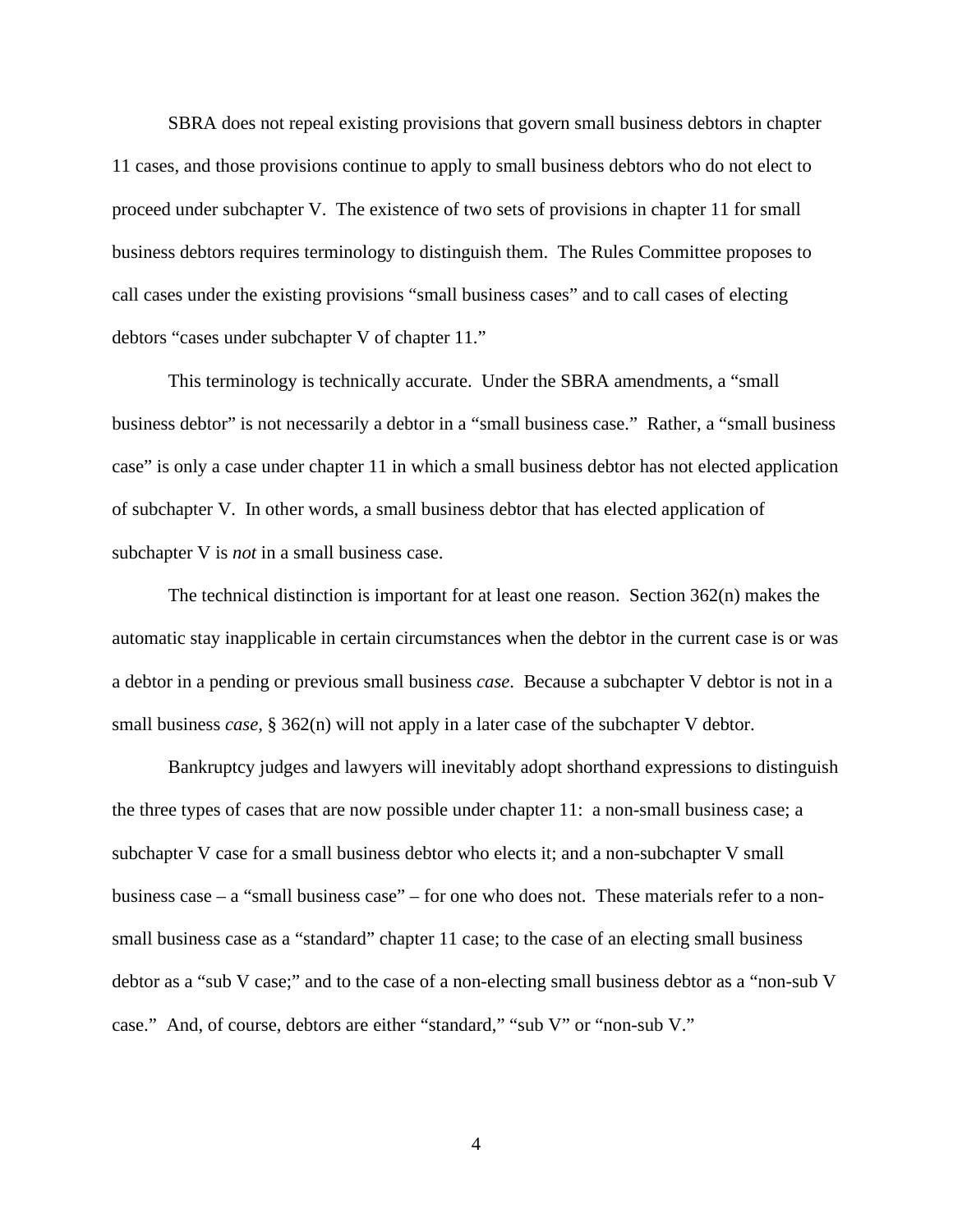SBRA does not repeal existing provisions that govern small business debtors in chapter 11 cases, and those provisions continue to apply to small business debtors who do not elect to proceed under subchapter V. The existence of two sets of provisions in chapter 11 for small business debtors requires terminology to distinguish them. The Rules Committee proposes to call cases under the existing provisions "small business cases" and to call cases of electing debtors "cases under subchapter V of chapter 11."

This terminology is technically accurate. Under the SBRA amendments, a "small business debtor" is not necessarily a debtor in a "small business case." Rather, a "small business case" is only a case under chapter 11 in which a small business debtor has not elected application of subchapter V. In other words, a small business debtor that has elected application of subchapter V is *not* in a small business case.

The technical distinction is important for at least one reason. Section 362(n) makes the automatic stay inapplicable in certain circumstances when the debtor in the current case is or was a debtor in a pending or previous small business *case*. Because a subchapter V debtor is not in a small business *case,* § 362(n) will not apply in a later case of the subchapter V debtor.

Bankruptcy judges and lawyers will inevitably adopt shorthand expressions to distinguish the three types of cases that are now possible under chapter 11: a non-small business case; a subchapter V case for a small business debtor who elects it; and a non-subchapter V small business case – a "small business case" – for one who does not. These materials refer to a non-small business case as a "standard" chapter 11 case; to the case of an electing small business debtor as a "sub V case;" and to the case of a non-electing small business debtor as a "non-sub V case." And, of course, debtors are either "standard," "sub V" or "non-sub V."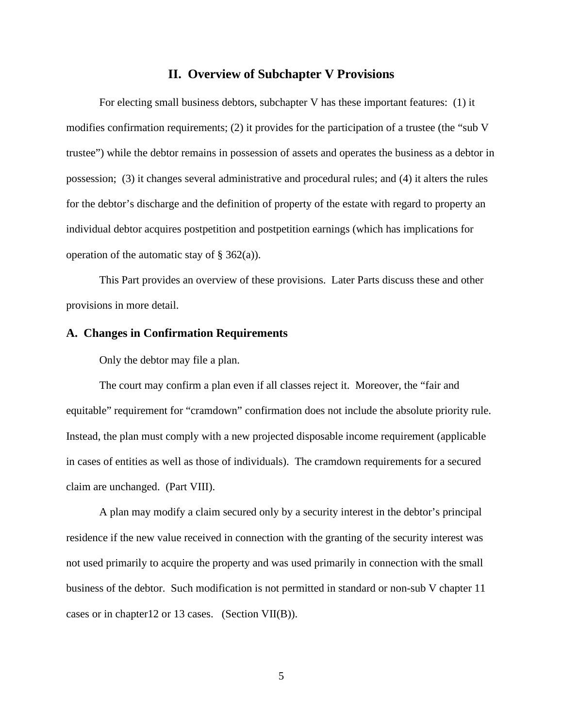## II. Overview of Subchapter V Provisions

For electing small business debtors, subchapter V has these important features: (1) it modifies confirmation requirements; (2) it provides for the participation of a trustee (the "sub V trustee") while the debtor remains in possession of assets and operates the business as a debtor in possession; (3) it changes several administrative and procedural rules; and (4) it alters the rules for the debtor's discharge and the definition of property of the estate with regard to property an individual debtor acquires postpetition and postpetition earnings (which has implications for operation of the automatic stay of § 362(a)).

This Part provides an overview of these provisions. Later Parts discuss these and other provisions in more detail.

### A. Changes in Confirmation Requirements

Only the debtor may file a plan.

The court may confirm a plan even if all classes reject it. Moreover, the "fair and equitable" requirement for "cramdown" confirmation does not include the absolute priority rule. Instead, the plan must comply with a new projected disposable income requirement (applicable in cases of entities as well as those of individuals). The cramdown requirements for a secured claim are unchanged. (Part VIII).

A plan may modify a claim secured only by a security interest in the debtor's principal residence if the new value received in connection with the granting of the security interest was not used primarily to acquire the property and was used primarily in connection with the small business of the debtor. Such modification is not permitted in standard or non-sub V chapter 11 cases or in chapter12 or 13 cases. (Section VII(B)).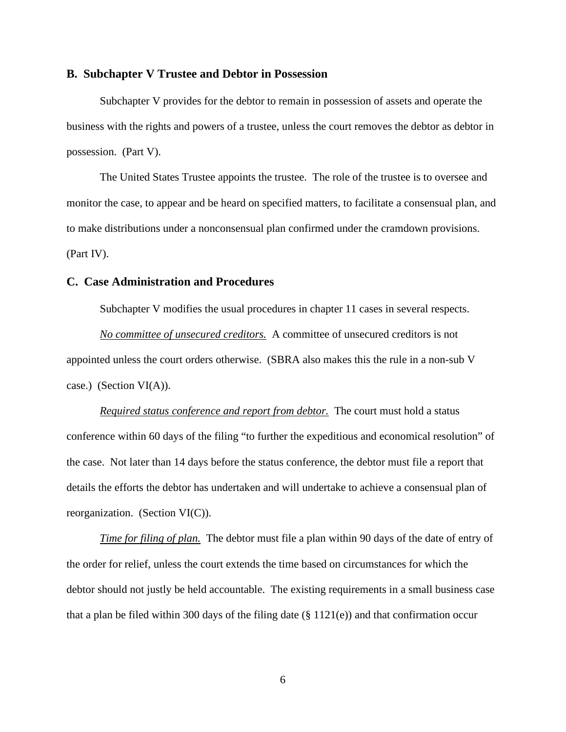## B. Subchapter V Trustee and Debtor in Possession

Subchapter V provides for the debtor to remain in possession of assets and operate the business with the rights and powers of a trustee, unless the court removes the debtor as debtor in possession. (Part V).

The United States Trustee appoints the trustee. The role of the trustee is to oversee and monitor the case, to appear and be heard on specified matters, to facilitate a consensual plan, and to make distributions under a nonconsensual plan confirmed under the cramdown provisions. (Part IV).

## C. Case Administration and Procedures

Subchapter V modifies the usual procedures in chapter 11 cases in several respects.

*No committee of unsecured creditors.* A committee of unsecured creditors is not appointed unless the court orders otherwise. (SBRA also makes this the rule in a non-sub V case.) (Section VI(A)).

*Required status conference and report from debtor.* The court must hold a status conference within 60 days of the filing "to further the expeditious and economical resolution" of the case. Not later than 14 days before the status conference, the debtor must file a report that details the efforts the debtor has undertaken and will undertake to achieve a consensual plan of reorganization. (Section VI(C)).

*Time for filing of plan.* The debtor must file a plan within 90 days of the date of entry of the order for relief, unless the court extends the time based on circumstances for which the debtor should not justly be held accountable. The existing requirements in a small business case that a plan be filed within 300 days of the filing date (§ 1121(e)) and that confirmation occur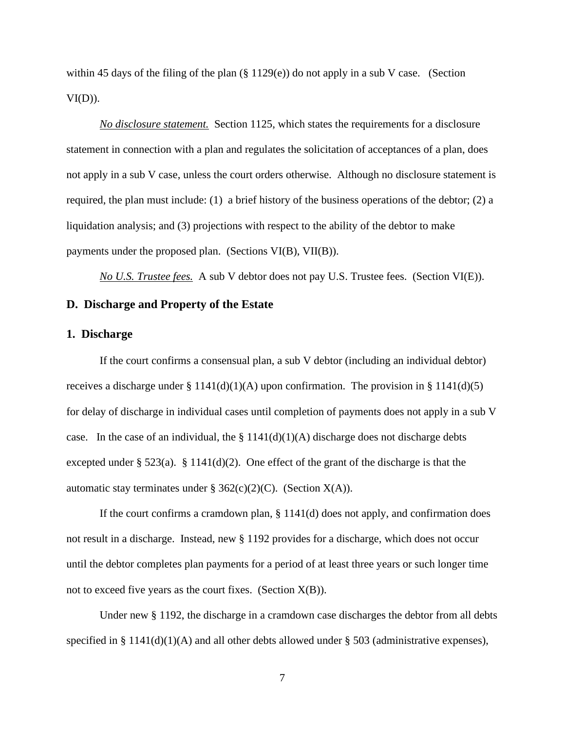within 45 days of the filing of the plan (§ 1129(e)) do not apply in a sub V case. (Section VI(D)).

*No disclosure statement.* Section 1125, which states the requirements for a disclosure statement in connection with a plan and regulates the solicitation of acceptances of a plan, does not apply in a sub V case, unless the court orders otherwise. Although no disclosure statement is required, the plan must include: (1) a brief history of the business operations of the debtor; (2) a liquidation analysis; and (3) projections with respect to the ability of the debtor to make payments under the proposed plan. (Sections VI(B), VII(B)).

*No U.S. Trustee fees.* A sub V debtor does not pay U.S. Trustee fees. (Section VI(E)).

### D. Discharge and Property of the Estate

#### 1. Discharge

If the court confirms a consensual plan, a sub V debtor (including an individual debtor) receives a discharge under § 1141(d)(1)(A) upon confirmation. The provision in § 1141(d)(5) for delay of discharge in individual cases until completion of payments does not apply in a sub V case. In the case of an individual, the § 1141(d)(1)(A) discharge does not discharge debts excepted under § 523(a). § 1141(d)(2). One effect of the grant of the discharge is that the automatic stay terminates under § 362(c)(2)(C). (Section X(A)).

If the court confirms a cramdown plan, § 1141(d) does not apply, and confirmation does not result in a discharge. Instead, new § 1192 provides for a discharge, which does not occur until the debtor completes plan payments for a period of at least three years or such longer time not to exceed five years as the court fixes. (Section X(B)).

Under new § 1192, the discharge in a cramdown case discharges the debtor from all debts specified in § 1141(d)(1)(A) and all other debts allowed under § 503 (administrative expenses),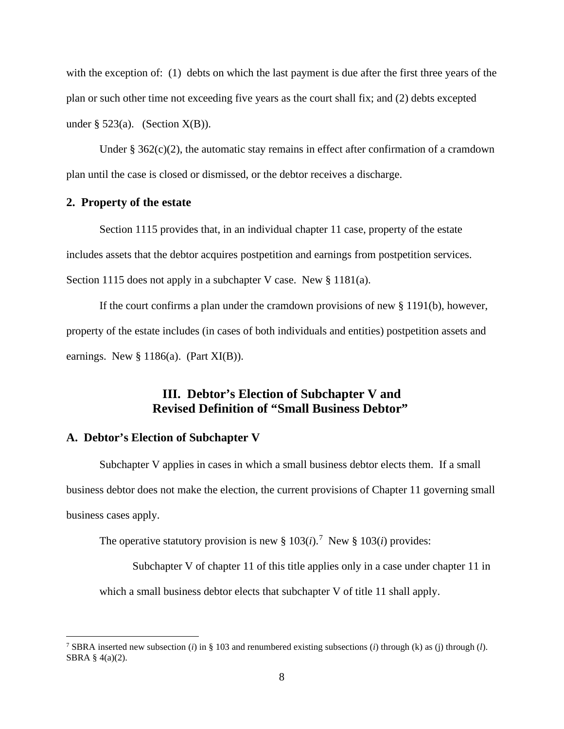with the exception of: (1) debts on which the last payment is due after the first three years of the plan or such other time not exceeding five years as the court shall fix; and (2) debts excepted under § 523(a). (Section X(B)).

Under § 362(c)(2), the automatic stay remains in effect after confirmation of a cramdown plan until the case is closed or dismissed, or the debtor receives a discharge.

### 2. Property of the estate

Section 1115 provides that, in an individual chapter 11 case, property of the estate includes assets that the debtor acquires postpetition and earnings from postpetition services. Section 1115 does not apply in a subchapter V case. New § 1181(a).

If the court confirms a plan under the cramdown provisions of new § 1191(b), however, property of the estate includes (in cases of both individuals and entities) postpetition assets and earnings. New § 1186(a). (Part XI(B)).

## III. Debtor's Election of Subchapter V and Revised Definition of "Small Business Debtor"

### A. Debtor's Election of Subchapter V

Subchapter V applies in cases in which a small business debtor elects them. If a small business debtor does not make the election, the current provisions of Chapter 11 governing small business cases apply.

The operative statutory provision is new § 103(*i*).[7] New § 103(*i*) provides:

> Subchapter V of chapter 11 of this title applies only in a case under chapter 11 in which a small business debtor elects that subchapter V of title 11 shall apply.

---

[7] SBRA inserted new subsection (*i*) in § 103 and renumbered existing subsections (*i*) through (k) as (j) through (*l*). SBRA § 4(a)(2).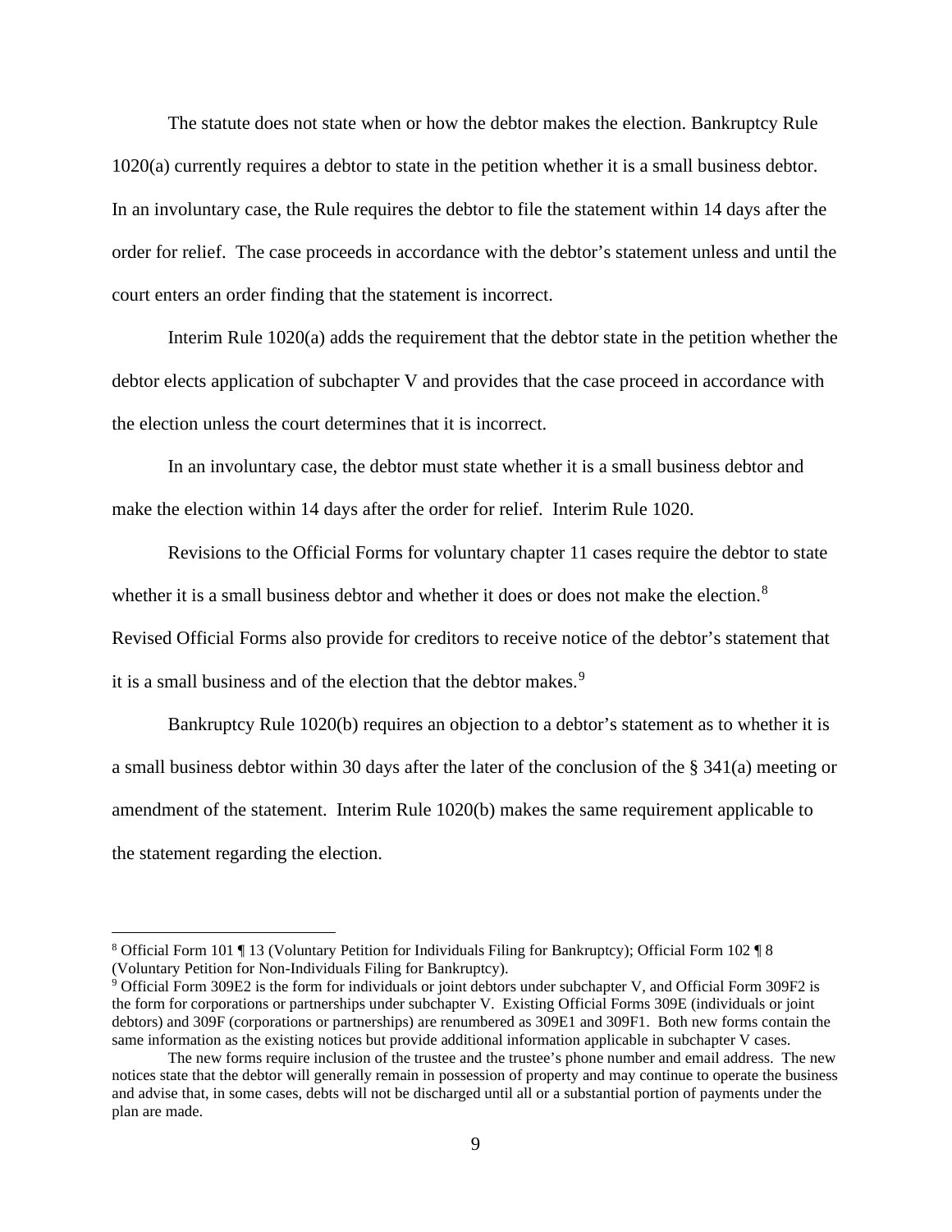The statute does not state when or how the debtor makes the election. Bankruptcy Rule 1020(a) currently requires a debtor to state in the petition whether it is a small business debtor. In an involuntary case, the Rule requires the debtor to file the statement within 14 days after the order for relief. The case proceeds in accordance with the debtor's statement unless and until the court enters an order finding that the statement is incorrect.

Interim Rule 1020(a) adds the requirement that the debtor state in the petition whether the debtor elects application of subchapter V and provides that the case proceed in accordance with the election unless the court determines that it is incorrect.

In an involuntary case, the debtor must state whether it is a small business debtor and make the election within 14 days after the order for relief. Interim Rule 1020.

Revisions to the Official Forms for voluntary chapter 11 cases require the debtor to state whether it is a small business debtor and whether it does or does not make the election.[8] Revised Official Forms also provide for creditors to receive notice of the debtor's statement that it is a small business and of the election that the debtor makes.[9]

Bankruptcy Rule 1020(b) requires an objection to a debtor's statement as to whether it is a small business debtor within 30 days after the later of the conclusion of the § 341(a) meeting or amendment of the statement. Interim Rule 1020(b) makes the same requirement applicable to the statement regarding the election.

---

[8] Official Form 101 ¶ 13 (Voluntary Petition for Individuals Filing for Bankruptcy); Official Form 102 ¶ 8 (Voluntary Petition for Non-Individuals Filing for Bankruptcy).

[9] Official Form 309E2 is the form for individuals or joint debtors under subchapter V, and Official Form 309F2 is the form for corporations or partnerships under subchapter V. Existing Official Forms 309E (individuals or joint debtors) and 309F (corporations or partnerships) are renumbered as 309E1 and 309F1. Both new forms contain the same information as the existing notices but provide additional information applicable in subchapter V cases.

The new forms require inclusion of the trustee and the trustee's phone number and email address. The new notices state that the debtor will generally remain in possession of property and may continue to operate the business and advise that, in some cases, debts will not be discharged until all or a substantial portion of payments under the plan are made.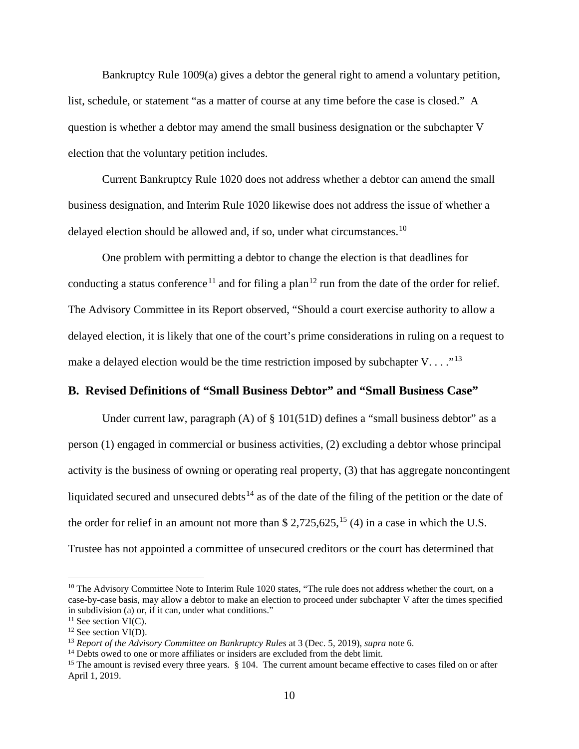Bankruptcy Rule 1009(a) gives a debtor the general right to amend a voluntary petition, list, schedule, or statement "as a matter of course at any time before the case is closed." A question is whether a debtor may amend the small business designation or the subchapter V election that the voluntary petition includes.

Current Bankruptcy Rule 1020 does not address whether a debtor can amend the small business designation, and Interim Rule 1020 likewise does not address the issue of whether a delayed election should be allowed and, if so, under what circumstances.[10]

One problem with permitting a debtor to change the election is that deadlines for conducting a status conference[11] and for filing a plan[12] run from the date of the order for relief. The Advisory Committee in its Report observed, "Should a court exercise authority to allow a delayed election, it is likely that one of the court's prime considerations in ruling on a request to make a delayed election would be the time restriction imposed by subchapter V. . . ."[13]

## B. Revised Definitions of "Small Business Debtor" and "Small Business Case"

Under current law, paragraph (A) of § 101(51D) defines a "small business debtor" as a person (1) engaged in commercial or business activities, (2) excluding a debtor whose principal activity is the business of owning or operating real property, (3) that has aggregate noncontingent liquidated secured and unsecured debts[14] as of the date of the filing of the petition or the date of the order for relief in an amount not more than $ 2,725,625,[15] (4) in a case in which the U.S. Trustee has not appointed a committee of unsecured creditors or the court has determined that

---

[10] The Advisory Committee Note to Interim Rule 1020 states, "The rule does not address whether the court, on a case-by-case basis, may allow a debtor to make an election to proceed under subchapter V after the times specified in subdivision (a) or, if it can, under what conditions."

[11] See section VI(C).

[12] See section VI(D).

[13] *Report of the Advisory Committee on Bankruptcy Rules* at 3 (Dec. 5, 2019), *supra* note 6.

[14] Debts owed to one or more affiliates or insiders are excluded from the debt limit.

[15] The amount is revised every three years. § 104. The current amount became effective to cases filed on or after April 1, 2019.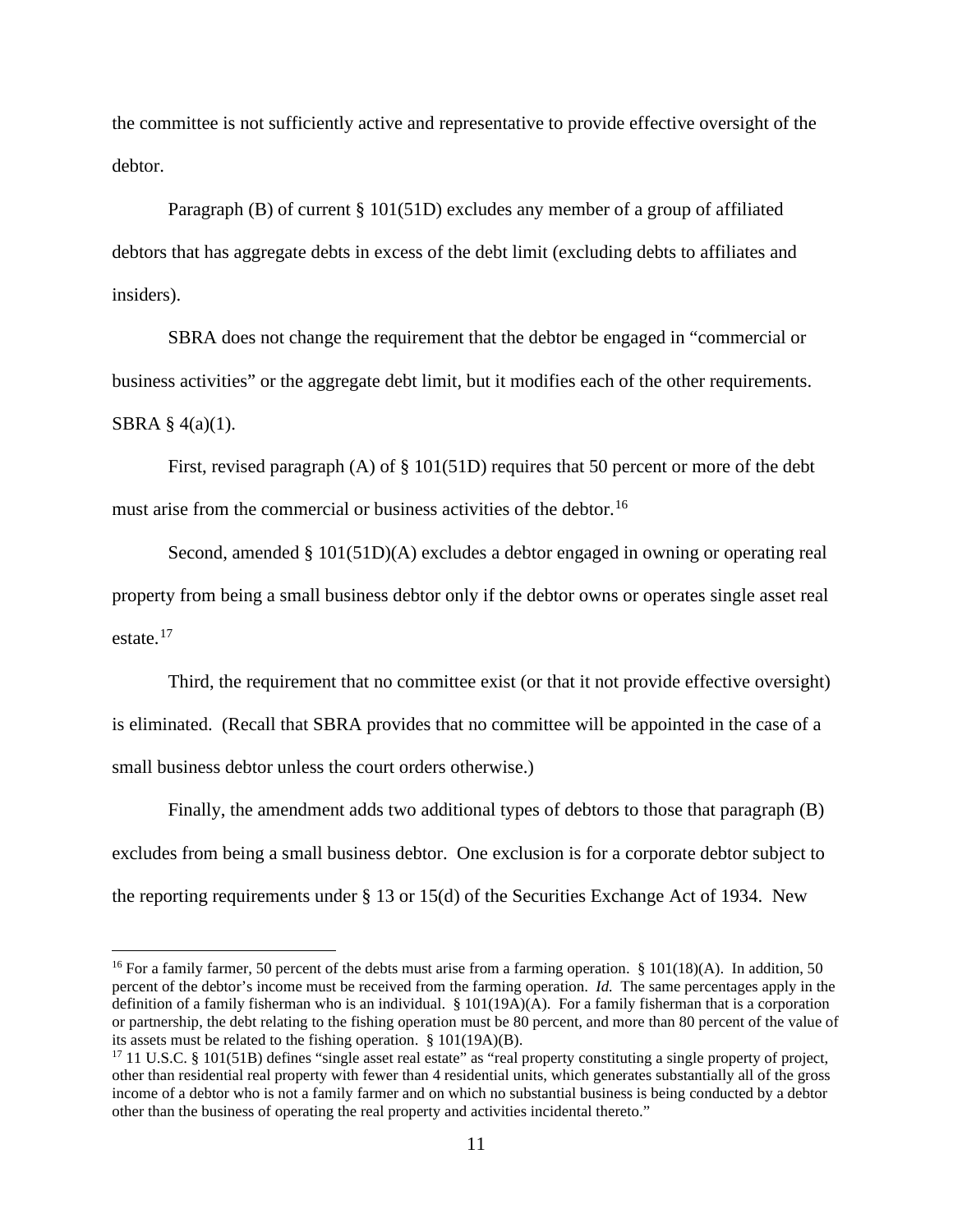the committee is not sufficiently active and representative to provide effective oversight of the debtor.

Paragraph (B) of current § 101(51D) excludes any member of a group of affiliated debtors that has aggregate debts in excess of the debt limit (excluding debts to affiliates and insiders).

SBRA does not change the requirement that the debtor be engaged in "commercial or business activities" or the aggregate debt limit, but it modifies each of the other requirements. SBRA § 4(a)(1).

First, revised paragraph (A) of § 101(51D) requires that 50 percent or more of the debt must arise from the commercial or business activities of the debtor.[16]

Second, amended § 101(51D)(A) excludes a debtor engaged in owning or operating real property from being a small business debtor only if the debtor owns or operates single asset real estate.[17]

Third, the requirement that no committee exist (or that it not provide effective oversight) is eliminated. (Recall that SBRA provides that no committee will be appointed in the case of a small business debtor unless the court orders otherwise.)

Finally, the amendment adds two additional types of debtors to those that paragraph (B) excludes from being a small business debtor. One exclusion is for a corporate debtor subject to the reporting requirements under § 13 or 15(d) of the Securities Exchange Act of 1934. New

---

[16] For a family farmer, 50 percent of the debts must arise from a farming operation. § 101(18)(A). In addition, 50 percent of the debtor's income must be received from the farming operation. *Id.* The same percentages apply in the definition of a family fisherman who is an individual. § 101(19A)(A). For a family fisherman that is a corporation or partnership, the debt relating to the fishing operation must be 80 percent, and more than 80 percent of the value of its assets must be related to the fishing operation. § 101(19A)(B).

[17] 11 U.S.C. § 101(51B) defines "single asset real estate" as "real property constituting a single property of project, other than residential real property with fewer than 4 residential units, which generates substantially all of the gross income of a debtor who is not a family farmer and on which no substantial business is being conducted by a debtor other than the business of operating the real property and activities incidental thereto."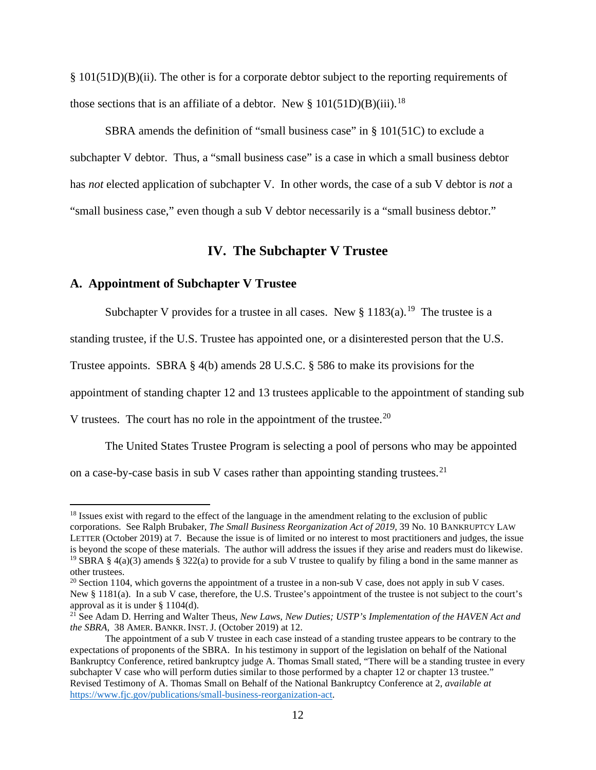§ 101(51D)(B)(ii). The other is for a corporate debtor subject to the reporting requirements of those sections that is an affiliate of a debtor. New § 101(51D)(B)(iii).[18]

SBRA amends the definition of "small business case" in § 101(51C) to exclude a subchapter V debtor. Thus, a "small business case" is a case in which a small business debtor has *not* elected application of subchapter V. In other words, the case of a sub V debtor is *not* a "small business case," even though a sub V debtor necessarily is a "small business debtor."

## IV. The Subchapter V Trustee

### A. Appointment of Subchapter V Trustee

Subchapter V provides for a trustee in all cases. New § 1183(a).[19] The trustee is a standing trustee, if the U.S. Trustee has appointed one, or a disinterested person that the U.S. Trustee appoints. SBRA § 4(b) amends 28 U.S.C. § 586 to make its provisions for the appointment of standing chapter 12 and 13 trustees applicable to the appointment of standing sub V trustees. The court has no role in the appointment of the trustee.[20]

The United States Trustee Program is selecting a pool of persons who may be appointed on a case-by-case basis in sub V cases rather than appointing standing trustees.[21]

---

[18] Issues exist with regard to the effect of the language in the amendment relating to the exclusion of public corporations. See Ralph Brubaker, *The Small Business Reorganization Act of 2019,* 39 No. 10 BANKRUPTCY LAW LETTER (October 2019) at 7. Because the issue is of limited or no interest to most practitioners and judges, the issue is beyond the scope of these materials. The author will address the issues if they arise and readers must do likewise.

[19] SBRA § 4(a)(3) amends § 322(a) to provide for a sub V trustee to qualify by filing a bond in the same manner as other trustees.

[20] Section 1104, which governs the appointment of a trustee in a non-sub V case, does not apply in sub V cases. New § 1181(a). In a sub V case, therefore, the U.S. Trustee's appointment of the trustee is not subject to the court's approval as it is under § 1104(d).

[21] See Adam D. Herring and Walter Theus, *New Laws, New Duties; USTP's Implementation of the HAVEN Act and the SBRA,* 38 AMER. BANKR. INST. J. (October 2019) at 12.

The appointment of a sub V trustee in each case instead of a standing trustee appears to be contrary to the expectations of proponents of the SBRA. In his testimony in support of the legislation on behalf of the National Bankruptcy Conference, retired bankruptcy judge A. Thomas Small stated, "There will be a standing trustee in every subchapter V case who will perform duties similar to those performed by a chapter 12 or chapter 13 trustee." Revised Testimony of A. Thomas Small on Behalf of the National Bankruptcy Conference at 2, *available at* https://www.fjc.gov/publications/small-business-reorganization-act.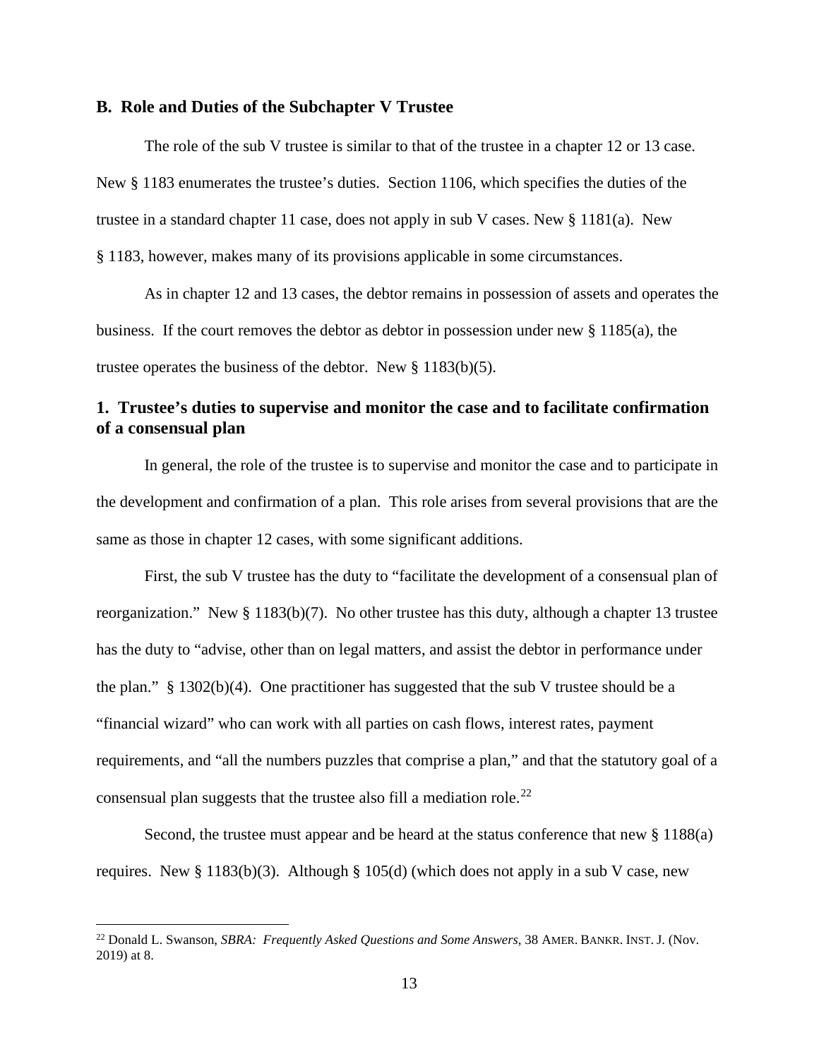## B. Role and Duties of the Subchapter V Trustee

The role of the sub V trustee is similar to that of the trustee in a chapter 12 or 13 case. New § 1183 enumerates the trustee's duties. Section 1106, which specifies the duties of the trustee in a standard chapter 11 case, does not apply in sub V cases. New § 1181(a). New § 1183, however, makes many of its provisions applicable in some circumstances.

As in chapter 12 and 13 cases, the debtor remains in possession of assets and operates the business. If the court removes the debtor as debtor in possession under new § 1185(a), the trustee operates the business of the debtor. New § 1183(b)(5).

### 1. Trustee's duties to supervise and monitor the case and to facilitate confirmation of a consensual plan

In general, the role of the trustee is to supervise and monitor the case and to participate in the development and confirmation of a plan. This role arises from several provisions that are the same as those in chapter 12 cases, with some significant additions.

First, the sub V trustee has the duty to "facilitate the development of a consensual plan of reorganization." New § 1183(b)(7). No other trustee has this duty, although a chapter 13 trustee has the duty to "advise, other than on legal matters, and assist the debtor in performance under the plan." § 1302(b)(4). One practitioner has suggested that the sub V trustee should be a "financial wizard" who can work with all parties on cash flows, interest rates, payment requirements, and "all the numbers puzzles that comprise a plan," and that the statutory goal of a consensual plan suggests that the trustee also fill a mediation role.[22]

Second, the trustee must appear and be heard at the status conference that new § 1188(a) requires. New § 1183(b)(3). Although § 105(d) (which does not apply in a sub V case, new

---

[22] Donald L. Swanson, *SBRA: Frequently Asked Questions and Some Answers*, 38 AMER. BANKR. INST. J. (Nov. 2019) at 8.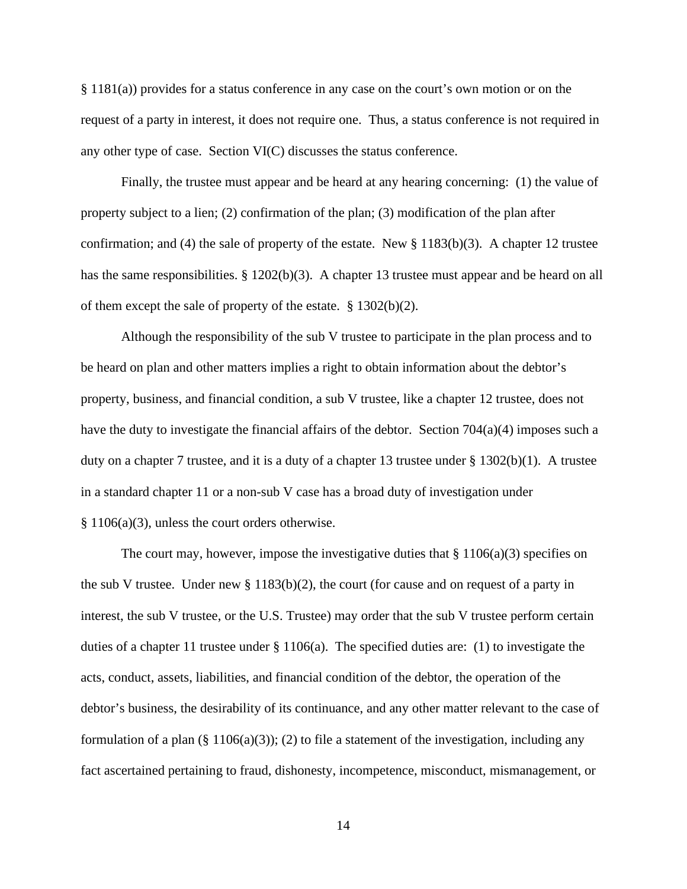§ 1181(a)) provides for a status conference in any case on the court's own motion or on the request of a party in interest, it does not require one. Thus, a status conference is not required in any other type of case. Section VI(C) discusses the status conference.

Finally, the trustee must appear and be heard at any hearing concerning: (1) the value of property subject to a lien; (2) confirmation of the plan; (3) modification of the plan after confirmation; and (4) the sale of property of the estate. New § 1183(b)(3). A chapter 12 trustee has the same responsibilities. § 1202(b)(3). A chapter 13 trustee must appear and be heard on all of them except the sale of property of the estate. § 1302(b)(2).

Although the responsibility of the sub V trustee to participate in the plan process and to be heard on plan and other matters implies a right to obtain information about the debtor's property, business, and financial condition, a sub V trustee, like a chapter 12 trustee, does not have the duty to investigate the financial affairs of the debtor. Section 704(a)(4) imposes such a duty on a chapter 7 trustee, and it is a duty of a chapter 13 trustee under § 1302(b)(1). A trustee in a standard chapter 11 or a non-sub V case has a broad duty of investigation under § 1106(a)(3), unless the court orders otherwise.

The court may, however, impose the investigative duties that § 1106(a)(3) specifies on the sub V trustee. Under new § 1183(b)(2), the court (for cause and on request of a party in interest, the sub V trustee, or the U.S. Trustee) may order that the sub V trustee perform certain duties of a chapter 11 trustee under § 1106(a). The specified duties are: (1) to investigate the acts, conduct, assets, liabilities, and financial condition of the debtor, the operation of the debtor's business, the desirability of its continuance, and any other matter relevant to the case of formulation of a plan (§ 1106(a)(3)); (2) to file a statement of the investigation, including any fact ascertained pertaining to fraud, dishonesty, incompetence, misconduct, mismanagement, or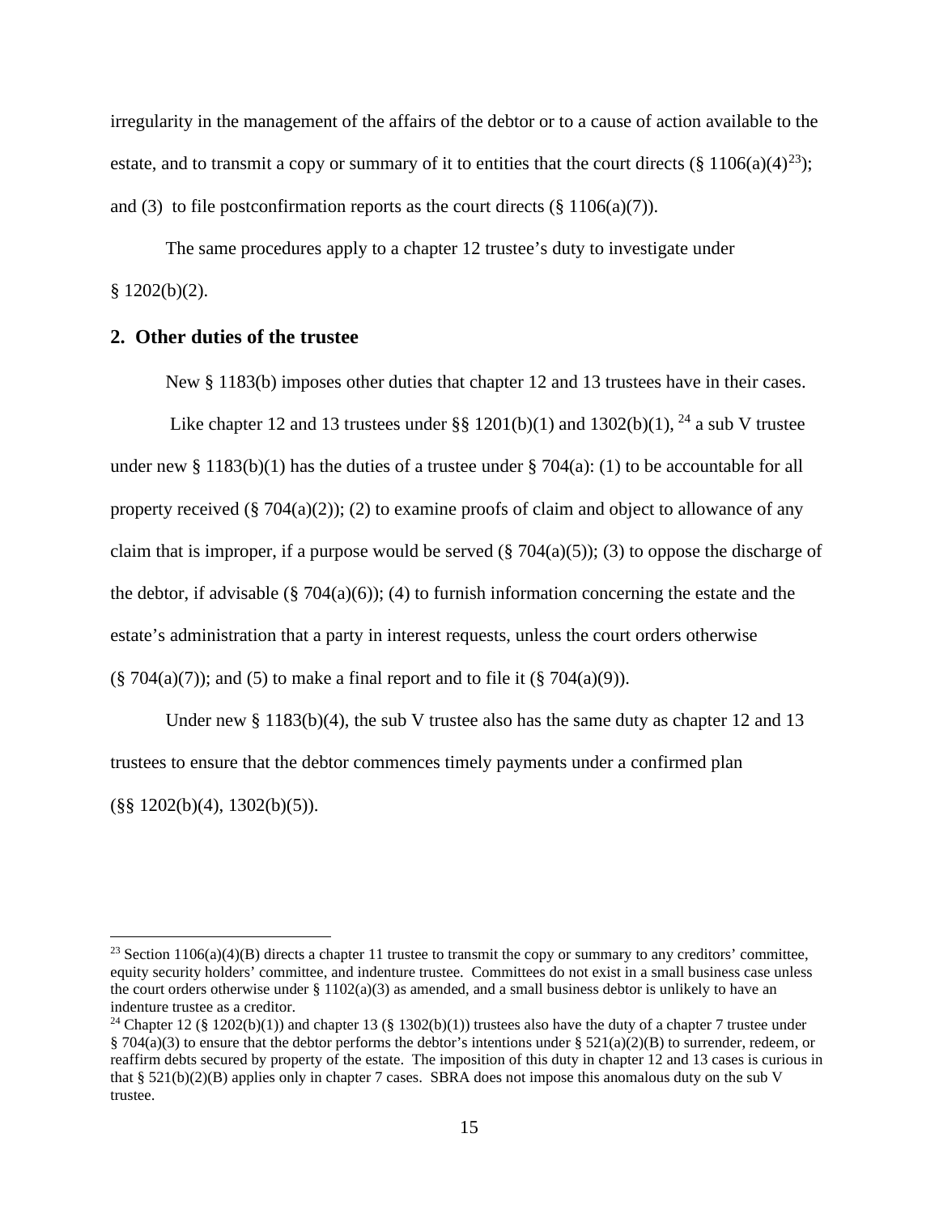irregularity in the management of the affairs of the debtor or to a cause of action available to the estate, and to transmit a copy or summary of it to entities that the court directs (§ 1106(a)(4)[23]); and (3) to file postconfirmation reports as the court directs (§ 1106(a)(7)).

The same procedures apply to a chapter 12 trustee's duty to investigate under § 1202(b)(2).

## 2. Other duties of the trustee

New § 1183(b) imposes other duties that chapter 12 and 13 trustees have in their cases.

Like chapter 12 and 13 trustees under §§ 1201(b)(1) and 1302(b)(1), [24] a sub V trustee under new § 1183(b)(1) has the duties of a trustee under § 704(a): (1) to be accountable for all property received (§ 704(a)(2)); (2) to examine proofs of claim and object to allowance of any claim that is improper, if a purpose would be served (§ 704(a)(5)); (3) to oppose the discharge of the debtor, if advisable (§ 704(a)(6)); (4) to furnish information concerning the estate and the estate's administration that a party in interest requests, unless the court orders otherwise (§ 704(a)(7)); and (5) to make a final report and to file it (§ 704(a)(9)).

Under new § 1183(b)(4), the sub V trustee also has the same duty as chapter 12 and 13 trustees to ensure that the debtor commences timely payments under a confirmed plan (§§ 1202(b)(4), 1302(b)(5)).

---

[23] Section 1106(a)(4)(B) directs a chapter 11 trustee to transmit the copy or summary to any creditors' committee, equity security holders' committee, and indenture trustee. Committees do not exist in a small business case unless the court orders otherwise under § 1102(a)(3) as amended, and a small business debtor is unlikely to have an indenture trustee as a creditor.

[24] Chapter 12 (§ 1202(b)(1)) and chapter 13 (§ 1302(b)(1)) trustees also have the duty of a chapter 7 trustee under § 704(a)(3) to ensure that the debtor performs the debtor's intentions under § 521(a)(2)(B) to surrender, redeem, or reaffirm debts secured by property of the estate. The imposition of this duty in chapter 12 and 13 cases is curious in that § 521(b)(2)(B) applies only in chapter 7 cases. SBRA does not impose this anomalous duty on the sub V trustee.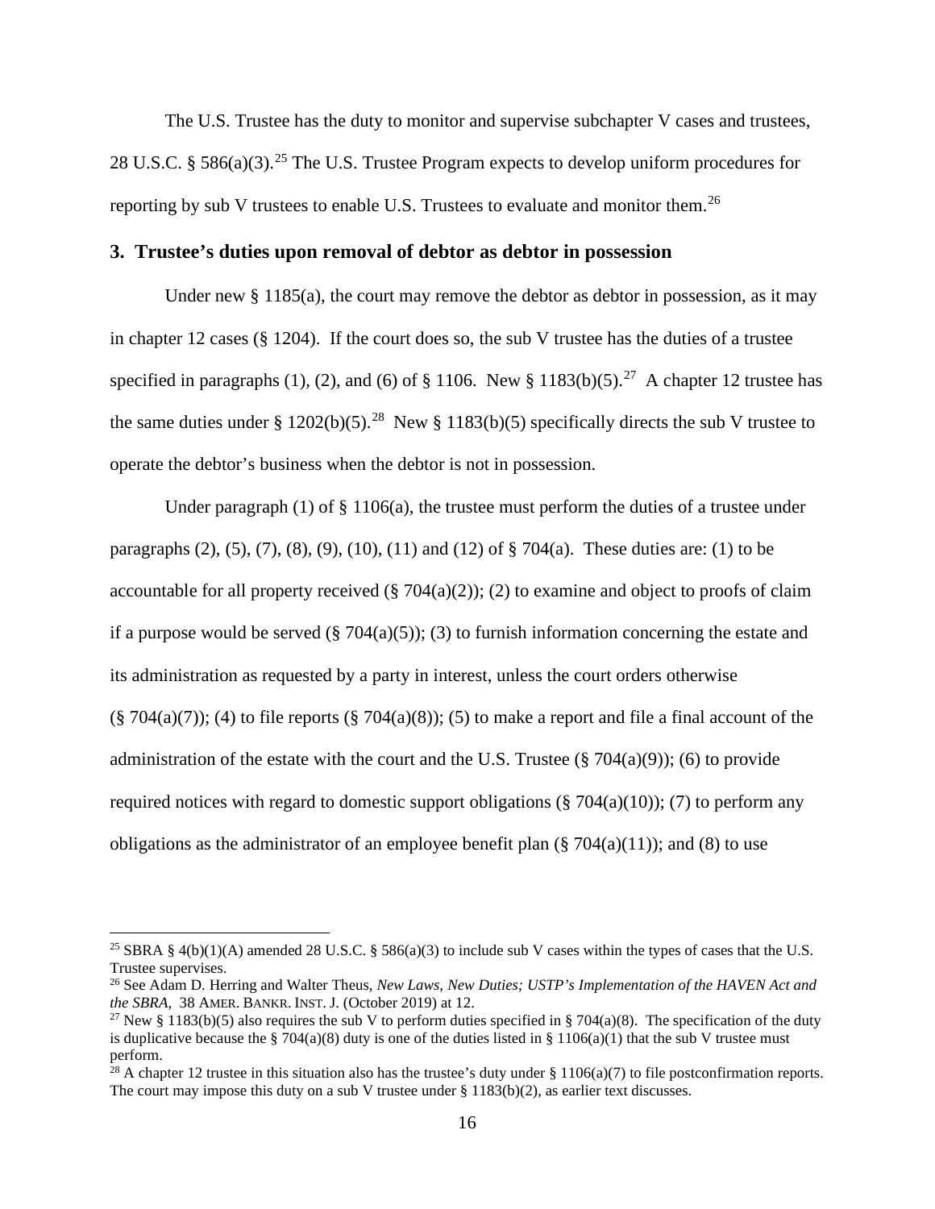The U.S. Trustee has the duty to monitor and supervise subchapter V cases and trustees, 28 U.S.C. § 586(a)(3).[25] The U.S. Trustee Program expects to develop uniform procedures for reporting by sub V trustees to enable U.S. Trustees to evaluate and monitor them.[26]

### 3. Trustee's duties upon removal of debtor as debtor in possession

Under new § 1185(a), the court may remove the debtor as debtor in possession, as it may in chapter 12 cases (§ 1204). If the court does so, the sub V trustee has the duties of a trustee specified in paragraphs (1), (2), and (6) of § 1106. New § 1183(b)(5).[27] A chapter 12 trustee has the same duties under § 1202(b)(5).[28] New § 1183(b)(5) specifically directs the sub V trustee to operate the debtor's business when the debtor is not in possession.

Under paragraph (1) of § 1106(a), the trustee must perform the duties of a trustee under paragraphs (2), (5), (7), (8), (9), (10), (11) and (12) of § 704(a). These duties are: (1) to be accountable for all property received (§ 704(a)(2)); (2) to examine and object to proofs of claim if a purpose would be served (§ 704(a)(5)); (3) to furnish information concerning the estate and its administration as requested by a party in interest, unless the court orders otherwise (§ 704(a)(7)); (4) to file reports (§ 704(a)(8)); (5) to make a report and file a final account of the administration of the estate with the court and the U.S. Trustee (§ 704(a)(9)); (6) to provide required notices with regard to domestic support obligations (§ 704(a)(10)); (7) to perform any obligations as the administrator of an employee benefit plan (§ 704(a)(11)); and (8) to use

---

[25] SBRA § 4(b)(1)(A) amended 28 U.S.C. § 586(a)(3) to include sub V cases within the types of cases that the U.S. Trustee supervises.

[26] See Adam D. Herring and Walter Theus, *New Laws, New Duties; USTP's Implementation of the HAVEN Act and the SBRA*, 38 AMER. BANKR. INST. J. (October 2019) at 12.

[27] New § 1183(b)(5) also requires the sub V to perform duties specified in § 704(a)(8). The specification of the duty is duplicative because the § 704(a)(8) duty is one of the duties listed in § 1106(a)(1) that the sub V trustee must perform.

[28] A chapter 12 trustee in this situation also has the trustee's duty under § 1106(a)(7) to file postconfirmation reports. The court may impose this duty on a sub V trustee under § 1183(b)(2), as earlier text discusses.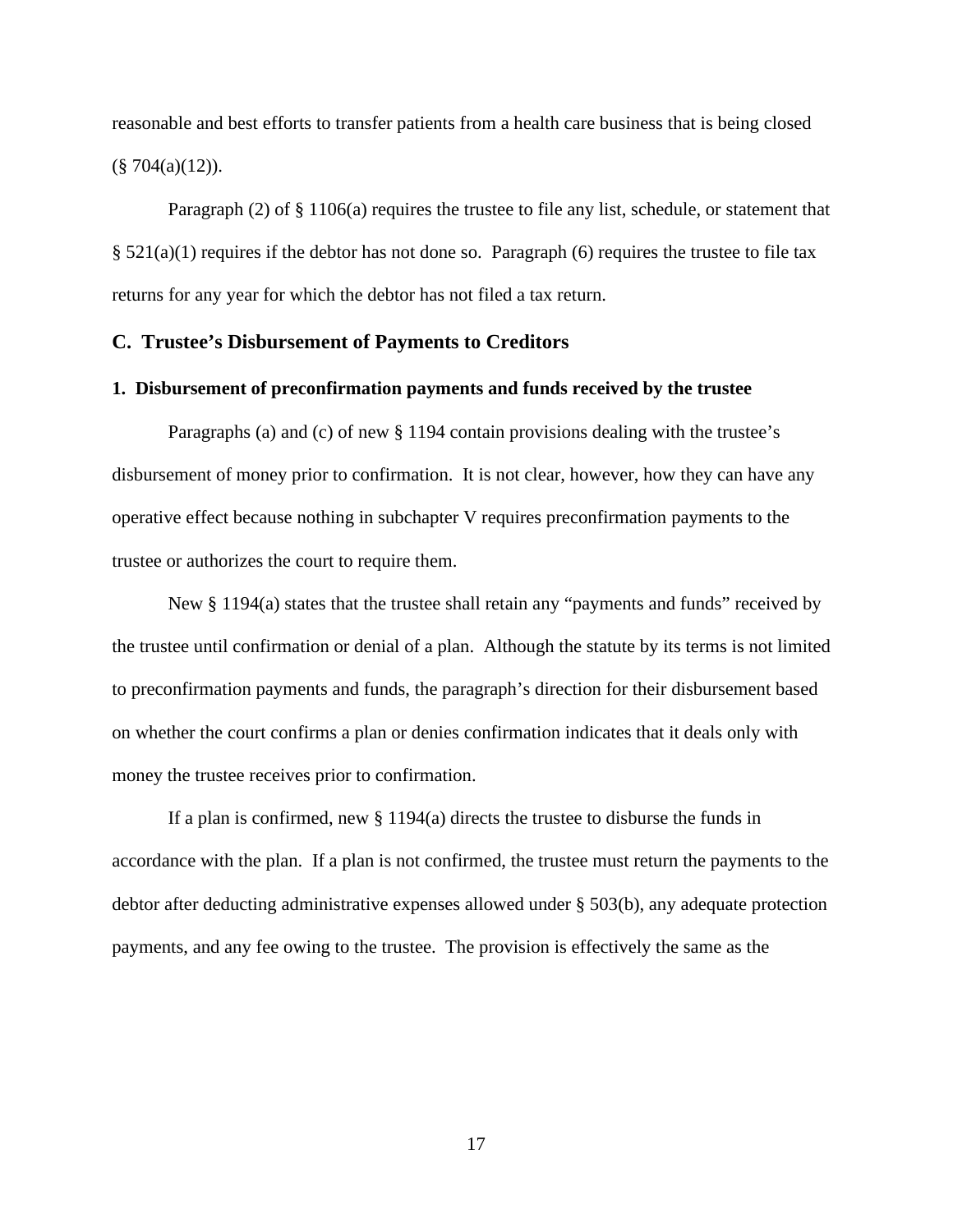reasonable and best efforts to transfer patients from a health care business that is being closed (§ 704(a)(12)).

Paragraph (2) of § 1106(a) requires the trustee to file any list, schedule, or statement that § 521(a)(1) requires if the debtor has not done so. Paragraph (6) requires the trustee to file tax returns for any year for which the debtor has not filed a tax return.

### C. Trustee's Disbursement of Payments to Creditors

#### 1. Disbursement of preconfirmation payments and funds received by the trustee

Paragraphs (a) and (c) of new § 1194 contain provisions dealing with the trustee's disbursement of money prior to confirmation. It is not clear, however, how they can have any operative effect because nothing in subchapter V requires preconfirmation payments to the trustee or authorizes the court to require them.

New § 1194(a) states that the trustee shall retain any "payments and funds" received by the trustee until confirmation or denial of a plan. Although the statute by its terms is not limited to preconfirmation payments and funds, the paragraph's direction for their disbursement based on whether the court confirms a plan or denies confirmation indicates that it deals only with money the trustee receives prior to confirmation.

If a plan is confirmed, new § 1194(a) directs the trustee to disburse the funds in accordance with the plan. If a plan is not confirmed, the trustee must return the payments to the debtor after deducting administrative expenses allowed under § 503(b), any adequate protection payments, and any fee owing to the trustee. The provision is effectively the same as the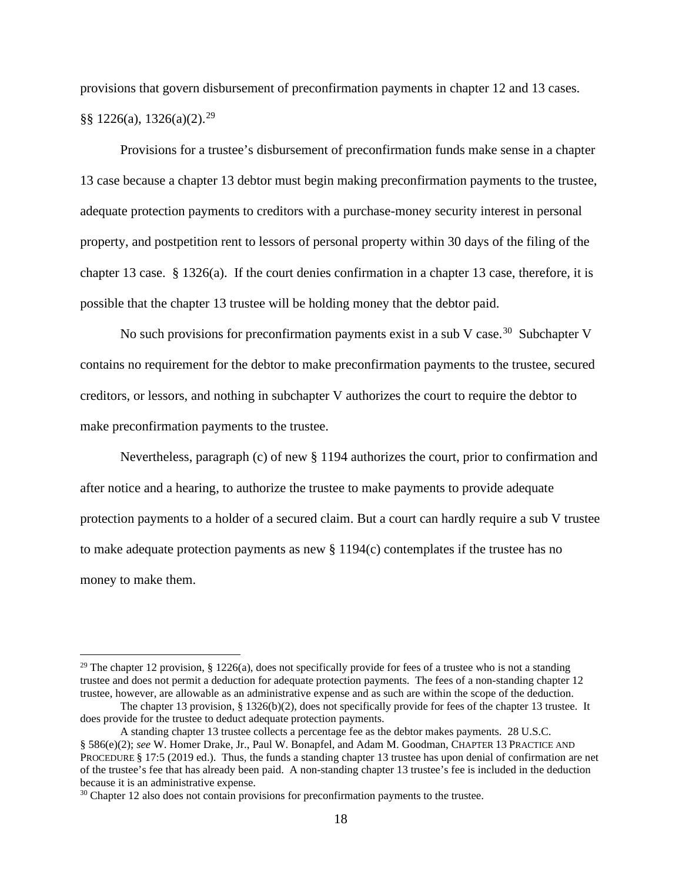provisions that govern disbursement of preconfirmation payments in chapter 12 and 13 cases. §§ 1226(a), 1326(a)(2).[29]

Provisions for a trustee's disbursement of preconfirmation funds make sense in a chapter 13 case because a chapter 13 debtor must begin making preconfirmation payments to the trustee, adequate protection payments to creditors with a purchase-money security interest in personal property, and postpetition rent to lessors of personal property within 30 days of the filing of the chapter 13 case. § 1326(a). If the court denies confirmation in a chapter 13 case, therefore, it is possible that the chapter 13 trustee will be holding money that the debtor paid.

No such provisions for preconfirmation payments exist in a sub V case.[30] Subchapter V contains no requirement for the debtor to make preconfirmation payments to the trustee, secured creditors, or lessors, and nothing in subchapter V authorizes the court to require the debtor to make preconfirmation payments to the trustee.

Nevertheless, paragraph (c) of new § 1194 authorizes the court, prior to confirmation and after notice and a hearing, to authorize the trustee to make payments to provide adequate protection payments to a holder of a secured claim. But a court can hardly require a sub V trustee to make adequate protection payments as new § 1194(c) contemplates if the trustee has no money to make them.

---

[29] The chapter 12 provision, § 1226(a), does not specifically provide for fees of a trustee who is not a standing trustee and does not permit a deduction for adequate protection payments. The fees of a non-standing chapter 12 trustee, however, are allowable as an administrative expense and as such are within the scope of the deduction.

The chapter 13 provision, § 1326(b)(2), does not specifically provide for fees of the chapter 13 trustee. It does provide for the trustee to deduct adequate protection payments.

A standing chapter 13 trustee collects a percentage fee as the debtor makes payments. 28 U.S.C. § 586(e)(2); *see* W. Homer Drake, Jr., Paul W. Bonapfel, and Adam M. Goodman, CHAPTER 13 PRACTICE AND PROCEDURE § 17:5 (2019 ed.). Thus, the funds a standing chapter 13 trustee has upon denial of confirmation are net of the trustee's fee that has already been paid. A non-standing chapter 13 trustee's fee is included in the deduction because it is an administrative expense.

[30] Chapter 12 also does not contain provisions for preconfirmation payments to the trustee.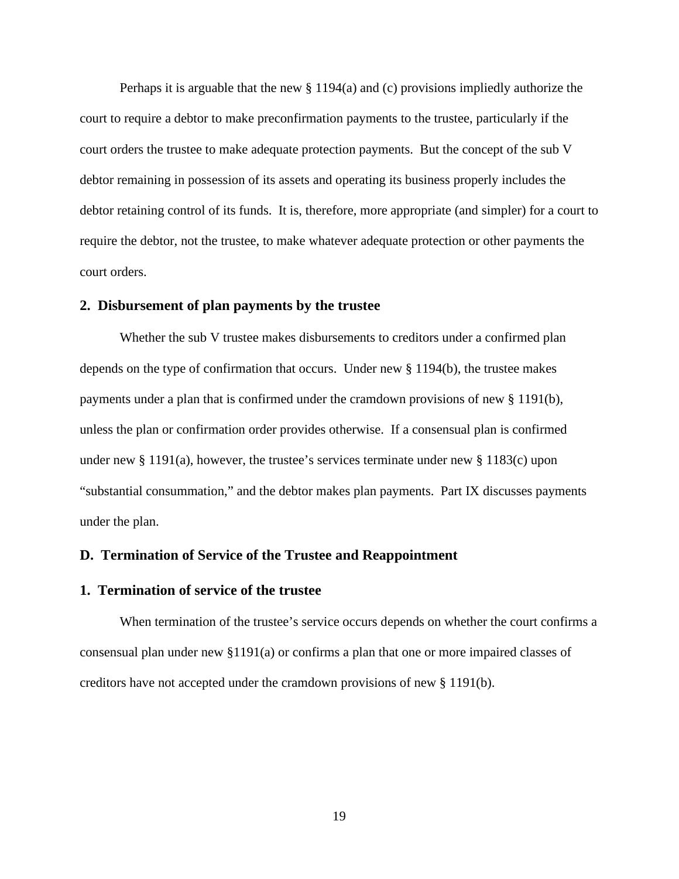Perhaps it is arguable that the new § 1194(a) and (c) provisions impliedly authorize the court to require a debtor to make preconfirmation payments to the trustee, particularly if the court orders the trustee to make adequate protection payments. But the concept of the sub V debtor remaining in possession of its assets and operating its business properly includes the debtor retaining control of its funds. It is, therefore, more appropriate (and simpler) for a court to require the debtor, not the trustee, to make whatever adequate protection or other payments the court orders.

### 2. Disbursement of plan payments by the trustee

Whether the sub V trustee makes disbursements to creditors under a confirmed plan depends on the type of confirmation that occurs. Under new § 1194(b), the trustee makes payments under a plan that is confirmed under the cramdown provisions of new § 1191(b), unless the plan or confirmation order provides otherwise. If a consensual plan is confirmed under new § 1191(a), however, the trustee's services terminate under new § 1183(c) upon "substantial consummation," and the debtor makes plan payments. Part IX discusses payments under the plan.

## D. Termination of Service of the Trustee and Reappointment

### 1. Termination of service of the trustee

When termination of the trustee's service occurs depends on whether the court confirms a consensual plan under new §1191(a) or confirms a plan that one or more impaired classes of creditors have not accepted under the cramdown provisions of new § 1191(b).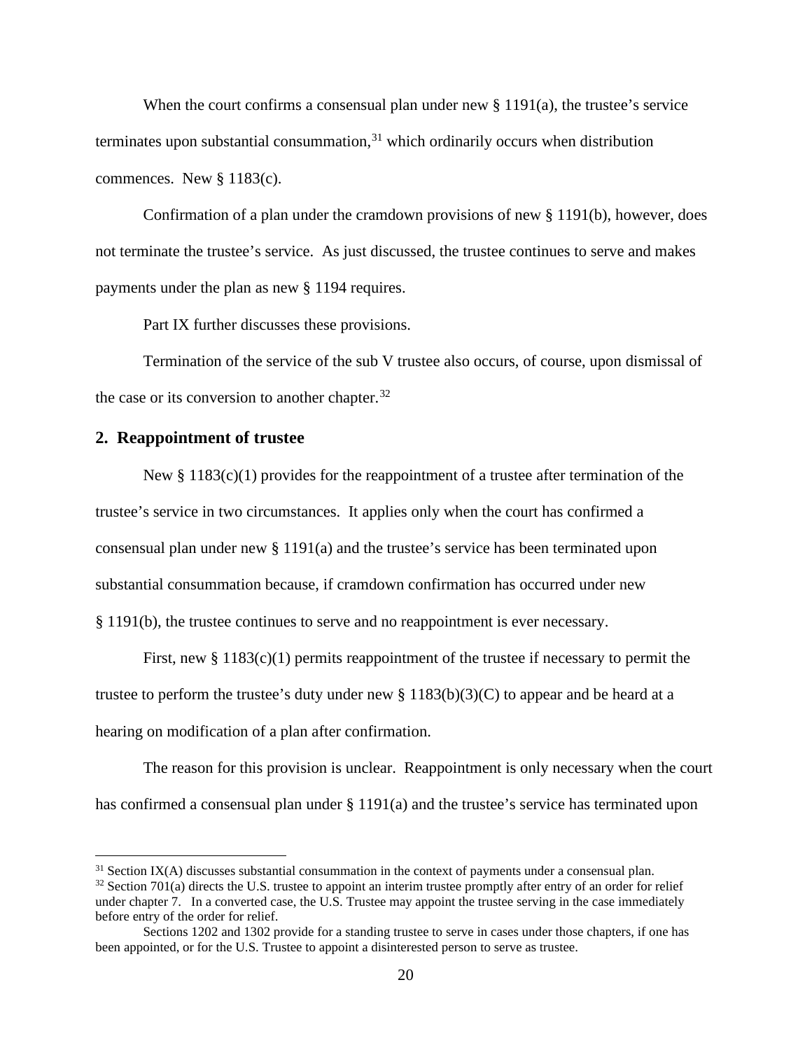When the court confirms a consensual plan under new § 1191(a), the trustee's service terminates upon substantial consummation,[31] which ordinarily occurs when distribution commences. New § 1183(c).

Confirmation of a plan under the cramdown provisions of new § 1191(b), however, does not terminate the trustee's service. As just discussed, the trustee continues to serve and makes payments under the plan as new § 1194 requires.

Part IX further discusses these provisions.

Termination of the service of the sub V trustee also occurs, of course, upon dismissal of the case or its conversion to another chapter.[32]

## 2. Reappointment of trustee

New § 1183(c)(1) provides for the reappointment of a trustee after termination of the trustee's service in two circumstances. It applies only when the court has confirmed a consensual plan under new § 1191(a) and the trustee's service has been terminated upon substantial consummation because, if cramdown confirmation has occurred under new § 1191(b), the trustee continues to serve and no reappointment is ever necessary.

First, new § 1183(c)(1) permits reappointment of the trustee if necessary to permit the trustee to perform the trustee's duty under new § 1183(b)(3)(C) to appear and be heard at a hearing on modification of a plan after confirmation.

The reason for this provision is unclear. Reappointment is only necessary when the court has confirmed a consensual plan under § 1191(a) and the trustee's service has terminated upon

---

[31] Section IX(A) discusses substantial consummation in the context of payments under a consensual plan.

[32] Section 701(a) directs the U.S. trustee to appoint an interim trustee promptly after entry of an order for relief under chapter 7. In a converted case, the U.S. Trustee may appoint the trustee serving in the case immediately before entry of the order for relief.

Sections 1202 and 1302 provide for a standing trustee to serve in cases under those chapters, if one has been appointed, or for the U.S. Trustee to appoint a disinterested person to serve as trustee.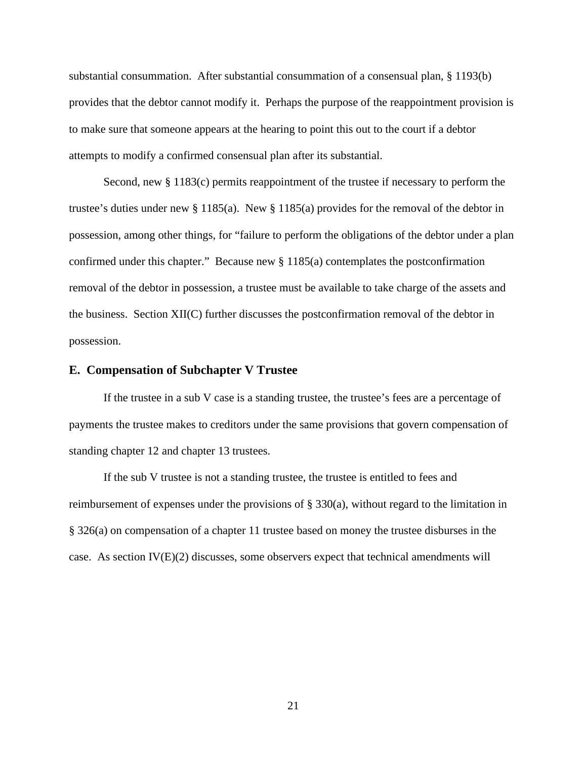substantial consummation. After substantial consummation of a consensual plan, § 1193(b) provides that the debtor cannot modify it. Perhaps the purpose of the reappointment provision is to make sure that someone appears at the hearing to point this out to the court if a debtor attempts to modify a confirmed consensual plan after its substantial.

Second, new § 1183(c) permits reappointment of the trustee if necessary to perform the trustee's duties under new § 1185(a). New § 1185(a) provides for the removal of the debtor in possession, among other things, for "failure to perform the obligations of the debtor under a plan confirmed under this chapter." Because new § 1185(a) contemplates the postconfirmation removal of the debtor in possession, a trustee must be available to take charge of the assets and the business. Section XII(C) further discusses the postconfirmation removal of the debtor in possession.

### E. Compensation of Subchapter V Trustee

If the trustee in a sub V case is a standing trustee, the trustee's fees are a percentage of payments the trustee makes to creditors under the same provisions that govern compensation of standing chapter 12 and chapter 13 trustees.

If the sub V trustee is not a standing trustee, the trustee is entitled to fees and reimbursement of expenses under the provisions of § 330(a), without regard to the limitation in § 326(a) on compensation of a chapter 11 trustee based on money the trustee disburses in the case. As section IV(E)(2) discusses, some observers expect that technical amendments will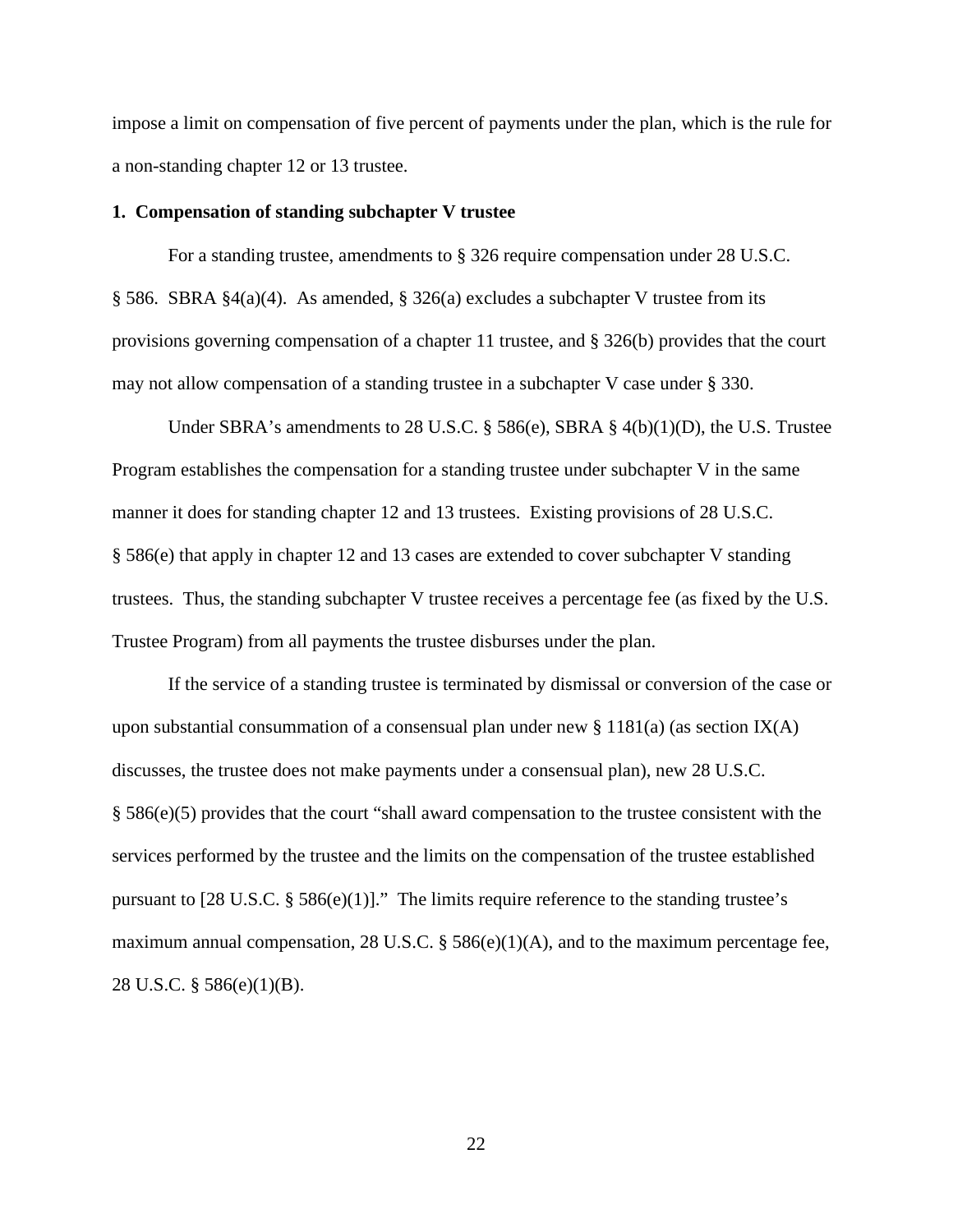impose a limit on compensation of five percent of payments under the plan, which is the rule for a non-standing chapter 12 or 13 trustee.

**1. Compensation of standing subchapter V trustee**

For a standing trustee, amendments to § 326 require compensation under 28 U.S.C. § 586. SBRA §4(a)(4). As amended, § 326(a) excludes a subchapter V trustee from its provisions governing compensation of a chapter 11 trustee, and § 326(b) provides that the court may not allow compensation of a standing trustee in a subchapter V case under § 330.

Under SBRA's amendments to 28 U.S.C. § 586(e), SBRA § 4(b)(1)(D), the U.S. Trustee Program establishes the compensation for a standing trustee under subchapter V in the same manner it does for standing chapter 12 and 13 trustees. Existing provisions of 28 U.S.C. § 586(e) that apply in chapter 12 and 13 cases are extended to cover subchapter V standing trustees. Thus, the standing subchapter V trustee receives a percentage fee (as fixed by the U.S. Trustee Program) from all payments the trustee disburses under the plan.

If the service of a standing trustee is terminated by dismissal or conversion of the case or upon substantial consummation of a consensual plan under new § 1181(a) (as section IX(A) discusses, the trustee does not make payments under a consensual plan), new 28 U.S.C. § 586(e)(5) provides that the court "shall award compensation to the trustee consistent with the services performed by the trustee and the limits on the compensation of the trustee established pursuant to [28 U.S.C. § 586(e)(1)]." The limits require reference to the standing trustee's maximum annual compensation, 28 U.S.C. § 586(e)(1)(A), and to the maximum percentage fee, 28 U.S.C. § 586(e)(1)(B).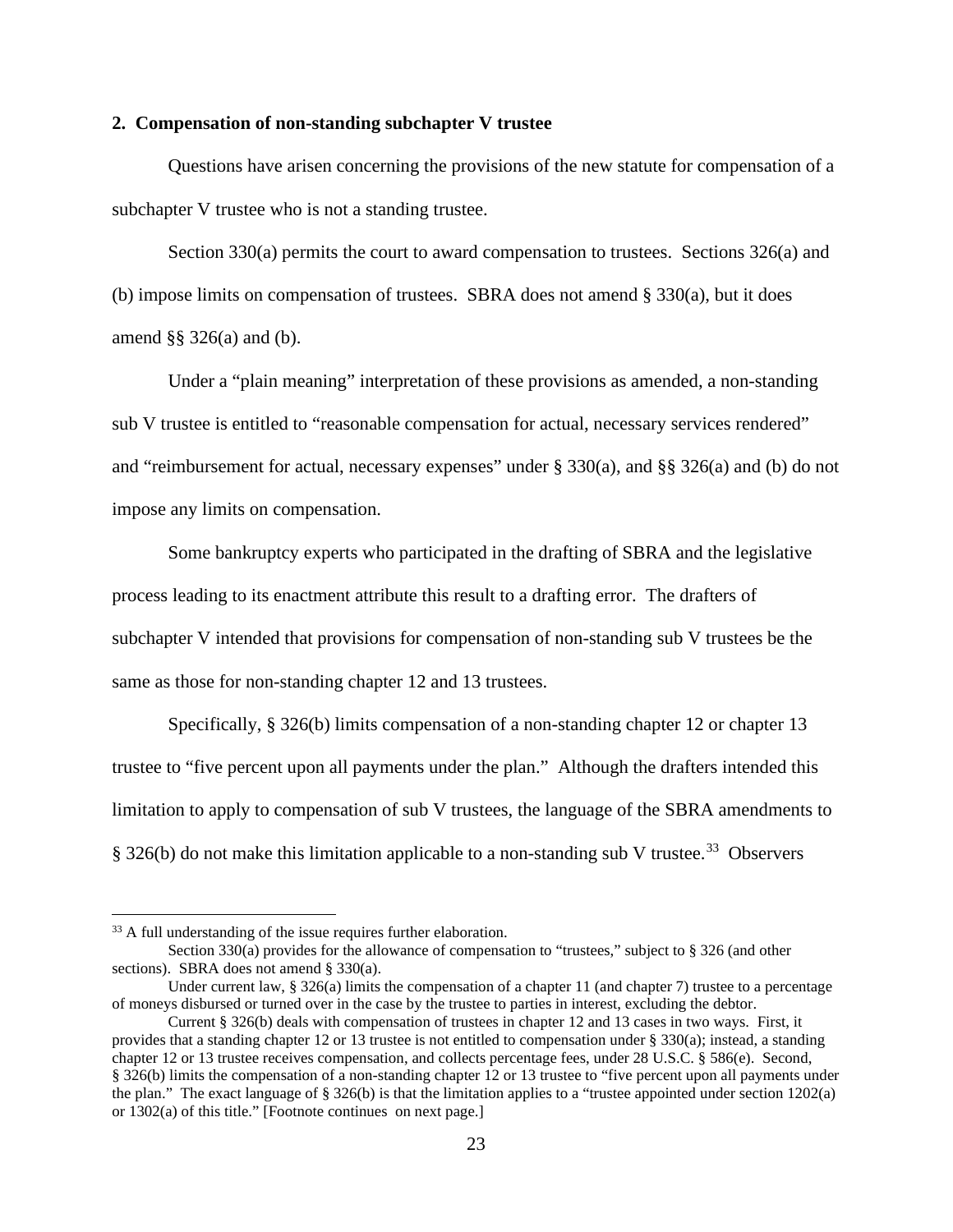### 2. Compensation of non-standing subchapter V trustee

Questions have arisen concerning the provisions of the new statute for compensation of a subchapter V trustee who is not a standing trustee.

Section 330(a) permits the court to award compensation to trustees. Sections 326(a) and (b) impose limits on compensation of trustees. SBRA does not amend § 330(a), but it does amend §§ 326(a) and (b).

Under a "plain meaning" interpretation of these provisions as amended, a non-standing sub V trustee is entitled to "reasonable compensation for actual, necessary services rendered" and "reimbursement for actual, necessary expenses" under § 330(a), and §§ 326(a) and (b) do not impose any limits on compensation.

Some bankruptcy experts who participated in the drafting of SBRA and the legislative process leading to its enactment attribute this result to a drafting error. The drafters of subchapter V intended that provisions for compensation of non-standing sub V trustees be the same as those for non-standing chapter 12 and 13 trustees.

Specifically, § 326(b) limits compensation of a non-standing chapter 12 or chapter 13 trustee to "five percent upon all payments under the plan." Although the drafters intended this limitation to apply to compensation of sub V trustees, the language of the SBRA amendments to § 326(b) do not make this limitation applicable to a non-standing sub V trustee.[33] Observers

---

[33] A full understanding of the issue requires further elaboration.

Section 330(a) provides for the allowance of compensation to "trustees," subject to § 326 (and other sections). SBRA does not amend § 330(a).

Under current law, § 326(a) limits the compensation of a chapter 11 (and chapter 7) trustee to a percentage of moneys disbursed or turned over in the case by the trustee to parties in interest, excluding the debtor.

Current § 326(b) deals with compensation of trustees in chapter 12 and 13 cases in two ways. First, it provides that a standing chapter 12 or 13 trustee is not entitled to compensation under § 330(a); instead, a standing chapter 12 or 13 trustee receives compensation, and collects percentage fees, under 28 U.S.C. § 586(e). Second, § 326(b) limits the compensation of a non-standing chapter 12 or 13 trustee to "five percent upon all payments under the plan." The exact language of § 326(b) is that the limitation applies to a "trustee appointed under section 1202(a) or 1302(a) of this title." [Footnote continues on next page.]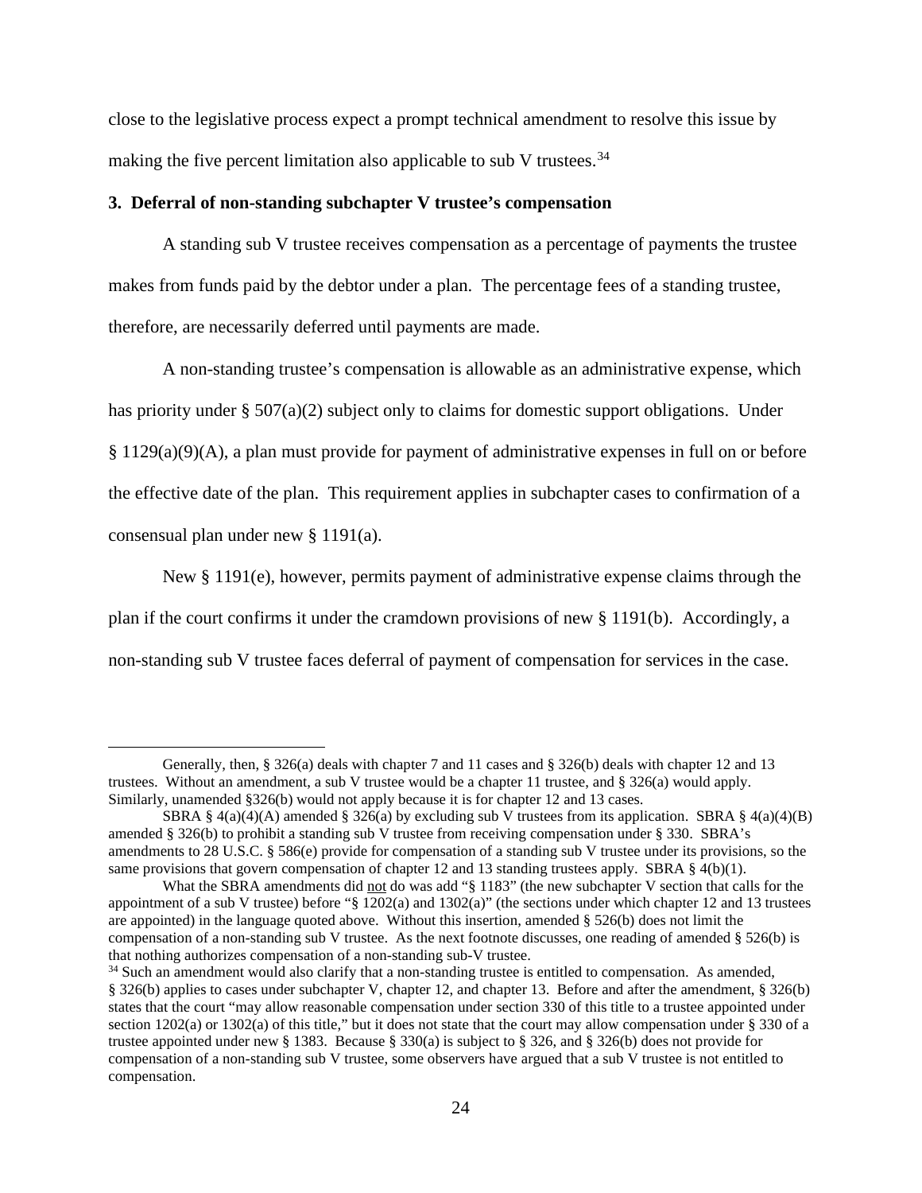close to the legislative process expect a prompt technical amendment to resolve this issue by making the five percent limitation also applicable to sub V trustees.[34]

**3. Deferral of non-standing subchapter V trustee's compensation**

A standing sub V trustee receives compensation as a percentage of payments the trustee makes from funds paid by the debtor under a plan. The percentage fees of a standing trustee, therefore, are necessarily deferred until payments are made.

A non-standing trustee's compensation is allowable as an administrative expense, which has priority under § 507(a)(2) subject only to claims for domestic support obligations. Under § 1129(a)(9)(A), a plan must provide for payment of administrative expenses in full on or before the effective date of the plan. This requirement applies in subchapter cases to confirmation of a consensual plan under new § 1191(a).

New § 1191(e), however, permits payment of administrative expense claims through the plan if the court confirms it under the cramdown provisions of new § 1191(b). Accordingly, a non-standing sub V trustee faces deferral of payment of compensation for services in the case.

---

Generally, then, § 326(a) deals with chapter 7 and 11 cases and § 326(b) deals with chapter 12 and 13 trustees. Without an amendment, a sub V trustee would be a chapter 11 trustee, and § 326(a) would apply. Similarly, unamended §326(b) would not apply because it is for chapter 12 and 13 cases.

SBRA § 4(a)(4)(A) amended § 326(a) by excluding sub V trustees from its application. SBRA § 4(a)(4)(B) amended § 326(b) to prohibit a standing sub V trustee from receiving compensation under § 330. SBRA's amendments to 28 U.S.C. § 586(e) provide for compensation of a standing sub V trustee under its provisions, so the same provisions that govern compensation of chapter 12 and 13 standing trustees apply. SBRA § 4(b)(1).

What the SBRA amendments did <u>not</u> do was add "§ 1183" (the new subchapter V section that calls for the appointment of a sub V trustee) before "§ 1202(a) and 1302(a)" (the sections under which chapter 12 and 13 trustees are appointed) in the language quoted above. Without this insertion, amended § 526(b) does not limit the compensation of a non-standing sub V trustee. As the next footnote discusses, one reading of amended § 526(b) is that nothing authorizes compensation of a non-standing sub-V trustee.

[34] Such an amendment would also clarify that a non-standing trustee is entitled to compensation. As amended, § 326(b) applies to cases under subchapter V, chapter 12, and chapter 13. Before and after the amendment, § 326(b) states that the court "may allow reasonable compensation under section 330 of this title to a trustee appointed under section 1202(a) or 1302(a) of this title," but it does not state that the court may allow compensation under § 330 of a trustee appointed under new § 1383. Because § 330(a) is subject to § 326, and § 326(b) does not provide for compensation of a non-standing sub V trustee, some observers have argued that a sub V trustee is not entitled to compensation.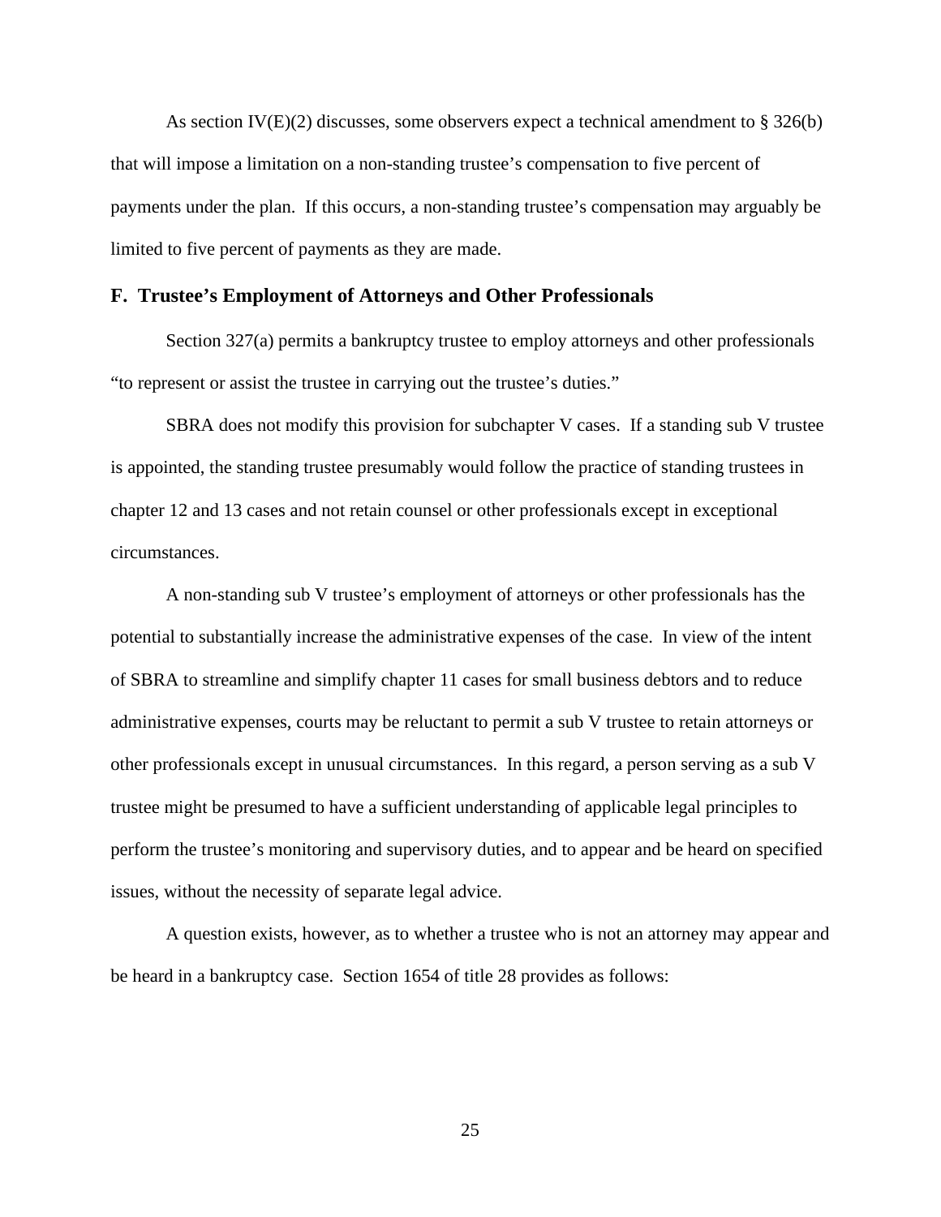As section IV(E)(2) discusses, some observers expect a technical amendment to § 326(b) that will impose a limitation on a non-standing trustee's compensation to five percent of payments under the plan. If this occurs, a non-standing trustee's compensation may arguably be limited to five percent of payments as they are made.

## F. Trustee's Employment of Attorneys and Other Professionals

Section 327(a) permits a bankruptcy trustee to employ attorneys and other professionals "to represent or assist the trustee in carrying out the trustee's duties."

SBRA does not modify this provision for subchapter V cases. If a standing sub V trustee is appointed, the standing trustee presumably would follow the practice of standing trustees in chapter 12 and 13 cases and not retain counsel or other professionals except in exceptional circumstances.

A non-standing sub V trustee's employment of attorneys or other professionals has the potential to substantially increase the administrative expenses of the case. In view of the intent of SBRA to streamline and simplify chapter 11 cases for small business debtors and to reduce administrative expenses, courts may be reluctant to permit a sub V trustee to retain attorneys or other professionals except in unusual circumstances. In this regard, a person serving as a sub V trustee might be presumed to have a sufficient understanding of applicable legal principles to perform the trustee's monitoring and supervisory duties, and to appear and be heard on specified issues, without the necessity of separate legal advice.

A question exists, however, as to whether a trustee who is not an attorney may appear and be heard in a bankruptcy case. Section 1654 of title 28 provides as follows: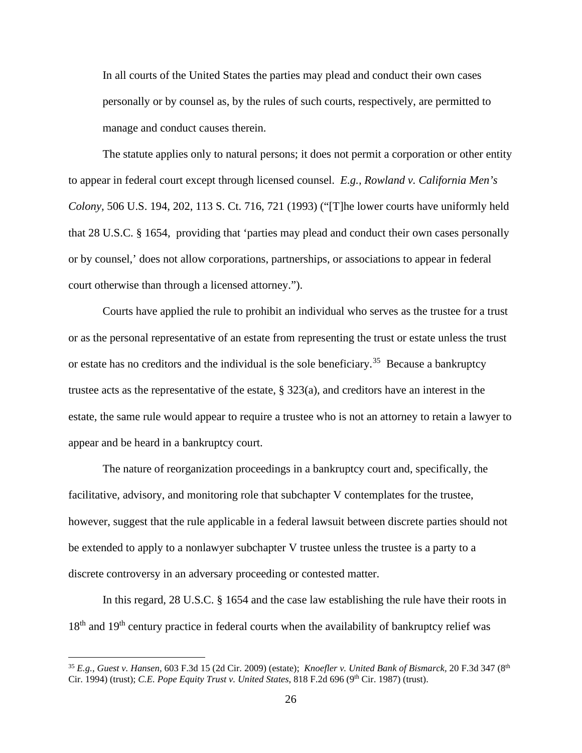> In all courts of the United States the parties may plead and conduct their own cases personally or by counsel as, by the rules of such courts, respectively, are permitted to manage and conduct causes therein.

The statute applies only to natural persons; it does not permit a corporation or other entity to appear in federal court except through licensed counsel. *E.g., Rowland v. California Men's Colony*, 506 U.S. 194, 202, 113 S. Ct. 716, 721 (1993) ("[T]he lower courts have uniformly held that 28 U.S.C. § 1654, providing that 'parties may plead and conduct their own cases personally or by counsel,' does not allow corporations, partnerships, or associations to appear in federal court otherwise than through a licensed attorney.").

Courts have applied the rule to prohibit an individual who serves as the trustee for a trust or as the personal representative of an estate from representing the trust or estate unless the trust or estate has no creditors and the individual is the sole beneficiary.[35] Because a bankruptcy trustee acts as the representative of the estate, § 323(a), and creditors have an interest in the estate, the same rule would appear to require a trustee who is not an attorney to retain a lawyer to appear and be heard in a bankruptcy court.

The nature of reorganization proceedings in a bankruptcy court and, specifically, the facilitative, advisory, and monitoring role that subchapter V contemplates for the trustee, however, suggest that the rule applicable in a federal lawsuit between discrete parties should not be extended to apply to a nonlawyer subchapter V trustee unless the trustee is a party to a discrete controversy in an adversary proceeding or contested matter.

In this regard, 28 U.S.C. § 1654 and the case law establishing the rule have their roots in 18th and 19th century practice in federal courts when the availability of bankruptcy relief was

[35] *E.g., Guest v. Hansen*, 603 F.3d 15 (2d Cir. 2009) (estate); *Knoefler v. United Bank of Bismarck*, 20 F.3d 347 (8th Cir. 1994) (trust); *C.E. Pope Equity Trust v. United States*, 818 F.2d 696 (9th Cir. 1987) (trust).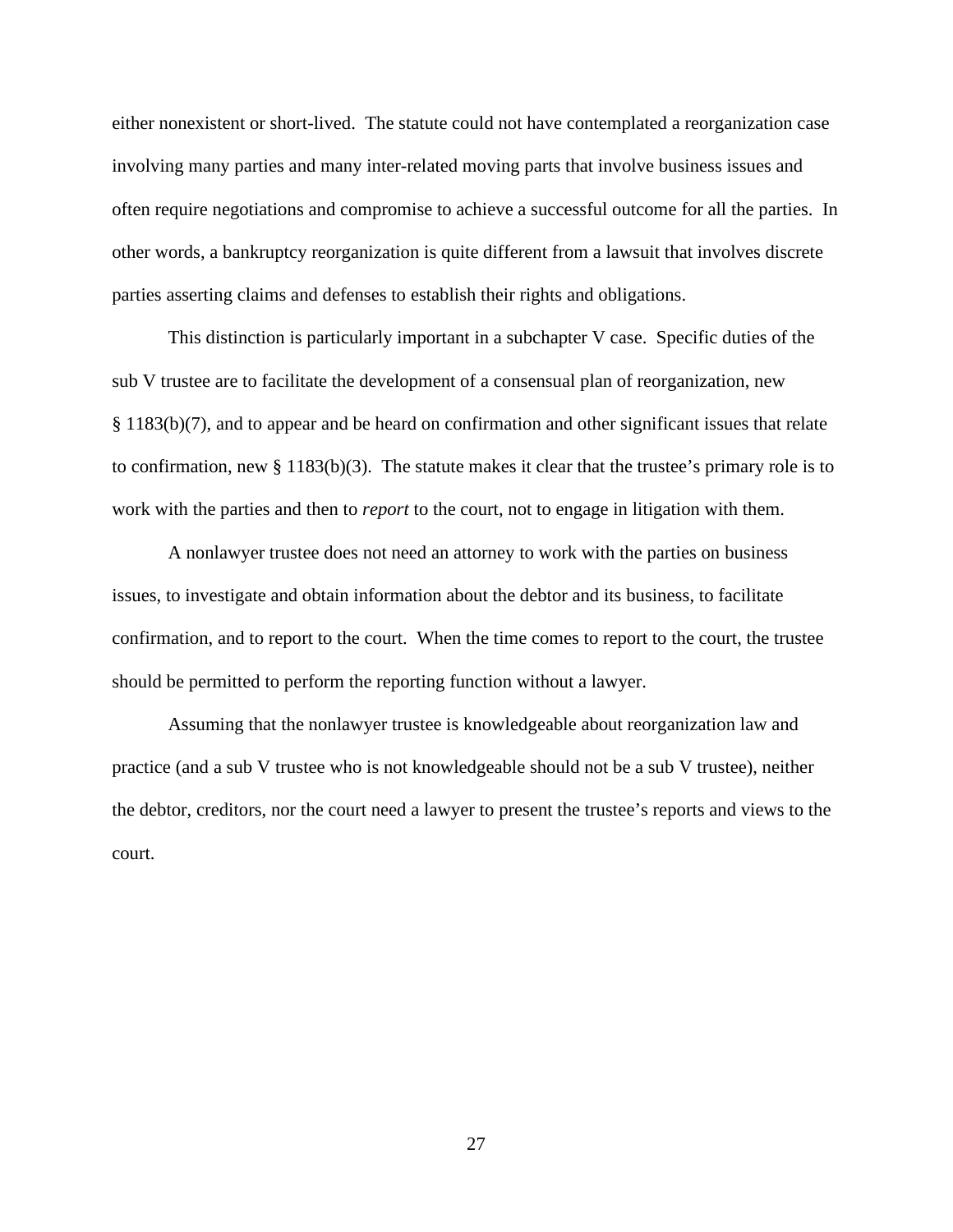either nonexistent or short-lived. The statute could not have contemplated a reorganization case involving many parties and many inter-related moving parts that involve business issues and often require negotiations and compromise to achieve a successful outcome for all the parties. In other words, a bankruptcy reorganization is quite different from a lawsuit that involves discrete parties asserting claims and defenses to establish their rights and obligations.

This distinction is particularly important in a subchapter V case. Specific duties of the sub V trustee are to facilitate the development of a consensual plan of reorganization, new § 1183(b)(7), and to appear and be heard on confirmation and other significant issues that relate to confirmation, new § 1183(b)(3). The statute makes it clear that the trustee's primary role is to work with the parties and then to *report* to the court, not to engage in litigation with them.

A nonlawyer trustee does not need an attorney to work with the parties on business issues, to investigate and obtain information about the debtor and its business, to facilitate confirmation, and to report to the court. When the time comes to report to the court, the trustee should be permitted to perform the reporting function without a lawyer.

Assuming that the nonlawyer trustee is knowledgeable about reorganization law and practice (and a sub V trustee who is not knowledgeable should not be a sub V trustee), neither the debtor, creditors, nor the court need a lawyer to present the trustee's reports and views to the court.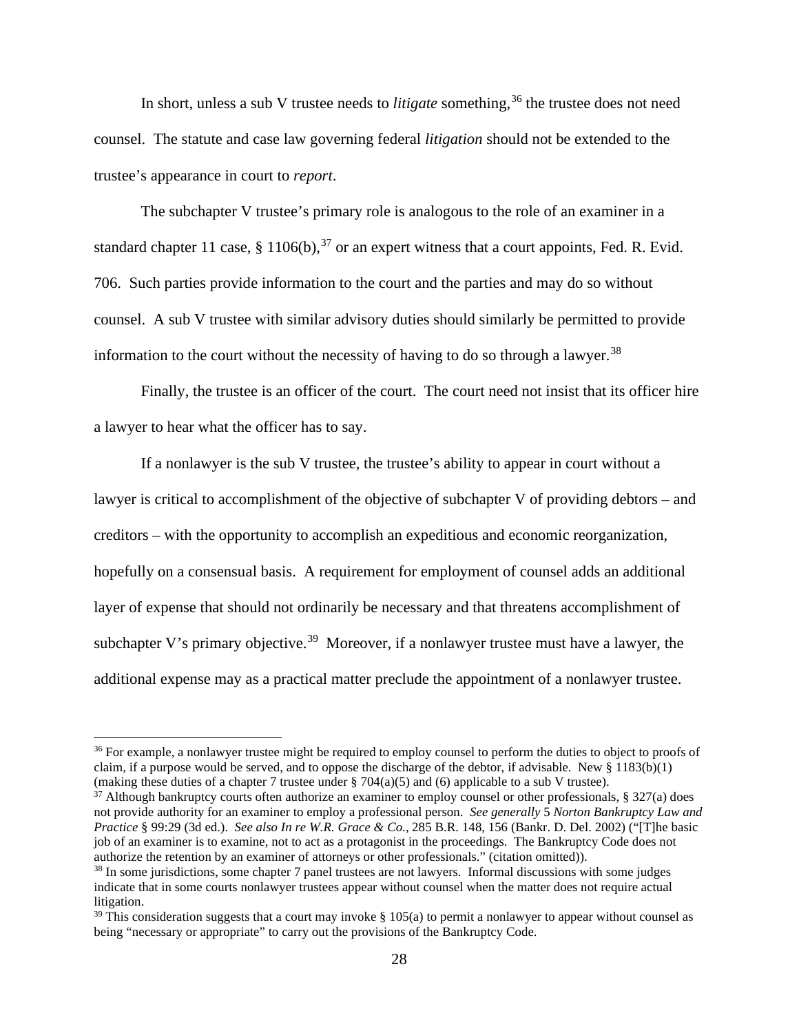In short, unless a sub V trustee needs to *litigate* something,[36] the trustee does not need counsel. The statute and case law governing federal *litigation* should not be extended to the trustee's appearance in court to *report*.

The subchapter V trustee's primary role is analogous to the role of an examiner in a standard chapter 11 case, § 1106(b),[37] or an expert witness that a court appoints, Fed. R. Evid. 706. Such parties provide information to the court and the parties and may do so without counsel. A sub V trustee with similar advisory duties should similarly be permitted to provide information to the court without the necessity of having to do so through a lawyer.[38]

Finally, the trustee is an officer of the court. The court need not insist that its officer hire a lawyer to hear what the officer has to say.

If a nonlawyer is the sub V trustee, the trustee's ability to appear in court without a lawyer is critical to accomplishment of the objective of subchapter V of providing debtors – and creditors – with the opportunity to accomplish an expeditious and economic reorganization, hopefully on a consensual basis. A requirement for employment of counsel adds an additional layer of expense that should not ordinarily be necessary and that threatens accomplishment of subchapter V's primary objective.[39] Moreover, if a nonlawyer trustee must have a lawyer, the additional expense may as a practical matter preclude the appointment of a nonlawyer trustee.

---

[36] For example, a nonlawyer trustee might be required to employ counsel to perform the duties to object to proofs of claim, if a purpose would be served, and to oppose the discharge of the debtor, if advisable. New § 1183(b)(1) (making these duties of a chapter 7 trustee under § 704(a)(5) and (6) applicable to a sub V trustee).

[37] Although bankruptcy courts often authorize an examiner to employ counsel or other professionals, § 327(a) does not provide authority for an examiner to employ a professional person. *See generally* 5 *Norton Bankruptcy Law and Practice* § 99:29 (3d ed.). *See also In re W.R. Grace & Co.*, 285 B.R. 148, 156 (Bankr. D. Del. 2002) ("[T]he basic job of an examiner is to examine, not to act as a protagonist in the proceedings. The Bankruptcy Code does not authorize the retention by an examiner of attorneys or other professionals." (citation omitted)).

[38] In some jurisdictions, some chapter 7 panel trustees are not lawyers. Informal discussions with some judges indicate that in some courts nonlawyer trustees appear without counsel when the matter does not require actual litigation.

[39] This consideration suggests that a court may invoke § 105(a) to permit a nonlawyer to appear without counsel as being "necessary or appropriate" to carry out the provisions of the Bankruptcy Code.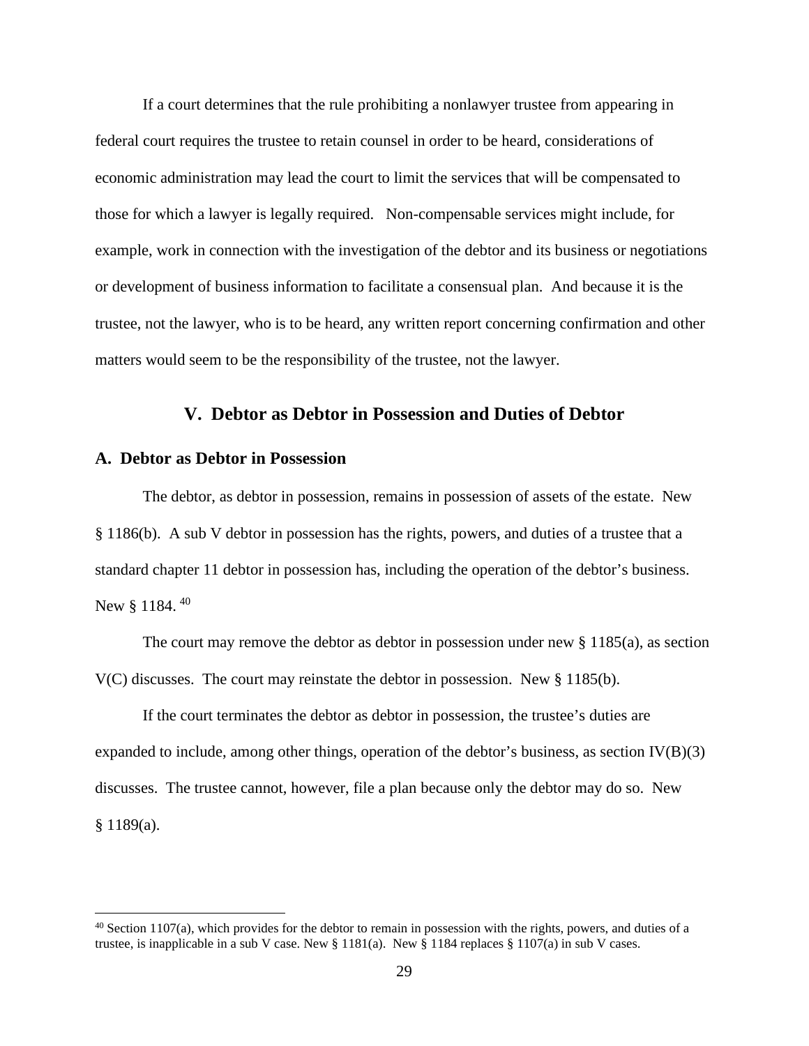If a court determines that the rule prohibiting a nonlawyer trustee from appearing in federal court requires the trustee to retain counsel in order to be heard, considerations of economic administration may lead the court to limit the services that will be compensated to those for which a lawyer is legally required. Non-compensable services might include, for example, work in connection with the investigation of the debtor and its business or negotiations or development of business information to facilitate a consensual plan. And because it is the trustee, not the lawyer, who is to be heard, any written report concerning confirmation and other matters would seem to be the responsibility of the trustee, not the lawyer.

## V. Debtor as Debtor in Possession and Duties of Debtor

### A. Debtor as Debtor in Possession

The debtor, as debtor in possession, remains in possession of assets of the estate. New § 1186(b). A sub V debtor in possession has the rights, powers, and duties of a trustee that a standard chapter 11 debtor in possession has, including the operation of the debtor's business. New § 1184. [40]

The court may remove the debtor as debtor in possession under new § 1185(a), as section V(C) discusses. The court may reinstate the debtor in possession. New § 1185(b).

If the court terminates the debtor as debtor in possession, the trustee's duties are expanded to include, among other things, operation of the debtor's business, as section IV(B)(3) discusses. The trustee cannot, however, file a plan because only the debtor may do so. New § 1189(a).

---

[40] Section 1107(a), which provides for the debtor to remain in possession with the rights, powers, and duties of a trustee, is inapplicable in a sub V case. New § 1181(a). New § 1184 replaces § 1107(a) in sub V cases.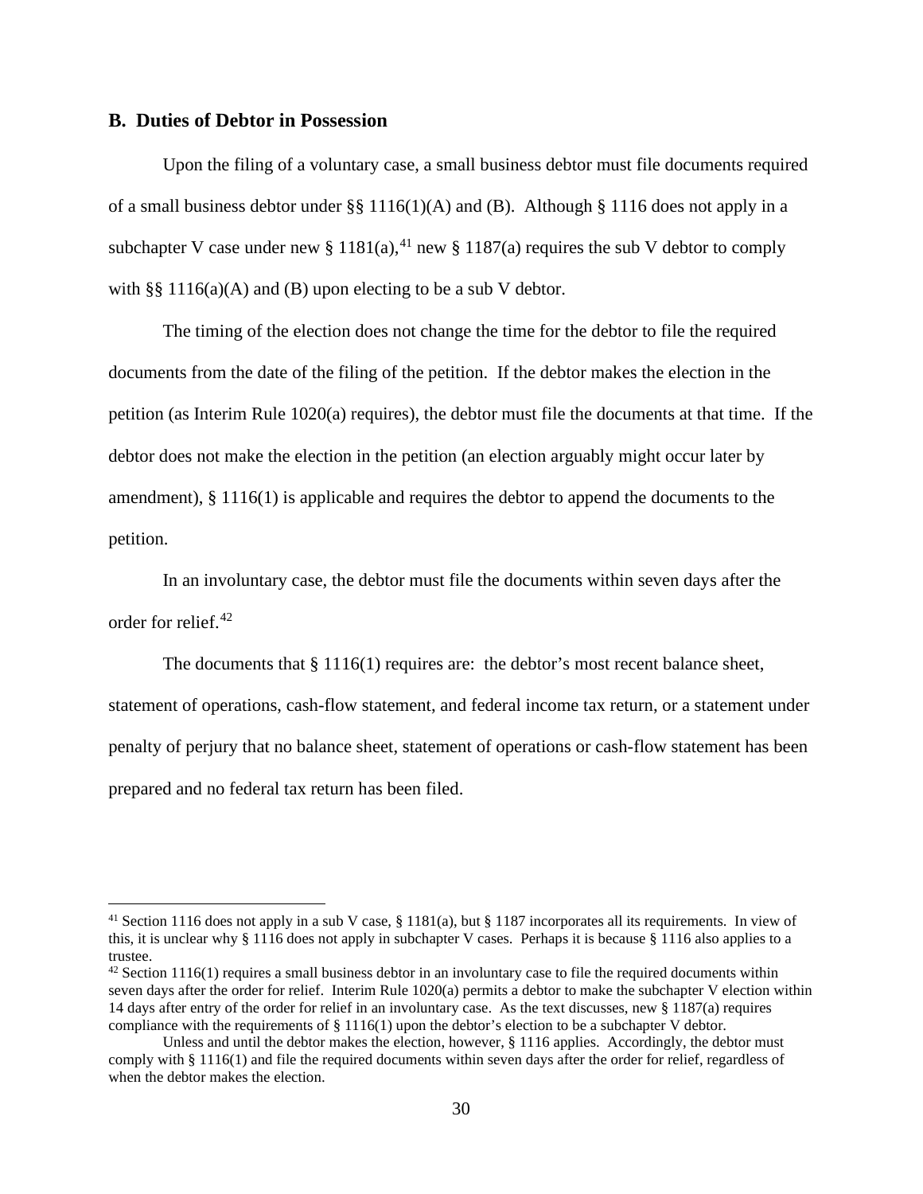## B. Duties of Debtor in Possession

Upon the filing of a voluntary case, a small business debtor must file documents required of a small business debtor under §§ 1116(1)(A) and (B). Although § 1116 does not apply in a subchapter V case under new § 1181(a),[41] new § 1187(a) requires the sub V debtor to comply with §§ 1116(a)(A) and (B) upon electing to be a sub V debtor.

The timing of the election does not change the time for the debtor to file the required documents from the date of the filing of the petition. If the debtor makes the election in the petition (as Interim Rule 1020(a) requires), the debtor must file the documents at that time. If the debtor does not make the election in the petition (an election arguably might occur later by amendment), § 1116(1) is applicable and requires the debtor to append the documents to the petition.

In an involuntary case, the debtor must file the documents within seven days after the order for relief.[42]

The documents that § 1116(1) requires are: the debtor's most recent balance sheet, statement of operations, cash-flow statement, and federal income tax return, or a statement under penalty of perjury that no balance sheet, statement of operations or cash-flow statement has been prepared and no federal tax return has been filed.

---

[41] Section 1116 does not apply in a sub V case, § 1181(a), but § 1187 incorporates all its requirements. In view of this, it is unclear why § 1116 does not apply in subchapter V cases. Perhaps it is because § 1116 also applies to a trustee.

[42] Section 1116(1) requires a small business debtor in an involuntary case to file the required documents within seven days after the order for relief. Interim Rule 1020(a) permits a debtor to make the subchapter V election within 14 days after entry of the order for relief in an involuntary case. As the text discusses, new § 1187(a) requires compliance with the requirements of § 1116(1) upon the debtor's election to be a subchapter V debtor.

Unless and until the debtor makes the election, however, § 1116 applies. Accordingly, the debtor must comply with § 1116(1) and file the required documents within seven days after the order for relief, regardless of when the debtor makes the election.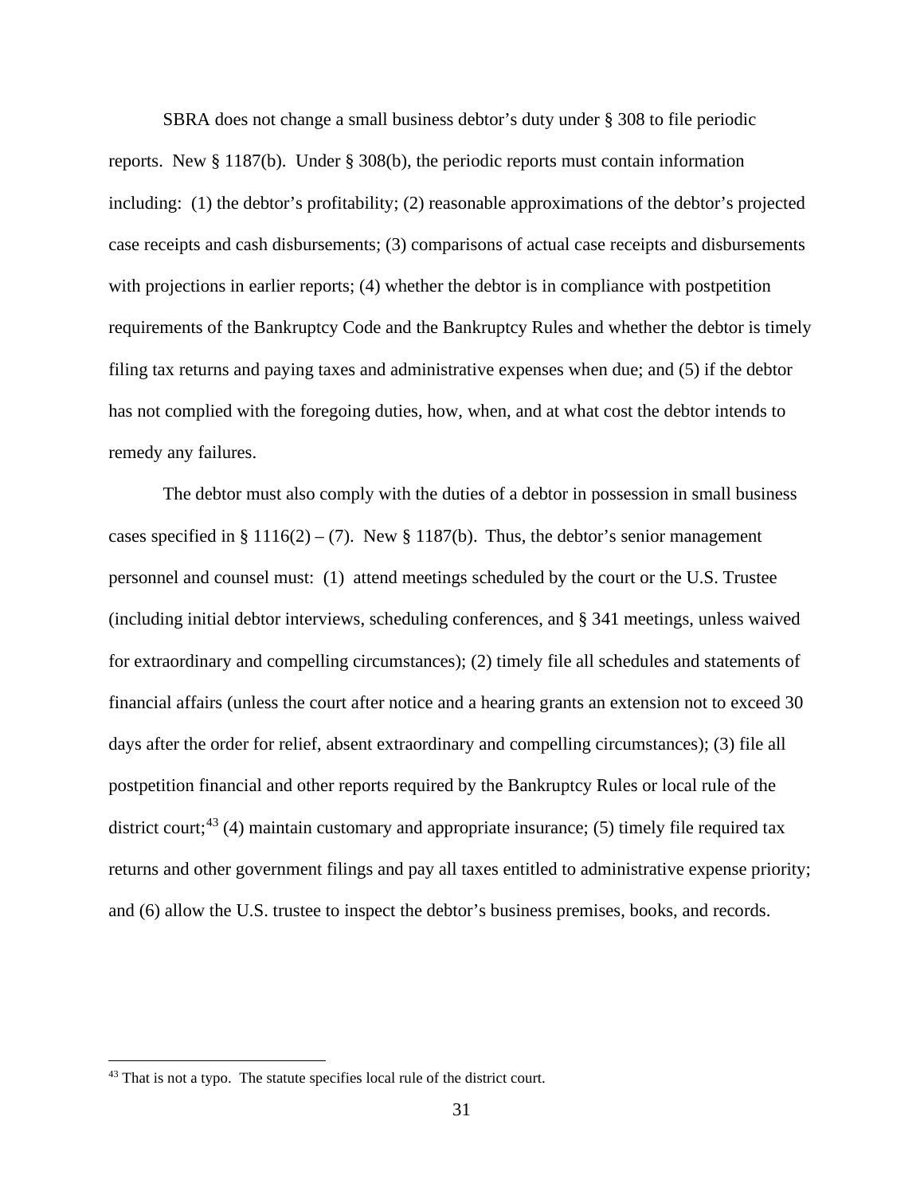SBRA does not change a small business debtor's duty under § 308 to file periodic reports. New § 1187(b). Under § 308(b), the periodic reports must contain information including: (1) the debtor's profitability; (2) reasonable approximations of the debtor's projected case receipts and cash disbursements; (3) comparisons of actual case receipts and disbursements with projections in earlier reports; (4) whether the debtor is in compliance with postpetition requirements of the Bankruptcy Code and the Bankruptcy Rules and whether the debtor is timely filing tax returns and paying taxes and administrative expenses when due; and (5) if the debtor has not complied with the foregoing duties, how, when, and at what cost the debtor intends to remedy any failures.

The debtor must also comply with the duties of a debtor in possession in small business cases specified in § 1116(2) – (7). New § 1187(b). Thus, the debtor's senior management personnel and counsel must: (1) attend meetings scheduled by the court or the U.S. Trustee (including initial debtor interviews, scheduling conferences, and § 341 meetings, unless waived for extraordinary and compelling circumstances); (2) timely file all schedules and statements of financial affairs (unless the court after notice and a hearing grants an extension not to exceed 30 days after the order for relief, absent extraordinary and compelling circumstances); (3) file all postpetition financial and other reports required by the Bankruptcy Rules or local rule of the district court;[43] (4) maintain customary and appropriate insurance; (5) timely file required tax returns and other government filings and pay all taxes entitled to administrative expense priority; and (6) allow the U.S. trustee to inspect the debtor's business premises, books, and records.

---

[43] That is not a typo. The statute specifies local rule of the district court.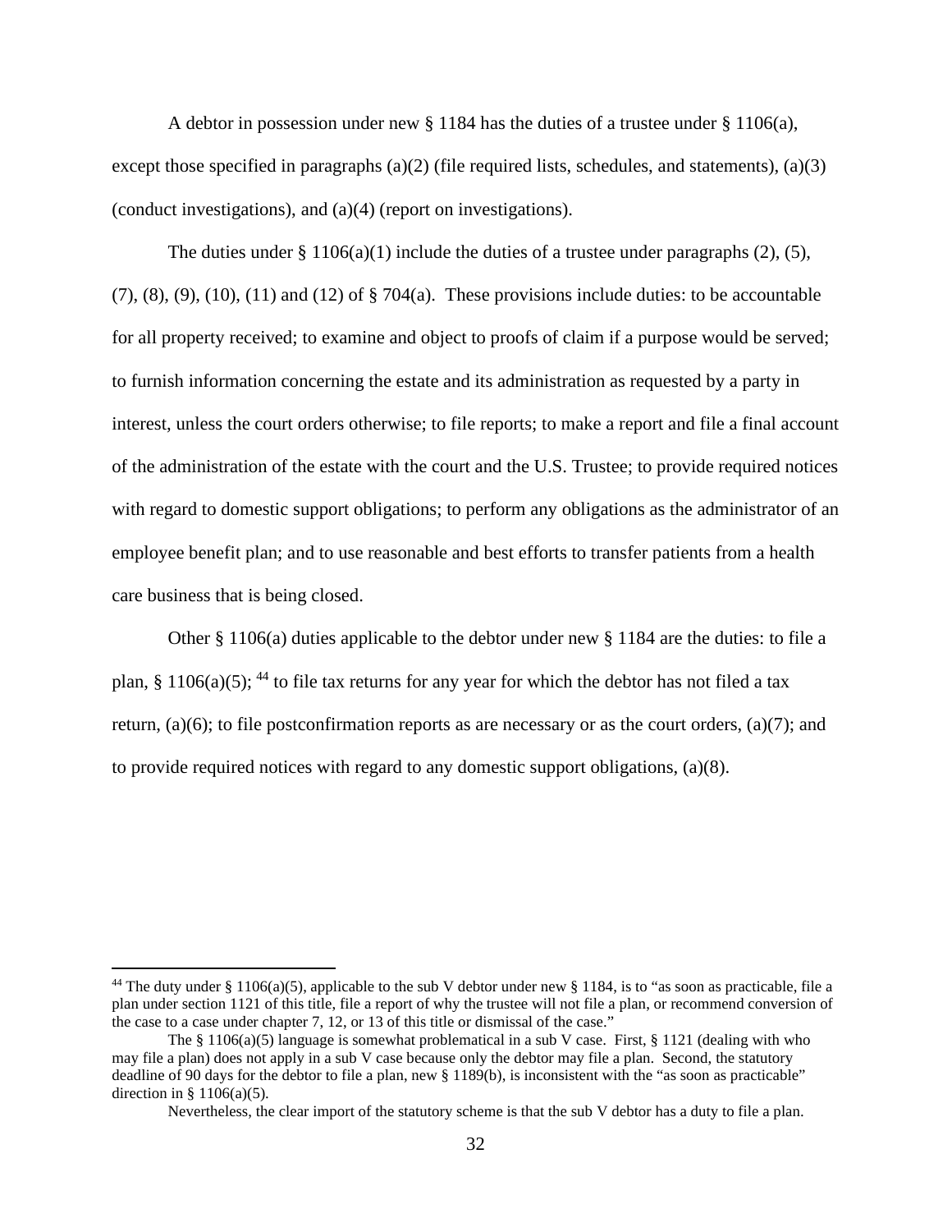A debtor in possession under new § 1184 has the duties of a trustee under § 1106(a), except those specified in paragraphs (a)(2) (file required lists, schedules, and statements), (a)(3) (conduct investigations), and (a)(4) (report on investigations).

The duties under § 1106(a)(1) include the duties of a trustee under paragraphs (2), (5), (7), (8), (9), (10), (11) and (12) of § 704(a). These provisions include duties: to be accountable for all property received; to examine and object to proofs of claim if a purpose would be served; to furnish information concerning the estate and its administration as requested by a party in interest, unless the court orders otherwise; to file reports; to make a report and file a final account of the administration of the estate with the court and the U.S. Trustee; to provide required notices with regard to domestic support obligations; to perform any obligations as the administrator of an employee benefit plan; and to use reasonable and best efforts to transfer patients from a health care business that is being closed.

Other § 1106(a) duties applicable to the debtor under new § 1184 are the duties: to file a plan, § 1106(a)(5); [44] to file tax returns for any year for which the debtor has not filed a tax return, (a)(6); to file postconfirmation reports as are necessary or as the court orders, (a)(7); and to provide required notices with regard to any domestic support obligations, (a)(8).

---

[44] The duty under § 1106(a)(5), applicable to the sub V debtor under new § 1184, is to "as soon as practicable, file a plan under section 1121 of this title, file a report of why the trustee will not file a plan, or recommend conversion of the case to a case under chapter 7, 12, or 13 of this title or dismissal of the case."

The § 1106(a)(5) language is somewhat problematical in a sub V case. First, § 1121 (dealing with who may file a plan) does not apply in a sub V case because only the debtor may file a plan. Second, the statutory deadline of 90 days for the debtor to file a plan, new § 1189(b), is inconsistent with the "as soon as practicable" direction in § 1106(a)(5).

Nevertheless, the clear import of the statutory scheme is that the sub V debtor has a duty to file a plan.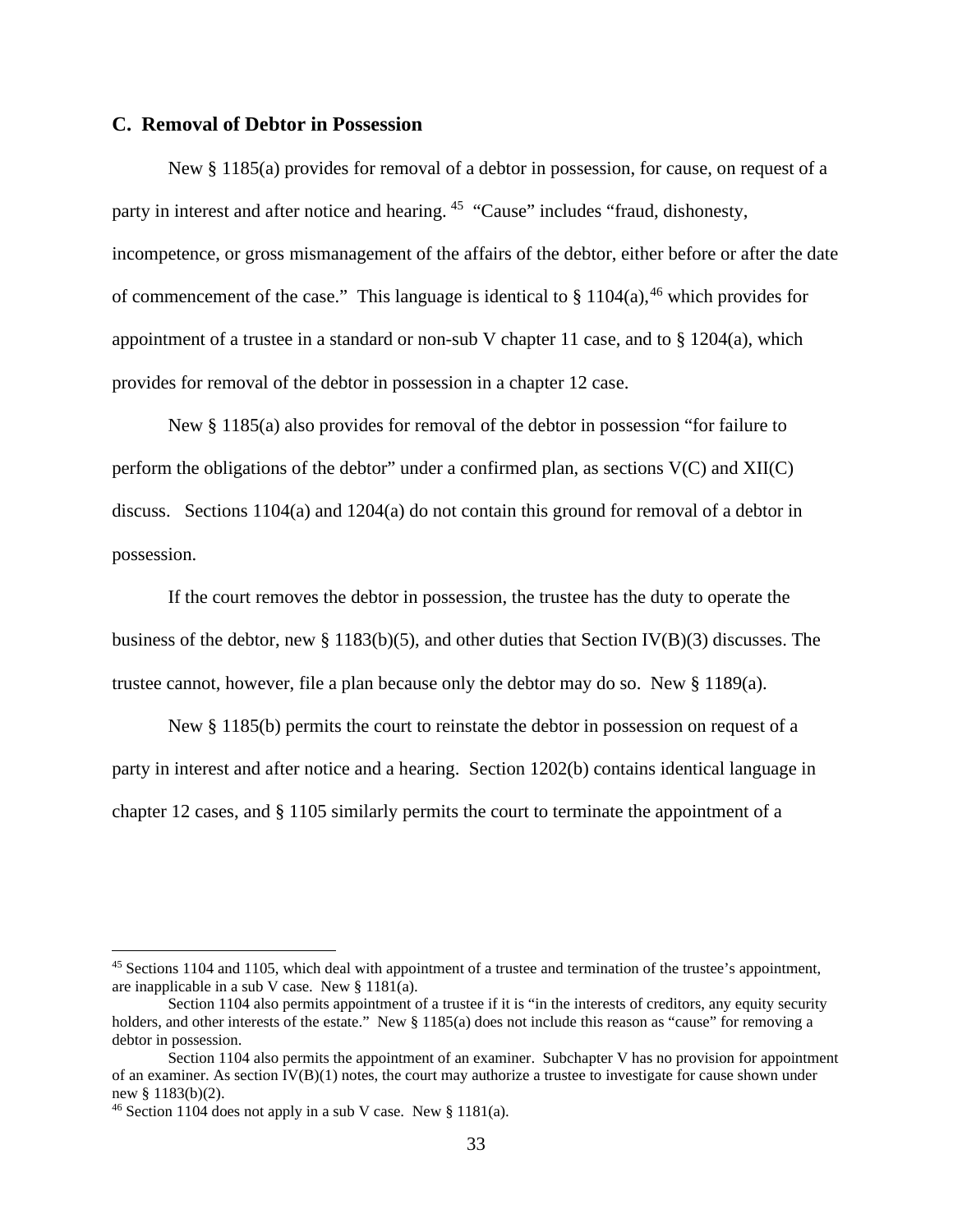### C. Removal of Debtor in Possession

New § 1185(a) provides for removal of a debtor in possession, for cause, on request of a party in interest and after notice and hearing. [45] "Cause" includes "fraud, dishonesty, incompetence, or gross mismanagement of the affairs of the debtor, either before or after the date of commencement of the case." This language is identical to § 1104(a),[46] which provides for appointment of a trustee in a standard or non-sub V chapter 11 case, and to § 1204(a), which provides for removal of the debtor in possession in a chapter 12 case.

New § 1185(a) also provides for removal of the debtor in possession "for failure to perform the obligations of the debtor" under a confirmed plan, as sections V(C) and XII(C) discuss. Sections 1104(a) and 1204(a) do not contain this ground for removal of a debtor in possession.

If the court removes the debtor in possession, the trustee has the duty to operate the business of the debtor, new § 1183(b)(5), and other duties that Section IV(B)(3) discusses. The trustee cannot, however, file a plan because only the debtor may do so. New § 1189(a).

New § 1185(b) permits the court to reinstate the debtor in possession on request of a party in interest and after notice and a hearing. Section 1202(b) contains identical language in chapter 12 cases, and § 1105 similarly permits the court to terminate the appointment of a

---

[45] Sections 1104 and 1105, which deal with appointment of a trustee and termination of the trustee's appointment, are inapplicable in a sub V case. New § 1181(a).

Section 1104 also permits appointment of a trustee if it is "in the interests of creditors, any equity security holders, and other interests of the estate." New § 1185(a) does not include this reason as "cause" for removing a debtor in possession.

Section 1104 also permits the appointment of an examiner. Subchapter V has no provision for appointment of an examiner. As section IV(B)(1) notes, the court may authorize a trustee to investigate for cause shown under new § 1183(b)(2).

[46] Section 1104 does not apply in a sub V case. New § 1181(a).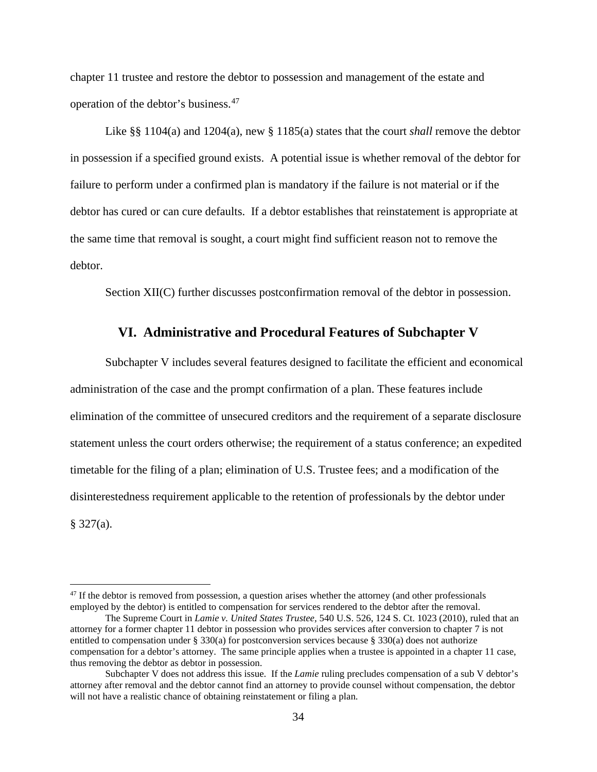chapter 11 trustee and restore the debtor to possession and management of the estate and operation of the debtor's business.[47]

Like §§ 1104(a) and 1204(a), new § 1185(a) states that the court *shall* remove the debtor in possession if a specified ground exists. A potential issue is whether removal of the debtor for failure to perform under a confirmed plan is mandatory if the failure is not material or if the debtor has cured or can cure defaults. If a debtor establishes that reinstatement is appropriate at the same time that removal is sought, a court might find sufficient reason not to remove the debtor.

Section XII(C) further discusses postconfirmation removal of the debtor in possession.

## VI. Administrative and Procedural Features of Subchapter V

Subchapter V includes several features designed to facilitate the efficient and economical administration of the case and the prompt confirmation of a plan. These features include elimination of the committee of unsecured creditors and the requirement of a separate disclosure statement unless the court orders otherwise; the requirement of a status conference; an expedited timetable for the filing of a plan; elimination of U.S. Trustee fees; and a modification of the disinterestedness requirement applicable to the retention of professionals by the debtor under § 327(a).

---

[47] If the debtor is removed from possession, a question arises whether the attorney (and other professionals employed by the debtor) is entitled to compensation for services rendered to the debtor after the removal.

The Supreme Court in *Lamie v. United States Trustee*, 540 U.S. 526, 124 S. Ct. 1023 (2010), ruled that an attorney for a former chapter 11 debtor in possession who provides services after conversion to chapter 7 is not entitled to compensation under § 330(a) for postconversion services because § 330(a) does not authorize compensation for a debtor's attorney. The same principle applies when a trustee is appointed in a chapter 11 case, thus removing the debtor as debtor in possession.

Subchapter V does not address this issue. If the *Lamie* ruling precludes compensation of a sub V debtor's attorney after removal and the debtor cannot find an attorney to provide counsel without compensation, the debtor will not have a realistic chance of obtaining reinstatement or filing a plan.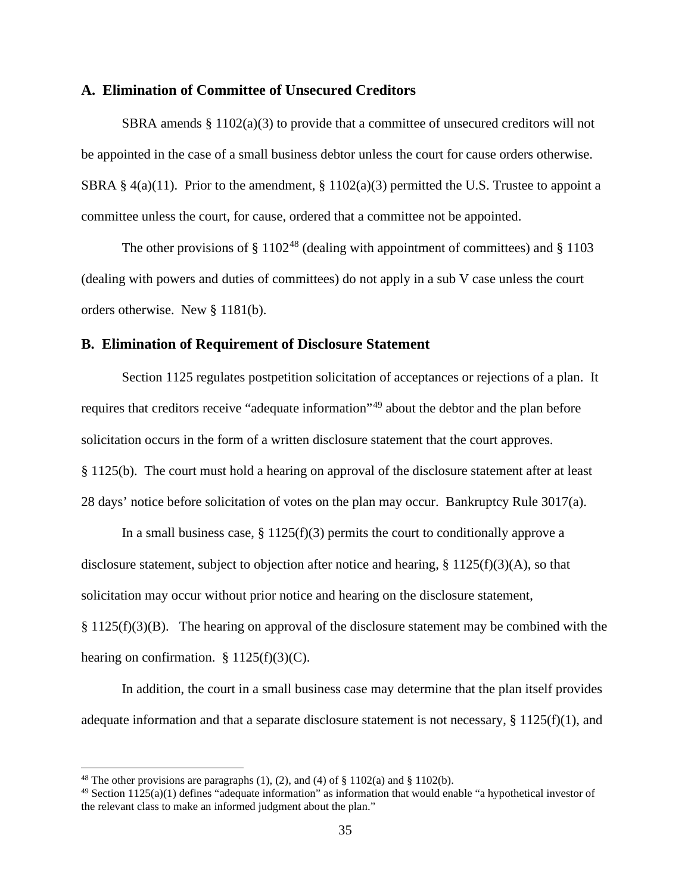## A. Elimination of Committee of Unsecured Creditors

SBRA amends § 1102(a)(3) to provide that a committee of unsecured creditors will not be appointed in the case of a small business debtor unless the court for cause orders otherwise. SBRA § 4(a)(11). Prior to the amendment, § 1102(a)(3) permitted the U.S. Trustee to appoint a committee unless the court, for cause, ordered that a committee not be appointed.

The other provisions of § 1102[48] (dealing with appointment of committees) and § 1103 (dealing with powers and duties of committees) do not apply in a sub V case unless the court orders otherwise. New § 1181(b).

## B. Elimination of Requirement of Disclosure Statement

Section 1125 regulates postpetition solicitation of acceptances or rejections of a plan. It requires that creditors receive "adequate information"[49] about the debtor and the plan before solicitation occurs in the form of a written disclosure statement that the court approves. § 1125(b). The court must hold a hearing on approval of the disclosure statement after at least 28 days' notice before solicitation of votes on the plan may occur. Bankruptcy Rule 3017(a).

In a small business case, § 1125(f)(3) permits the court to conditionally approve a disclosure statement, subject to objection after notice and hearing, § 1125(f)(3)(A), so that solicitation may occur without prior notice and hearing on the disclosure statement, § 1125(f)(3)(B). The hearing on approval of the disclosure statement may be combined with the hearing on confirmation. § 1125(f)(3)(C).

In addition, the court in a small business case may determine that the plan itself provides adequate information and that a separate disclosure statement is not necessary, § 1125(f)(1), and

---

[48] The other provisions are paragraphs (1), (2), and (4) of § 1102(a) and § 1102(b).

[49] Section 1125(a)(1) defines "adequate information" as information that would enable "a hypothetical investor of the relevant class to make an informed judgment about the plan."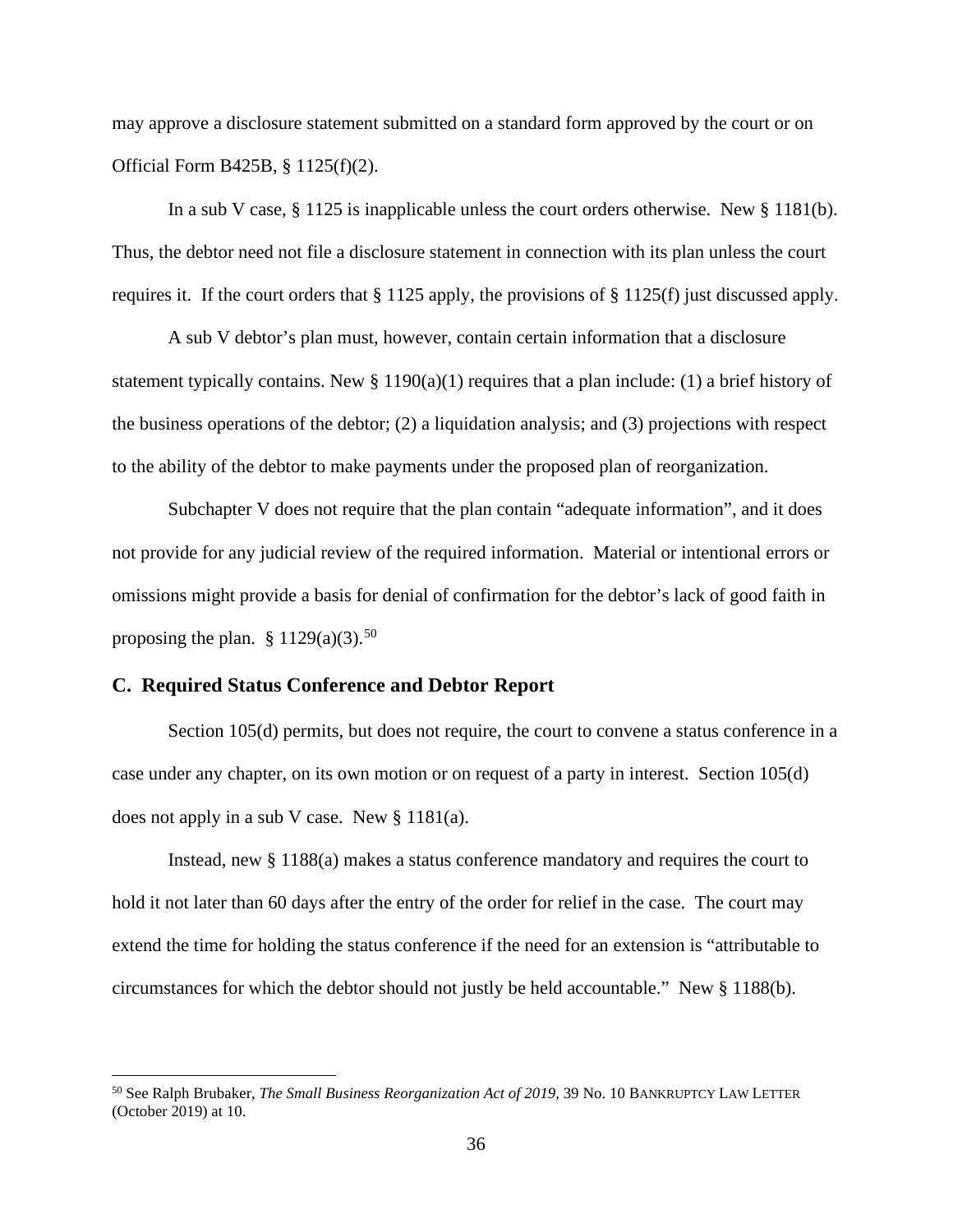may approve a disclosure statement submitted on a standard form approved by the court or on Official Form B425B, § 1125(f)(2).

In a sub V case, § 1125 is inapplicable unless the court orders otherwise. New § 1181(b). Thus, the debtor need not file a disclosure statement in connection with its plan unless the court requires it. If the court orders that § 1125 apply, the provisions of § 1125(f) just discussed apply.

A sub V debtor's plan must, however, contain certain information that a disclosure statement typically contains. New § 1190(a)(1) requires that a plan include: (1) a brief history of the business operations of the debtor; (2) a liquidation analysis; and (3) projections with respect to the ability of the debtor to make payments under the proposed plan of reorganization.

Subchapter V does not require that the plan contain "adequate information", and it does not provide for any judicial review of the required information. Material or intentional errors or omissions might provide a basis for denial of confirmation for the debtor's lack of good faith in proposing the plan. § 1129(a)(3).[50]

### C. Required Status Conference and Debtor Report

Section 105(d) permits, but does not require, the court to convene a status conference in a case under any chapter, on its own motion or on request of a party in interest. Section 105(d) does not apply in a sub V case. New § 1181(a).

Instead, new § 1188(a) makes a status conference mandatory and requires the court to hold it not later than 60 days after the entry of the order for relief in the case. The court may extend the time for holding the status conference if the need for an extension is "attributable to circumstances for which the debtor should not justly be held accountable." New § 1188(b).

---

[50] See Ralph Brubaker, *The Small Business Reorganization Act of 2019*, 39 No. 10 BANKRUPTCY LAW LETTER (October 2019) at 10.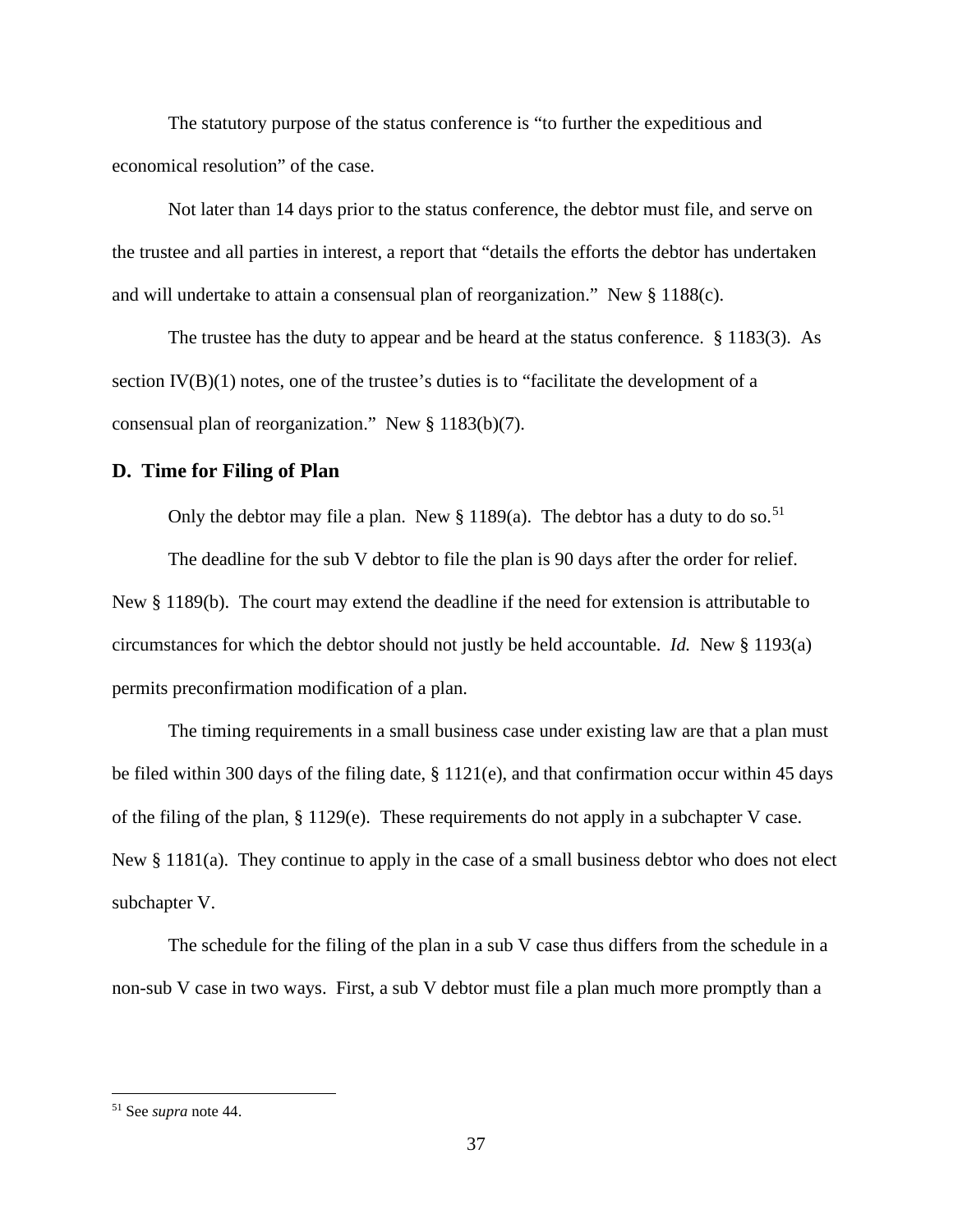The statutory purpose of the status conference is "to further the expeditious and economical resolution" of the case.

Not later than 14 days prior to the status conference, the debtor must file, and serve on the trustee and all parties in interest, a report that "details the efforts the debtor has undertaken and will undertake to attain a consensual plan of reorganization." New § 1188(c).

The trustee has the duty to appear and be heard at the status conference. § 1183(3). As section IV(B)(1) notes, one of the trustee's duties is to "facilitate the development of a consensual plan of reorganization." New § 1183(b)(7).

### D. Time for Filing of Plan

Only the debtor may file a plan. New § 1189(a). The debtor has a duty to do so.[51]

The deadline for the sub V debtor to file the plan is 90 days after the order for relief. New § 1189(b). The court may extend the deadline if the need for extension is attributable to circumstances for which the debtor should not justly be held accountable. *Id.* New § 1193(a) permits preconfirmation modification of a plan.

The timing requirements in a small business case under existing law are that a plan must be filed within 300 days of the filing date, § 1121(e), and that confirmation occur within 45 days of the filing of the plan, § 1129(e). These requirements do not apply in a subchapter V case. New § 1181(a). They continue to apply in the case of a small business debtor who does not elect subchapter V.

The schedule for the filing of the plan in a sub V case thus differs from the schedule in a non-sub V case in two ways. First, a sub V debtor must file a plan much more promptly than a

---

[51] See *supra* note 44.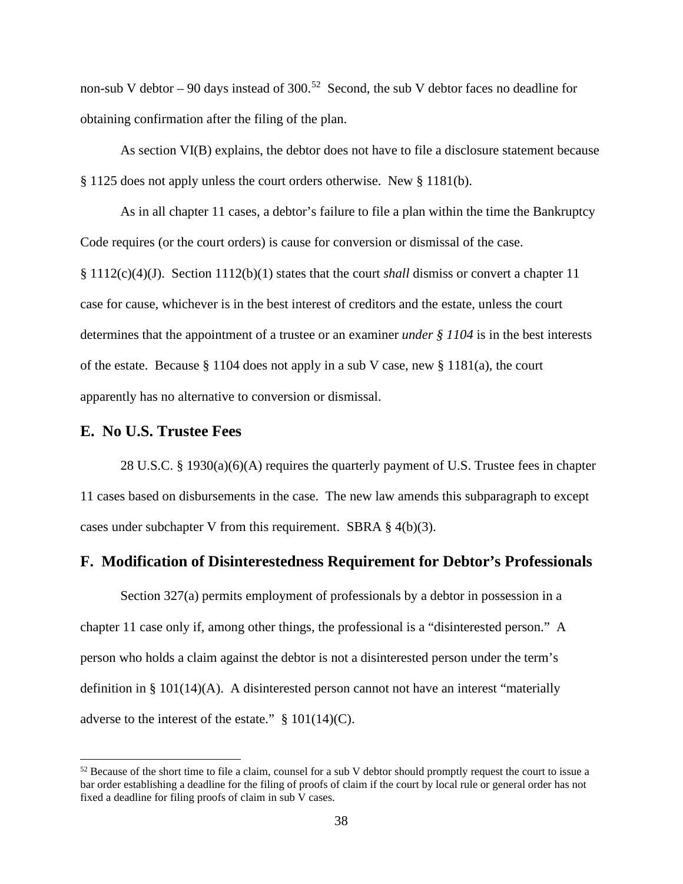non-sub V debtor – 90 days instead of 300.[52] Second, the sub V debtor faces no deadline for obtaining confirmation after the filing of the plan.

As section VI(B) explains, the debtor does not have to file a disclosure statement because § 1125 does not apply unless the court orders otherwise. New § 1181(b).

As in all chapter 11 cases, a debtor's failure to file a plan within the time the Bankruptcy Code requires (or the court orders) is cause for conversion or dismissal of the case. § 1112(c)(4)(J). Section 1112(b)(1) states that the court *shall* dismiss or convert a chapter 11 case for cause, whichever is in the best interest of creditors and the estate, unless the court determines that the appointment of a trustee or an examiner *under § 1104* is in the best interests of the estate. Because § 1104 does not apply in a sub V case, new § 1181(a), the court apparently has no alternative to conversion or dismissal.

## E. No U.S. Trustee Fees

28 U.S.C. § 1930(a)(6)(A) requires the quarterly payment of U.S. Trustee fees in chapter 11 cases based on disbursements in the case. The new law amends this subparagraph to except cases under subchapter V from this requirement. SBRA § 4(b)(3).

## F. Modification of Disinterestedness Requirement for Debtor's Professionals

Section 327(a) permits employment of professionals by a debtor in possession in a chapter 11 case only if, among other things, the professional is a "disinterested person." A person who holds a claim against the debtor is not a disinterested person under the term's definition in § 101(14)(A). A disinterested person cannot not have an interest "materially adverse to the interest of the estate." § 101(14)(C).

---

[52] Because of the short time to file a claim, counsel for a sub V debtor should promptly request the court to issue a bar order establishing a deadline for the filing of proofs of claim if the court by local rule or general order has not fixed a deadline for filing proofs of claim in sub V cases.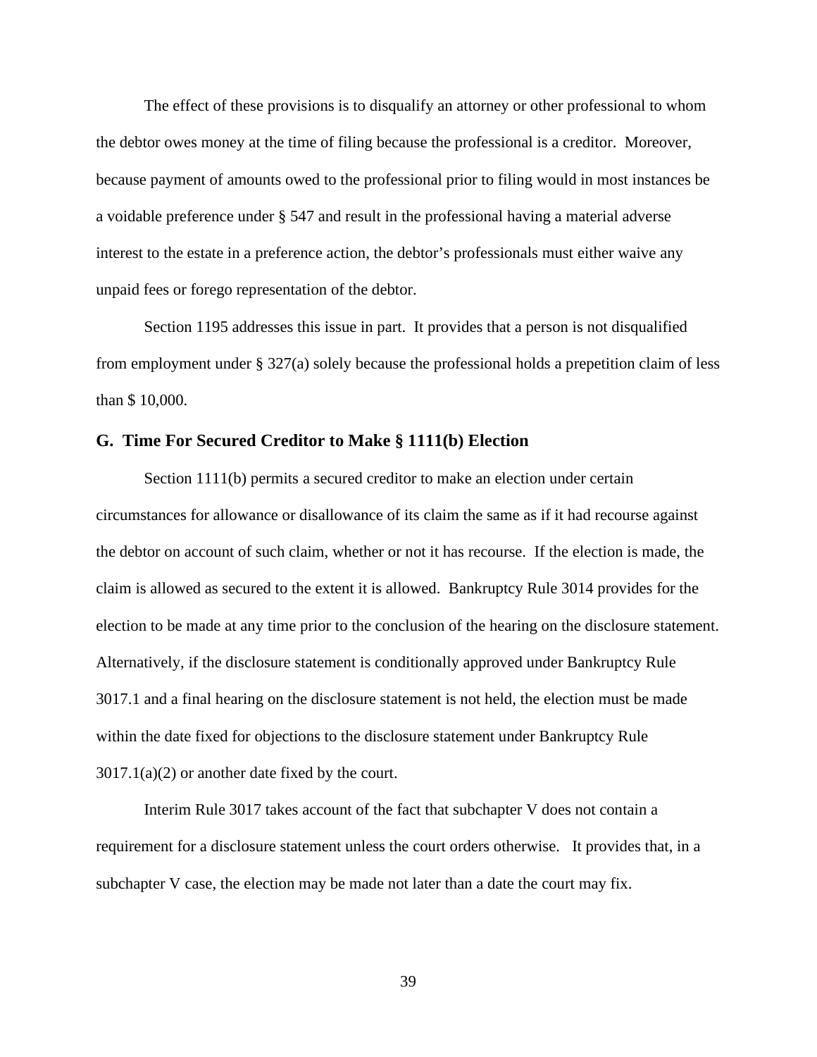The effect of these provisions is to disqualify an attorney or other professional to whom the debtor owes money at the time of filing because the professional is a creditor. Moreover, because payment of amounts owed to the professional prior to filing would in most instances be a voidable preference under § 547 and result in the professional having a material adverse interest to the estate in a preference action, the debtor's professionals must either waive any unpaid fees or forego representation of the debtor.

Section 1195 addresses this issue in part. It provides that a person is not disqualified from employment under § 327(a) solely because the professional holds a prepetition claim of less than $ 10,000.

### G. Time For Secured Creditor to Make § 1111(b) Election

Section 1111(b) permits a secured creditor to make an election under certain circumstances for allowance or disallowance of its claim the same as if it had recourse against the debtor on account of such claim, whether or not it has recourse. If the election is made, the claim is allowed as secured to the extent it is allowed. Bankruptcy Rule 3014 provides for the election to be made at any time prior to the conclusion of the hearing on the disclosure statement. Alternatively, if the disclosure statement is conditionally approved under Bankruptcy Rule 3017.1 and a final hearing on the disclosure statement is not held, the election must be made within the date fixed for objections to the disclosure statement under Bankruptcy Rule 3017.1(a)(2) or another date fixed by the court.

Interim Rule 3017 takes account of the fact that subchapter V does not contain a requirement for a disclosure statement unless the court orders otherwise. It provides that, in a subchapter V case, the election may be made not later than a date the court may fix.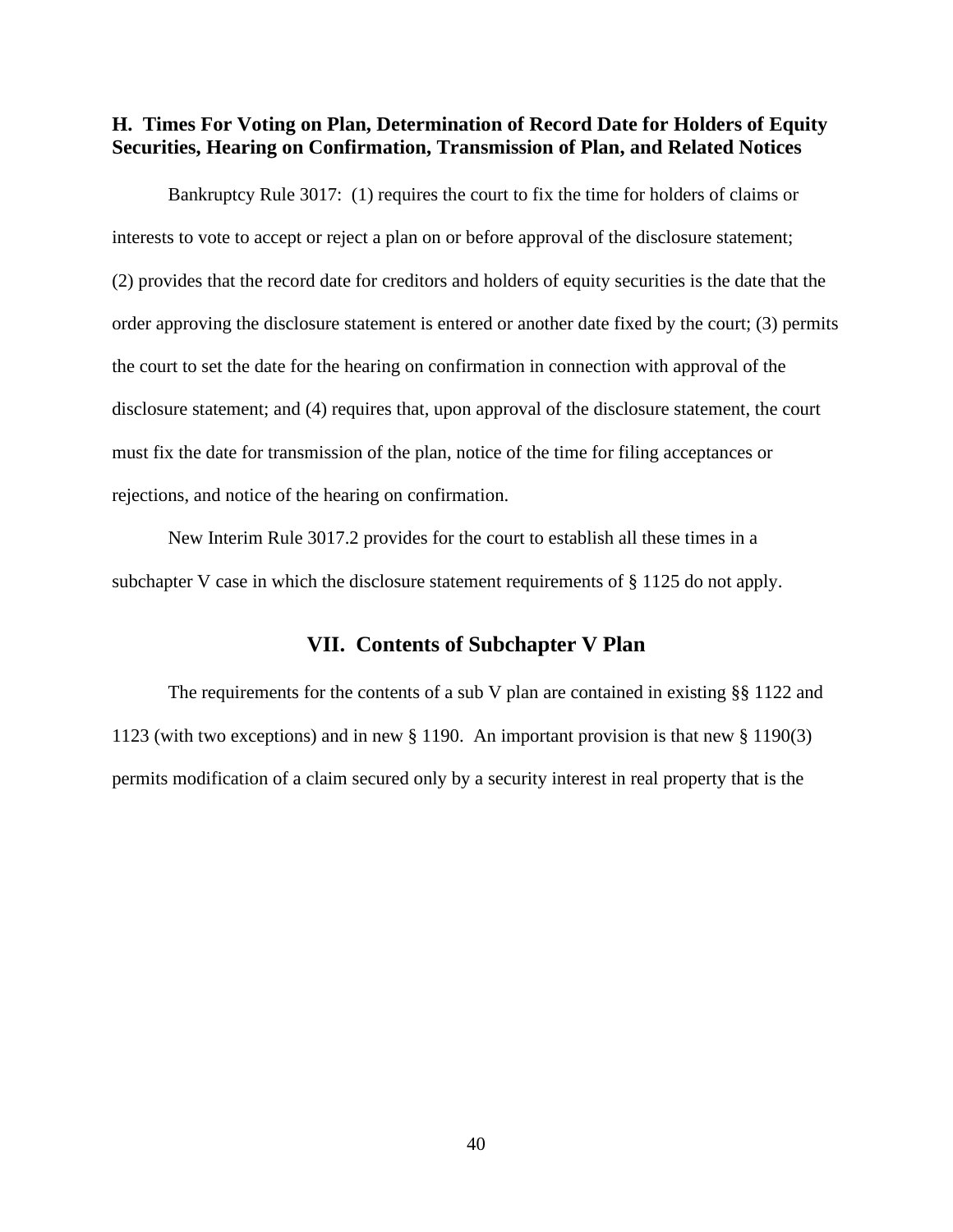### H. Times For Voting on Plan, Determination of Record Date for Holders of Equity Securities, Hearing on Confirmation, Transmission of Plan, and Related Notices

Bankruptcy Rule 3017: (1) requires the court to fix the time for holders of claims or interests to vote to accept or reject a plan on or before approval of the disclosure statement; (2) provides that the record date for creditors and holders of equity securities is the date that the order approving the disclosure statement is entered or another date fixed by the court; (3) permits the court to set the date for the hearing on confirmation in connection with approval of the disclosure statement; and (4) requires that, upon approval of the disclosure statement, the court must fix the date for transmission of the plan, notice of the time for filing acceptances or rejections, and notice of the hearing on confirmation.

New Interim Rule 3017.2 provides for the court to establish all these times in a subchapter V case in which the disclosure statement requirements of § 1125 do not apply.

## VII. Contents of Subchapter V Plan

The requirements for the contents of a sub V plan are contained in existing §§ 1122 and 1123 (with two exceptions) and in new § 1190. An important provision is that new § 1190(3) permits modification of a claim secured only by a security interest in real property that is the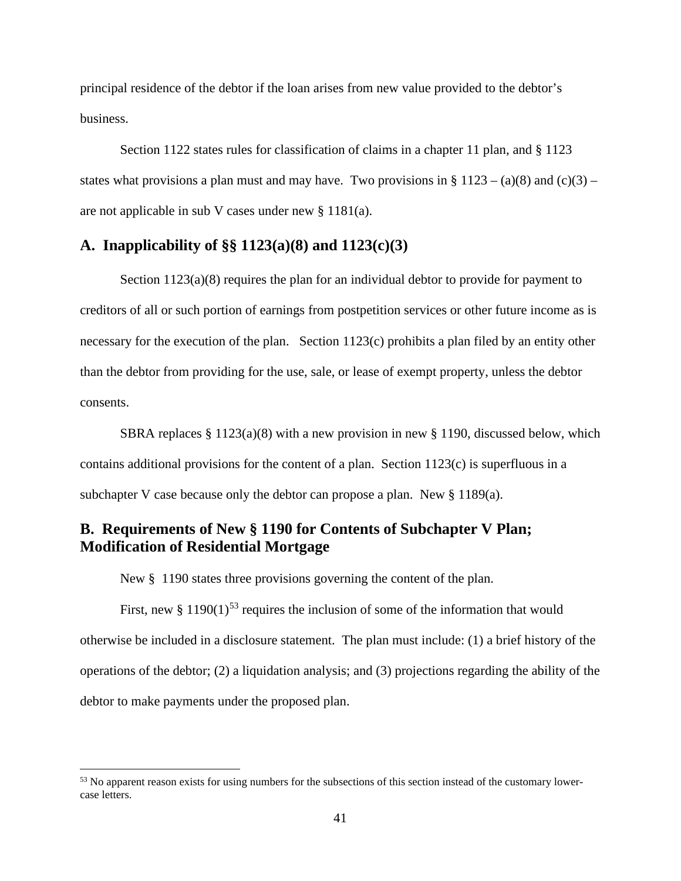principal residence of the debtor if the loan arises from new value provided to the debtor's business.

Section 1122 states rules for classification of claims in a chapter 11 plan, and § 1123 states what provisions a plan must and may have. Two provisions in § 1123 – (a)(8) and (c)(3) – are not applicable in sub V cases under new § 1181(a).

## A. Inapplicability of §§ 1123(a)(8) and 1123(c)(3)

Section 1123(a)(8) requires the plan for an individual debtor to provide for payment to creditors of all or such portion of earnings from postpetition services or other future income as is necessary for the execution of the plan. Section 1123(c) prohibits a plan filed by an entity other than the debtor from providing for the use, sale, or lease of exempt property, unless the debtor consents.

SBRA replaces § 1123(a)(8) with a new provision in new § 1190, discussed below, which contains additional provisions for the content of a plan. Section 1123(c) is superfluous in a subchapter V case because only the debtor can propose a plan. New § 1189(a).

## B. Requirements of New § 1190 for Contents of Subchapter V Plan; Modification of Residential Mortgage

New § 1190 states three provisions governing the content of the plan.

First, new § 1190(1)[53] requires the inclusion of some of the information that would otherwise be included in a disclosure statement. The plan must include: (1) a brief history of the operations of the debtor; (2) a liquidation analysis; and (3) projections regarding the ability of the debtor to make payments under the proposed plan.

[53] No apparent reason exists for using numbers for the subsections of this section instead of the customary lower-case letters.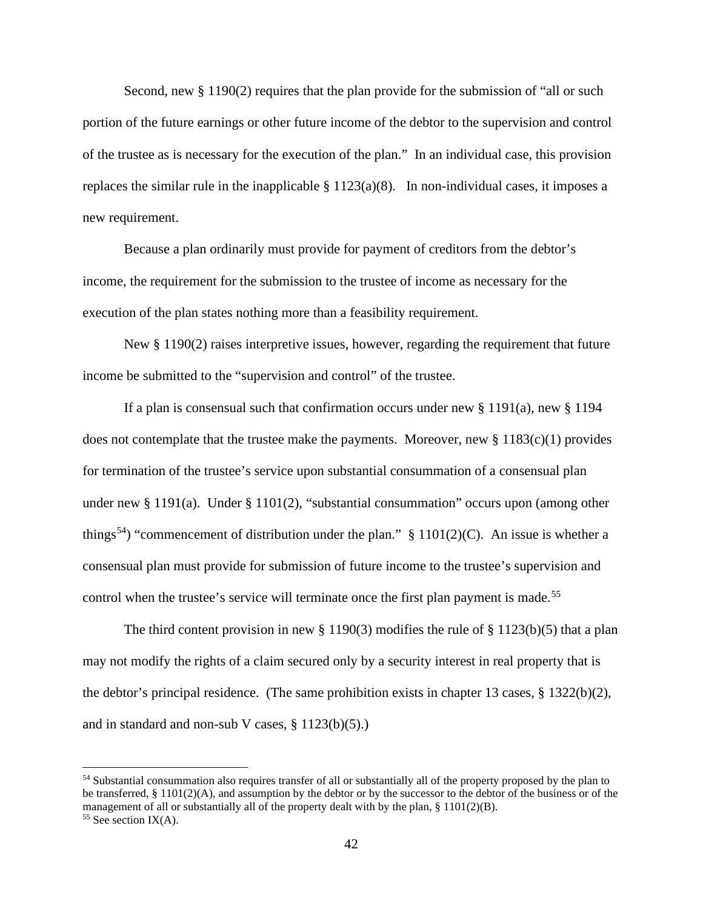Second, new § 1190(2) requires that the plan provide for the submission of "all or such portion of the future earnings or other future income of the debtor to the supervision and control of the trustee as is necessary for the execution of the plan." In an individual case, this provision replaces the similar rule in the inapplicable § 1123(a)(8). In non-individual cases, it imposes a new requirement.

Because a plan ordinarily must provide for payment of creditors from the debtor's income, the requirement for the submission to the trustee of income as necessary for the execution of the plan states nothing more than a feasibility requirement.

New § 1190(2) raises interpretive issues, however, regarding the requirement that future income be submitted to the "supervision and control" of the trustee.

If a plan is consensual such that confirmation occurs under new § 1191(a), new § 1194 does not contemplate that the trustee make the payments. Moreover, new § 1183(c)(1) provides for termination of the trustee's service upon substantial consummation of a consensual plan under new § 1191(a). Under § 1101(2), "substantial consummation" occurs upon (among other things[54]) "commencement of distribution under the plan." § 1101(2)(C). An issue is whether a consensual plan must provide for submission of future income to the trustee's supervision and control when the trustee's service will terminate once the first plan payment is made.[55]

The third content provision in new § 1190(3) modifies the rule of § 1123(b)(5) that a plan may not modify the rights of a claim secured only by a security interest in real property that is the debtor's principal residence. (The same prohibition exists in chapter 13 cases, § 1322(b)(2), and in standard and non-sub V cases, § 1123(b)(5).)

---

[54] Substantial consummation also requires transfer of all or substantially all of the property proposed by the plan to be transferred, § 1101(2)(A), and assumption by the debtor or by the successor to the debtor of the business or of the management of all or substantially all of the property dealt with by the plan, § 1101(2)(B).

[55] See section IX(A).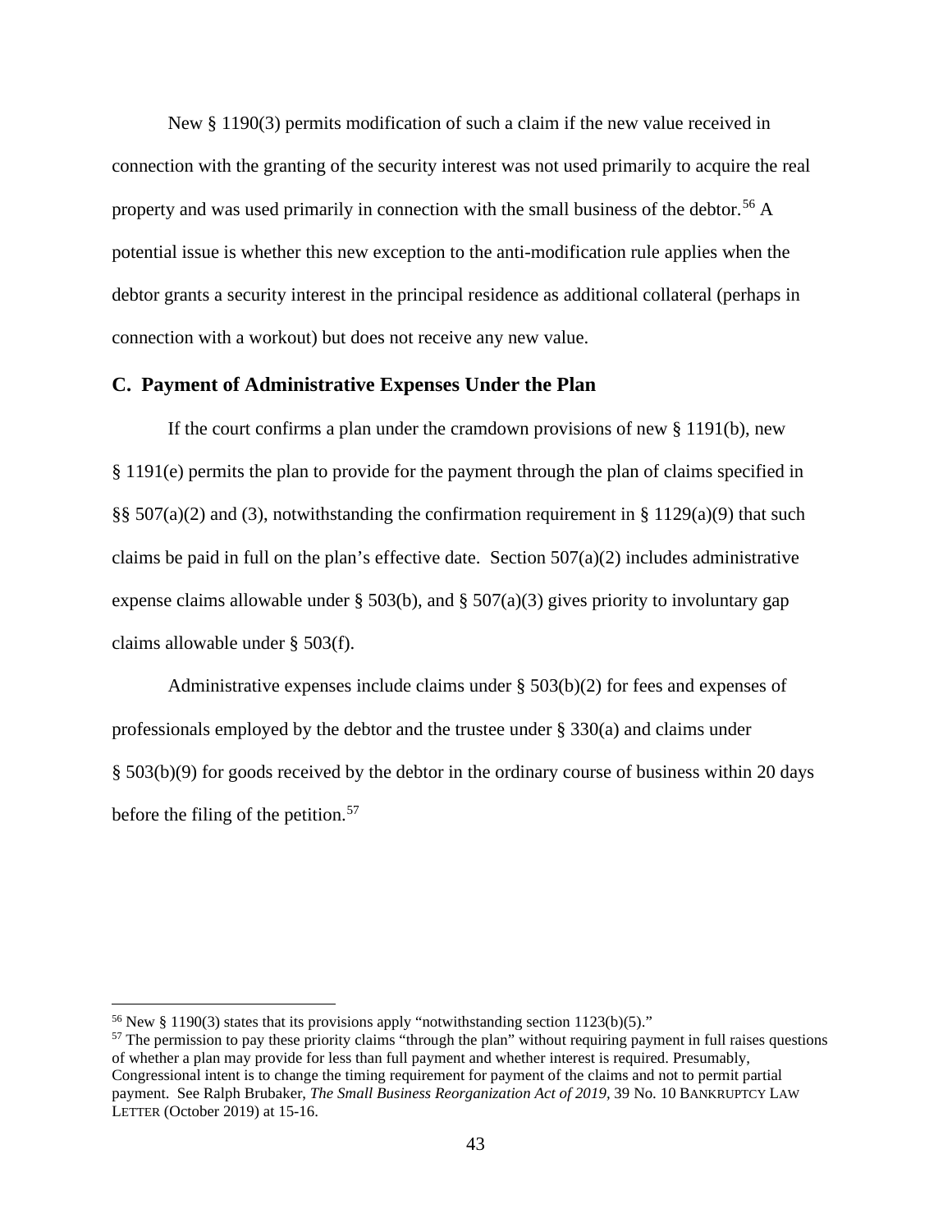New § 1190(3) permits modification of such a claim if the new value received in connection with the granting of the security interest was not used primarily to acquire the real property and was used primarily in connection with the small business of the debtor.[56] A potential issue is whether this new exception to the anti-modification rule applies when the debtor grants a security interest in the principal residence as additional collateral (perhaps in connection with a workout) but does not receive any new value.

### C. Payment of Administrative Expenses Under the Plan

If the court confirms a plan under the cramdown provisions of new § 1191(b), new § 1191(e) permits the plan to provide for the payment through the plan of claims specified in §§ 507(a)(2) and (3), notwithstanding the confirmation requirement in § 1129(a)(9) that such claims be paid in full on the plan's effective date. Section 507(a)(2) includes administrative expense claims allowable under § 503(b), and § 507(a)(3) gives priority to involuntary gap claims allowable under § 503(f).

Administrative expenses include claims under § 503(b)(2) for fees and expenses of professionals employed by the debtor and the trustee under § 330(a) and claims under § 503(b)(9) for goods received by the debtor in the ordinary course of business within 20 days before the filing of the petition.[57]

---

[56] New § 1190(3) states that its provisions apply "notwithstanding section 1123(b)(5)."

[57] The permission to pay these priority claims "through the plan" without requiring payment in full raises questions of whether a plan may provide for less than full payment and whether interest is required. Presumably, Congressional intent is to change the timing requirement for payment of the claims and not to permit partial payment. See Ralph Brubaker, *The Small Business Reorganization Act of 2019*, 39 No. 10 BANKRUPTCY LAW LETTER (October 2019) at 15-16.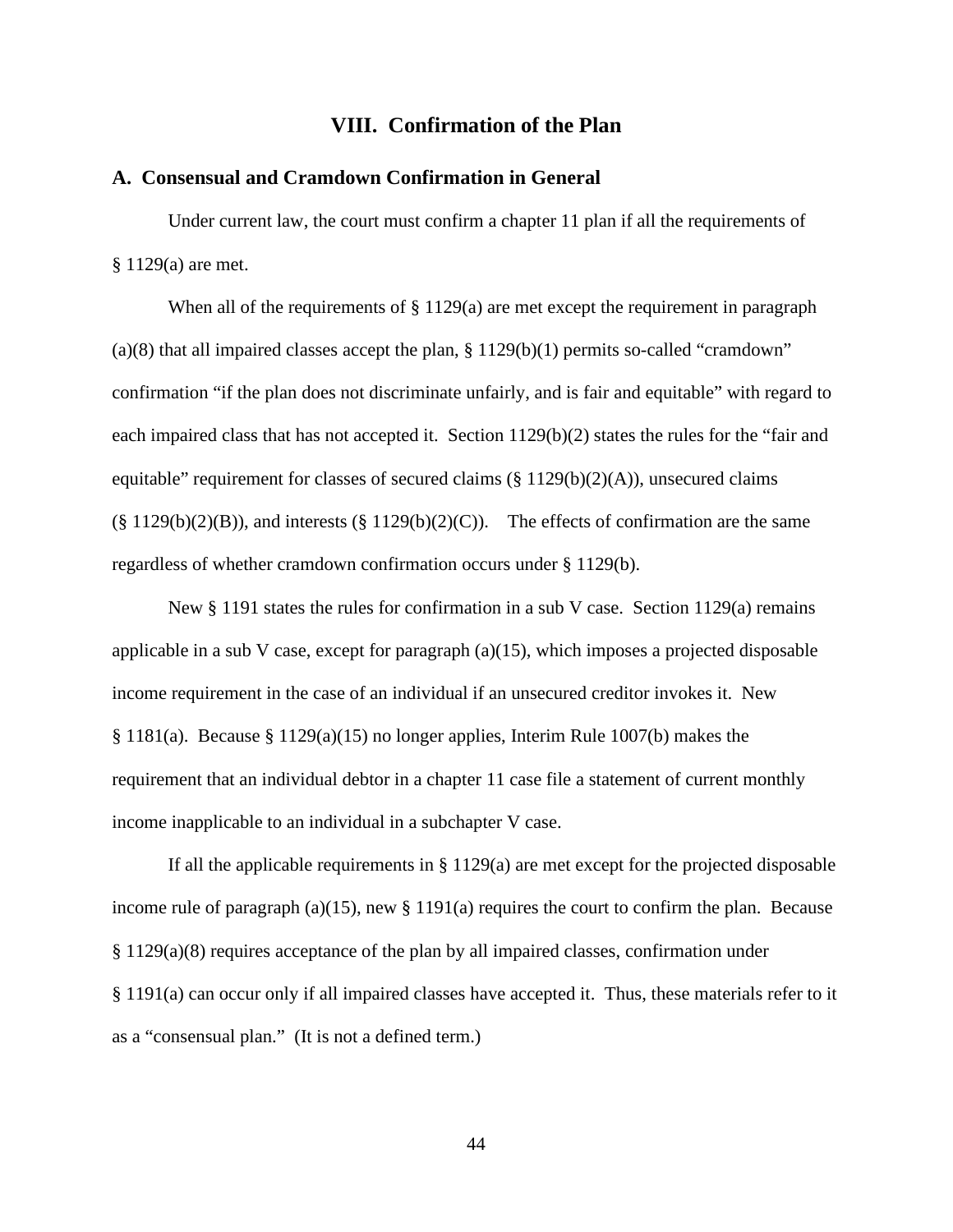## VIII. Confirmation of the Plan

### A. Consensual and Cramdown Confirmation in General

Under current law, the court must confirm a chapter 11 plan if all the requirements of § 1129(a) are met.

When all of the requirements of § 1129(a) are met except the requirement in paragraph (a)(8) that all impaired classes accept the plan, § 1129(b)(1) permits so-called "cramdown" confirmation "if the plan does not discriminate unfairly, and is fair and equitable" with regard to each impaired class that has not accepted it. Section 1129(b)(2) states the rules for the "fair and equitable" requirement for classes of secured claims (§ 1129(b)(2)(A)), unsecured claims (§ 1129(b)(2)(B)), and interests (§ 1129(b)(2)(C)). The effects of confirmation are the same regardless of whether cramdown confirmation occurs under § 1129(b).

New § 1191 states the rules for confirmation in a sub V case. Section 1129(a) remains applicable in a sub V case, except for paragraph (a)(15), which imposes a projected disposable income requirement in the case of an individual if an unsecured creditor invokes it. New § 1181(a). Because § 1129(a)(15) no longer applies, Interim Rule 1007(b) makes the requirement that an individual debtor in a chapter 11 case file a statement of current monthly income inapplicable to an individual in a subchapter V case.

If all the applicable requirements in § 1129(a) are met except for the projected disposable income rule of paragraph (a)(15), new § 1191(a) requires the court to confirm the plan. Because § 1129(a)(8) requires acceptance of the plan by all impaired classes, confirmation under § 1191(a) can occur only if all impaired classes have accepted it. Thus, these materials refer to it as a "consensual plan." (It is not a defined term.)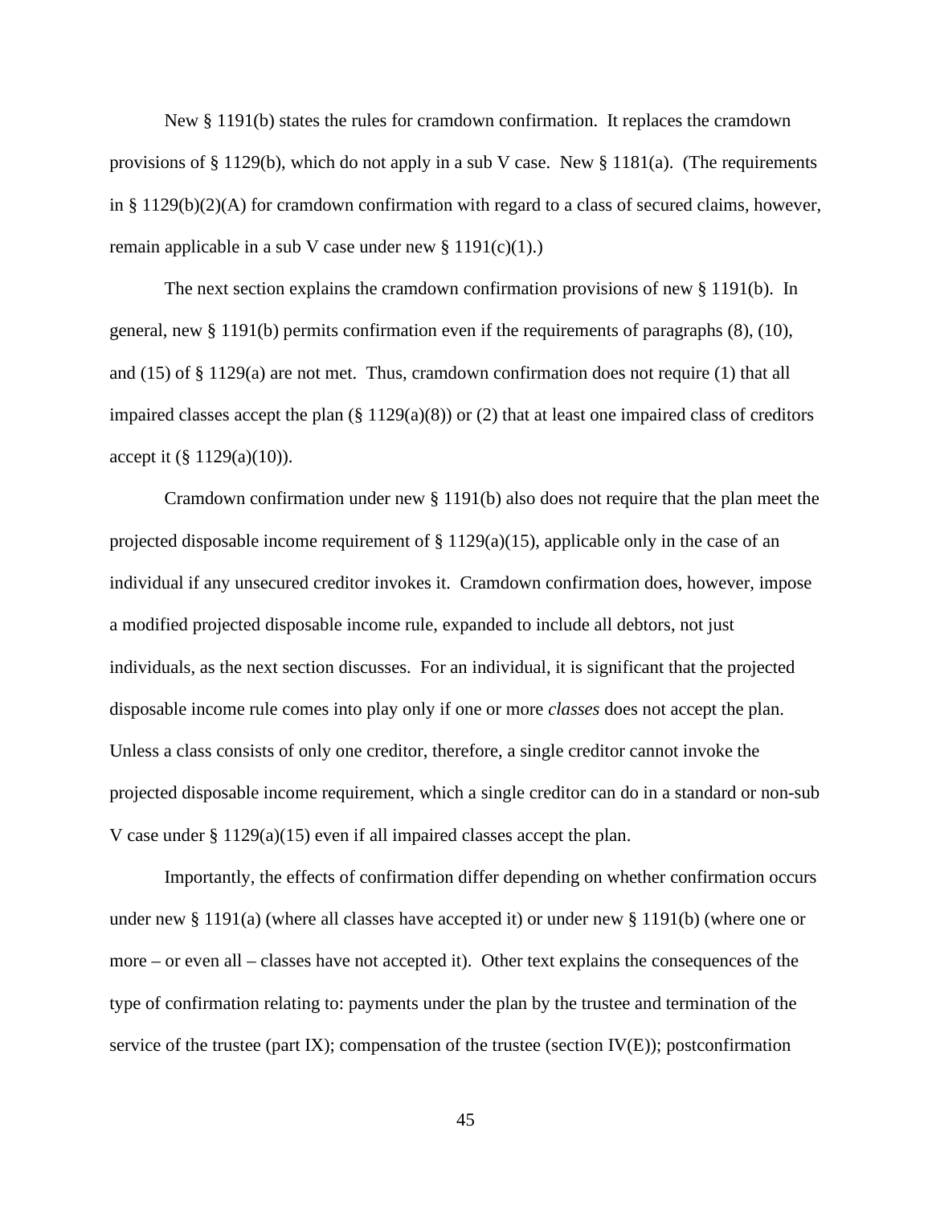New § 1191(b) states the rules for cramdown confirmation. It replaces the cramdown provisions of § 1129(b), which do not apply in a sub V case. New § 1181(a). (The requirements in § 1129(b)(2)(A) for cramdown confirmation with regard to a class of secured claims, however, remain applicable in a sub V case under new § 1191(c)(1).)

The next section explains the cramdown confirmation provisions of new § 1191(b). In general, new § 1191(b) permits confirmation even if the requirements of paragraphs (8), (10), and (15) of § 1129(a) are not met. Thus, cramdown confirmation does not require (1) that all impaired classes accept the plan (§ 1129(a)(8)) or (2) that at least one impaired class of creditors accept it (§ 1129(a)(10)).

Cramdown confirmation under new § 1191(b) also does not require that the plan meet the projected disposable income requirement of § 1129(a)(15), applicable only in the case of an individual if any unsecured creditor invokes it. Cramdown confirmation does, however, impose a modified projected disposable income rule, expanded to include all debtors, not just individuals, as the next section discusses. For an individual, it is significant that the projected disposable income rule comes into play only if one or more *classes* does not accept the plan. Unless a class consists of only one creditor, therefore, a single creditor cannot invoke the projected disposable income requirement, which a single creditor can do in a standard or non-sub V case under § 1129(a)(15) even if all impaired classes accept the plan.

Importantly, the effects of confirmation differ depending on whether confirmation occurs under new § 1191(a) (where all classes have accepted it) or under new § 1191(b) (where one or more – or even all – classes have not accepted it). Other text explains the consequences of the type of confirmation relating to: payments under the plan by the trustee and termination of the service of the trustee (part IX); compensation of the trustee (section IV(E)); postconfirmation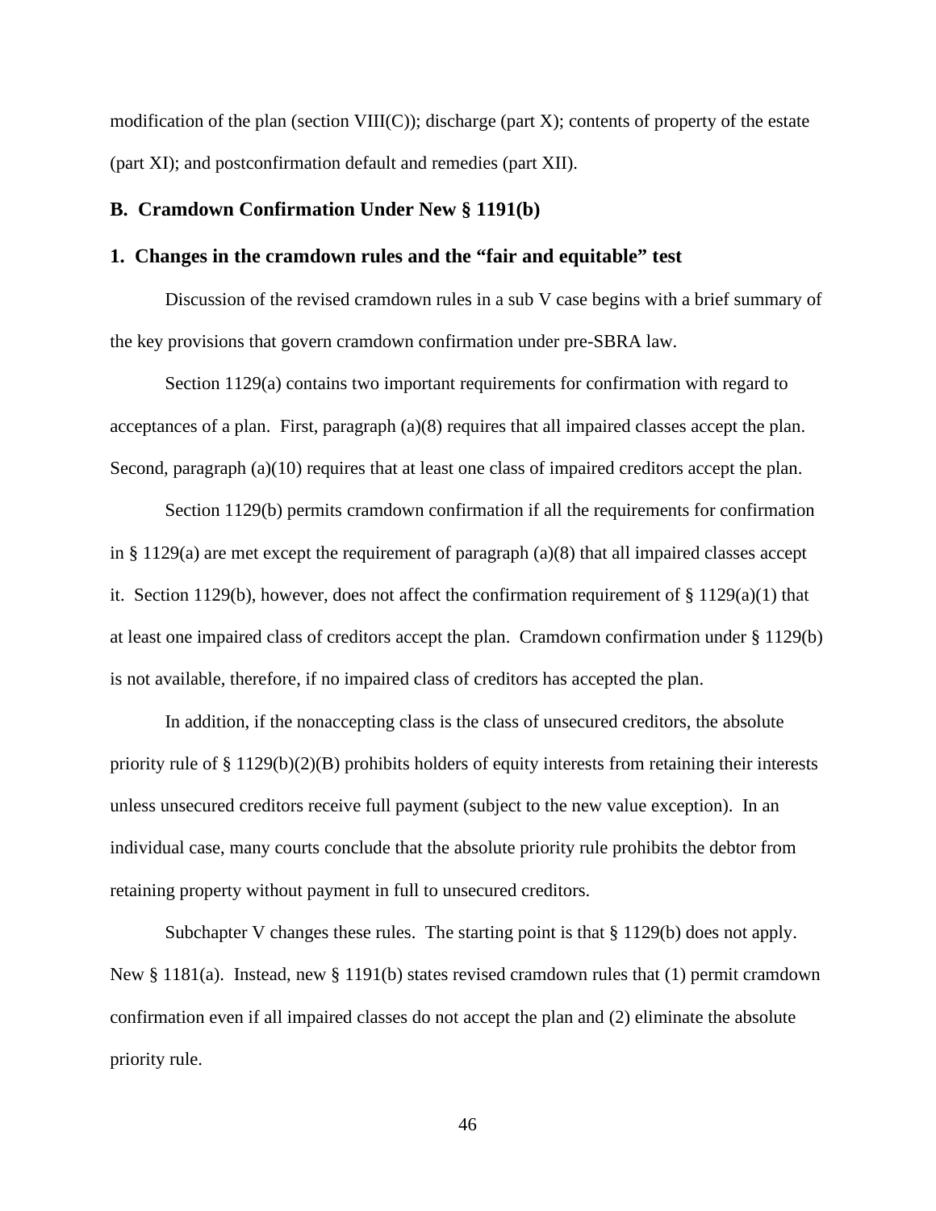modification of the plan (section VIII(C)); discharge (part X); contents of property of the estate (part XI); and postconfirmation default and remedies (part XII).

### B. Cramdown Confirmation Under New § 1191(b)

#### 1. Changes in the cramdown rules and the "fair and equitable" test

Discussion of the revised cramdown rules in a sub V case begins with a brief summary of the key provisions that govern cramdown confirmation under pre-SBRA law.

Section 1129(a) contains two important requirements for confirmation with regard to acceptances of a plan. First, paragraph (a)(8) requires that all impaired classes accept the plan. Second, paragraph (a)(10) requires that at least one class of impaired creditors accept the plan.

Section 1129(b) permits cramdown confirmation if all the requirements for confirmation in § 1129(a) are met except the requirement of paragraph (a)(8) that all impaired classes accept it. Section 1129(b), however, does not affect the confirmation requirement of § 1129(a)(1) that at least one impaired class of creditors accept the plan. Cramdown confirmation under § 1129(b) is not available, therefore, if no impaired class of creditors has accepted the plan.

In addition, if the nonaccepting class is the class of unsecured creditors, the absolute priority rule of § 1129(b)(2)(B) prohibits holders of equity interests from retaining their interests unless unsecured creditors receive full payment (subject to the new value exception). In an individual case, many courts conclude that the absolute priority rule prohibits the debtor from retaining property without payment in full to unsecured creditors.

Subchapter V changes these rules. The starting point is that § 1129(b) does not apply. New § 1181(a). Instead, new § 1191(b) states revised cramdown rules that (1) permit cramdown confirmation even if all impaired classes do not accept the plan and (2) eliminate the absolute priority rule.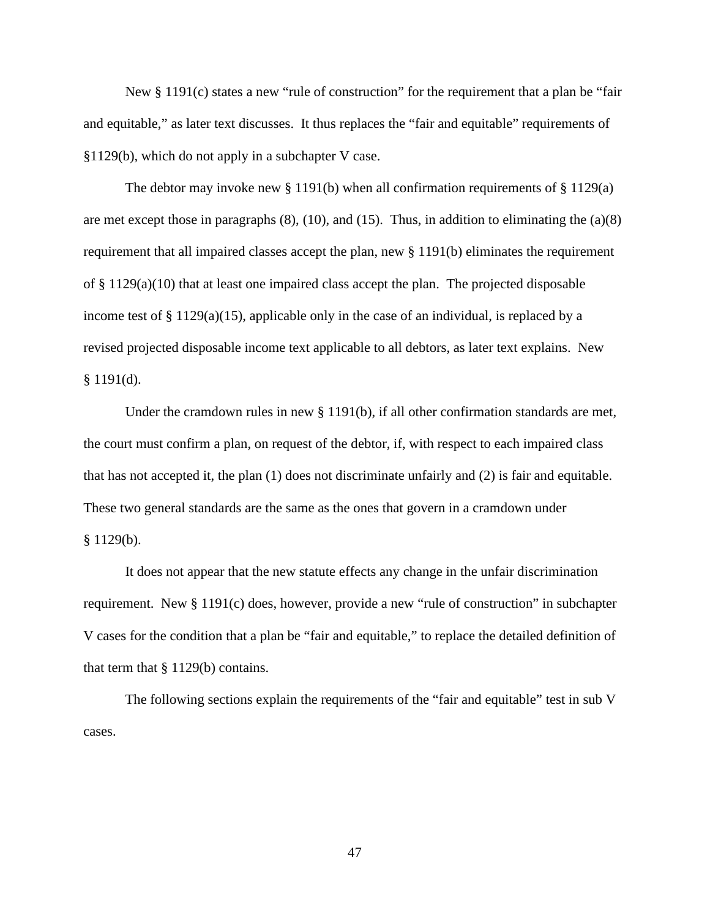New § 1191(c) states a new "rule of construction" for the requirement that a plan be "fair and equitable," as later text discusses. It thus replaces the "fair and equitable" requirements of §1129(b), which do not apply in a subchapter V case.

The debtor may invoke new § 1191(b) when all confirmation requirements of § 1129(a) are met except those in paragraphs (8), (10), and (15). Thus, in addition to eliminating the (a)(8) requirement that all impaired classes accept the plan, new § 1191(b) eliminates the requirement of § 1129(a)(10) that at least one impaired class accept the plan. The projected disposable income test of § 1129(a)(15), applicable only in the case of an individual, is replaced by a revised projected disposable income text applicable to all debtors, as later text explains. New § 1191(d).

Under the cramdown rules in new § 1191(b), if all other confirmation standards are met, the court must confirm a plan, on request of the debtor, if, with respect to each impaired class that has not accepted it, the plan (1) does not discriminate unfairly and (2) is fair and equitable. These two general standards are the same as the ones that govern in a cramdown under § 1129(b).

It does not appear that the new statute effects any change in the unfair discrimination requirement. New § 1191(c) does, however, provide a new "rule of construction" in subchapter V cases for the condition that a plan be "fair and equitable," to replace the detailed definition of that term that § 1129(b) contains.

The following sections explain the requirements of the "fair and equitable" test in sub V cases.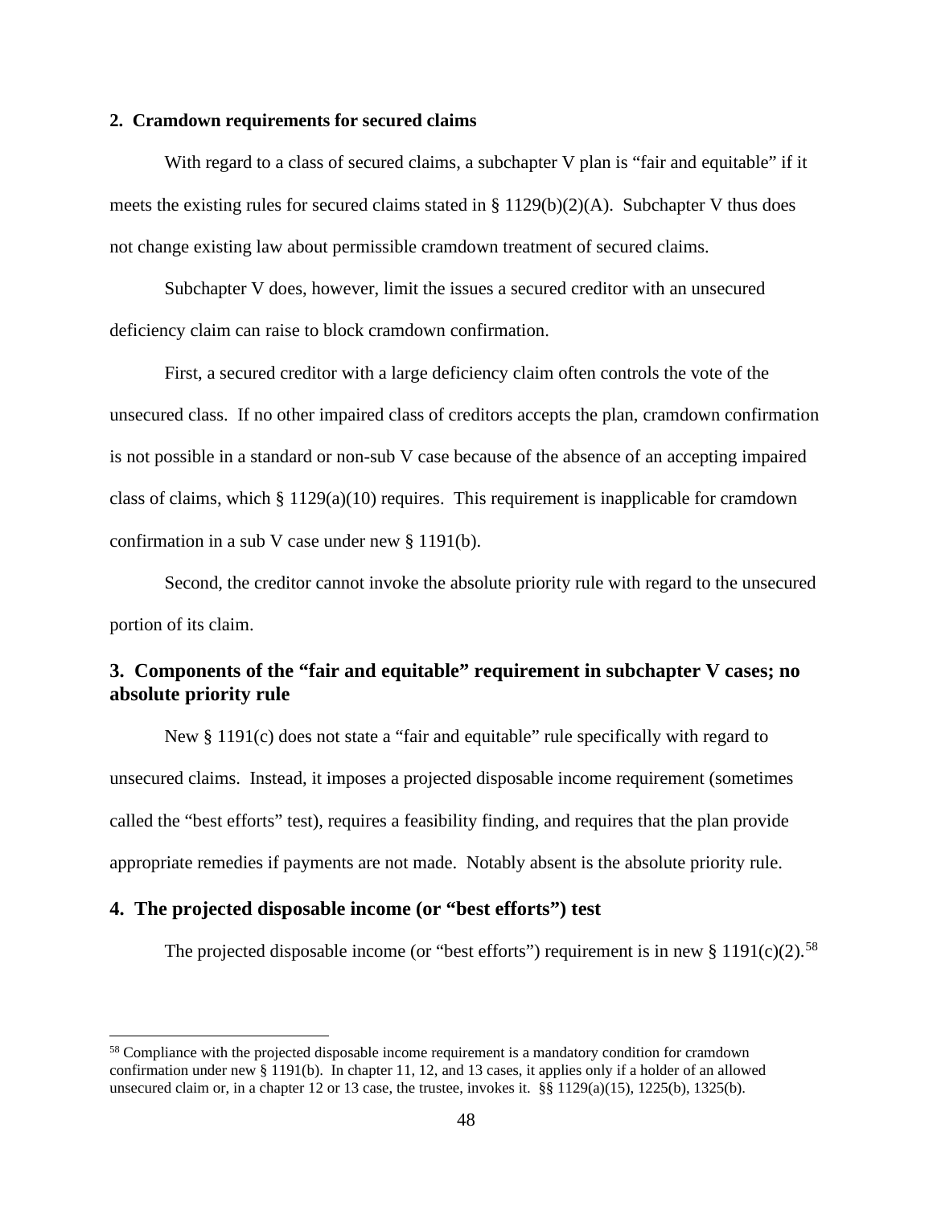### 2. Cramdown requirements for secured claims

With regard to a class of secured claims, a subchapter V plan is "fair and equitable" if it meets the existing rules for secured claims stated in § 1129(b)(2)(A). Subchapter V thus does not change existing law about permissible cramdown treatment of secured claims.

Subchapter V does, however, limit the issues a secured creditor with an unsecured deficiency claim can raise to block cramdown confirmation.

First, a secured creditor with a large deficiency claim often controls the vote of the unsecured class. If no other impaired class of creditors accepts the plan, cramdown confirmation is not possible in a standard or non-sub V case because of the absence of an accepting impaired class of claims, which § 1129(a)(10) requires. This requirement is inapplicable for cramdown confirmation in a sub V case under new § 1191(b).

Second, the creditor cannot invoke the absolute priority rule with regard to the unsecured portion of its claim.

## 3. Components of the "fair and equitable" requirement in subchapter V cases; no absolute priority rule

New § 1191(c) does not state a "fair and equitable" rule specifically with regard to unsecured claims. Instead, it imposes a projected disposable income requirement (sometimes called the "best efforts" test), requires a feasibility finding, and requires that the plan provide appropriate remedies if payments are not made. Notably absent is the absolute priority rule.

## 4. The projected disposable income (or "best efforts") test

The projected disposable income (or "best efforts") requirement is in new § 1191(c)(2).[58]

---

[58] Compliance with the projected disposable income requirement is a mandatory condition for cramdown confirmation under new § 1191(b). In chapter 11, 12, and 13 cases, it applies only if a holder of an allowed unsecured claim or, in a chapter 12 or 13 case, the trustee, invokes it. §§ 1129(a)(15), 1225(b), 1325(b).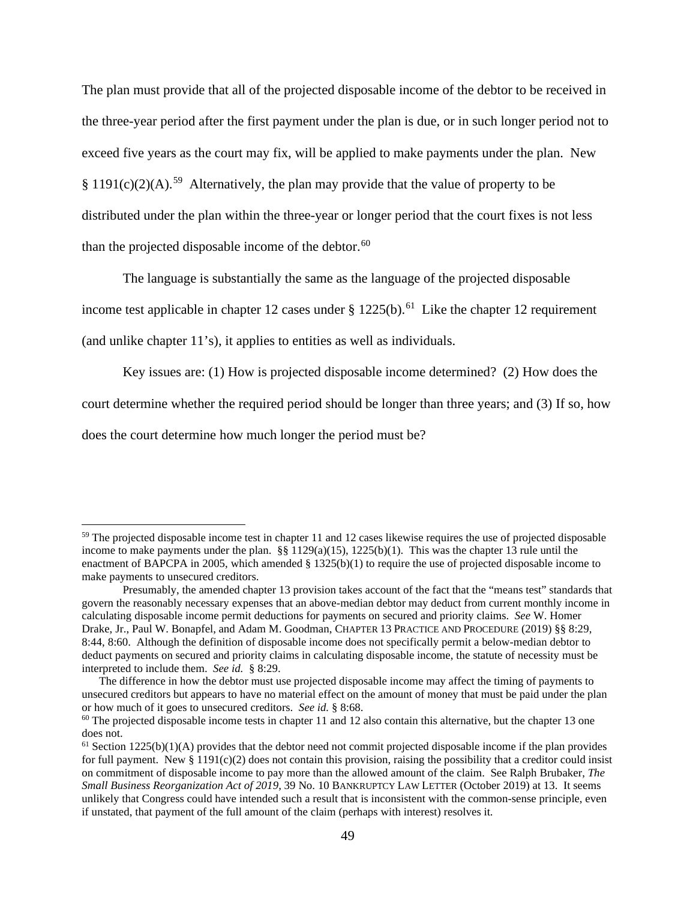The plan must provide that all of the projected disposable income of the debtor to be received in the three-year period after the first payment under the plan is due, or in such longer period not to exceed five years as the court may fix, will be applied to make payments under the plan. New § 1191(c)(2)(A).[59] Alternatively, the plan may provide that the value of property to be distributed under the plan within the three-year or longer period that the court fixes is not less than the projected disposable income of the debtor.[60]

The language is substantially the same as the language of the projected disposable income test applicable in chapter 12 cases under § 1225(b).[61] Like the chapter 12 requirement (and unlike chapter 11's), it applies to entities as well as individuals.

Key issues are: (1) How is projected disposable income determined? (2) How does the court determine whether the required period should be longer than three years; and (3) If so, how does the court determine how much longer the period must be?

---

[59] The projected disposable income test in chapter 11 and 12 cases likewise requires the use of projected disposable income to make payments under the plan. §§ 1129(a)(15), 1225(b)(1). This was the chapter 13 rule until the enactment of BAPCPA in 2005, which amended § 1325(b)(1) to require the use of projected disposable income to make payments to unsecured creditors.

Presumably, the amended chapter 13 provision takes account of the fact that the "means test" standards that govern the reasonably necessary expenses that an above-median debtor may deduct from current monthly income in calculating disposable income permit deductions for payments on secured and priority claims. *See* W. Homer Drake, Jr., Paul W. Bonapfel, and Adam M. Goodman, CHAPTER 13 PRACTICE AND PROCEDURE (2019) §§ 8:29, 8:44, 8:60. Although the definition of disposable income does not specifically permit a below-median debtor to deduct payments on secured and priority claims in calculating disposable income, the statute of necessity must be interpreted to include them. *See id.* § 8:29.

The difference in how the debtor must use projected disposable income may affect the timing of payments to unsecured creditors but appears to have no material effect on the amount of money that must be paid under the plan or how much of it goes to unsecured creditors. *See id.* § 8:68.

[60] The projected disposable income tests in chapter 11 and 12 also contain this alternative, but the chapter 13 one does not.

[61] Section 1225(b)(1)(A) provides that the debtor need not commit projected disposable income if the plan provides for full payment. New § 1191(c)(2) does not contain this provision, raising the possibility that a creditor could insist on commitment of disposable income to pay more than the allowed amount of the claim. See Ralph Brubaker, *The Small Business Reorganization Act of 2019*, 39 No. 10 BANKRUPTCY LAW LETTER (October 2019) at 13. It seems unlikely that Congress could have intended such a result that is inconsistent with the common-sense principle, even if unstated, that payment of the full amount of the claim (perhaps with interest) resolves it.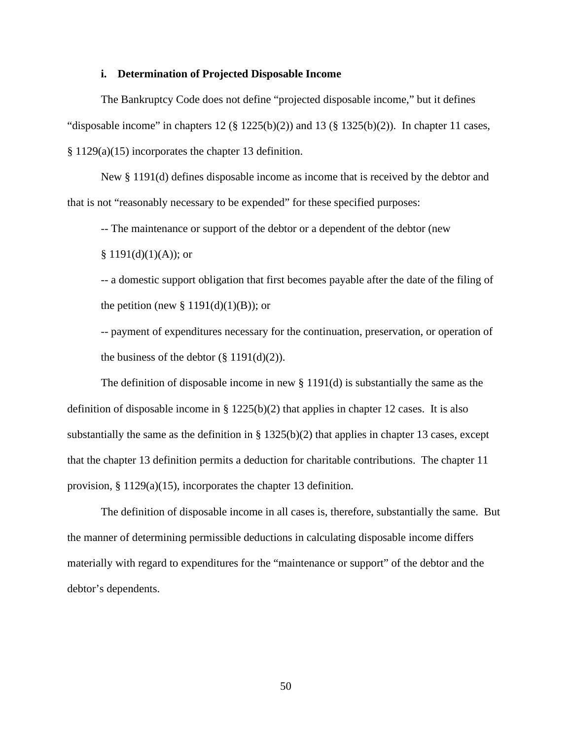### i. Determination of Projected Disposable Income

The Bankruptcy Code does not define "projected disposable income," but it defines "disposable income" in chapters 12 (§ 1225(b)(2)) and 13 (§ 1325(b)(2)). In chapter 11 cases, § 1129(a)(15) incorporates the chapter 13 definition.

New § 1191(d) defines disposable income as income that is received by the debtor and that is not "reasonably necessary to be expended" for these specified purposes:

-- The maintenance or support of the debtor or a dependent of the debtor (new § 1191(d)(1)(A)); or

-- a domestic support obligation that first becomes payable after the date of the filing of the petition (new § 1191(d)(1)(B)); or

-- payment of expenditures necessary for the continuation, preservation, or operation of the business of the debtor (§ 1191(d)(2)).

The definition of disposable income in new § 1191(d) is substantially the same as the definition of disposable income in § 1225(b)(2) that applies in chapter 12 cases. It is also substantially the same as the definition in § 1325(b)(2) that applies in chapter 13 cases, except that the chapter 13 definition permits a deduction for charitable contributions. The chapter 11 provision, § 1129(a)(15), incorporates the chapter 13 definition.

The definition of disposable income in all cases is, therefore, substantially the same. But the manner of determining permissible deductions in calculating disposable income differs materially with regard to expenditures for the "maintenance or support" of the debtor and the debtor's dependents.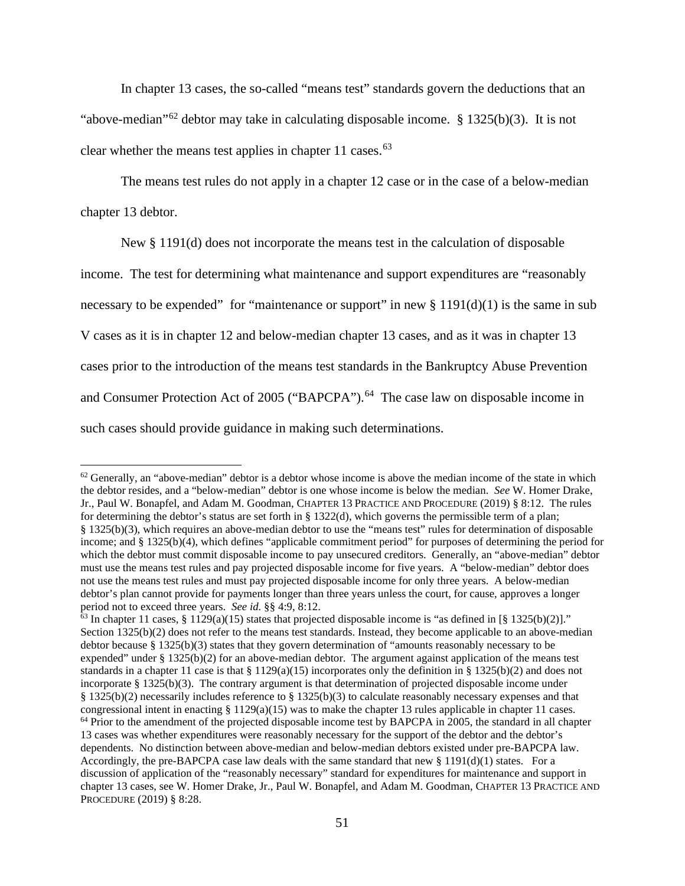In chapter 13 cases, the so-called "means test" standards govern the deductions that an "above-median"[62] debtor may take in calculating disposable income. § 1325(b)(3). It is not clear whether the means test applies in chapter 11 cases.[63]

The means test rules do not apply in a chapter 12 case or in the case of a below-median chapter 13 debtor.

New § 1191(d) does not incorporate the means test in the calculation of disposable income. The test for determining what maintenance and support expenditures are "reasonably necessary to be expended" for "maintenance or support" in new § 1191(d)(1) is the same in sub V cases as it is in chapter 12 and below-median chapter 13 cases, and as it was in chapter 13 cases prior to the introduction of the means test standards in the Bankruptcy Abuse Prevention and Consumer Protection Act of 2005 ("BAPCPA").[64] The case law on disposable income in such cases should provide guidance in making such determinations.

---

[62] Generally, an "above-median" debtor is a debtor whose income is above the median income of the state in which the debtor resides, and a "below-median" debtor is one whose income is below the median. *See* W. Homer Drake, Jr., Paul W. Bonapfel, and Adam M. Goodman, CHAPTER 13 PRACTICE AND PROCEDURE (2019) § 8:12. The rules for determining the debtor's status are set forth in § 1322(d), which governs the permissible term of a plan; § 1325(b)(3), which requires an above-median debtor to use the "means test" rules for determination of disposable income; and § 1325(b)(4), which defines "applicable commitment period" for purposes of determining the period for which the debtor must commit disposable income to pay unsecured creditors. Generally, an "above-median" debtor must use the means test rules and pay projected disposable income for five years. A "below-median" debtor does not use the means test rules and must pay projected disposable income for only three years. A below-median debtor's plan cannot provide for payments longer than three years unless the court, for cause, approves a longer period not to exceed three years. *See id.* §§ 4:9, 8:12.

[63] In chapter 11 cases, § 1129(a)(15) states that projected disposable income is "as defined in [§ 1325(b)(2)]." Section 1325(b)(2) does not refer to the means test standards. Instead, they become applicable to an above-median debtor because § 1325(b)(3) states that they govern determination of "amounts reasonably necessary to be expended" under § 1325(b)(2) for an above-median debtor. The argument against application of the means test standards in a chapter 11 case is that § 1129(a)(15) incorporates only the definition in § 1325(b)(2) and does not incorporate § 1325(b)(3). The contrary argument is that determination of projected disposable income under § 1325(b)(2) necessarily includes reference to § 1325(b)(3) to calculate reasonably necessary expenses and that congressional intent in enacting § 1129(a)(15) was to make the chapter 13 rules applicable in chapter 11 cases.

[64] Prior to the amendment of the projected disposable income test by BAPCPA in 2005, the standard in all chapter 13 cases was whether expenditures were reasonably necessary for the support of the debtor and the debtor's dependents. No distinction between above-median and below-median debtors existed under pre-BAPCPA law. Accordingly, the pre-BAPCPA case law deals with the same standard that new § 1191(d)(1) states. For a discussion of application of the "reasonably necessary" standard for expenditures for maintenance and support in chapter 13 cases, see W. Homer Drake, Jr., Paul W. Bonapfel, and Adam M. Goodman, CHAPTER 13 PRACTICE AND PROCEDURE (2019) § 8:28.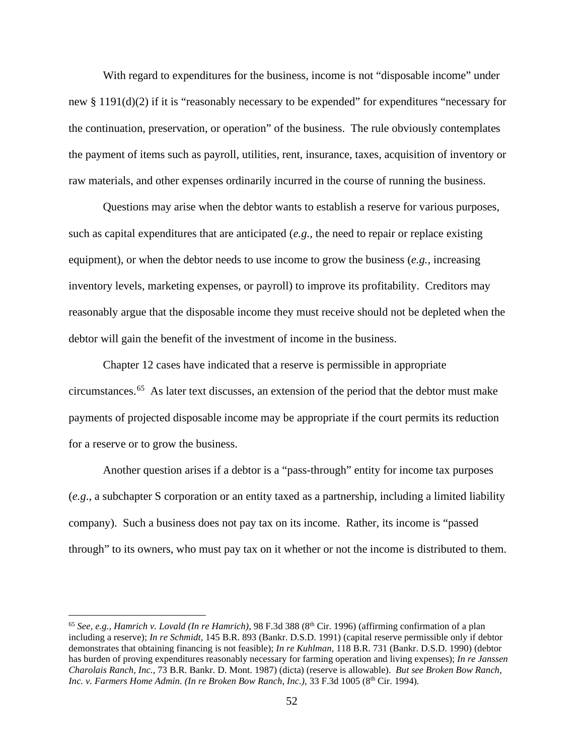With regard to expenditures for the business, income is not "disposable income" under new § 1191(d)(2) if it is "reasonably necessary to be expended" for expenditures "necessary for the continuation, preservation, or operation" of the business. The rule obviously contemplates the payment of items such as payroll, utilities, rent, insurance, taxes, acquisition of inventory or raw materials, and other expenses ordinarily incurred in the course of running the business.

Questions may arise when the debtor wants to establish a reserve for various purposes, such as capital expenditures that are anticipated (*e.g.,* the need to repair or replace existing equipment), or when the debtor needs to use income to grow the business (*e.g.,* increasing inventory levels, marketing expenses, or payroll) to improve its profitability. Creditors may reasonably argue that the disposable income they must receive should not be depleted when the debtor will gain the benefit of the investment of income in the business.

Chapter 12 cases have indicated that a reserve is permissible in appropriate circumstances.[65] As later text discusses, an extension of the period that the debtor must make payments of projected disposable income may be appropriate if the court permits its reduction for a reserve or to grow the business.

Another question arises if a debtor is a "pass-through" entity for income tax purposes (*e.g*., a subchapter S corporation or an entity taxed as a partnership, including a limited liability company). Such a business does not pay tax on its income. Rather, its income is "passed through" to its owners, who must pay tax on it whether or not the income is distributed to them.

---

[65] *See, e.g., Hamrich v. Lovald (In re Hamrich),* 98 F.3d 388 (8th Cir. 1996) (affirming confirmation of a plan including a reserve); *In re Schmidt,* 145 B.R. 893 (Bankr. D.S.D. 1991) (capital reserve permissible only if debtor demonstrates that obtaining financing is not feasible); *In re Kuhlman,* 118 B.R. 731 (Bankr. D.S.D. 1990) (debtor has burden of proving expenditures reasonably necessary for farming operation and living expenses); *In re Janssen Charolais Ranch, Inc.,* 73 B.R. Bankr. D. Mont. 1987) (dicta) (reserve is allowable). *But see Broken Bow Ranch, Inc. v. Farmers Home Admin. (In re Broken Bow Ranch, Inc.),* 33 F.3d 1005 (8th Cir. 1994).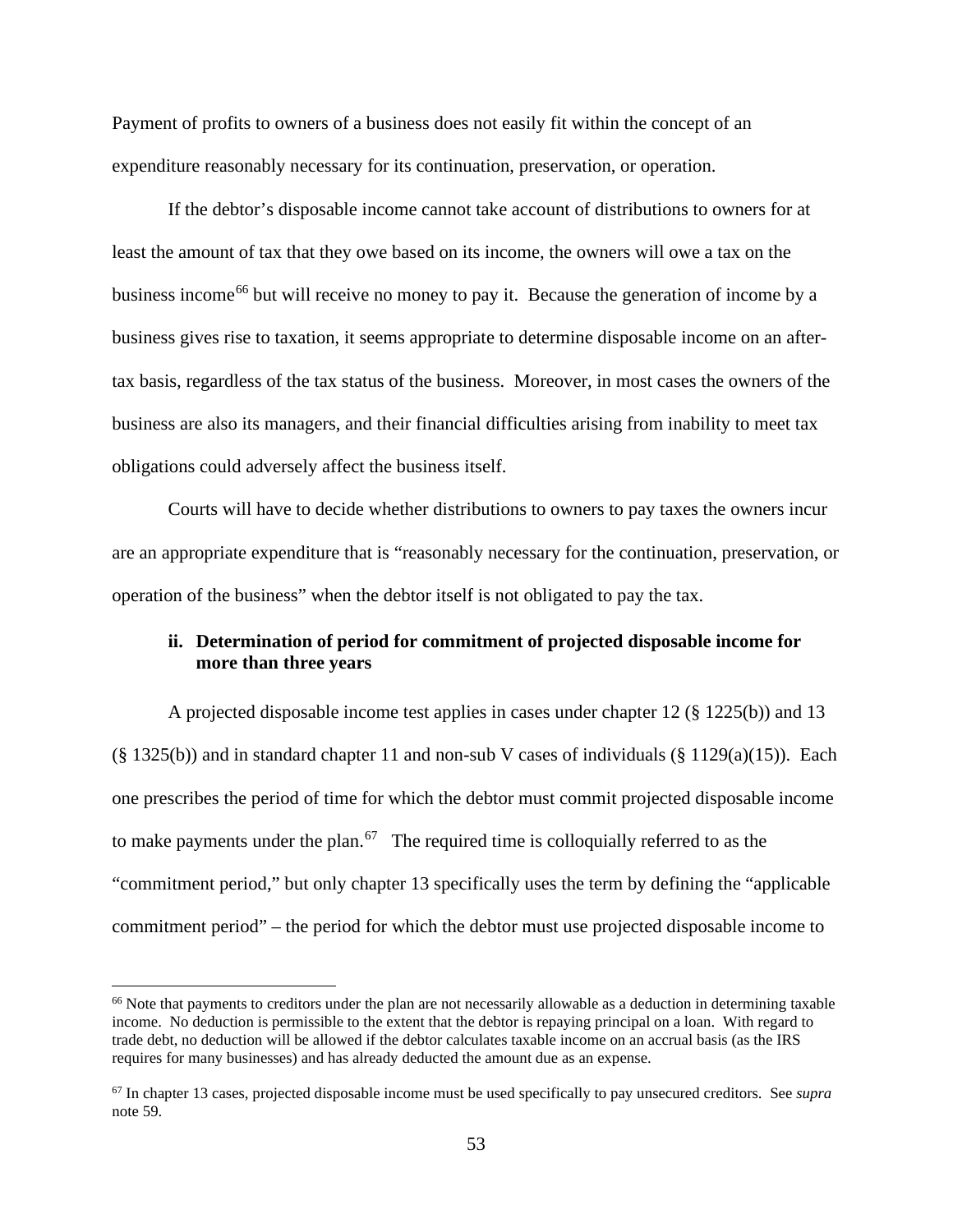Payment of profits to owners of a business does not easily fit within the concept of an expenditure reasonably necessary for its continuation, preservation, or operation.

If the debtor's disposable income cannot take account of distributions to owners for at least the amount of tax that they owe based on its income, the owners will owe a tax on the business income[66] but will receive no money to pay it. Because the generation of income by a business gives rise to taxation, it seems appropriate to determine disposable income on an after-tax basis, regardless of the tax status of the business. Moreover, in most cases the owners of the business are also its managers, and their financial difficulties arising from inability to meet tax obligations could adversely affect the business itself.

Courts will have to decide whether distributions to owners to pay taxes the owners incur are an appropriate expenditure that is "reasonably necessary for the continuation, preservation, or operation of the business" when the debtor itself is not obligated to pay the tax.

### ii. Determination of period for commitment of projected disposable income for more than three years

A projected disposable income test applies in cases under chapter 12 (§ 1225(b)) and 13 (§ 1325(b)) and in standard chapter 11 and non-sub V cases of individuals (§ 1129(a)(15)). Each one prescribes the period of time for which the debtor must commit projected disposable income to make payments under the plan.[67] The required time is colloquially referred to as the "commitment period," but only chapter 13 specifically uses the term by defining the "applicable commitment period" – the period for which the debtor must use projected disposable income to

---

[66] Note that payments to creditors under the plan are not necessarily allowable as a deduction in determining taxable income. No deduction is permissible to the extent that the debtor is repaying principal on a loan. With regard to trade debt, no deduction will be allowed if the debtor calculates taxable income on an accrual basis (as the IRS requires for many businesses) and has already deducted the amount due as an expense.

[67] In chapter 13 cases, projected disposable income must be used specifically to pay unsecured creditors. See *supra* note 59.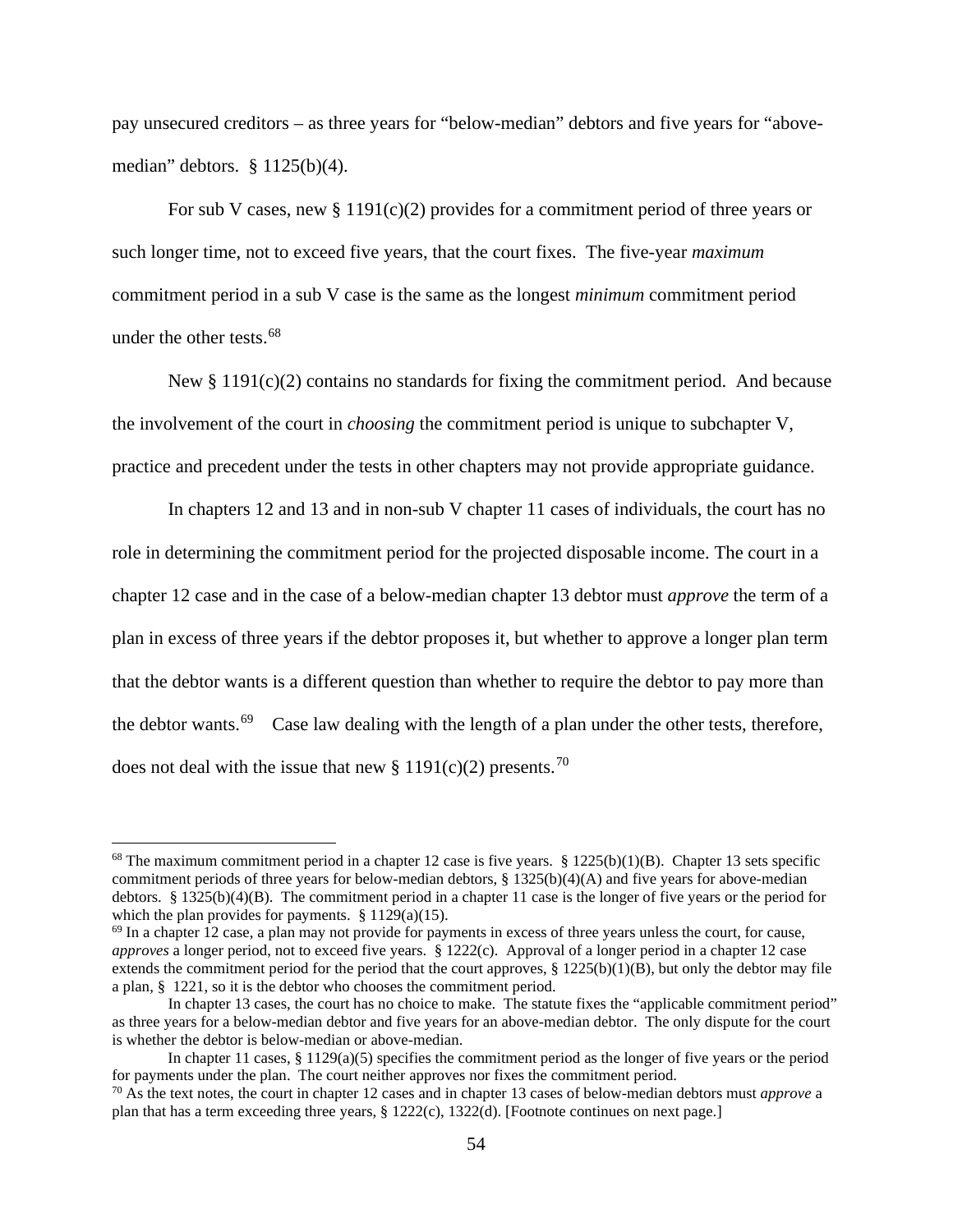pay unsecured creditors – as three years for "below-median" debtors and five years for "above-median" debtors. § 1125(b)(4).

For sub V cases, new § 1191(c)(2) provides for a commitment period of three years or such longer time, not to exceed five years, that the court fixes. The five-year *maximum* commitment period in a sub V case is the same as the longest *minimum* commitment period under the other tests.[68]

New § 1191(c)(2) contains no standards for fixing the commitment period. And because the involvement of the court in *choosing* the commitment period is unique to subchapter V, practice and precedent under the tests in other chapters may not provide appropriate guidance.

In chapters 12 and 13 and in non-sub V chapter 11 cases of individuals, the court has no role in determining the commitment period for the projected disposable income. The court in a chapter 12 case and in the case of a below-median chapter 13 debtor must *approve* the term of a plan in excess of three years if the debtor proposes it, but whether to approve a longer plan term that the debtor wants is a different question than whether to require the debtor to pay more than the debtor wants.[69] Case law dealing with the length of a plan under the other tests, therefore, does not deal with the issue that new § 1191(c)(2) presents.[70]

---

[68] The maximum commitment period in a chapter 12 case is five years. § 1225(b)(1)(B). Chapter 13 sets specific commitment periods of three years for below-median debtors, § 1325(b)(4)(A) and five years for above-median debtors. § 1325(b)(4)(B). The commitment period in a chapter 11 case is the longer of five years or the period for which the plan provides for payments. § 1129(a)(15).

[69] In a chapter 12 case, a plan may not provide for payments in excess of three years unless the court, for cause, *approves* a longer period, not to exceed five years. § 1222(c). Approval of a longer period in a chapter 12 case extends the commitment period for the period that the court approves, § 1225(b)(1)(B), but only the debtor may file a plan, § 1221, so it is the debtor who chooses the commitment period.

In chapter 13 cases, the court has no choice to make. The statute fixes the "applicable commitment period" as three years for a below-median debtor and five years for an above-median debtor. The only dispute for the court is whether the debtor is below-median or above-median.

In chapter 11 cases, § 1129(a)(5) specifies the commitment period as the longer of five years or the period for payments under the plan. The court neither approves nor fixes the commitment period.

[70] As the text notes, the court in chapter 12 cases and in chapter 13 cases of below-median debtors must *approve* a plan that has a term exceeding three years, § 1222(c), 1322(d). [Footnote continues on next page.]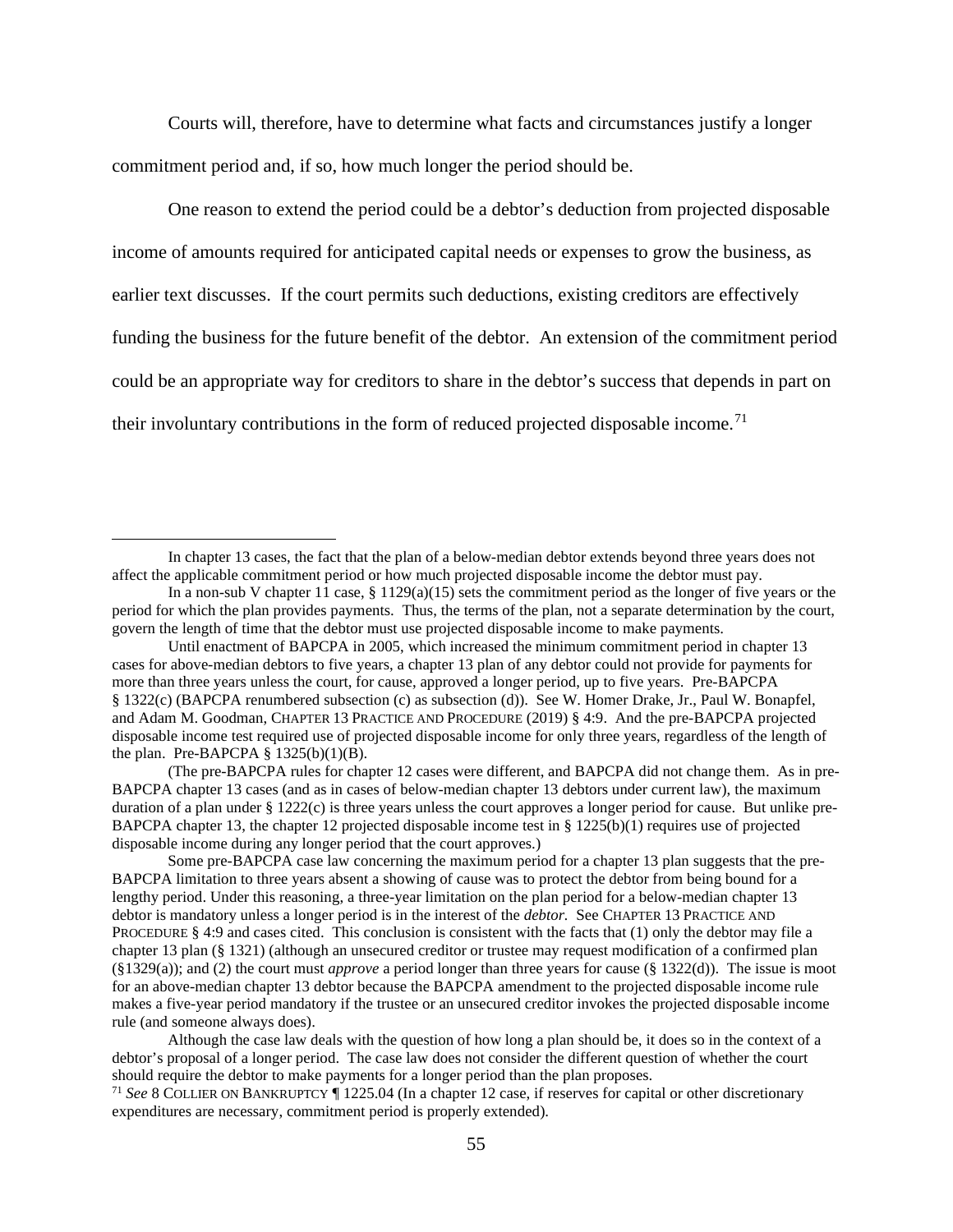Courts will, therefore, have to determine what facts and circumstances justify a longer commitment period and, if so, how much longer the period should be.

One reason to extend the period could be a debtor's deduction from projected disposable income of amounts required for anticipated capital needs or expenses to grow the business, as earlier text discusses. If the court permits such deductions, existing creditors are effectively funding the business for the future benefit of the debtor. An extension of the commitment period could be an appropriate way for creditors to share in the debtor's success that depends in part on their involuntary contributions in the form of reduced projected disposable income.[71]

---

In chapter 13 cases, the fact that the plan of a below-median debtor extends beyond three years does not affect the applicable commitment period or how much projected disposable income the debtor must pay.

In a non-sub V chapter 11 case, § 1129(a)(15) sets the commitment period as the longer of five years or the period for which the plan provides payments. Thus, the terms of the plan, not a separate determination by the court, govern the length of time that the debtor must use projected disposable income to make payments.

Until enactment of BAPCPA in 2005, which increased the minimum commitment period in chapter 13 cases for above-median debtors to five years, a chapter 13 plan of any debtor could not provide for payments for more than three years unless the court, for cause, approved a longer period, up to five years. Pre-BAPCPA § 1322(c) (BAPCPA renumbered subsection (c) as subsection (d)). See W. Homer Drake, Jr., Paul W. Bonapfel, and Adam M. Goodman, CHAPTER 13 PRACTICE AND PROCEDURE (2019) § 4:9. And the pre-BAPCPA projected disposable income test required use of projected disposable income for only three years, regardless of the length of the plan. Pre-BAPCPA § 1325(b)(1)(B).

(The pre-BAPCPA rules for chapter 12 cases were different, and BAPCPA did not change them. As in pre-BAPCPA chapter 13 cases (and as in cases of below-median chapter 13 debtors under current law), the maximum duration of a plan under § 1222(c) is three years unless the court approves a longer period for cause. But unlike pre-BAPCPA chapter 13, the chapter 12 projected disposable income test in § 1225(b)(1) requires use of projected disposable income during any longer period that the court approves.)

Some pre-BAPCPA case law concerning the maximum period for a chapter 13 plan suggests that the pre-BAPCPA limitation to three years absent a showing of cause was to protect the debtor from being bound for a lengthy period. Under this reasoning, a three-year limitation on the plan period for a below-median chapter 13 debtor is mandatory unless a longer period is in the interest of the *debtor.* See CHAPTER 13 PRACTICE AND PROCEDURE § 4:9 and cases cited. This conclusion is consistent with the facts that (1) only the debtor may file a chapter 13 plan (§ 1321) (although an unsecured creditor or trustee may request modification of a confirmed plan (§1329(a)); and (2) the court must *approve* a period longer than three years for cause (§ 1322(d)). The issue is moot for an above-median chapter 13 debtor because the BAPCPA amendment to the projected disposable income rule makes a five-year period mandatory if the trustee or an unsecured creditor invokes the projected disposable income rule (and someone always does).

Although the case law deals with the question of how long a plan should be, it does so in the context of a debtor's proposal of a longer period. The case law does not consider the different question of whether the court should require the debtor to make payments for a longer period than the plan proposes.

[71] *See* 8 COLLIER ON BANKRUPTCY ¶ 1225.04 (In a chapter 12 case, if reserves for capital or other discretionary expenditures are necessary, commitment period is properly extended).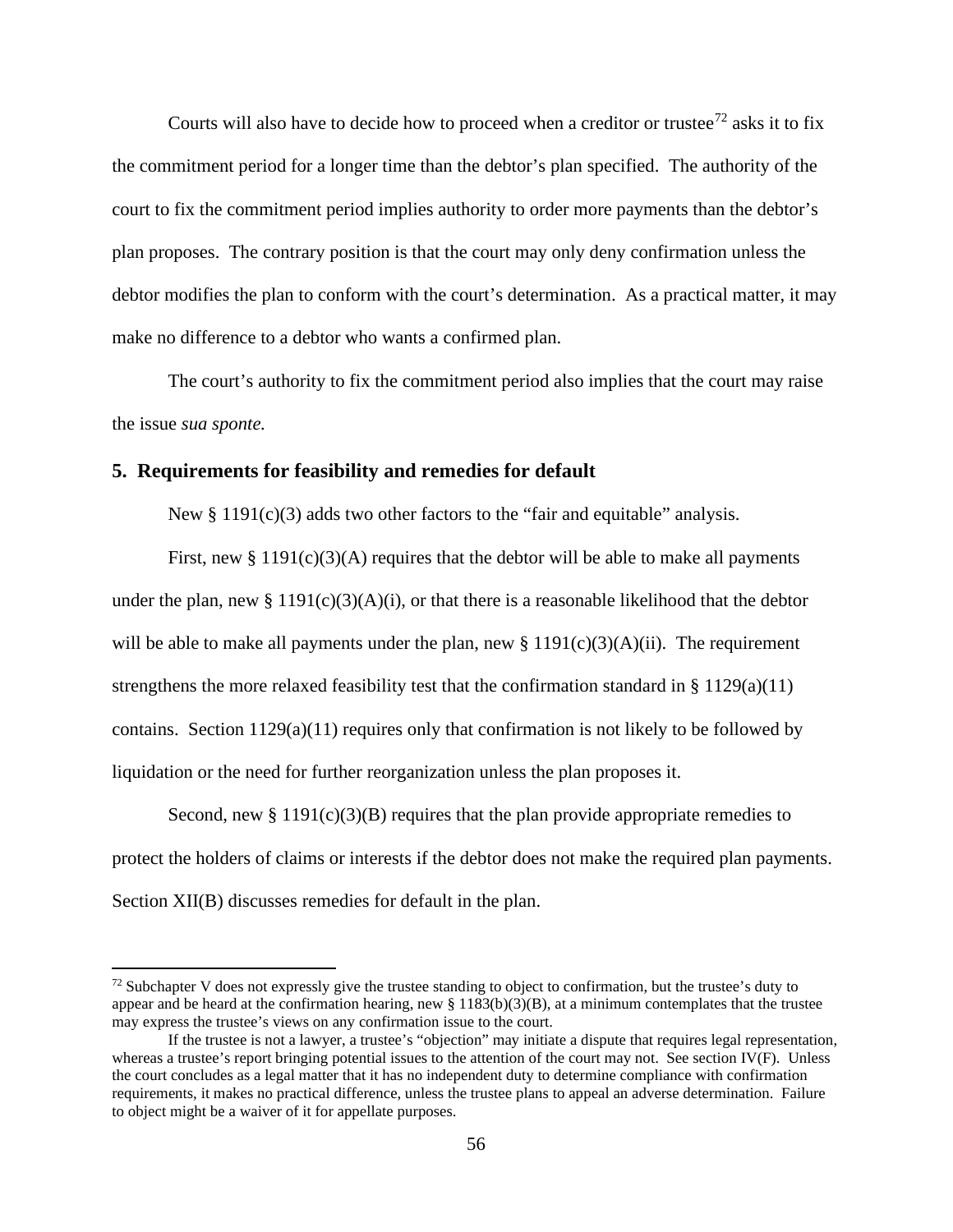Courts will also have to decide how to proceed when a creditor or trustee[72] asks it to fix the commitment period for a longer time than the debtor's plan specified. The authority of the court to fix the commitment period implies authority to order more payments than the debtor's plan proposes. The contrary position is that the court may only deny confirmation unless the debtor modifies the plan to conform with the court's determination. As a practical matter, it may make no difference to a debtor who wants a confirmed plan.

The court's authority to fix the commitment period also implies that the court may raise the issue *sua sponte.*

### 5. Requirements for feasibility and remedies for default

New § 1191(c)(3) adds two other factors to the "fair and equitable" analysis.

First, new § 1191(c)(3)(A) requires that the debtor will be able to make all payments under the plan, new § 1191(c)(3)(A)(i), or that there is a reasonable likelihood that the debtor will be able to make all payments under the plan, new § 1191(c)(3)(A)(ii). The requirement strengthens the more relaxed feasibility test that the confirmation standard in § 1129(a)(11) contains. Section 1129(a)(11) requires only that confirmation is not likely to be followed by liquidation or the need for further reorganization unless the plan proposes it.

Second, new § 1191(c)(3)(B) requires that the plan provide appropriate remedies to protect the holders of claims or interests if the debtor does not make the required plan payments. Section XII(B) discusses remedies for default in the plan.

---

[72] Subchapter V does not expressly give the trustee standing to object to confirmation, but the trustee's duty to appear and be heard at the confirmation hearing, new § 1183(b)(3)(B), at a minimum contemplates that the trustee may express the trustee's views on any confirmation issue to the court.

If the trustee is not a lawyer, a trustee's "objection" may initiate a dispute that requires legal representation, whereas a trustee's report bringing potential issues to the attention of the court may not. See section IV(F). Unless the court concludes as a legal matter that it has no independent duty to determine compliance with confirmation requirements, it makes no practical difference, unless the trustee plans to appeal an adverse determination. Failure to object might be a waiver of it for appellate purposes.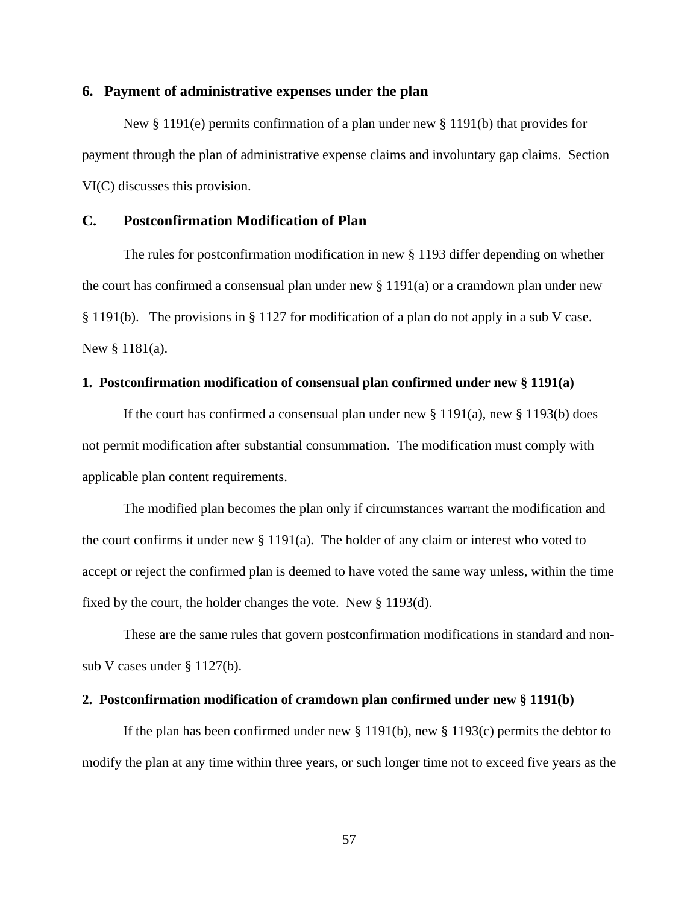### 6. Payment of administrative expenses under the plan

New § 1191(e) permits confirmation of a plan under new § 1191(b) that provides for payment through the plan of administrative expense claims and involuntary gap claims. Section VI(C) discusses this provision.

## C. Postconfirmation Modification of Plan

The rules for postconfirmation modification in new § 1193 differ depending on whether the court has confirmed a consensual plan under new § 1191(a) or a cramdown plan under new § 1191(b). The provisions in § 1127 for modification of a plan do not apply in a sub V case. New § 1181(a).

### 1. Postconfirmation modification of consensual plan confirmed under new § 1191(a)

If the court has confirmed a consensual plan under new § 1191(a), new § 1193(b) does not permit modification after substantial consummation. The modification must comply with applicable plan content requirements.

The modified plan becomes the plan only if circumstances warrant the modification and the court confirms it under new § 1191(a). The holder of any claim or interest who voted to accept or reject the confirmed plan is deemed to have voted the same way unless, within the time fixed by the court, the holder changes the vote. New § 1193(d).

These are the same rules that govern postconfirmation modifications in standard and non-sub V cases under § 1127(b).

### 2. Postconfirmation modification of cramdown plan confirmed under new § 1191(b)

If the plan has been confirmed under new § 1191(b), new § 1193(c) permits the debtor to modify the plan at any time within three years, or such longer time not to exceed five years as the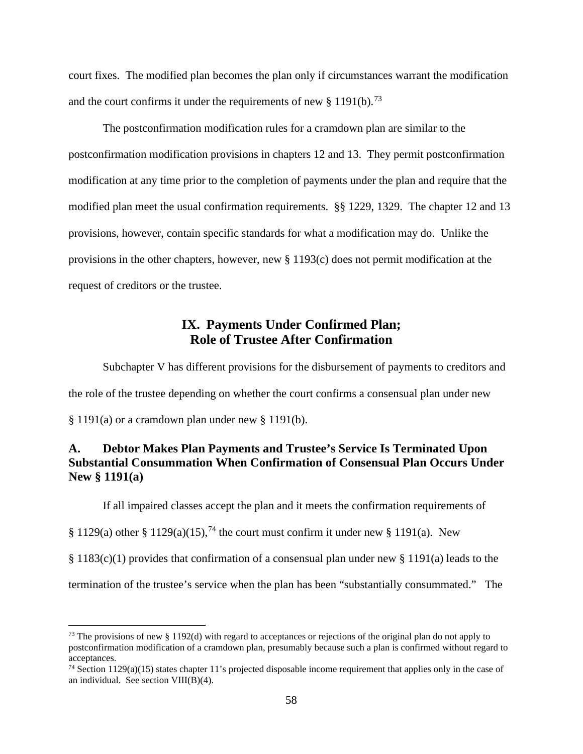court fixes. The modified plan becomes the plan only if circumstances warrant the modification and the court confirms it under the requirements of new § 1191(b).[73]

The postconfirmation modification rules for a cramdown plan are similar to the postconfirmation modification provisions in chapters 12 and 13. They permit postconfirmation modification at any time prior to the completion of payments under the plan and require that the modified plan meet the usual confirmation requirements. §§ 1229, 1329. The chapter 12 and 13 provisions, however, contain specific standards for what a modification may do. Unlike the provisions in the other chapters, however, new § 1193(c) does not permit modification at the request of creditors or the trustee.

## IX. Payments Under Confirmed Plan; Role of Trustee After Confirmation

Subchapter V has different provisions for the disbursement of payments to creditors and the role of the trustee depending on whether the court confirms a consensual plan under new § 1191(a) or a cramdown plan under new § 1191(b).

### A. Debtor Makes Plan Payments and Trustee's Service Is Terminated Upon Substantial Consummation When Confirmation of Consensual Plan Occurs Under New § 1191(a)

If all impaired classes accept the plan and it meets the confirmation requirements of § 1129(a) other § 1129(a)(15),[74] the court must confirm it under new § 1191(a). New § 1183(c)(1) provides that confirmation of a consensual plan under new § 1191(a) leads to the termination of the trustee's service when the plan has been "substantially consummated." The

[73] The provisions of new § 1192(d) with regard to acceptances or rejections of the original plan do not apply to postconfirmation modification of a cramdown plan, presumably because such a plan is confirmed without regard to acceptances.

[74] Section 1129(a)(15) states chapter 11's projected disposable income requirement that applies only in the case of an individual. See section VIII(B)(4).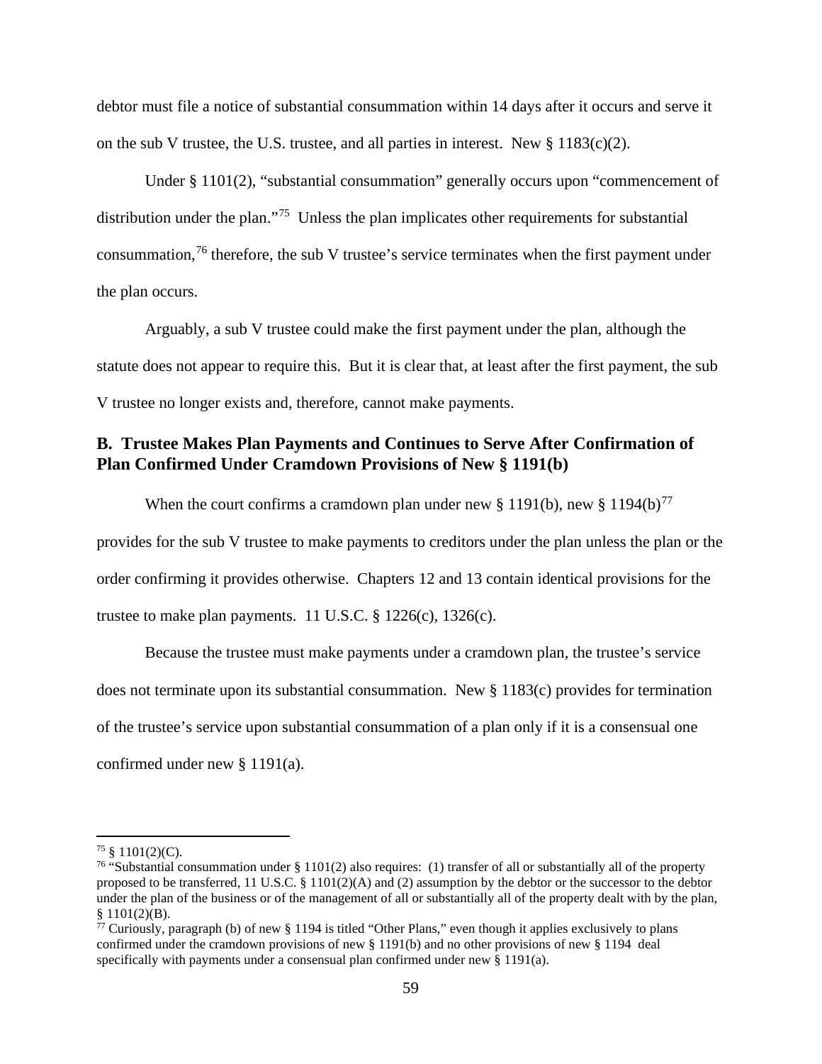debtor must file a notice of substantial consummation within 14 days after it occurs and serve it on the sub V trustee, the U.S. trustee, and all parties in interest. New § 1183(c)(2).

Under § 1101(2), "substantial consummation" generally occurs upon "commencement of distribution under the plan."[75] Unless the plan implicates other requirements for substantial consummation,[76] therefore, the sub V trustee's service terminates when the first payment under the plan occurs.

Arguably, a sub V trustee could make the first payment under the plan, although the statute does not appear to require this. But it is clear that, at least after the first payment, the sub V trustee no longer exists and, therefore, cannot make payments.

### B. Trustee Makes Plan Payments and Continues to Serve After Confirmation of Plan Confirmed Under Cramdown Provisions of New § 1191(b)

When the court confirms a cramdown plan under new § 1191(b), new § 1194(b)[77] provides for the sub V trustee to make payments to creditors under the plan unless the plan or the order confirming it provides otherwise. Chapters 12 and 13 contain identical provisions for the trustee to make plan payments. 11 U.S.C. § 1226(c), 1326(c).

Because the trustee must make payments under a cramdown plan, the trustee's service does not terminate upon its substantial consummation. New § 1183(c) provides for termination of the trustee's service upon substantial consummation of a plan only if it is a consensual one confirmed under new § 1191(a).

---

[75] § 1101(2)(C).

[76] "Substantial consummation under § 1101(2) also requires: (1) transfer of all or substantially all of the property proposed to be transferred, 11 U.S.C. § 1101(2)(A) and (2) assumption by the debtor or the successor to the debtor under the plan of the business or of the management of all or substantially all of the property dealt with by the plan, § 1101(2)(B).

[77] Curiously, paragraph (b) of new § 1194 is titled "Other Plans," even though it applies exclusively to plans confirmed under the cramdown provisions of new § 1191(b) and no other provisions of new § 1194 deal specifically with payments under a consensual plan confirmed under new § 1191(a).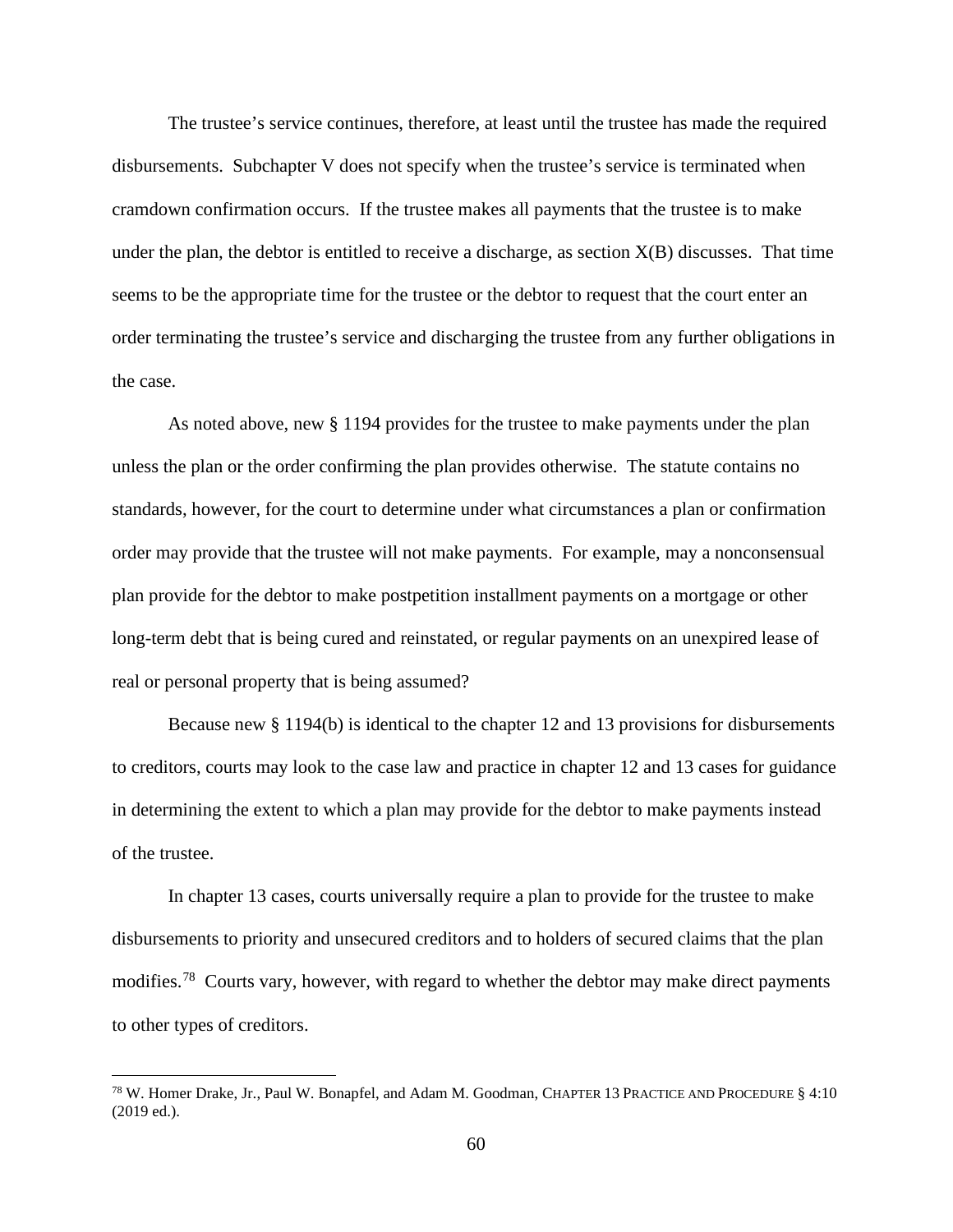The trustee's service continues, therefore, at least until the trustee has made the required disbursements. Subchapter V does not specify when the trustee's service is terminated when cramdown confirmation occurs. If the trustee makes all payments that the trustee is to make under the plan, the debtor is entitled to receive a discharge, as section X(B) discusses. That time seems to be the appropriate time for the trustee or the debtor to request that the court enter an order terminating the trustee's service and discharging the trustee from any further obligations in the case.

As noted above, new § 1194 provides for the trustee to make payments under the plan unless the plan or the order confirming the plan provides otherwise. The statute contains no standards, however, for the court to determine under what circumstances a plan or confirmation order may provide that the trustee will not make payments. For example, may a nonconsensual plan provide for the debtor to make postpetition installment payments on a mortgage or other long-term debt that is being cured and reinstated, or regular payments on an unexpired lease of real or personal property that is being assumed?

Because new § 1194(b) is identical to the chapter 12 and 13 provisions for disbursements to creditors, courts may look to the case law and practice in chapter 12 and 13 cases for guidance in determining the extent to which a plan may provide for the debtor to make payments instead of the trustee.

In chapter 13 cases, courts universally require a plan to provide for the trustee to make disbursements to priority and unsecured creditors and to holders of secured claims that the plan modifies.[78] Courts vary, however, with regard to whether the debtor may make direct payments to other types of creditors.

---

[78] W. Homer Drake, Jr., Paul W. Bonapfel, and Adam M. Goodman, CHAPTER 13 PRACTICE AND PROCEDURE § 4:10 (2019 ed.).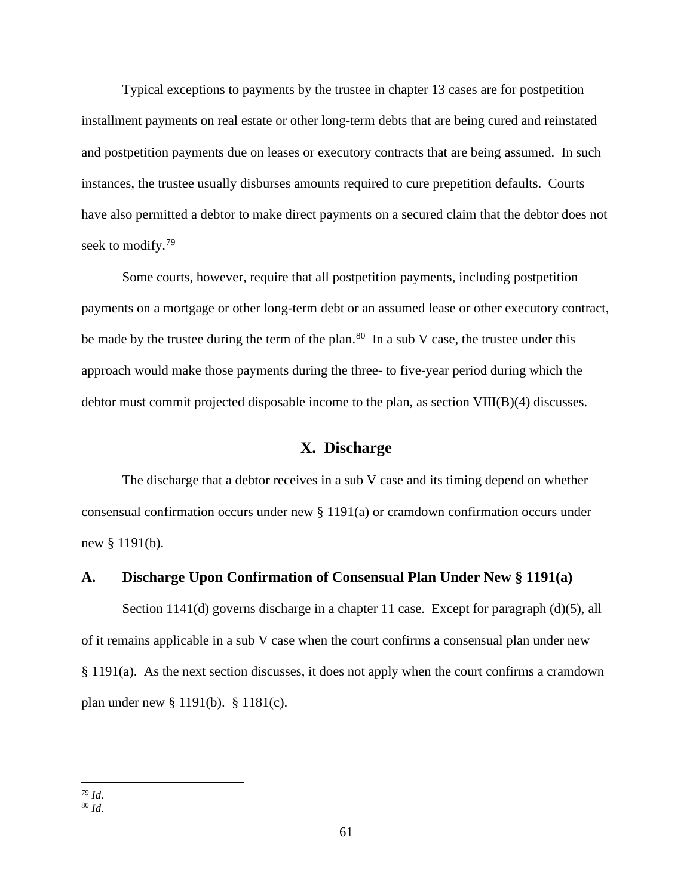Typical exceptions to payments by the trustee in chapter 13 cases are for postpetition installment payments on real estate or other long-term debts that are being cured and reinstated and postpetition payments due on leases or executory contracts that are being assumed. In such instances, the trustee usually disburses amounts required to cure prepetition defaults. Courts have also permitted a debtor to make direct payments on a secured claim that the debtor does not seek to modify.[79]

Some courts, however, require that all postpetition payments, including postpetition payments on a mortgage or other long-term debt or an assumed lease or other executory contract, be made by the trustee during the term of the plan.[80] In a sub V case, the trustee under this approach would make those payments during the three- to five-year period during which the debtor must commit projected disposable income to the plan, as section VIII(B)(4) discusses.

## X. Discharge

The discharge that a debtor receives in a sub V case and its timing depend on whether consensual confirmation occurs under new § 1191(a) or cramdown confirmation occurs under new § 1191(b).

### A. Discharge Upon Confirmation of Consensual Plan Under New § 1191(a)

Section 1141(d) governs discharge in a chapter 11 case. Except for paragraph (d)(5), all of it remains applicable in a sub V case when the court confirms a consensual plan under new § 1191(a). As the next section discusses, it does not apply when the court confirms a cramdown plan under new § 1191(b). § 1181(c).

---

[79] *Id.*

[80] *Id.*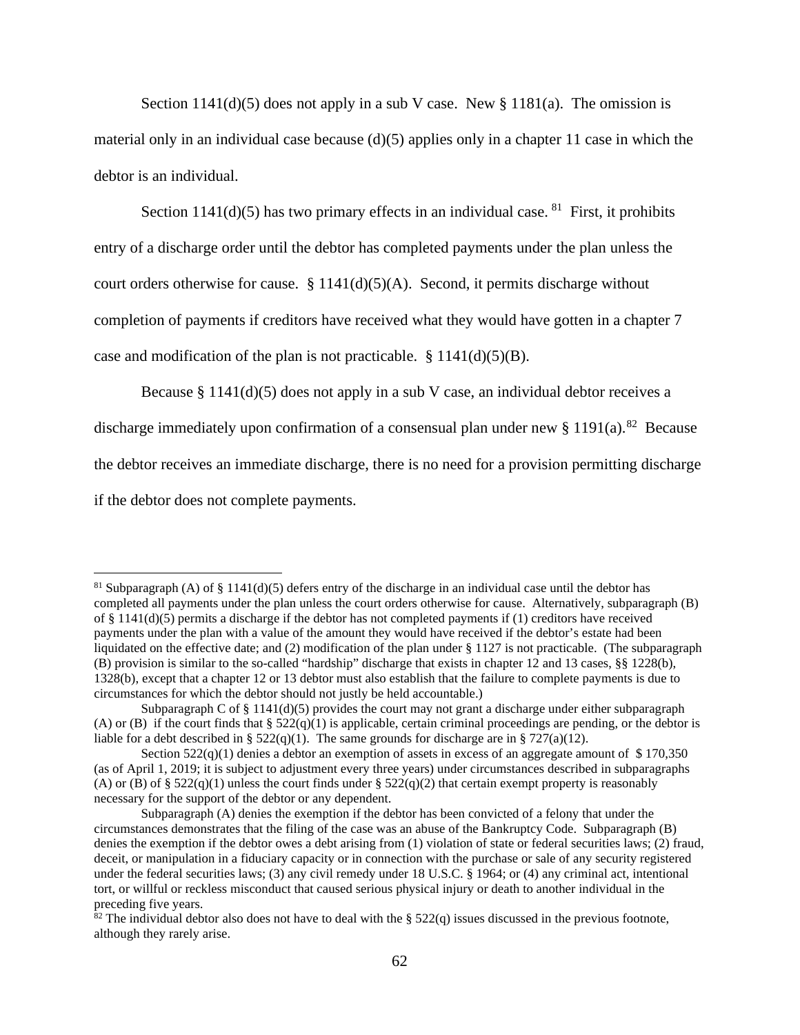Section 1141(d)(5) does not apply in a sub V case. New § 1181(a). The omission is material only in an individual case because (d)(5) applies only in a chapter 11 case in which the debtor is an individual.

Section 1141(d)(5) has two primary effects in an individual case. [81] First, it prohibits entry of a discharge order until the debtor has completed payments under the plan unless the court orders otherwise for cause. § 1141(d)(5)(A). Second, it permits discharge without completion of payments if creditors have received what they would have gotten in a chapter 7 case and modification of the plan is not practicable. § 1141(d)(5)(B).

Because § 1141(d)(5) does not apply in a sub V case, an individual debtor receives a discharge immediately upon confirmation of a consensual plan under new § 1191(a).[82] Because the debtor receives an immediate discharge, there is no need for a provision permitting discharge if the debtor does not complete payments.

---

[81] Subparagraph (A) of § 1141(d)(5) defers entry of the discharge in an individual case until the debtor has completed all payments under the plan unless the court orders otherwise for cause. Alternatively, subparagraph (B) of § 1141(d)(5) permits a discharge if the debtor has not completed payments if (1) creditors have received payments under the plan with a value of the amount they would have received if the debtor's estate had been liquidated on the effective date; and (2) modification of the plan under § 1127 is not practicable. (The subparagraph (B) provision is similar to the so-called "hardship" discharge that exists in chapter 12 and 13 cases, §§ 1228(b), 1328(b), except that a chapter 12 or 13 debtor must also establish that the failure to complete payments is due to circumstances for which the debtor should not justly be held accountable.)

Subparagraph C of § 1141(d)(5) provides the court may not grant a discharge under either subparagraph (A) or (B) if the court finds that § 522(q)(1) is applicable, certain criminal proceedings are pending, or the debtor is liable for a debt described in § 522(q)(1). The same grounds for discharge are in § 727(a)(12).

Section 522(q)(1) denies a debtor an exemption of assets in excess of an aggregate amount of $ 170,350 (as of April 1, 2019; it is subject to adjustment every three years) under circumstances described in subparagraphs (A) or (B) of § 522(q)(1) unless the court finds under § 522(q)(2) that certain exempt property is reasonably necessary for the support of the debtor or any dependent.

Subparagraph (A) denies the exemption if the debtor has been convicted of a felony that under the circumstances demonstrates that the filing of the case was an abuse of the Bankruptcy Code. Subparagraph (B) denies the exemption if the debtor owes a debt arising from (1) violation of state or federal securities laws; (2) fraud, deceit, or manipulation in a fiduciary capacity or in connection with the purchase or sale of any security registered under the federal securities laws; (3) any civil remedy under 18 U.S.C. § 1964; or (4) any criminal act, intentional tort, or willful or reckless misconduct that caused serious physical injury or death to another individual in the preceding five years.

[82] The individual debtor also does not have to deal with the § 522(q) issues discussed in the previous footnote, although they rarely arise.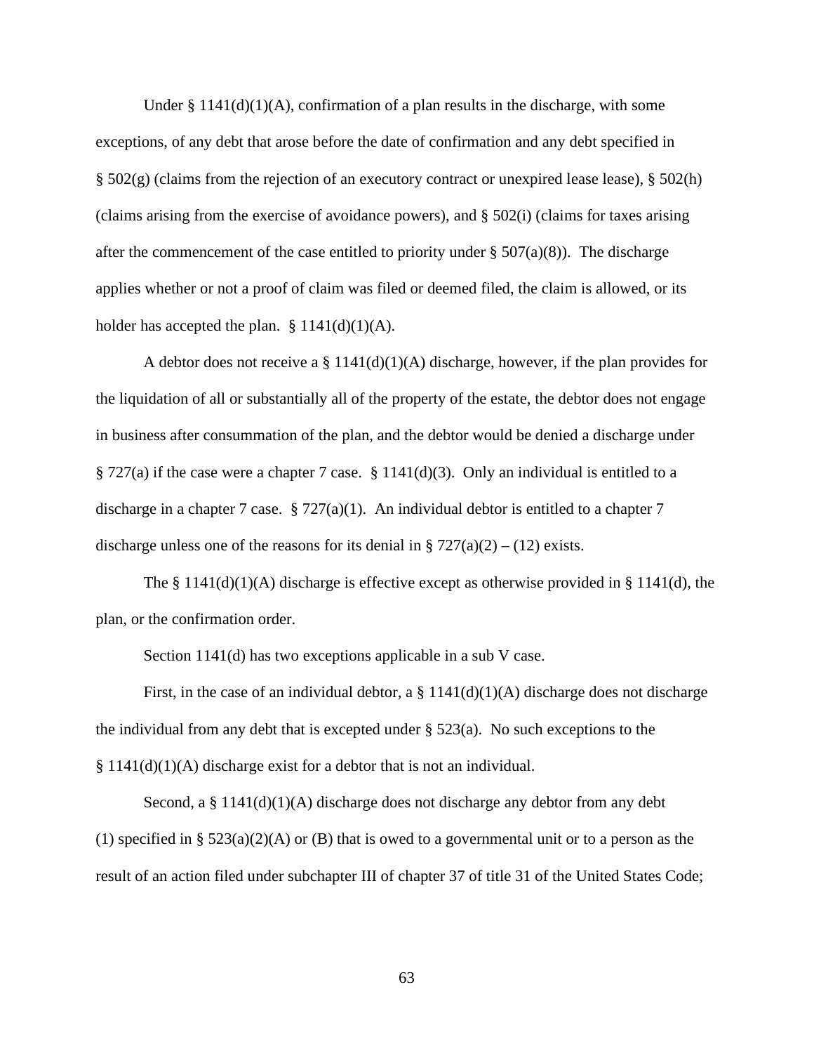Under § 1141(d)(1)(A), confirmation of a plan results in the discharge, with some exceptions, of any debt that arose before the date of confirmation and any debt specified in § 502(g) (claims from the rejection of an executory contract or unexpired lease lease), § 502(h) (claims arising from the exercise of avoidance powers), and § 502(i) (claims for taxes arising after the commencement of the case entitled to priority under § 507(a)(8)). The discharge applies whether or not a proof of claim was filed or deemed filed, the claim is allowed, or its holder has accepted the plan. § 1141(d)(1)(A).

A debtor does not receive a § 1141(d)(1)(A) discharge, however, if the plan provides for the liquidation of all or substantially all of the property of the estate, the debtor does not engage in business after consummation of the plan, and the debtor would be denied a discharge under § 727(a) if the case were a chapter 7 case. § 1141(d)(3). Only an individual is entitled to a discharge in a chapter 7 case. § 727(a)(1). An individual debtor is entitled to a chapter 7 discharge unless one of the reasons for its denial in § 727(a)(2) – (12) exists.

The § 1141(d)(1)(A) discharge is effective except as otherwise provided in § 1141(d), the plan, or the confirmation order.

Section 1141(d) has two exceptions applicable in a sub V case.

First, in the case of an individual debtor, a § 1141(d)(1)(A) discharge does not discharge the individual from any debt that is excepted under § 523(a). No such exceptions to the § 1141(d)(1)(A) discharge exist for a debtor that is not an individual.

Second, a § 1141(d)(1)(A) discharge does not discharge any debtor from any debt (1) specified in § 523(a)(2)(A) or (B) that is owed to a governmental unit or to a person as the result of an action filed under subchapter III of chapter 37 of title 31 of the United States Code;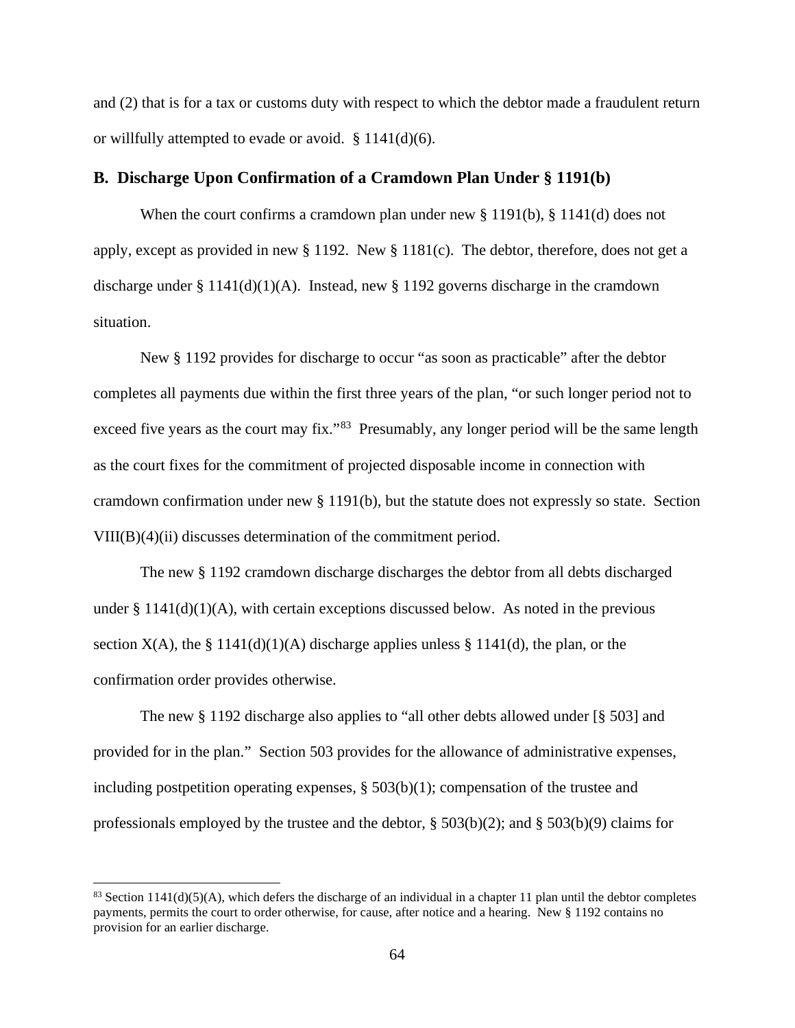and (2) that is for a tax or customs duty with respect to which the debtor made a fraudulent return or willfully attempted to evade or avoid. § 1141(d)(6).

## B. Discharge Upon Confirmation of a Cramdown Plan Under § 1191(b)

When the court confirms a cramdown plan under new § 1191(b), § 1141(d) does not apply, except as provided in new § 1192. New § 1181(c). The debtor, therefore, does not get a discharge under § 1141(d)(1)(A). Instead, new § 1192 governs discharge in the cramdown situation.

New § 1192 provides for discharge to occur "as soon as practicable" after the debtor completes all payments due within the first three years of the plan, "or such longer period not to exceed five years as the court may fix."[83] Presumably, any longer period will be the same length as the court fixes for the commitment of projected disposable income in connection with cramdown confirmation under new § 1191(b), but the statute does not expressly so state. Section VIII(B)(4)(ii) discusses determination of the commitment period.

The new § 1192 cramdown discharge discharges the debtor from all debts discharged under § 1141(d)(1)(A), with certain exceptions discussed below. As noted in the previous section X(A), the § 1141(d)(1)(A) discharge applies unless § 1141(d), the plan, or the confirmation order provides otherwise.

The new § 1192 discharge also applies to "all other debts allowed under [§ 503] and provided for in the plan." Section 503 provides for the allowance of administrative expenses, including postpetition operating expenses, § 503(b)(1); compensation of the trustee and professionals employed by the trustee and the debtor, § 503(b)(2); and § 503(b)(9) claims for

[83] Section 1141(d)(5)(A), which defers the discharge of an individual in a chapter 11 plan until the debtor completes payments, permits the court to order otherwise, for cause, after notice and a hearing. New § 1192 contains no provision for an earlier discharge.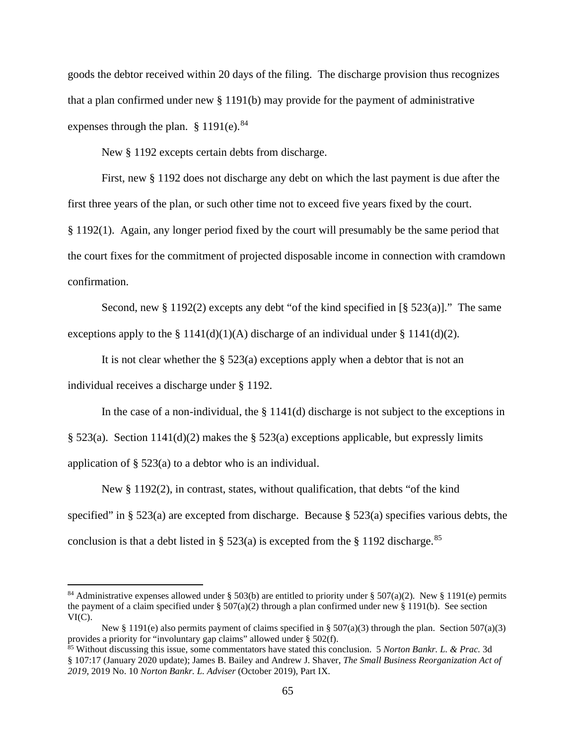goods the debtor received within 20 days of the filing. The discharge provision thus recognizes that a plan confirmed under new § 1191(b) may provide for the payment of administrative expenses through the plan. § 1191(e).[84]

New § 1192 excepts certain debts from discharge.

First, new § 1192 does not discharge any debt on which the last payment is due after the first three years of the plan, or such other time not to exceed five years fixed by the court. § 1192(1). Again, any longer period fixed by the court will presumably be the same period that the court fixes for the commitment of projected disposable income in connection with cramdown confirmation.

Second, new § 1192(2) excepts any debt "of the kind specified in [§ 523(a)]." The same exceptions apply to the § 1141(d)(1)(A) discharge of an individual under § 1141(d)(2).

It is not clear whether the § 523(a) exceptions apply when a debtor that is not an individual receives a discharge under § 1192.

In the case of a non-individual, the § 1141(d) discharge is not subject to the exceptions in § 523(a). Section 1141(d)(2) makes the § 523(a) exceptions applicable, but expressly limits application of § 523(a) to a debtor who is an individual.

New § 1192(2), in contrast, states, without qualification, that debts "of the kind specified" in § 523(a) are excepted from discharge. Because § 523(a) specifies various debts, the conclusion is that a debt listed in § 523(a) is excepted from the § 1192 discharge.[85]

---

[84] Administrative expenses allowed under § 503(b) are entitled to priority under § 507(a)(2). New § 1191(e) permits the payment of a claim specified under § 507(a)(2) through a plan confirmed under new § 1191(b). See section VI(C).

New § 1191(e) also permits payment of claims specified in § 507(a)(3) through the plan. Section 507(a)(3) provides a priority for "involuntary gap claims" allowed under § 502(f).

[85] Without discussing this issue, some commentators have stated this conclusion. 5 *Norton Bankr. L. & Prac.* 3d § 107:17 (January 2020 update); James B. Bailey and Andrew J. Shaver, *The Small Business Reorganization Act of 2019*, 2019 No. 10 *Norton Bankr. L. Adviser* (October 2019), Part IX.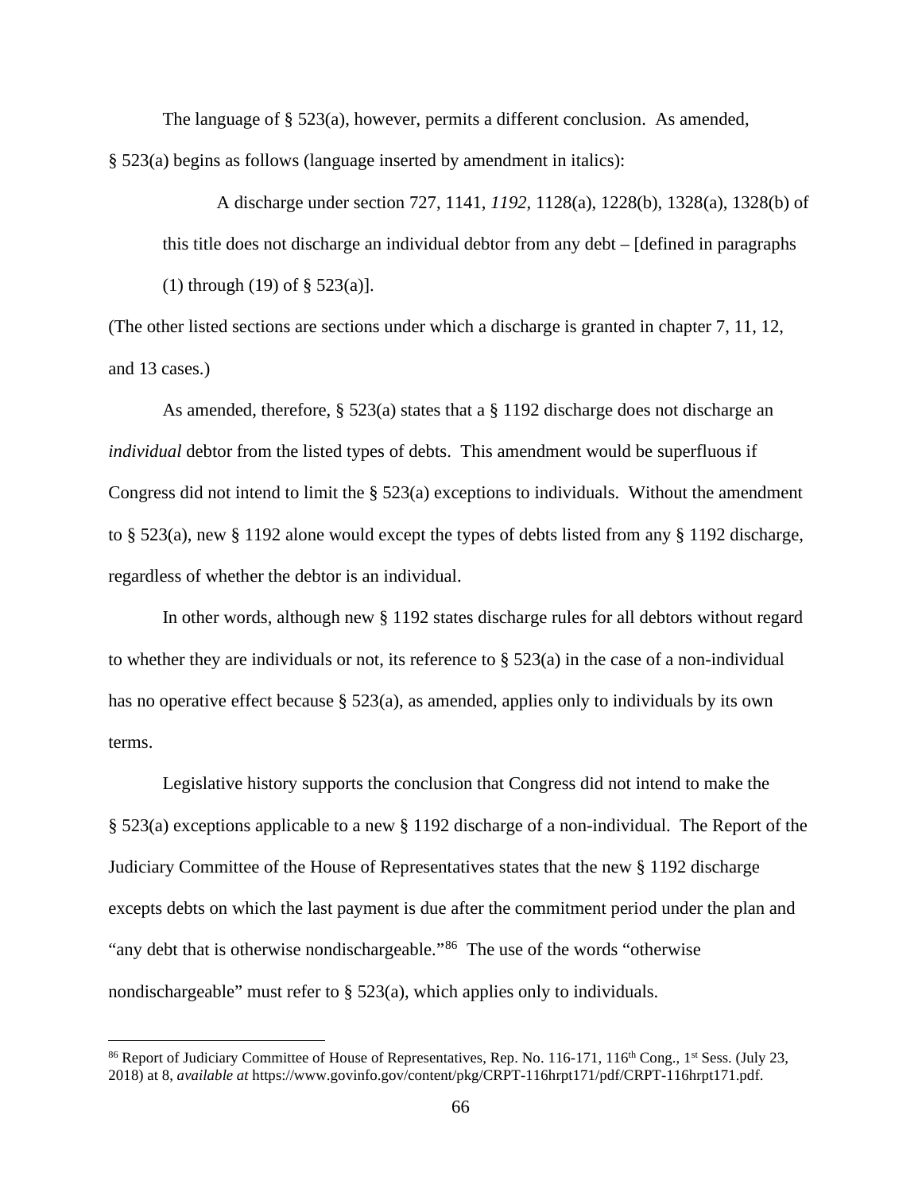The language of § 523(a), however, permits a different conclusion. As amended, § 523(a) begins as follows (language inserted by amendment in italics):

> A discharge under section 727, 1141, *1192*, 1128(a), 1228(b), 1328(a), 1328(b) of this title does not discharge an individual debtor from any debt – [defined in paragraphs (1) through (19) of § 523(a)].

(The other listed sections are sections under which a discharge is granted in chapter 7, 11, 12, and 13 cases.)

As amended, therefore, § 523(a) states that a § 1192 discharge does not discharge an *individual* debtor from the listed types of debts. This amendment would be superfluous if Congress did not intend to limit the § 523(a) exceptions to individuals. Without the amendment to § 523(a), new § 1192 alone would except the types of debts listed from any § 1192 discharge, regardless of whether the debtor is an individual.

In other words, although new § 1192 states discharge rules for all debtors without regard to whether they are individuals or not, its reference to § 523(a) in the case of a non-individual has no operative effect because § 523(a), as amended, applies only to individuals by its own terms.

Legislative history supports the conclusion that Congress did not intend to make the § 523(a) exceptions applicable to a new § 1192 discharge of a non-individual. The Report of the Judiciary Committee of the House of Representatives states that the new § 1192 discharge excepts debts on which the last payment is due after the commitment period under the plan and "any debt that is otherwise nondischargeable."[86] The use of the words "otherwise nondischargeable" must refer to § 523(a), which applies only to individuals.

---

[86] Report of Judiciary Committee of House of Representatives, Rep. No. 116-171, 116th Cong., 1st Sess. (July 23, 2018) at 8, *available at* https://www.govinfo.gov/content/pkg/CRPT-116hrpt171/pdf/CRPT-116hrpt171.pdf.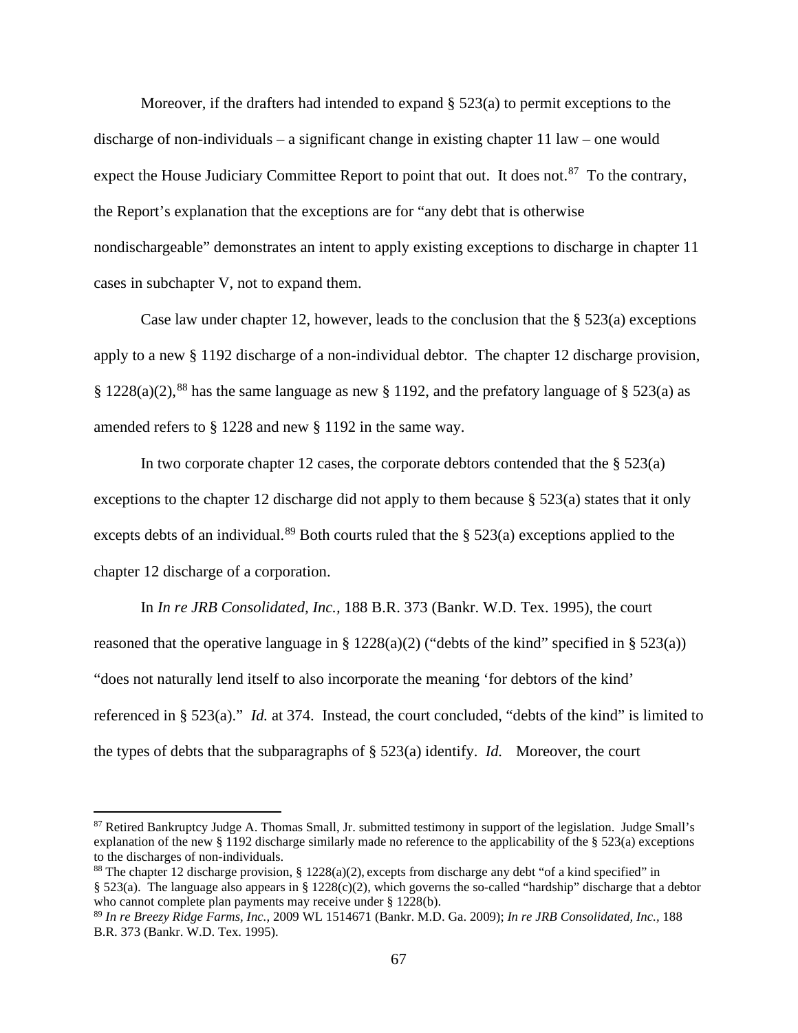Moreover, if the drafters had intended to expand § 523(a) to permit exceptions to the discharge of non-individuals – a significant change in existing chapter 11 law – one would expect the House Judiciary Committee Report to point that out. It does not.[87] To the contrary, the Report's explanation that the exceptions are for "any debt that is otherwise nondischargeable" demonstrates an intent to apply existing exceptions to discharge in chapter 11 cases in subchapter V, not to expand them.

Case law under chapter 12, however, leads to the conclusion that the § 523(a) exceptions apply to a new § 1192 discharge of a non-individual debtor. The chapter 12 discharge provision, § 1228(a)(2),[88] has the same language as new § 1192, and the prefatory language of § 523(a) as amended refers to § 1228 and new § 1192 in the same way.

In two corporate chapter 12 cases, the corporate debtors contended that the § 523(a) exceptions to the chapter 12 discharge did not apply to them because § 523(a) states that it only excepts debts of an individual.[89] Both courts ruled that the § 523(a) exceptions applied to the chapter 12 discharge of a corporation.

In *In re JRB Consolidated, Inc.*, 188 B.R. 373 (Bankr. W.D. Tex. 1995), the court reasoned that the operative language in § 1228(a)(2) ("debts of the kind" specified in § 523(a)) "does not naturally lend itself to also incorporate the meaning 'for debtors of the kind' referenced in § 523(a)." *Id.* at 374. Instead, the court concluded, "debts of the kind" is limited to the types of debts that the subparagraphs of § 523(a) identify. *Id.* Moreover, the court

---

[87] Retired Bankruptcy Judge A. Thomas Small, Jr. submitted testimony in support of the legislation. Judge Small's explanation of the new § 1192 discharge similarly made no reference to the applicability of the § 523(a) exceptions to the discharges of non-individuals.

[88] The chapter 12 discharge provision, § 1228(a)(2), excepts from discharge any debt "of a kind specified" in § 523(a). The language also appears in § 1228(c)(2), which governs the so-called "hardship" discharge that a debtor who cannot complete plan payments may receive under § 1228(b).

[89] *In re Breezy Ridge Farms, Inc.,* 2009 WL 1514671 (Bankr. M.D. Ga. 2009); *In re JRB Consolidated, Inc.,* 188 B.R. 373 (Bankr. W.D. Tex. 1995).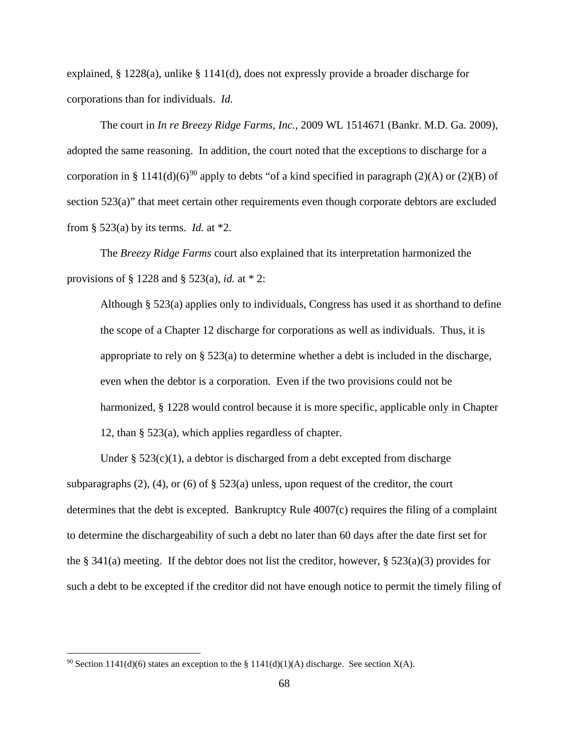explained, § 1228(a), unlike § 1141(d), does not expressly provide a broader discharge for corporations than for individuals. *Id.*

The court in *In re Breezy Ridge Farms, Inc.*, 2009 WL 1514671 (Bankr. M.D. Ga. 2009), adopted the same reasoning. In addition, the court noted that the exceptions to discharge for a corporation in § 1141(d)(6)[90] apply to debts "of a kind specified in paragraph (2)(A) or (2)(B) of section 523(a)" that meet certain other requirements even though corporate debtors are excluded from § 523(a) by its terms. *Id.* at *2.

The *Breezy Ridge Farms* court also explained that its interpretation harmonized the provisions of § 1228 and § 523(a), *id.* at * 2:

> Although § 523(a) applies only to individuals, Congress has used it as shorthand to define the scope of a Chapter 12 discharge for corporations as well as individuals. Thus, it is appropriate to rely on § 523(a) to determine whether a debt is included in the discharge, even when the debtor is a corporation. Even if the two provisions could not be harmonized, § 1228 would control because it is more specific, applicable only in Chapter 12, than § 523(a), which applies regardless of chapter.

Under § 523(c)(1), a debtor is discharged from a debt excepted from discharge subparagraphs (2), (4), or (6) of § 523(a) unless, upon request of the creditor, the court determines that the debt is excepted. Bankruptcy Rule 4007(c) requires the filing of a complaint to determine the dischargeability of such a debt no later than 60 days after the date first set for the § 341(a) meeting. If the debtor does not list the creditor, however, § 523(a)(3) provides for such a debt to be excepted if the creditor did not have enough notice to permit the timely filing of

---

[90] Section 1141(d)(6) states an exception to the § 1141(d)(1)(A) discharge. See section X(A).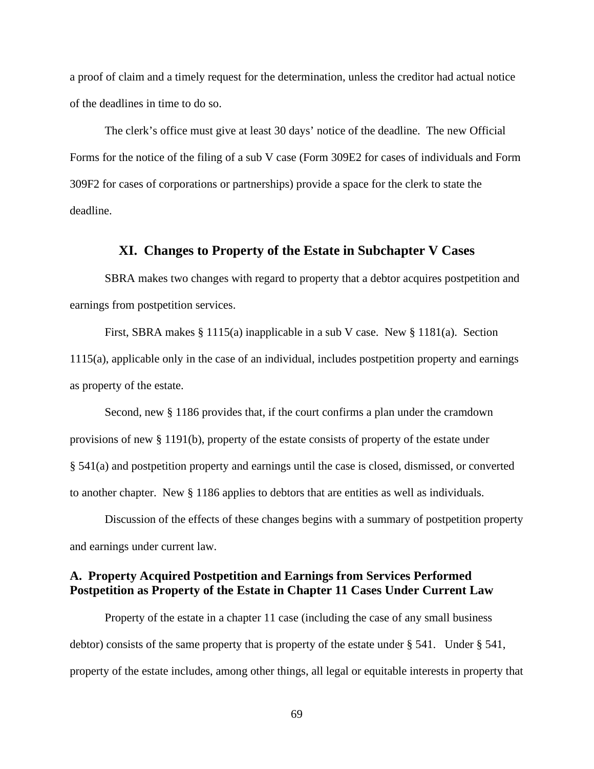a proof of claim and a timely request for the determination, unless the creditor had actual notice of the deadlines in time to do so.

The clerk's office must give at least 30 days' notice of the deadline. The new Official Forms for the notice of the filing of a sub V case (Form 309E2 for cases of individuals and Form 309F2 for cases of corporations or partnerships) provide a space for the clerk to state the deadline.

## XI. Changes to Property of the Estate in Subchapter V Cases

SBRA makes two changes with regard to property that a debtor acquires postpetition and earnings from postpetition services.

First, SBRA makes § 1115(a) inapplicable in a sub V case. New § 1181(a). Section 1115(a), applicable only in the case of an individual, includes postpetition property and earnings as property of the estate.

Second, new § 1186 provides that, if the court confirms a plan under the cramdown provisions of new § 1191(b), property of the estate consists of property of the estate under § 541(a) and postpetition property and earnings until the case is closed, dismissed, or converted to another chapter. New § 1186 applies to debtors that are entities as well as individuals.

Discussion of the effects of these changes begins with a summary of postpetition property and earnings under current law.

### A. Property Acquired Postpetition and Earnings from Services Performed Postpetition as Property of the Estate in Chapter 11 Cases Under Current Law

Property of the estate in a chapter 11 case (including the case of any small business debtor) consists of the same property that is property of the estate under § 541. Under § 541, property of the estate includes, among other things, all legal or equitable interests in property that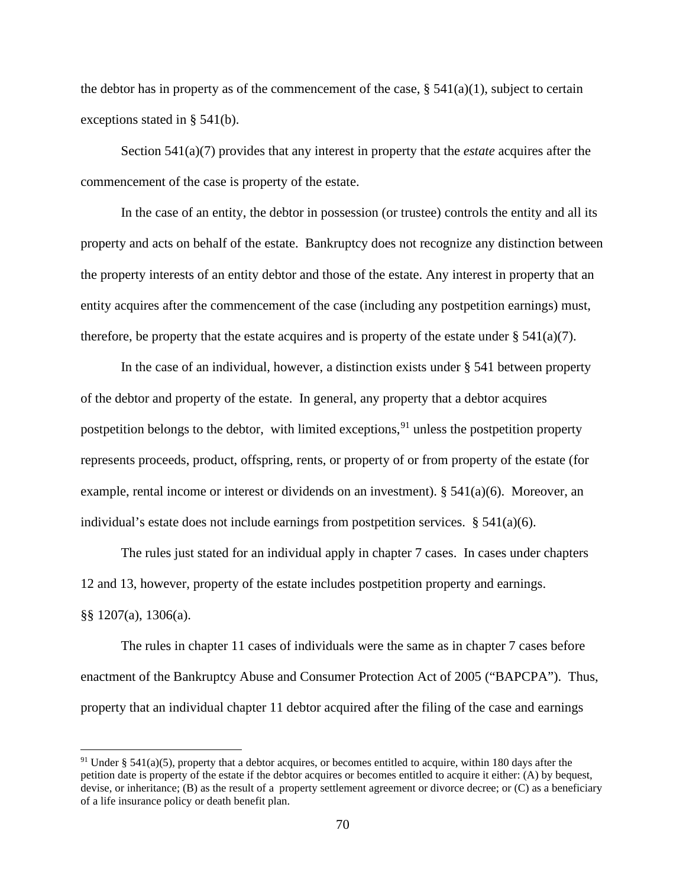the debtor has in property as of the commencement of the case, § 541(a)(1), subject to certain exceptions stated in § 541(b).

Section 541(a)(7) provides that any interest in property that the *estate* acquires after the commencement of the case is property of the estate.

In the case of an entity, the debtor in possession (or trustee) controls the entity and all its property and acts on behalf of the estate. Bankruptcy does not recognize any distinction between the property interests of an entity debtor and those of the estate. Any interest in property that an entity acquires after the commencement of the case (including any postpetition earnings) must, therefore, be property that the estate acquires and is property of the estate under § 541(a)(7).

In the case of an individual, however, a distinction exists under § 541 between property of the debtor and property of the estate. In general, any property that a debtor acquires postpetition belongs to the debtor, with limited exceptions,[91] unless the postpetition property represents proceeds, product, offspring, rents, or property of or from property of the estate (for example, rental income or interest or dividends on an investment). § 541(a)(6). Moreover, an individual's estate does not include earnings from postpetition services. § 541(a)(6).

The rules just stated for an individual apply in chapter 7 cases. In cases under chapters 12 and 13, however, property of the estate includes postpetition property and earnings. §§ 1207(a), 1306(a).

The rules in chapter 11 cases of individuals were the same as in chapter 7 cases before enactment of the Bankruptcy Abuse and Consumer Protection Act of 2005 ("BAPCPA"). Thus, property that an individual chapter 11 debtor acquired after the filing of the case and earnings

[91] Under § 541(a)(5), property that a debtor acquires, or becomes entitled to acquire, within 180 days after the petition date is property of the estate if the debtor acquires or becomes entitled to acquire it either: (A) by bequest, devise, or inheritance; (B) as the result of a property settlement agreement or divorce decree; or (C) as a beneficiary of a life insurance policy or death benefit plan.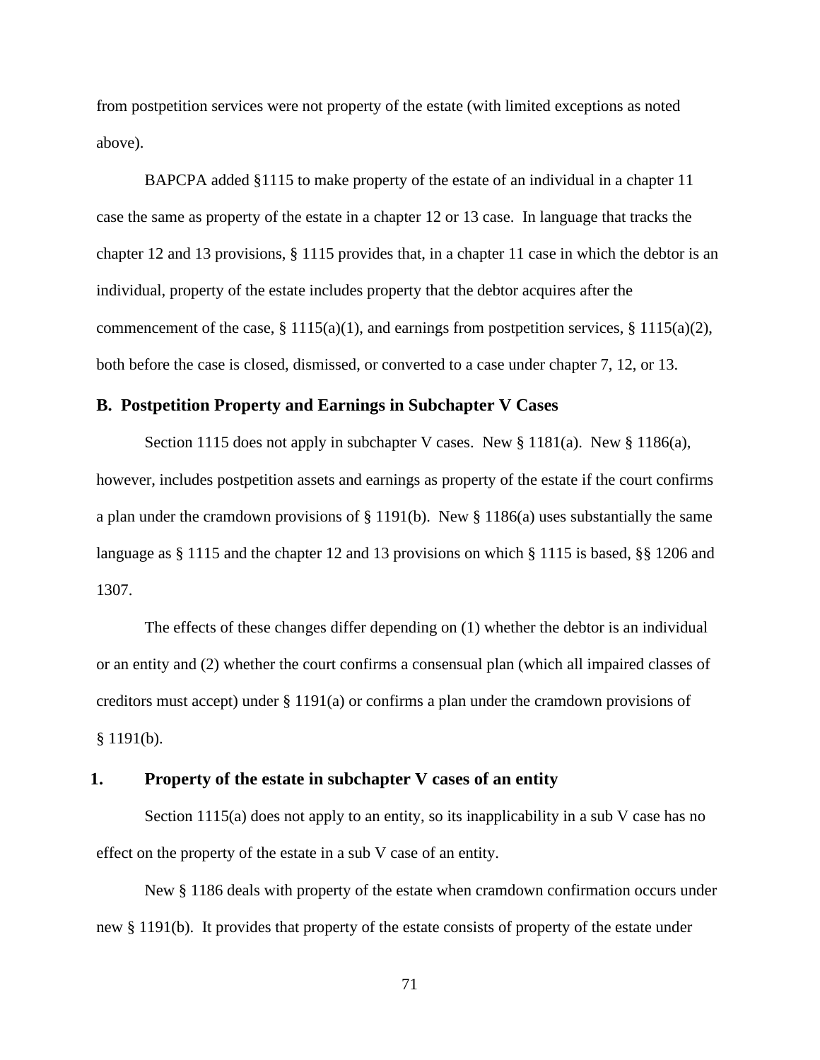from postpetition services were not property of the estate (with limited exceptions as noted above).

BAPCPA added §1115 to make property of the estate of an individual in a chapter 11 case the same as property of the estate in a chapter 12 or 13 case. In language that tracks the chapter 12 and 13 provisions, § 1115 provides that, in a chapter 11 case in which the debtor is an individual, property of the estate includes property that the debtor acquires after the commencement of the case, § 1115(a)(1), and earnings from postpetition services, § 1115(a)(2), both before the case is closed, dismissed, or converted to a case under chapter 7, 12, or 13.

### B. Postpetition Property and Earnings in Subchapter V Cases

Section 1115 does not apply in subchapter V cases. New § 1181(a). New § 1186(a), however, includes postpetition assets and earnings as property of the estate if the court confirms a plan under the cramdown provisions of § 1191(b). New § 1186(a) uses substantially the same language as § 1115 and the chapter 12 and 13 provisions on which § 1115 is based, §§ 1206 and 1307.

The effects of these changes differ depending on (1) whether the debtor is an individual or an entity and (2) whether the court confirms a consensual plan (which all impaired classes of creditors must accept) under § 1191(a) or confirms a plan under the cramdown provisions of § 1191(b).

#### 1. Property of the estate in subchapter V cases of an entity

Section 1115(a) does not apply to an entity, so its inapplicability in a sub V case has no effect on the property of the estate in a sub V case of an entity.

New § 1186 deals with property of the estate when cramdown confirmation occurs under new § 1191(b). It provides that property of the estate consists of property of the estate under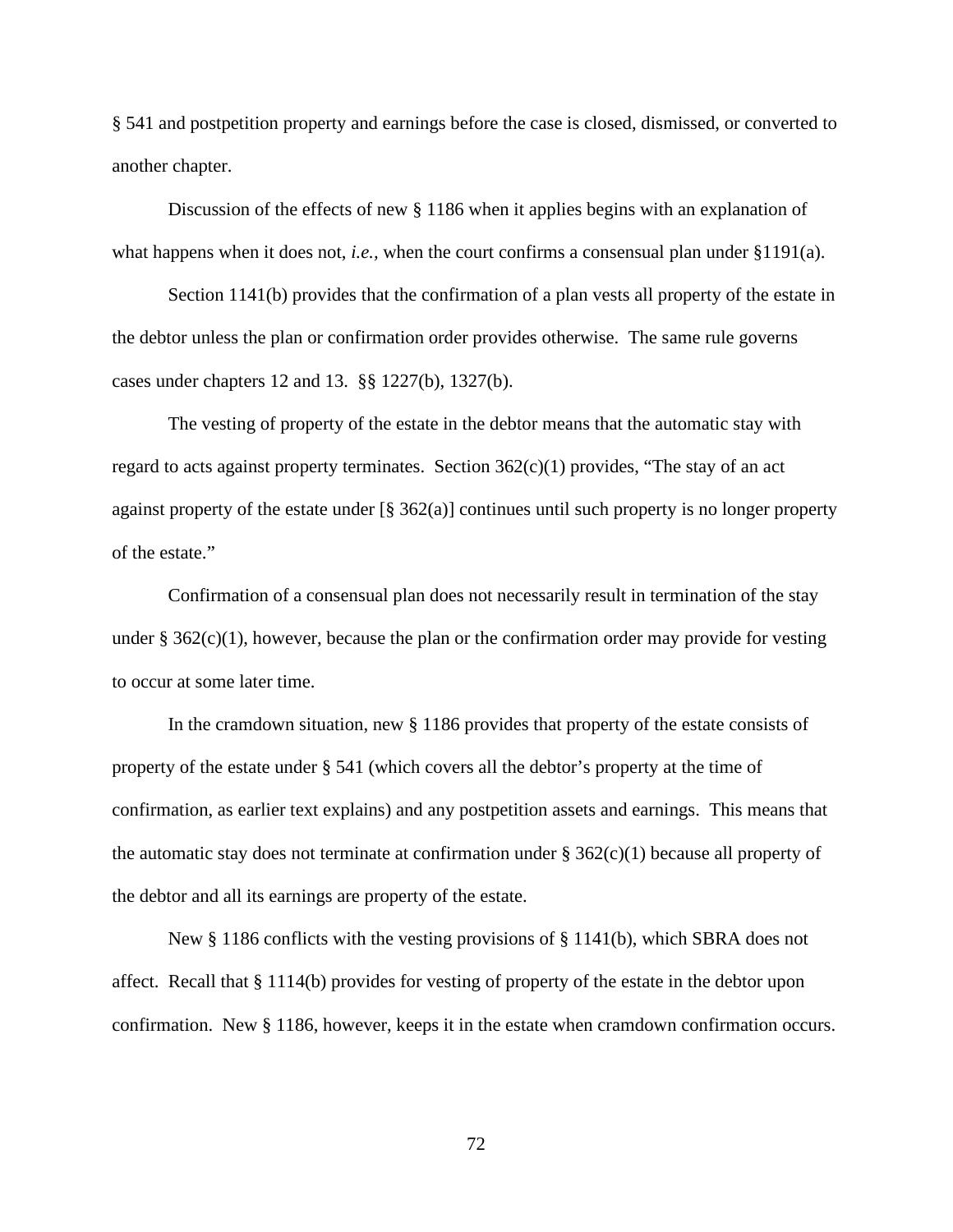§ 541 and postpetition property and earnings before the case is closed, dismissed, or converted to another chapter.

Discussion of the effects of new § 1186 when it applies begins with an explanation of what happens when it does not, *i.e.*, when the court confirms a consensual plan under §1191(a).

Section 1141(b) provides that the confirmation of a plan vests all property of the estate in the debtor unless the plan or confirmation order provides otherwise. The same rule governs cases under chapters 12 and 13. §§ 1227(b), 1327(b).

The vesting of property of the estate in the debtor means that the automatic stay with regard to acts against property terminates. Section 362(c)(1) provides, "The stay of an act against property of the estate under [§ 362(a)] continues until such property is no longer property of the estate."

Confirmation of a consensual plan does not necessarily result in termination of the stay under § 362(c)(1), however, because the plan or the confirmation order may provide for vesting to occur at some later time.

In the cramdown situation, new § 1186 provides that property of the estate consists of property of the estate under § 541 (which covers all the debtor's property at the time of confirmation, as earlier text explains) and any postpetition assets and earnings. This means that the automatic stay does not terminate at confirmation under § 362(c)(1) because all property of the debtor and all its earnings are property of the estate.

New § 1186 conflicts with the vesting provisions of § 1141(b), which SBRA does not affect. Recall that § 1114(b) provides for vesting of property of the estate in the debtor upon confirmation. New § 1186, however, keeps it in the estate when cramdown confirmation occurs.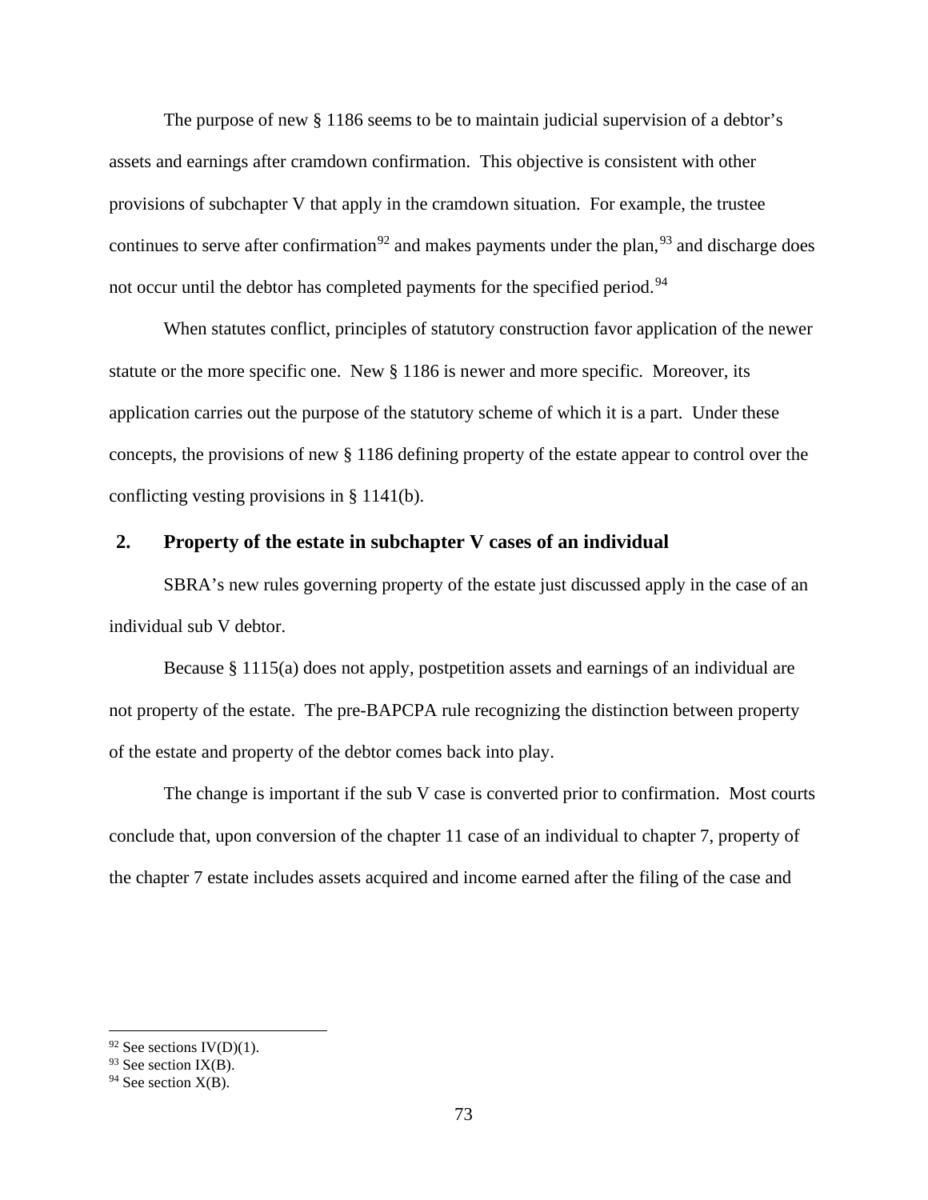The purpose of new § 1186 seems to be to maintain judicial supervision of a debtor's assets and earnings after cramdown confirmation. This objective is consistent with other provisions of subchapter V that apply in the cramdown situation. For example, the trustee continues to serve after confirmation[92] and makes payments under the plan,[93] and discharge does not occur until the debtor has completed payments for the specified period.[94]

When statutes conflict, principles of statutory construction favor application of the newer statute or the more specific one. New § 1186 is newer and more specific. Moreover, its application carries out the purpose of the statutory scheme of which it is a part. Under these concepts, the provisions of new § 1186 defining property of the estate appear to control over the conflicting vesting provisions in § 1141(b).

## 2. Property of the estate in subchapter V cases of an individual

SBRA's new rules governing property of the estate just discussed apply in the case of an individual sub V debtor.

Because § 1115(a) does not apply, postpetition assets and earnings of an individual are not property of the estate. The pre-BAPCPA rule recognizing the distinction between property of the estate and property of the debtor comes back into play.

The change is important if the sub V case is converted prior to confirmation. Most courts conclude that, upon conversion of the chapter 11 case of an individual to chapter 7, property of the chapter 7 estate includes assets acquired and income earned after the filing of the case and

---

[92] See sections IV(D)(1).

[93] See section IX(B).

[94] See section X(B).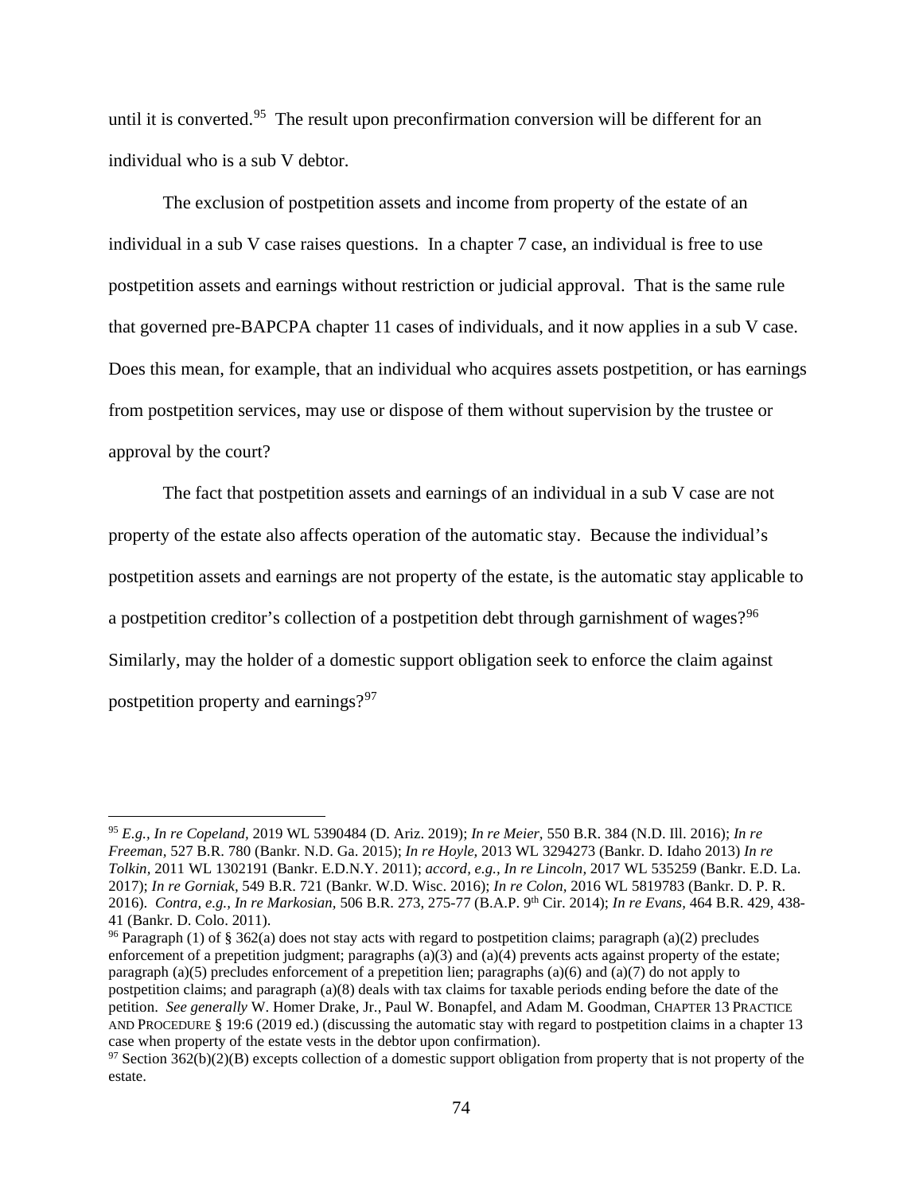until it is converted.[95] The result upon preconfirmation conversion will be different for an individual who is a sub V debtor.

The exclusion of postpetition assets and income from property of the estate of an individual in a sub V case raises questions. In a chapter 7 case, an individual is free to use postpetition assets and earnings without restriction or judicial approval. That is the same rule that governed pre-BAPCPA chapter 11 cases of individuals, and it now applies in a sub V case. Does this mean, for example, that an individual who acquires assets postpetition, or has earnings from postpetition services, may use or dispose of them without supervision by the trustee or approval by the court?

The fact that postpetition assets and earnings of an individual in a sub V case are not property of the estate also affects operation of the automatic stay. Because the individual's postpetition assets and earnings are not property of the estate, is the automatic stay applicable to a postpetition creditor's collection of a postpetition debt through garnishment of wages?[96] Similarly, may the holder of a domestic support obligation seek to enforce the claim against postpetition property and earnings?[97]

---

[95] *E.g., In re Copeland,* 2019 WL 5390484 (D. Ariz. 2019); *In re Meier,* 550 B.R. 384 (N.D. Ill. 2016); *In re Freeman,* 527 B.R. 780 (Bankr. N.D. Ga. 2015); *In re Hoyle,* 2013 WL 3294273 (Bankr. D. Idaho 2013) *In re Tolkin,* 2011 WL 1302191 (Bankr. E.D.N.Y. 2011); *accord, e.g., In re Lincoln,* 2017 WL 535259 (Bankr. E.D. La. 2017); *In re Gorniak,* 549 B.R. 721 (Bankr. W.D. Wisc. 2016); *In re Colon,* 2016 WL 5819783 (Bankr. D. P. R. 2016). *Contra, e.g., In re Markosian,* 506 B.R. 273, 275-77 (B.A.P. 9th Cir. 2014); *In re Evans,* 464 B.R. 429, 438-41 (Bankr. D. Colo. 2011).

[96] Paragraph (1) of § 362(a) does not stay acts with regard to postpetition claims; paragraph (a)(2) precludes enforcement of a prepetition judgment; paragraphs (a)(3) and (a)(4) prevents acts against property of the estate; paragraph (a)(5) precludes enforcement of a prepetition lien; paragraphs (a)(6) and (a)(7) do not apply to postpetition claims; and paragraph (a)(8) deals with tax claims for taxable periods ending before the date of the petition. *See generally* W. Homer Drake, Jr., Paul W. Bonapfel, and Adam M. Goodman, CHAPTER 13 PRACTICE AND PROCEDURE § 19:6 (2019 ed.) (discussing the automatic stay with regard to postpetition claims in a chapter 13 case when property of the estate vests in the debtor upon confirmation).

[97] Section 362(b)(2)(B) excepts collection of a domestic support obligation from property that is not property of the estate.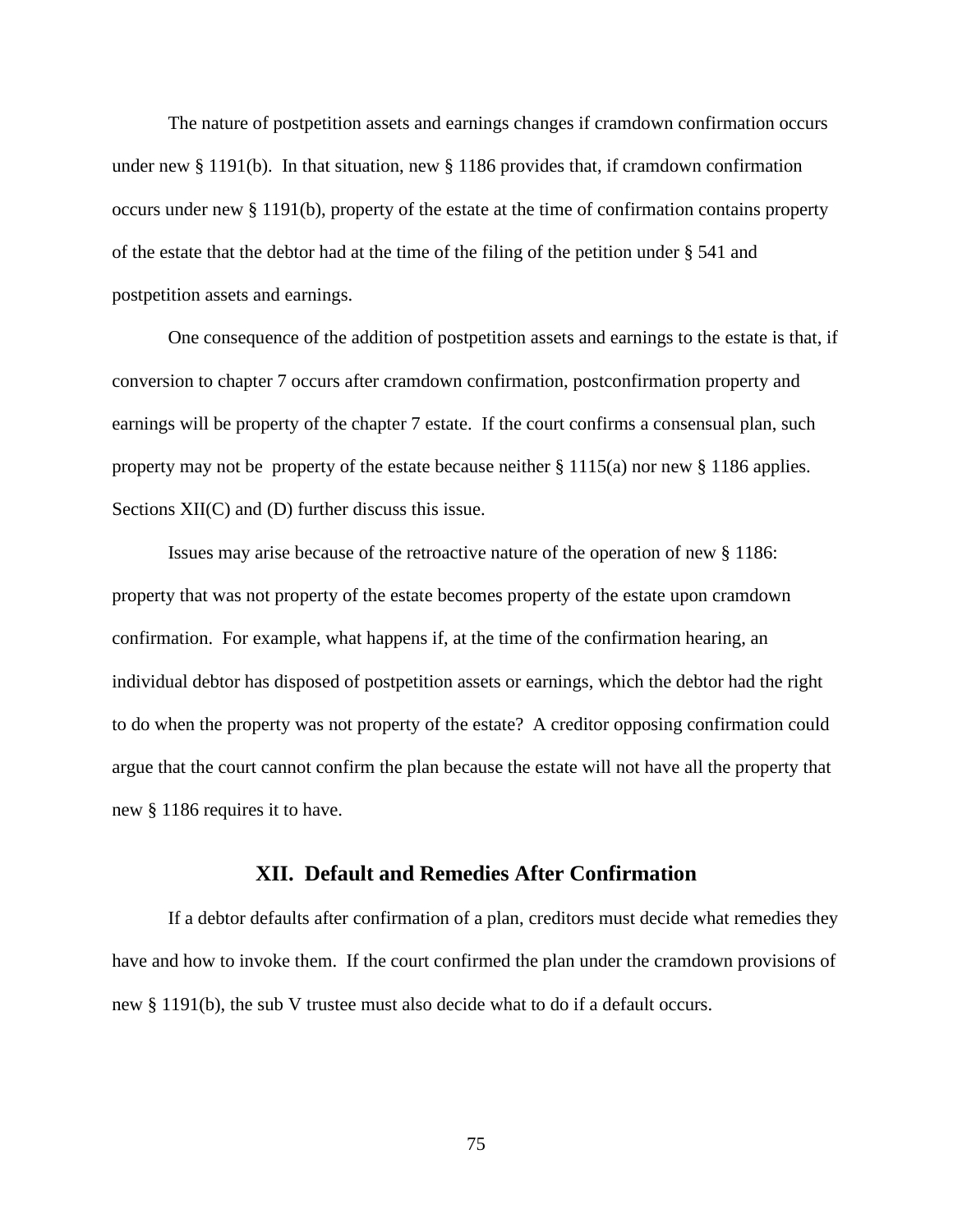The nature of postpetition assets and earnings changes if cramdown confirmation occurs under new § 1191(b). In that situation, new § 1186 provides that, if cramdown confirmation occurs under new § 1191(b), property of the estate at the time of confirmation contains property of the estate that the debtor had at the time of the filing of the petition under § 541 and postpetition assets and earnings.

One consequence of the addition of postpetition assets and earnings to the estate is that, if conversion to chapter 7 occurs after cramdown confirmation, postconfirmation property and earnings will be property of the chapter 7 estate. If the court confirms a consensual plan, such property may not be property of the estate because neither § 1115(a) nor new § 1186 applies. Sections XII(C) and (D) further discuss this issue.

Issues may arise because of the retroactive nature of the operation of new § 1186: property that was not property of the estate becomes property of the estate upon cramdown confirmation. For example, what happens if, at the time of the confirmation hearing, an individual debtor has disposed of postpetition assets or earnings, which the debtor had the right to do when the property was not property of the estate? A creditor opposing confirmation could argue that the court cannot confirm the plan because the estate will not have all the property that new § 1186 requires it to have.

## XII. Default and Remedies After Confirmation

If a debtor defaults after confirmation of a plan, creditors must decide what remedies they have and how to invoke them. If the court confirmed the plan under the cramdown provisions of new § 1191(b), the sub V trustee must also decide what to do if a default occurs.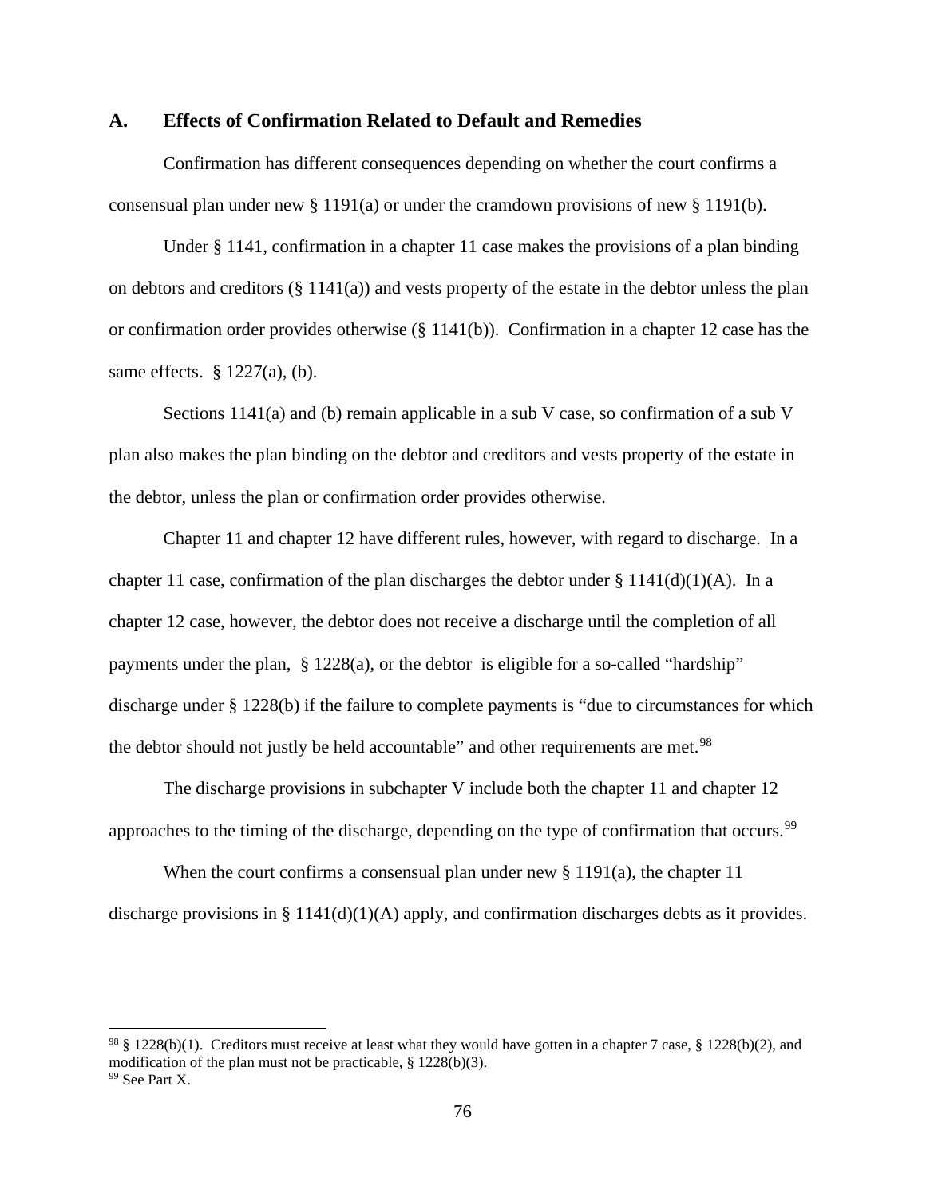## A. Effects of Confirmation Related to Default and Remedies

Confirmation has different consequences depending on whether the court confirms a consensual plan under new § 1191(a) or under the cramdown provisions of new § 1191(b).

Under § 1141, confirmation in a chapter 11 case makes the provisions of a plan binding on debtors and creditors (§ 1141(a)) and vests property of the estate in the debtor unless the plan or confirmation order provides otherwise (§ 1141(b)). Confirmation in a chapter 12 case has the same effects. § 1227(a), (b).

Sections 1141(a) and (b) remain applicable in a sub V case, so confirmation of a sub V plan also makes the plan binding on the debtor and creditors and vests property of the estate in the debtor, unless the plan or confirmation order provides otherwise.

Chapter 11 and chapter 12 have different rules, however, with regard to discharge. In a chapter 11 case, confirmation of the plan discharges the debtor under § 1141(d)(1)(A). In a chapter 12 case, however, the debtor does not receive a discharge until the completion of all payments under the plan, § 1228(a), or the debtor is eligible for a so-called "hardship" discharge under § 1228(b) if the failure to complete payments is "due to circumstances for which the debtor should not justly be held accountable" and other requirements are met.[98]

The discharge provisions in subchapter V include both the chapter 11 and chapter 12 approaches to the timing of the discharge, depending on the type of confirmation that occurs.[99]

When the court confirms a consensual plan under new § 1191(a), the chapter 11 discharge provisions in § 1141(d)(1)(A) apply, and confirmation discharges debts as it provides.

---

[98] § 1228(b)(1). Creditors must receive at least what they would have gotten in a chapter 7 case, § 1228(b)(2), and modification of the plan must not be practicable, § 1228(b)(3).

[99] See Part X.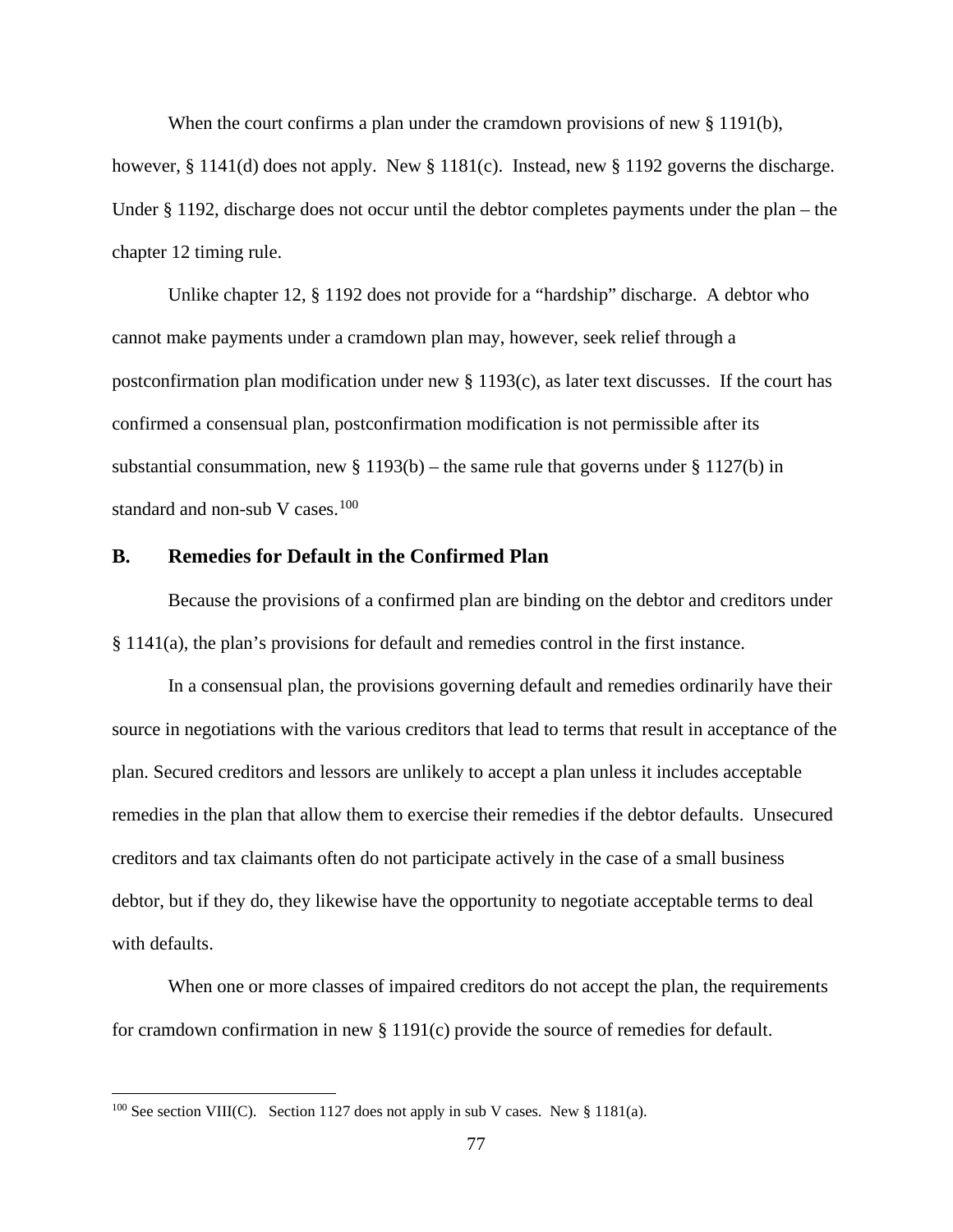When the court confirms a plan under the cramdown provisions of new § 1191(b), however, § 1141(d) does not apply. New § 1181(c). Instead, new § 1192 governs the discharge. Under § 1192, discharge does not occur until the debtor completes payments under the plan – the chapter 12 timing rule.

Unlike chapter 12, § 1192 does not provide for a "hardship" discharge. A debtor who cannot make payments under a cramdown plan may, however, seek relief through a postconfirmation plan modification under new § 1193(c), as later text discusses. If the court has confirmed a consensual plan, postconfirmation modification is not permissible after its substantial consummation, new § 1193(b) – the same rule that governs under § 1127(b) in standard and non-sub V cases.[100]

## B. Remedies for Default in the Confirmed Plan

Because the provisions of a confirmed plan are binding on the debtor and creditors under § 1141(a), the plan's provisions for default and remedies control in the first instance.

In a consensual plan, the provisions governing default and remedies ordinarily have their source in negotiations with the various creditors that lead to terms that result in acceptance of the plan. Secured creditors and lessors are unlikely to accept a plan unless it includes acceptable remedies in the plan that allow them to exercise their remedies if the debtor defaults. Unsecured creditors and tax claimants often do not participate actively in the case of a small business debtor, but if they do, they likewise have the opportunity to negotiate acceptable terms to deal with defaults.

When one or more classes of impaired creditors do not accept the plan, the requirements for cramdown confirmation in new § 1191(c) provide the source of remedies for default.

[100] See section VIII(C). Section 1127 does not apply in sub V cases. New § 1181(a).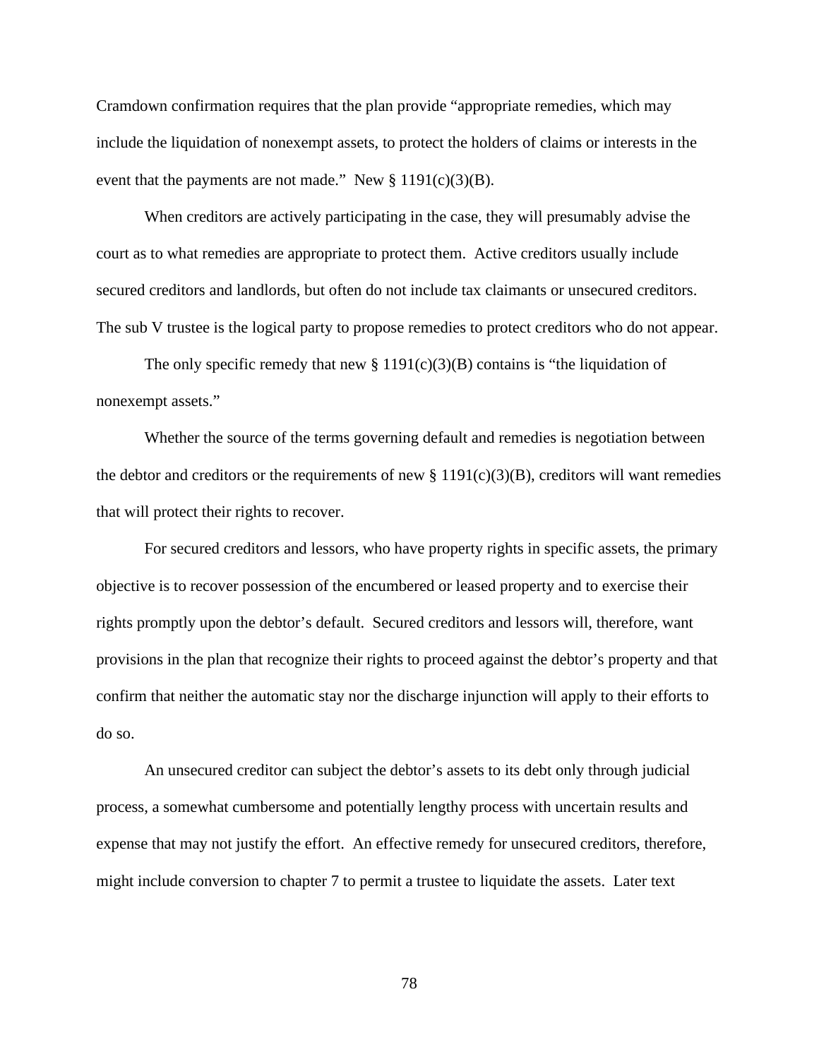Cramdown confirmation requires that the plan provide "appropriate remedies, which may include the liquidation of nonexempt assets, to protect the holders of claims or interests in the event that the payments are not made." New § 1191(c)(3)(B).

When creditors are actively participating in the case, they will presumably advise the court as to what remedies are appropriate to protect them. Active creditors usually include secured creditors and landlords, but often do not include tax claimants or unsecured creditors. The sub V trustee is the logical party to propose remedies to protect creditors who do not appear.

The only specific remedy that new § 1191(c)(3)(B) contains is "the liquidation of nonexempt assets."

Whether the source of the terms governing default and remedies is negotiation between the debtor and creditors or the requirements of new § 1191(c)(3)(B), creditors will want remedies that will protect their rights to recover.

For secured creditors and lessors, who have property rights in specific assets, the primary objective is to recover possession of the encumbered or leased property and to exercise their rights promptly upon the debtor's default. Secured creditors and lessors will, therefore, want provisions in the plan that recognize their rights to proceed against the debtor's property and that confirm that neither the automatic stay nor the discharge injunction will apply to their efforts to do so.

An unsecured creditor can subject the debtor's assets to its debt only through judicial process, a somewhat cumbersome and potentially lengthy process with uncertain results and expense that may not justify the effort. An effective remedy for unsecured creditors, therefore, might include conversion to chapter 7 to permit a trustee to liquidate the assets. Later text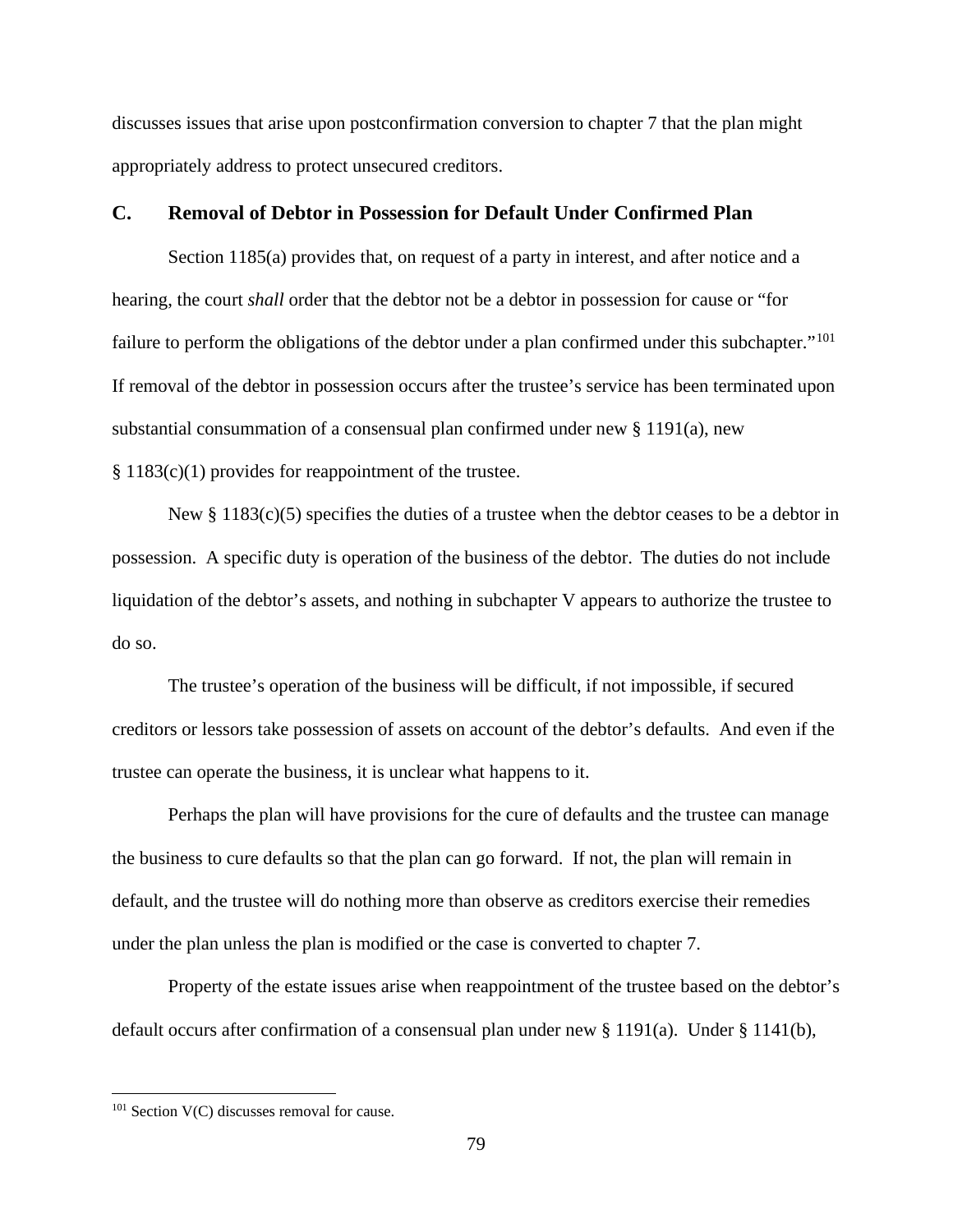discusses issues that arise upon postconfirmation conversion to chapter 7 that the plan might appropriately address to protect unsecured creditors.

### C. Removal of Debtor in Possession for Default Under Confirmed Plan

Section 1185(a) provides that, on request of a party in interest, and after notice and a hearing, the court *shall* order that the debtor not be a debtor in possession for cause or "for failure to perform the obligations of the debtor under a plan confirmed under this subchapter."[101] If removal of the debtor in possession occurs after the trustee's service has been terminated upon substantial consummation of a consensual plan confirmed under new § 1191(a), new § 1183(c)(1) provides for reappointment of the trustee.

New § 1183(c)(5) specifies the duties of a trustee when the debtor ceases to be a debtor in possession. A specific duty is operation of the business of the debtor. The duties do not include liquidation of the debtor's assets, and nothing in subchapter V appears to authorize the trustee to do so.

The trustee's operation of the business will be difficult, if not impossible, if secured creditors or lessors take possession of assets on account of the debtor's defaults. And even if the trustee can operate the business, it is unclear what happens to it.

Perhaps the plan will have provisions for the cure of defaults and the trustee can manage the business to cure defaults so that the plan can go forward. If not, the plan will remain in default, and the trustee will do nothing more than observe as creditors exercise their remedies under the plan unless the plan is modified or the case is converted to chapter 7.

Property of the estate issues arise when reappointment of the trustee based on the debtor's default occurs after confirmation of a consensual plan under new § 1191(a). Under § 1141(b),

---

[101] Section V(C) discusses removal for cause.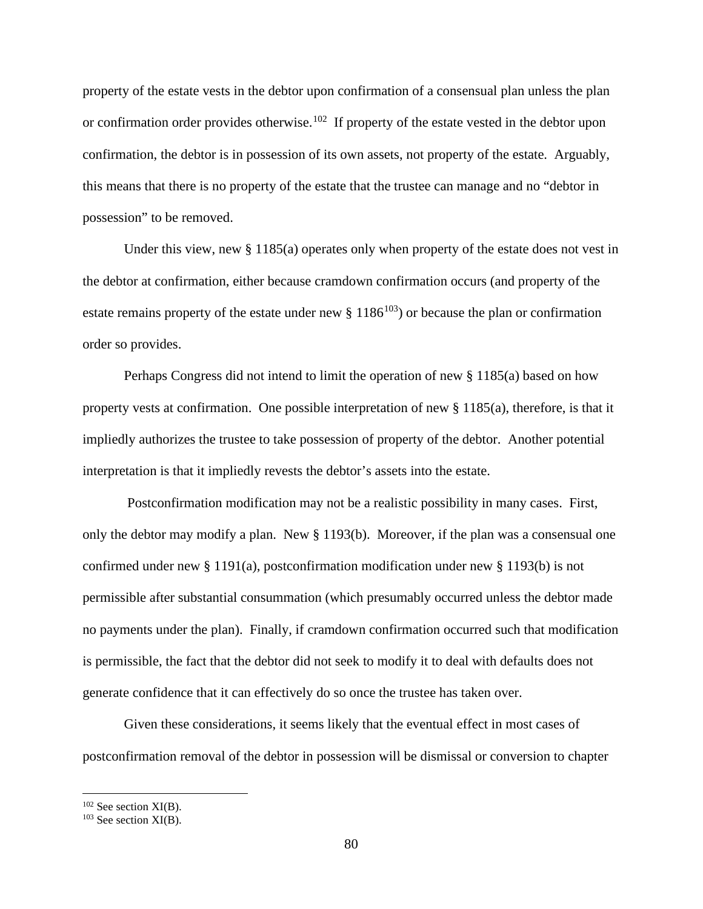property of the estate vests in the debtor upon confirmation of a consensual plan unless the plan or confirmation order provides otherwise.[102] If property of the estate vested in the debtor upon confirmation, the debtor is in possession of its own assets, not property of the estate. Arguably, this means that there is no property of the estate that the trustee can manage and no "debtor in possession" to be removed.

Under this view, new § 1185(a) operates only when property of the estate does not vest in the debtor at confirmation, either because cramdown confirmation occurs (and property of the estate remains property of the estate under new § 1186[103]) or because the plan or confirmation order so provides.

Perhaps Congress did not intend to limit the operation of new § 1185(a) based on how property vests at confirmation. One possible interpretation of new § 1185(a), therefore, is that it impliedly authorizes the trustee to take possession of property of the debtor. Another potential interpretation is that it impliedly revests the debtor's assets into the estate.

Postconfirmation modification may not be a realistic possibility in many cases. First, only the debtor may modify a plan. New § 1193(b). Moreover, if the plan was a consensual one confirmed under new § 1191(a), postconfirmation modification under new § 1193(b) is not permissible after substantial consummation (which presumably occurred unless the debtor made no payments under the plan). Finally, if cramdown confirmation occurred such that modification is permissible, the fact that the debtor did not seek to modify it to deal with defaults does not generate confidence that it can effectively do so once the trustee has taken over.

Given these considerations, it seems likely that the eventual effect in most cases of postconfirmation removal of the debtor in possession will be dismissal or conversion to chapter

---

[102] See section XI(B).

[103] See section XI(B).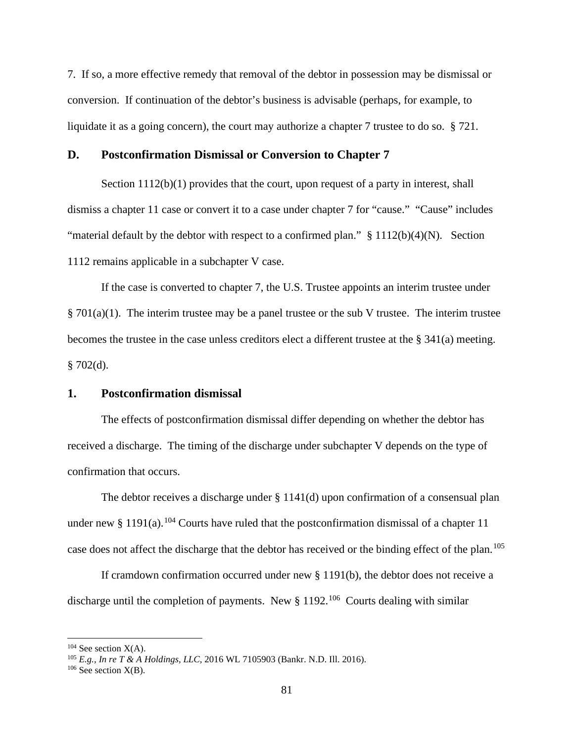7. If so, a more effective remedy that removal of the debtor in possession may be dismissal or conversion. If continuation of the debtor's business is advisable (perhaps, for example, to liquidate it as a going concern), the court may authorize a chapter 7 trustee to do so. § 721.

## D. Postconfirmation Dismissal or Conversion to Chapter 7

Section 1112(b)(1) provides that the court, upon request of a party in interest, shall dismiss a chapter 11 case or convert it to a case under chapter 7 for "cause." "Cause" includes "material default by the debtor with respect to a confirmed plan." § 1112(b)(4)(N). Section 1112 remains applicable in a subchapter V case.

If the case is converted to chapter 7, the U.S. Trustee appoints an interim trustee under § 701(a)(1). The interim trustee may be a panel trustee or the sub V trustee. The interim trustee becomes the trustee in the case unless creditors elect a different trustee at the § 341(a) meeting. § 702(d).

### 1. Postconfirmation dismissal

The effects of postconfirmation dismissal differ depending on whether the debtor has received a discharge. The timing of the discharge under subchapter V depends on the type of confirmation that occurs.

The debtor receives a discharge under § 1141(d) upon confirmation of a consensual plan under new § 1191(a).[104] Courts have ruled that the postconfirmation dismissal of a chapter 11 case does not affect the discharge that the debtor has received or the binding effect of the plan.[105]

If cramdown confirmation occurred under new § 1191(b), the debtor does not receive a discharge until the completion of payments. New § 1192.[106] Courts dealing with similar

---

[104] See section X(A).

[105] *E.g., In re T & A Holdings, LLC*, 2016 WL 7105903 (Bankr. N.D. Ill. 2016).

[106] See section X(B).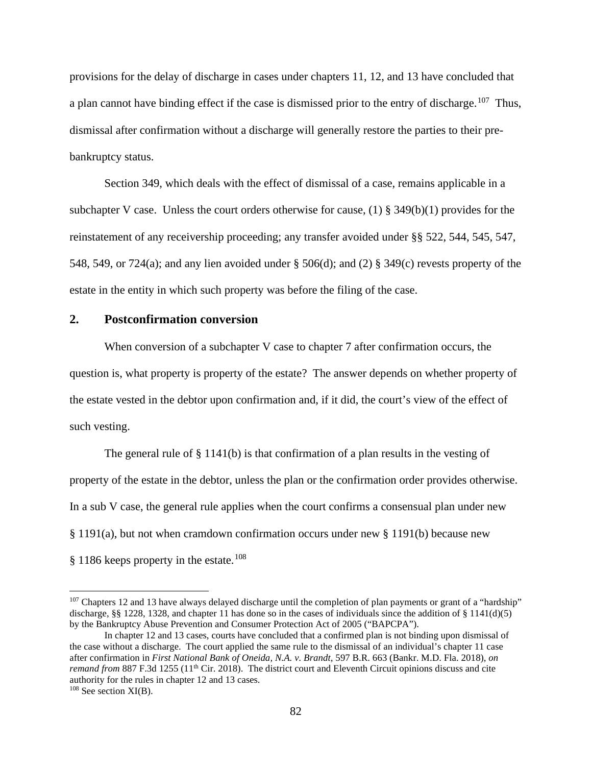provisions for the delay of discharge in cases under chapters 11, 12, and 13 have concluded that a plan cannot have binding effect if the case is dismissed prior to the entry of discharge.[107] Thus, dismissal after confirmation without a discharge will generally restore the parties to their pre-bankruptcy status.

Section 349, which deals with the effect of dismissal of a case, remains applicable in a subchapter V case. Unless the court orders otherwise for cause, (1) § 349(b)(1) provides for the reinstatement of any receivership proceeding; any transfer avoided under §§ 522, 544, 545, 547, 548, 549, or 724(a); and any lien avoided under § 506(d); and (2) § 349(c) revests property of the estate in the entity in which such property was before the filing of the case.

## 2. Postconfirmation conversion

When conversion of a subchapter V case to chapter 7 after confirmation occurs, the question is, what property is property of the estate? The answer depends on whether property of the estate vested in the debtor upon confirmation and, if it did, the court's view of the effect of such vesting.

The general rule of § 1141(b) is that confirmation of a plan results in the vesting of property of the estate in the debtor, unless the plan or the confirmation order provides otherwise. In a sub V case, the general rule applies when the court confirms a consensual plan under new § 1191(a), but not when cramdown confirmation occurs under new § 1191(b) because new § 1186 keeps property in the estate.[108]

---

[107] Chapters 12 and 13 have always delayed discharge until the completion of plan payments or grant of a "hardship" discharge, §§ 1228, 1328, and chapter 11 has done so in the cases of individuals since the addition of § 1141(d)(5) by the Bankruptcy Abuse Prevention and Consumer Protection Act of 2005 ("BAPCPA").

In chapter 12 and 13 cases, courts have concluded that a confirmed plan is not binding upon dismissal of the case without a discharge. The court applied the same rule to the dismissal of an individual's chapter 11 case after confirmation in *First National Bank of Oneida, N.A. v. Brandt,* 597 B.R. 663 (Bankr. M.D. Fla. 2018), *on remand from* 887 F.3d 1255 (11th Cir. 2018). The district court and Eleventh Circuit opinions discuss and cite authority for the rules in chapter 12 and 13 cases.

[108] See section XI(B).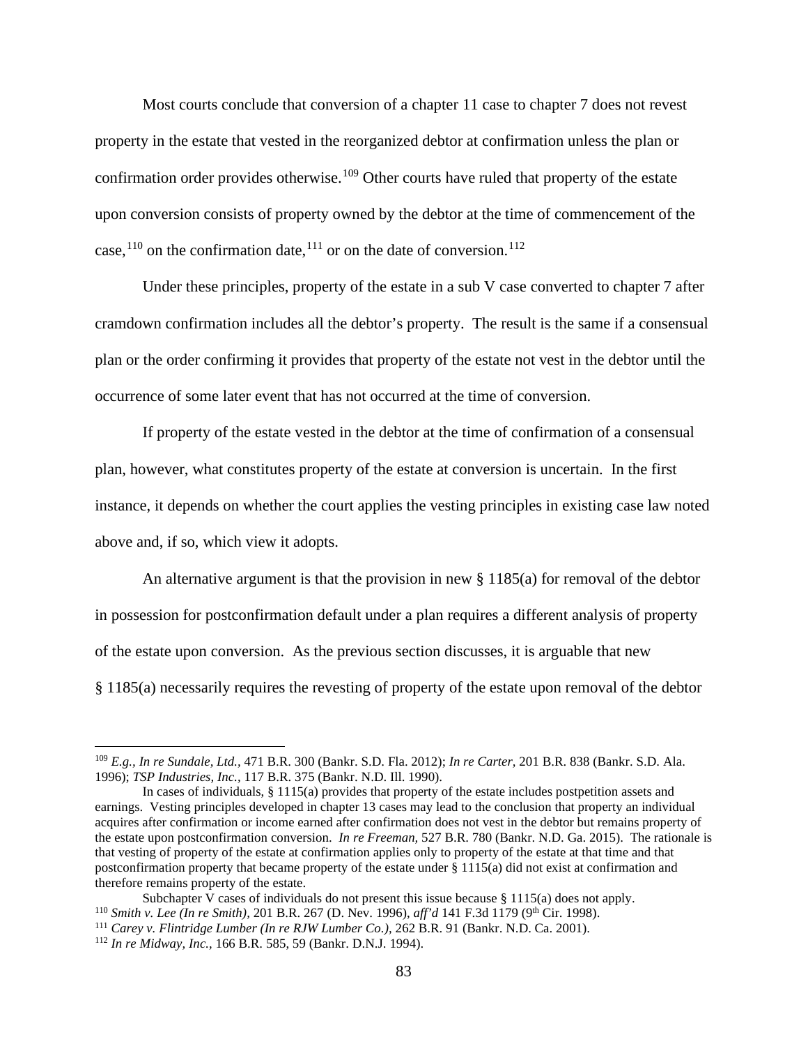Most courts conclude that conversion of a chapter 11 case to chapter 7 does not revest property in the estate that vested in the reorganized debtor at confirmation unless the plan or confirmation order provides otherwise.[109] Other courts have ruled that property of the estate upon conversion consists of property owned by the debtor at the time of commencement of the case,[110] on the confirmation date,[111] or on the date of conversion.[112]

Under these principles, property of the estate in a sub V case converted to chapter 7 after cramdown confirmation includes all the debtor's property. The result is the same if a consensual plan or the order confirming it provides that property of the estate not vest in the debtor until the occurrence of some later event that has not occurred at the time of conversion.

If property of the estate vested in the debtor at the time of confirmation of a consensual plan, however, what constitutes property of the estate at conversion is uncertain. In the first instance, it depends on whether the court applies the vesting principles in existing case law noted above and, if so, which view it adopts.

An alternative argument is that the provision in new § 1185(a) for removal of the debtor in possession for postconfirmation default under a plan requires a different analysis of property of the estate upon conversion. As the previous section discusses, it is arguable that new § 1185(a) necessarily requires the revesting of property of the estate upon removal of the debtor

---

[109] *E.g., In re Sundale, Ltd.,* 471 B.R. 300 (Bankr. S.D. Fla. 2012); *In re Carter,* 201 B.R. 838 (Bankr. S.D. Ala. 1996); *TSP Industries, Inc.,* 117 B.R. 375 (Bankr. N.D. Ill. 1990).

In cases of individuals, § 1115(a) provides that property of the estate includes postpetition assets and earnings. Vesting principles developed in chapter 13 cases may lead to the conclusion that property an individual acquires after confirmation or income earned after confirmation does not vest in the debtor but remains property of the estate upon postconfirmation conversion. *In re Freeman,* 527 B.R. 780 (Bankr. N.D. Ga. 2015). The rationale is that vesting of property of the estate at confirmation applies only to property of the estate at that time and that postconfirmation property that became property of the estate under § 1115(a) did not exist at confirmation and therefore remains property of the estate.

Subchapter V cases of individuals do not present this issue because § 1115(a) does not apply.

[110] *Smith v. Lee (In re Smith),* 201 B.R. 267 (D. Nev. 1996), *aff'd* 141 F.3d 1179 (9th Cir. 1998).

[111] *Carey v. Flintridge Lumber (In re RJW Lumber Co.),* 262 B.R. 91 (Bankr. N.D. Ca. 2001).

[112] *In re Midway, Inc.,* 166 B.R. 585, 59 (Bankr. D.N.J. 1994).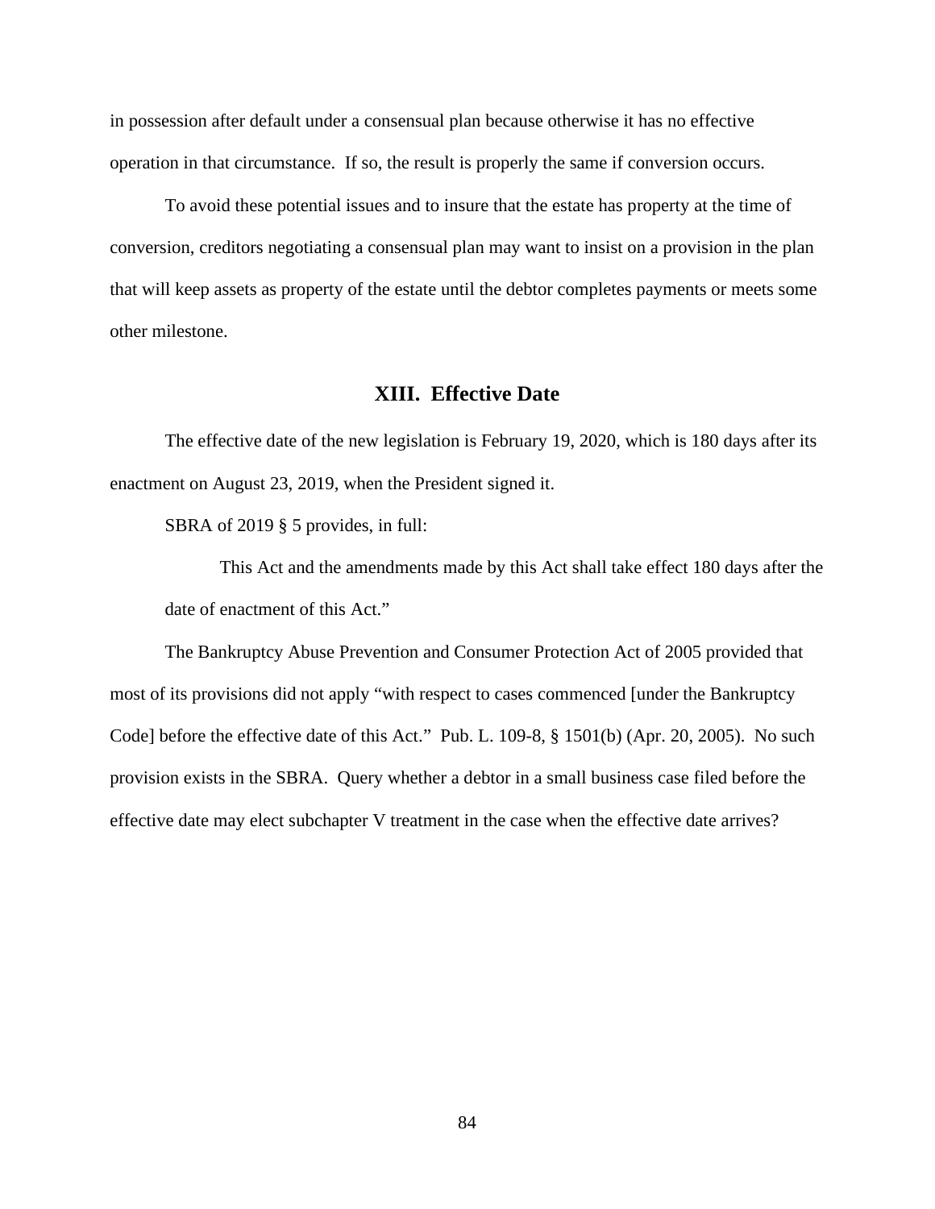in possession after default under a consensual plan because otherwise it has no effective operation in that circumstance. If so, the result is properly the same if conversion occurs.

To avoid these potential issues and to insure that the estate has property at the time of conversion, creditors negotiating a consensual plan may want to insist on a provision in the plan that will keep assets as property of the estate until the debtor completes payments or meets some other milestone.

## XIII. Effective Date

The effective date of the new legislation is February 19, 2020, which is 180 days after its enactment on August 23, 2019, when the President signed it.

SBRA of 2019 § 5 provides, in full:

> This Act and the amendments made by this Act shall take effect 180 days after the date of enactment of this Act."

The Bankruptcy Abuse Prevention and Consumer Protection Act of 2005 provided that most of its provisions did not apply "with respect to cases commenced [under the Bankruptcy Code] before the effective date of this Act." Pub. L. 109-8, § 1501(b) (Apr. 20, 2005). No such provision exists in the SBRA. Query whether a debtor in a small business case filed before the effective date may elect subchapter V treatment in the case when the effective date arrives?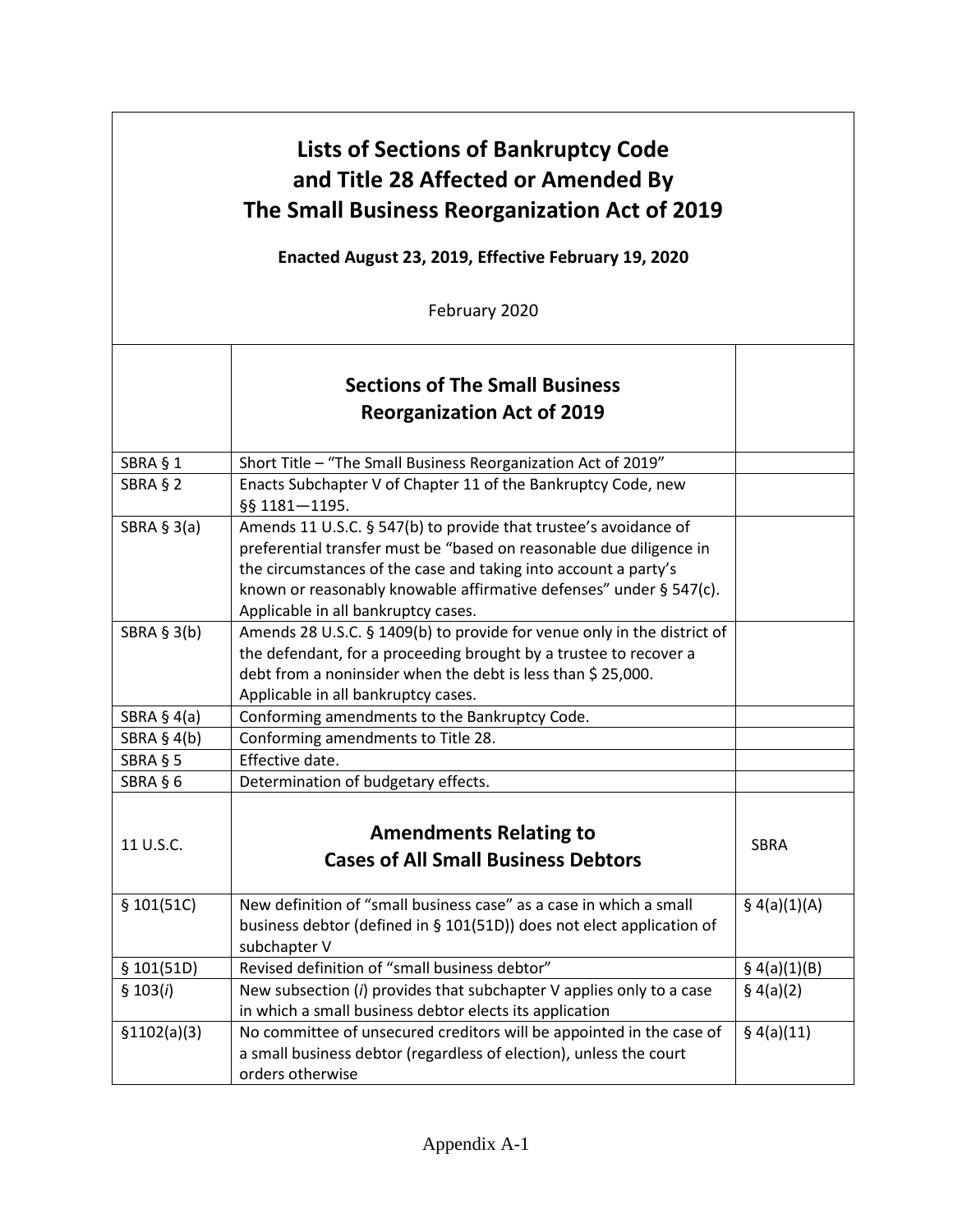# Lists of Sections of Bankruptcy Code and Title 28 Affected or Amended By The Small Business Reorganization Act of 2019

**Enacted August 23, 2019, Effective February 19, 2020**

February 2020

| | **Sections of The Small Business Reorganization Act of 2019** | |
|---|---|---|
| SBRA § 1 | Short Title – "The Small Business Reorganization Act of 2019" | |
| SBRA § 2 | Enacts Subchapter V of Chapter 11 of the Bankruptcy Code, new §§ 1181—1195. | |
| SBRA § 3(a) | Amends 11 U.S.C. § 547(b) to provide that trustee's avoidance of preferential transfer must be "based on reasonable due diligence in the circumstances of the case and taking into account a party's known or reasonably knowable affirmative defenses" under § 547(c). Applicable in all bankruptcy cases. | |
| SBRA § 3(b) | Amends 28 U.S.C. § 1409(b) to provide for venue only in the district of the defendant, for a proceeding brought by a trustee to recover a debt from a noninsider when the debt is less than $ 25,000. Applicable in all bankruptcy cases. | |
| SBRA § 4(a) | Conforming amendments to the Bankruptcy Code. | |
| SBRA § 4(b) | Conforming amendments to Title 28. | |
| SBRA § 5 | Effective date. | |
| SBRA § 6 | Determination of budgetary effects. | |
| 11 U.S.C. | **Amendments Relating to Cases of All Small Business Debtors** | SBRA |
| § 101(51C) | New definition of "small business case" as a case in which a small business debtor (defined in § 101(51D)) does not elect application of subchapter V | § 4(a)(1)(A) |
| § 101(51D) | Revised definition of "small business debtor" | § 4(a)(1)(B) |
| § 103(*i*) | New subsection (*i*) provides that subchapter V applies only to a case in which a small business debtor elects its application | § 4(a)(2) |
| §1102(a)(3) | No committee of unsecured creditors will be appointed in the case of a small business debtor (regardless of election), unless the court orders otherwise | § 4(a)(11) |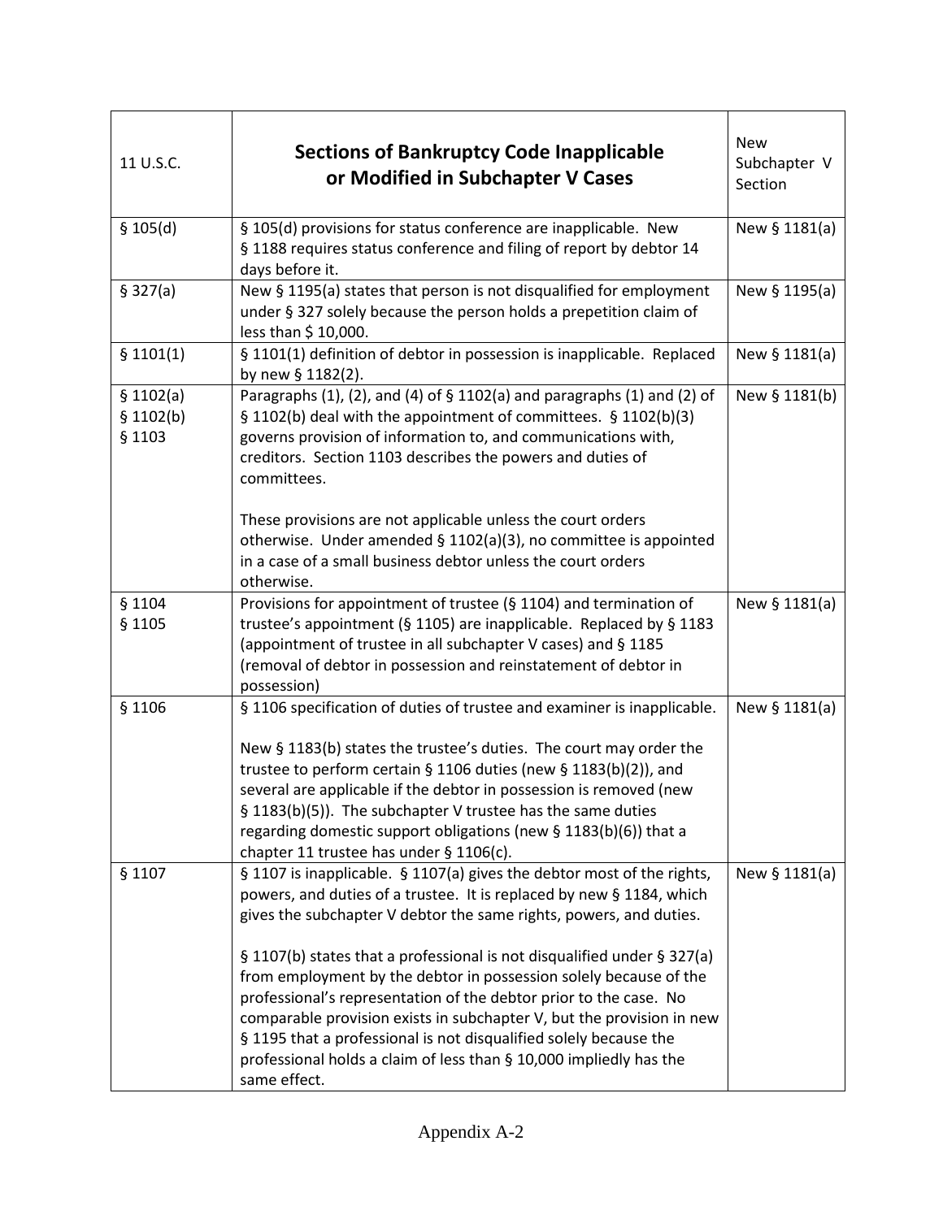| 11 U.S.C. | **Sections of Bankruptcy Code Inapplicable or Modified in Subchapter V Cases** | New Subchapter V Section |
|---|---|---|
| § 105(d) | § 105(d) provisions for status conference are inapplicable. New § 1188 requires status conference and filing of report by debtor 14 days before it. | New § 1181(a) |
| § 327(a) | New § 1195(a) states that person is not disqualified for employment under § 327 solely because the person holds a prepetition claim of less than $ 10,000. | New § 1195(a) |
| § 1101(1) | § 1101(1) definition of debtor in possession is inapplicable. Replaced by new § 1182(2). | New § 1181(a) |
| § 1102(a)<br>§ 1102(b)<br>§ 1103 | Paragraphs (1), (2), and (4) of § 1102(a) and paragraphs (1) and (2) of § 1102(b) deal with the appointment of committees. § 1102(b)(3) governs provision of information to, and communications with, creditors. Section 1103 describes the powers and duties of committees.<br><br>These provisions are not applicable unless the court orders otherwise. Under amended § 1102(a)(3), no committee is appointed in a case of a small business debtor unless the court orders otherwise. | New § 1181(b) |
| § 1104<br>§ 1105 | Provisions for appointment of trustee (§ 1104) and termination of trustee's appointment (§ 1105) are inapplicable. Replaced by § 1183 (appointment of trustee in all subchapter V cases) and § 1185 (removal of debtor in possession and reinstatement of debtor in possession) | New § 1181(a) |
| § 1106 | § 1106 specification of duties of trustee and examiner is inapplicable.<br><br>New § 1183(b) states the trustee's duties. The court may order the trustee to perform certain § 1106 duties (new § 1183(b)(2)), and several are applicable if the debtor in possession is removed (new § 1183(b)(5)). The subchapter V trustee has the same duties regarding domestic support obligations (new § 1183(b)(6)) that a chapter 11 trustee has under § 1106(c). | New § 1181(a) |
| § 1107 | § 1107 is inapplicable. § 1107(a) gives the debtor most of the rights, powers, and duties of a trustee. It is replaced by new § 1184, which gives the subchapter V debtor the same rights, powers, and duties.<br><br>§ 1107(b) states that a professional is not disqualified under § 327(a) from employment by the debtor in possession solely because of the professional's representation of the debtor prior to the case. No comparable provision exists in subchapter V, but the provision in new § 1195 that a professional is not disqualified solely because the professional holds a claim of less than § 10,000 impliedly has the same effect. | New § 1181(a) |

Appendix A-2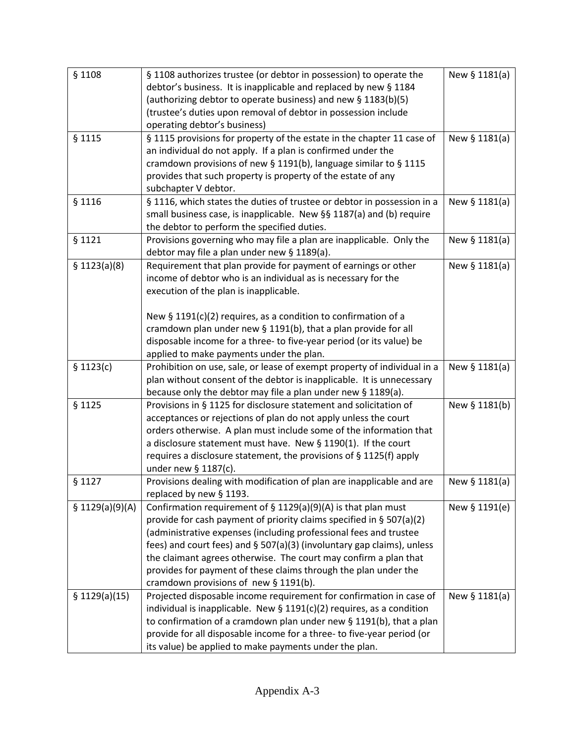| | | |
|---|---|---|
| § 1108 | § 1108 authorizes trustee (or debtor in possession) to operate the debtor's business. It is inapplicable and replaced by new § 1184 (authorizing debtor to operate business) and new § 1183(b)(5) (trustee's duties upon removal of debtor in possession include operating debtor's business) | New § 1181(a) |
| § 1115 | § 1115 provisions for property of the estate in the chapter 11 case of an individual do not apply. If a plan is confirmed under the cramdown provisions of new § 1191(b), language similar to § 1115 provides that such property is property of the estate of any subchapter V debtor. | New § 1181(a) |
| § 1116 | § 1116, which states the duties of trustee or debtor in possession in a small business case, is inapplicable. New §§ 1187(a) and (b) require the debtor to perform the specified duties. | New § 1181(a) |
| § 1121 | Provisions governing who may file a plan are inapplicable. Only the debtor may file a plan under new § 1189(a). | New § 1181(a) |
| § 1123(a)(8) | Requirement that plan provide for payment of earnings or other income of debtor who is an individual as is necessary for the execution of the plan is inapplicable.<br><br>New § 1191(c)(2) requires, as a condition to confirmation of a cramdown plan under new § 1191(b), that a plan provide for all disposable income for a three- to five-year period (or its value) be applied to make payments under the plan. | New § 1181(a) |
| § 1123(c) | Prohibition on use, sale, or lease of exempt property of individual in a plan without consent of the debtor is inapplicable. It is unnecessary because only the debtor may file a plan under new § 1189(a). | New § 1181(a) |
| § 1125 | Provisions in § 1125 for disclosure statement and solicitation of acceptances or rejections of plan do not apply unless the court orders otherwise. A plan must include some of the information that a disclosure statement must have. New § 1190(1). If the court requires a disclosure statement, the provisions of § 1125(f) apply under new § 1187(c). | New § 1181(b) |
| § 1127 | Provisions dealing with modification of plan are inapplicable and are replaced by new § 1193. | New § 1181(a) |
| § 1129(a)(9)(A) | Confirmation requirement of § 1129(a)(9)(A) is that plan must provide for cash payment of priority claims specified in § 507(a)(2) (administrative expenses (including professional fees and trustee fees) and court fees) and § 507(a)(3) (involuntary gap claims), unless the claimant agrees otherwise. The court may confirm a plan that provides for payment of these claims through the plan under the cramdown provisions of new § 1191(b). | New § 1191(e) |
| § 1129(a)(15) | Projected disposable income requirement for confirmation in case of individual is inapplicable. New § 1191(c)(2) requires, as a condition to confirmation of a cramdown plan under new § 1191(b), that a plan provide for all disposable income for a three- to five-year period (or its value) be applied to make payments under the plan. | New § 1181(a) |

Appendix A-3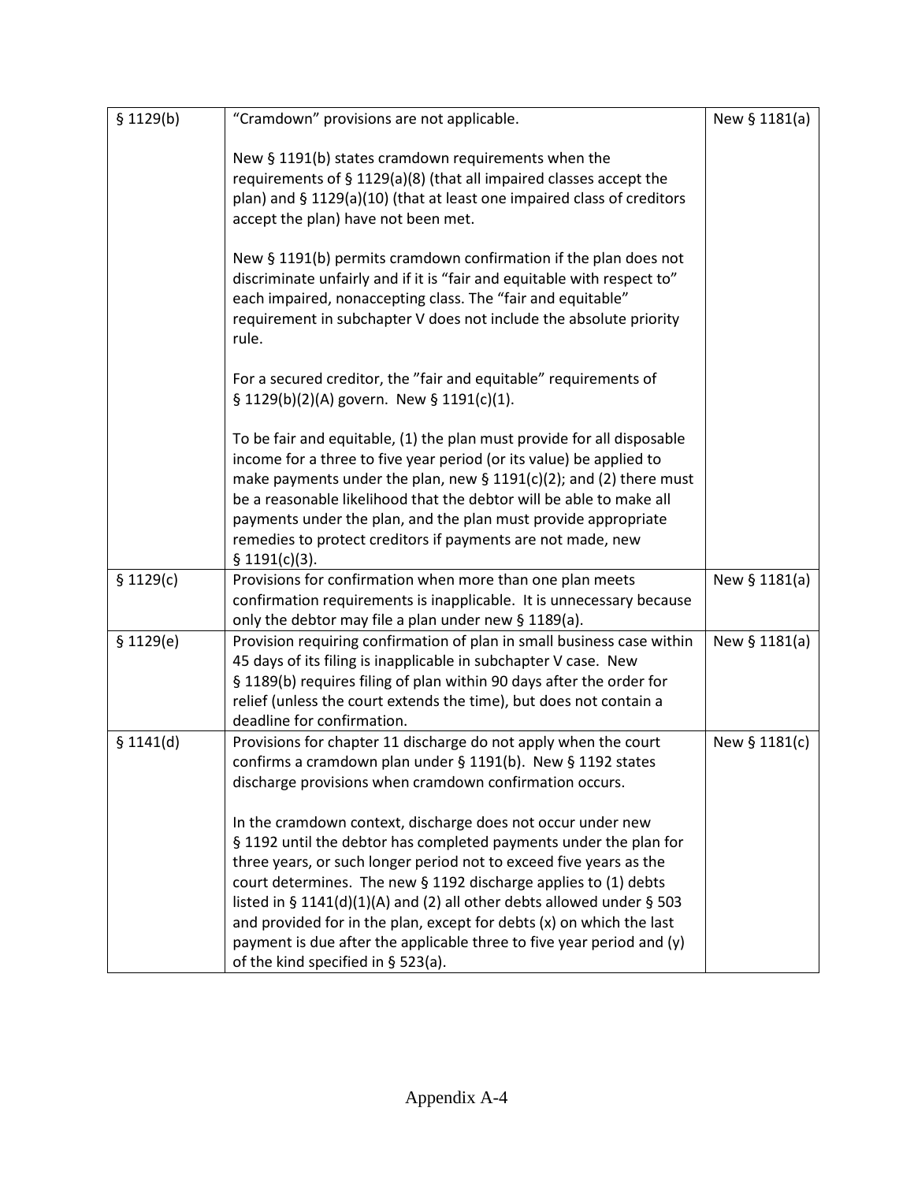| § 1129(b) | "Cramdown" provisions are not applicable.<br><br>New § 1191(b) states cramdown requirements when the requirements of § 1129(a)(8) (that all impaired classes accept the plan) and § 1129(a)(10) (that at least one impaired class of creditors accept the plan) have not been met.<br><br>New § 1191(b) permits cramdown confirmation if the plan does not discriminate unfairly and if it is "fair and equitable with respect to" each impaired, nonaccepting class. The "fair and equitable" requirement in subchapter V does not include the absolute priority rule.<br><br>For a secured creditor, the "fair and equitable" requirements of § 1129(b)(2)(A) govern. New § 1191(c)(1).<br><br>To be fair and equitable, (1) the plan must provide for all disposable income for a three to five year period (or its value) be applied to make payments under the plan, new § 1191(c)(2); and (2) there must be a reasonable likelihood that the debtor will be able to make all payments under the plan, and the plan must provide appropriate remedies to protect creditors if payments are not made, new § 1191(c)(3). | New § 1181(a) |
|---|---|---|
| § 1129(c) | Provisions for confirmation when more than one plan meets confirmation requirements is inapplicable. It is unnecessary because only the debtor may file a plan under new § 1189(a). | New § 1181(a) |
| § 1129(e) | Provision requiring confirmation of plan in small business case within 45 days of its filing is inapplicable in subchapter V case. New § 1189(b) requires filing of plan within 90 days after the order for relief (unless the court extends the time), but does not contain a deadline for confirmation. | New § 1181(a) |
| § 1141(d) | Provisions for chapter 11 discharge do not apply when the court confirms a cramdown plan under § 1191(b). New § 1192 states discharge provisions when cramdown confirmation occurs.<br><br>In the cramdown context, discharge does not occur under new § 1192 until the debtor has completed payments under the plan for three years, or such longer period not to exceed five years as the court determines. The new § 1192 discharge applies to (1) debts listed in § 1141(d)(1)(A) and (2) all other debts allowed under § 503 and provided for in the plan, except for debts (x) on which the last payment is due after the applicable three to five year period and (y) of the kind specified in § 523(a). | New § 1181(c) |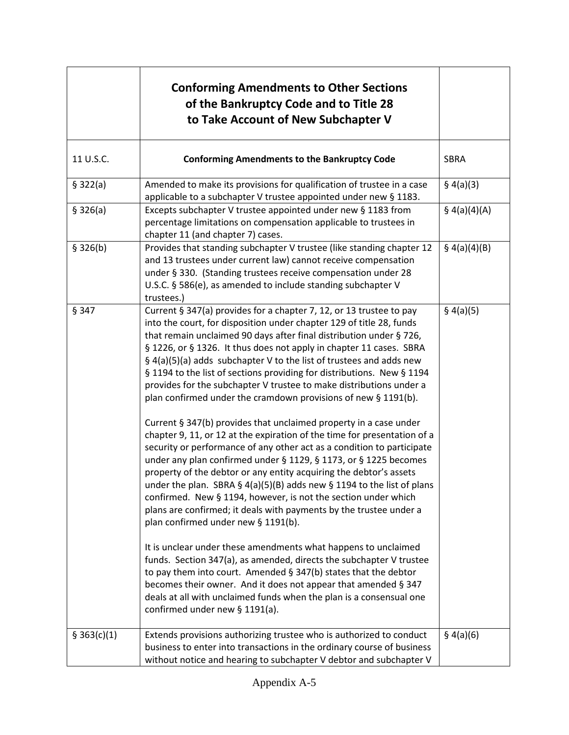| | **Conforming Amendments to Other Sections of the Bankruptcy Code and to Title 28 to Take Account of New Subchapter V** | |
|---|---|---|
| 11 U.S.C. | **Conforming Amendments to the Bankruptcy Code** | SBRA |
| § 322(a) | Amended to make its provisions for qualification of trustee in a case applicable to a subchapter V trustee appointed under new § 1183. | § 4(a)(3) |
| § 326(a) | Excepts subchapter V trustee appointed under new § 1183 from percentage limitations on compensation applicable to trustees in chapter 11 (and chapter 7) cases. | § 4(a)(4)(A) |
| § 326(b) | Provides that standing subchapter V trustee (like standing chapter 12 and 13 trustees under current law) cannot receive compensation under § 330. (Standing trustees receive compensation under 28 U.S.C. § 586(e), as amended to include standing subchapter V trustees.) | § 4(a)(4)(B) |
| § 347 | Current § 347(a) provides for a chapter 7, 12, or 13 trustee to pay into the court, for disposition under chapter 129 of title 28, funds that remain unclaimed 90 days after final distribution under § 726, § 1226, or § 1326. It thus does not apply in chapter 11 cases. SBRA § 4(a)(5)(a) adds subchapter V to the list of trustees and adds new § 1194 to the list of sections providing for distributions. New § 1194 provides for the subchapter V trustee to make distributions under a plan confirmed under the cramdown provisions of new § 1191(b).<br><br>Current § 347(b) provides that unclaimed property in a case under chapter 9, 11, or 12 at the expiration of the time for presentation of a security or performance of any other act as a condition to participate under any plan confirmed under § 1129, § 1173, or § 1225 becomes property of the debtor or any entity acquiring the debtor's assets under the plan. SBRA § 4(a)(5)(B) adds new § 1194 to the list of plans confirmed. New § 1194, however, is not the section under which plans are confirmed; it deals with payments by the trustee under a plan confirmed under new § 1191(b).<br><br>It is unclear under these amendments what happens to unclaimed funds. Section 347(a), as amended, directs the subchapter V trustee to pay them into court. Amended § 347(b) states that the debtor becomes their owner. And it does not appear that amended § 347 deals at all with unclaimed funds when the plan is a consensual one confirmed under new § 1191(a). | § 4(a)(5) |
| § 363(c)(1) | Extends provisions authorizing trustee who is authorized to conduct business to enter into transactions in the ordinary course of business without notice and hearing to subchapter V debtor and subchapter V | § 4(a)(6) |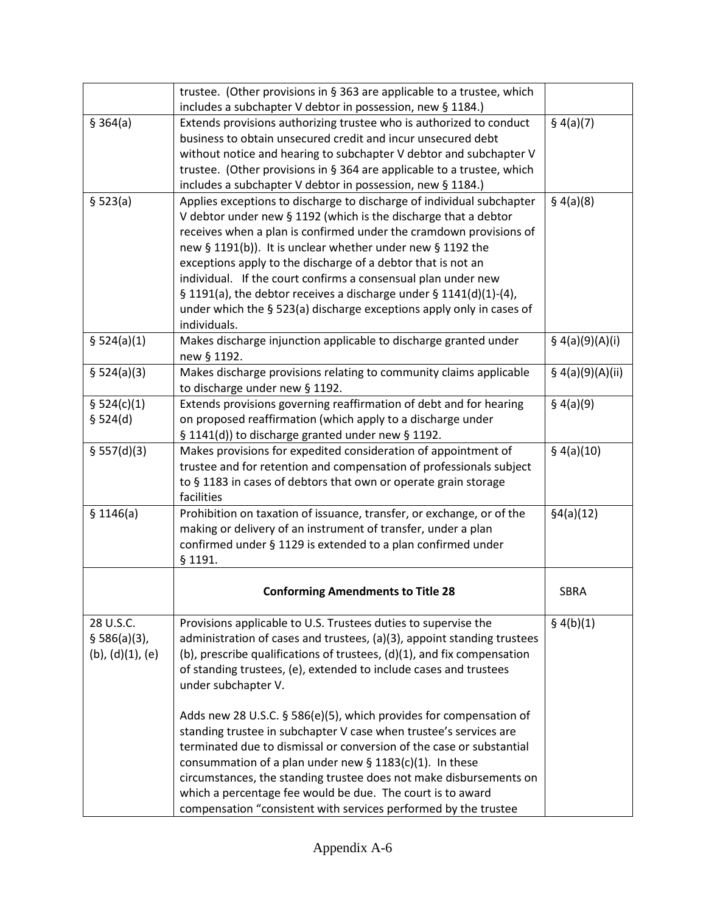| | | |
|---|---|---|
| | trustee. (Other provisions in § 363 are applicable to a trustee, which includes a subchapter V debtor in possession, new § 1184.) | |
| § 364(a) | Extends provisions authorizing trustee who is authorized to conduct business to obtain unsecured credit and incur unsecured debt without notice and hearing to subchapter V debtor and subchapter V trustee. (Other provisions in § 364 are applicable to a trustee, which includes a subchapter V debtor in possession, new § 1184.) | § 4(a)(7) |
| § 523(a) | Applies exceptions to discharge to discharge of individual subchapter V debtor under new § 1192 (which is the discharge that a debtor receives when a plan is confirmed under the cramdown provisions of new § 1191(b)). It is unclear whether under new § 1192 the exceptions apply to the discharge of a debtor that is not an individual. If the court confirms a consensual plan under new § 1191(a), the debtor receives a discharge under § 1141(d)(1)-(4), under which the § 523(a) discharge exceptions apply only in cases of individuals. | § 4(a)(8) |
| § 524(a)(1) | Makes discharge injunction applicable to discharge granted under new § 1192. | § 4(a)(9)(A)(i) |
| § 524(a)(3) | Makes discharge provisions relating to community claims applicable to discharge under new § 1192. | § 4(a)(9)(A)(ii) |
| § 524(c)(1)<br>§ 524(d) | Extends provisions governing reaffirmation of debt and for hearing on proposed reaffirmation (which apply to a discharge under § 1141(d)) to discharge granted under new § 1192. | § 4(a)(9) |
| § 557(d)(3) | Makes provisions for expedited consideration of appointment of trustee and for retention and compensation of professionals subject to § 1183 in cases of debtors that own or operate grain storage facilities | § 4(a)(10) |
| § 1146(a) | Prohibition on taxation of issuance, transfer, or exchange, or of the making or delivery of an instrument of transfer, under a plan confirmed under § 1129 is extended to a plan confirmed under § 1191. | §4(a)(12) |
| | **Conforming Amendments to Title 28** | SBRA |
| 28 U.S.C. § 586(a)(3), (b), (d)(1), (e) | Provisions applicable to U.S. Trustees duties to supervise the administration of cases and trustees, (a)(3), appoint standing trustees (b), prescribe qualifications of trustees, (d)(1), and fix compensation of standing trustees, (e), extended to include cases and trustees under subchapter V.<br><br>Adds new 28 U.S.C. § 586(e)(5), which provides for compensation of standing trustee in subchapter V case when trustee's services are terminated due to dismissal or conversion of the case or substantial consummation of a plan under new § 1183(c)(1). In these circumstances, the standing trustee does not make disbursements on which a percentage fee would be due. The court is to award compensation "consistent with services performed by the trustee | § 4(b)(1) |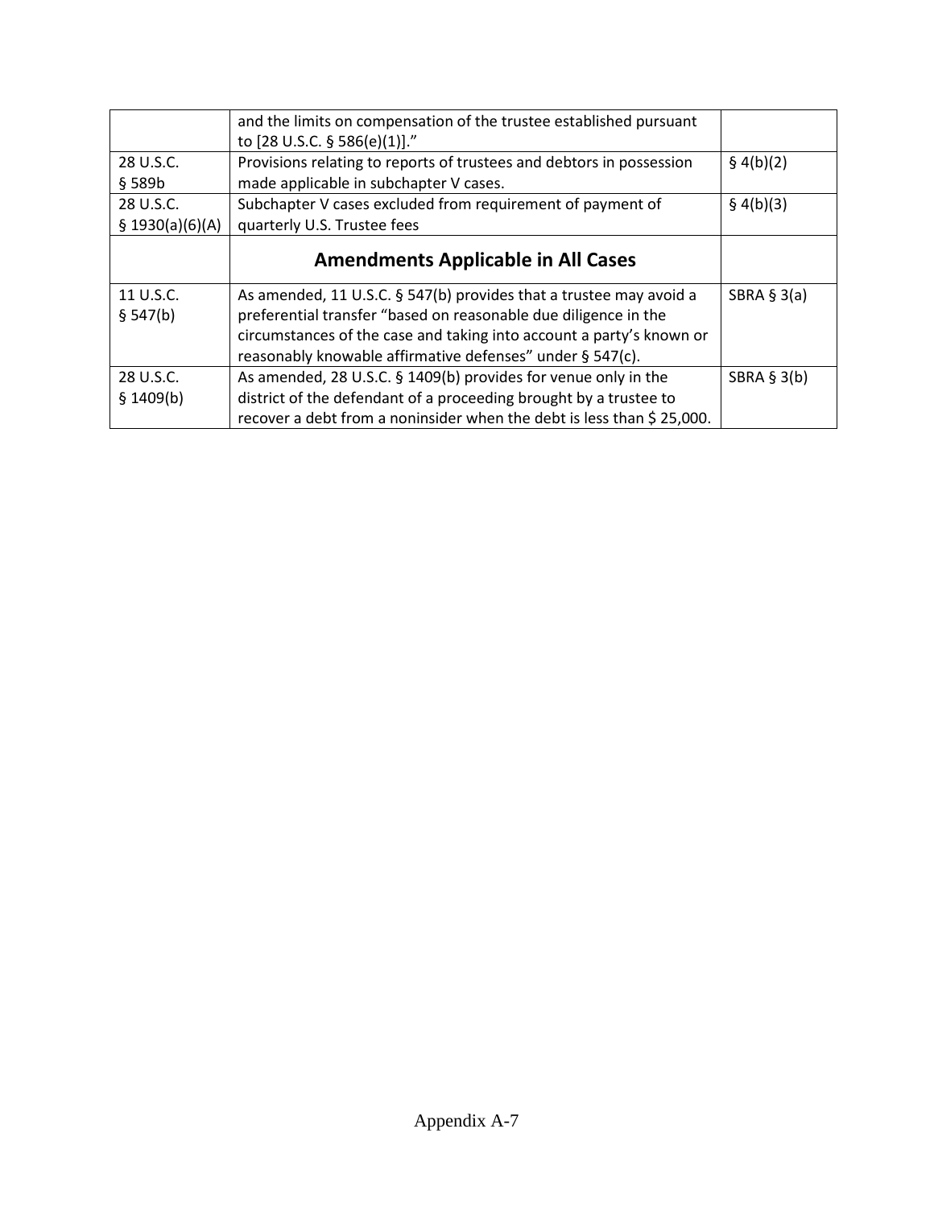| | | |
|---|---|---|
| | and the limits on compensation of the trustee established pursuant to [28 U.S.C. § 586(e)(1)]." | |
| 28 U.S.C. § 589b | Provisions relating to reports of trustees and debtors in possession made applicable in subchapter V cases. | § 4(b)(2) |
| 28 U.S.C. § 1930(a)(6)(A) | Subchapter V cases excluded from requirement of payment of quarterly U.S. Trustee fees | § 4(b)(3) |
| | **Amendments Applicable in All Cases** | |
| 11 U.S.C. § 547(b) | As amended, 11 U.S.C. § 547(b) provides that a trustee may avoid a preferential transfer "based on reasonable due diligence in the circumstances of the case and taking into account a party's known or reasonably knowable affirmative defenses" under § 547(c). | SBRA § 3(a) |
| 28 U.S.C. § 1409(b) | As amended, 28 U.S.C. § 1409(b) provides for venue only in the district of the defendant of a proceeding brought by a trustee to recover a debt from a noninsider when the debt is less than $ 25,000. | SBRA § 3(b) |

Appendix A-7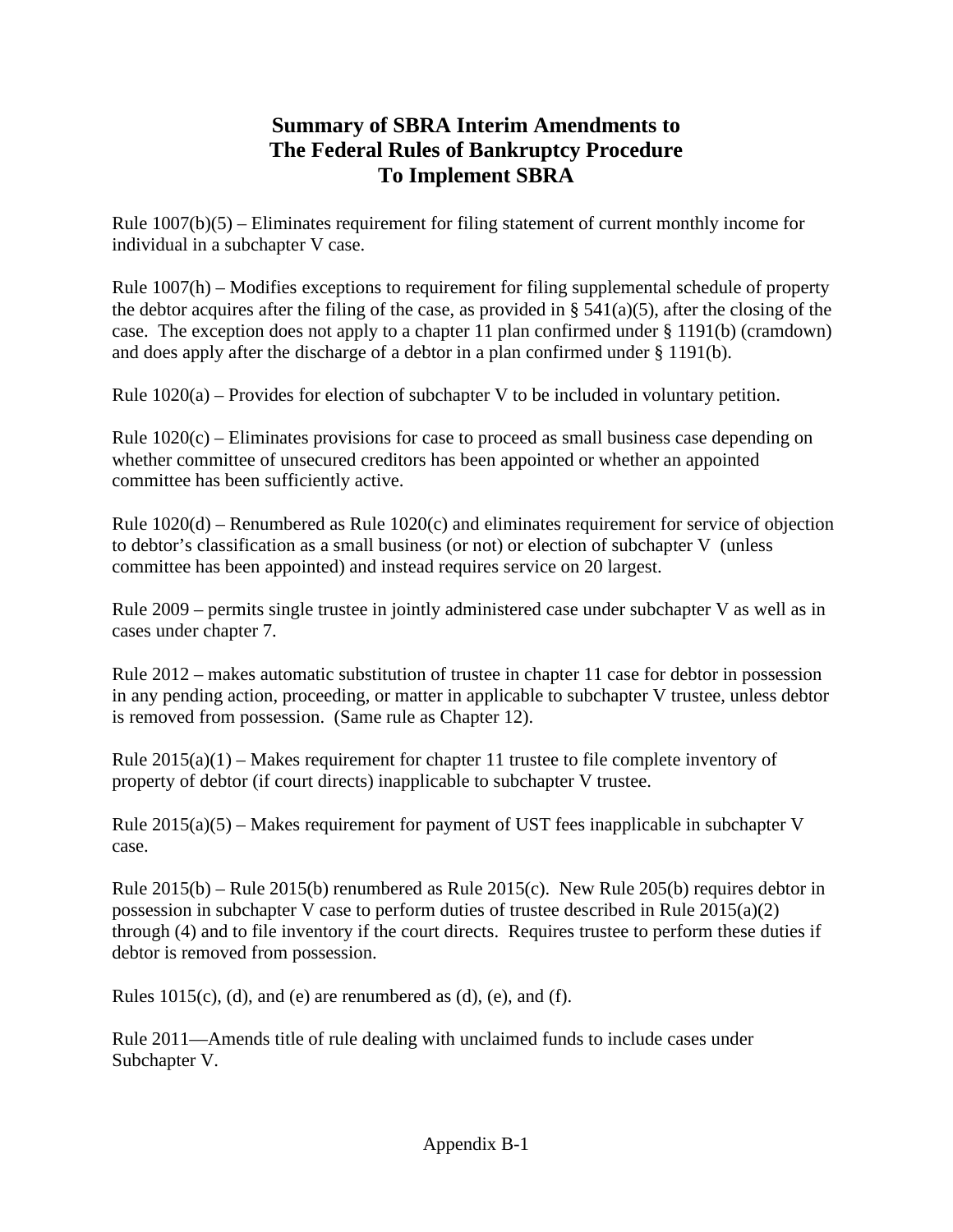# Summary of SBRA Interim Amendments to The Federal Rules of Bankruptcy Procedure To Implement SBRA

Rule 1007(b)(5) – Eliminates requirement for filing statement of current monthly income for individual in a subchapter V case.

Rule 1007(h) – Modifies exceptions to requirement for filing supplemental schedule of property the debtor acquires after the filing of the case, as provided in § 541(a)(5), after the closing of the case. The exception does not apply to a chapter 11 plan confirmed under § 1191(b) (cramdown) and does apply after the discharge of a debtor in a plan confirmed under § 1191(b).

Rule 1020(a) – Provides for election of subchapter V to be included in voluntary petition.

Rule 1020(c) – Eliminates provisions for case to proceed as small business case depending on whether committee of unsecured creditors has been appointed or whether an appointed committee has been sufficiently active.

Rule 1020(d) – Renumbered as Rule 1020(c) and eliminates requirement for service of objection to debtor's classification as a small business (or not) or election of subchapter V (unless committee has been appointed) and instead requires service on 20 largest.

Rule 2009 – permits single trustee in jointly administered case under subchapter V as well as in cases under chapter 7.

Rule 2012 – makes automatic substitution of trustee in chapter 11 case for debtor in possession in any pending action, proceeding, or matter in applicable to subchapter V trustee, unless debtor is removed from possession. (Same rule as Chapter 12).

Rule 2015(a)(1) – Makes requirement for chapter 11 trustee to file complete inventory of property of debtor (if court directs) inapplicable to subchapter V trustee.

Rule 2015(a)(5) – Makes requirement for payment of UST fees inapplicable in subchapter V case.

Rule 2015(b) – Rule 2015(b) renumbered as Rule 2015(c). New Rule 205(b) requires debtor in possession in subchapter V case to perform duties of trustee described in Rule 2015(a)(2) through (4) and to file inventory if the court directs. Requires trustee to perform these duties if debtor is removed from possession.

Rules 1015(c), (d), and (e) are renumbered as (d), (e), and (f).

Rule 2011—Amends title of rule dealing with unclaimed funds to include cases under Subchapter V.

Appendix B-1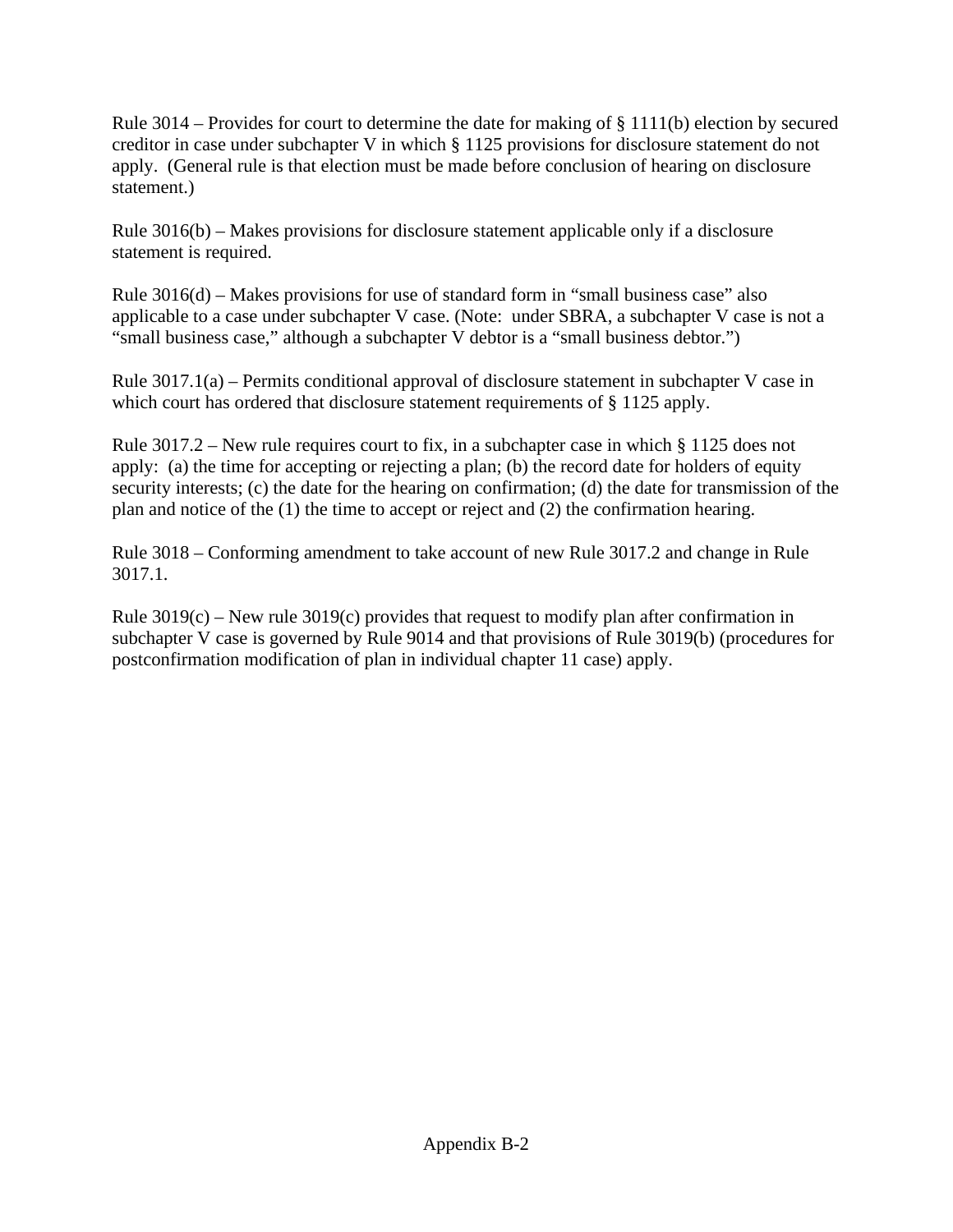Rule 3014 – Provides for court to determine the date for making of § 1111(b) election by secured creditor in case under subchapter V in which § 1125 provisions for disclosure statement do not apply. (General rule is that election must be made before conclusion of hearing on disclosure statement.)

Rule 3016(b) – Makes provisions for disclosure statement applicable only if a disclosure statement is required.

Rule 3016(d) – Makes provisions for use of standard form in "small business case" also applicable to a case under subchapter V case. (Note: under SBRA, a subchapter V case is not a "small business case," although a subchapter V debtor is a "small business debtor.")

Rule 3017.1(a) – Permits conditional approval of disclosure statement in subchapter V case in which court has ordered that disclosure statement requirements of § 1125 apply.

Rule 3017.2 – New rule requires court to fix, in a subchapter case in which § 1125 does not apply: (a) the time for accepting or rejecting a plan; (b) the record date for holders of equity security interests; (c) the date for the hearing on confirmation; (d) the date for transmission of the plan and notice of the (1) the time to accept or reject and (2) the confirmation hearing.

Rule 3018 – Conforming amendment to take account of new Rule 3017.2 and change in Rule 3017.1.

Rule 3019(c) – New rule 3019(c) provides that request to modify plan after confirmation in subchapter V case is governed by Rule 9014 and that provisions of Rule 3019(b) (procedures for postconfirmation modification of plan in individual chapter 11 case) apply.